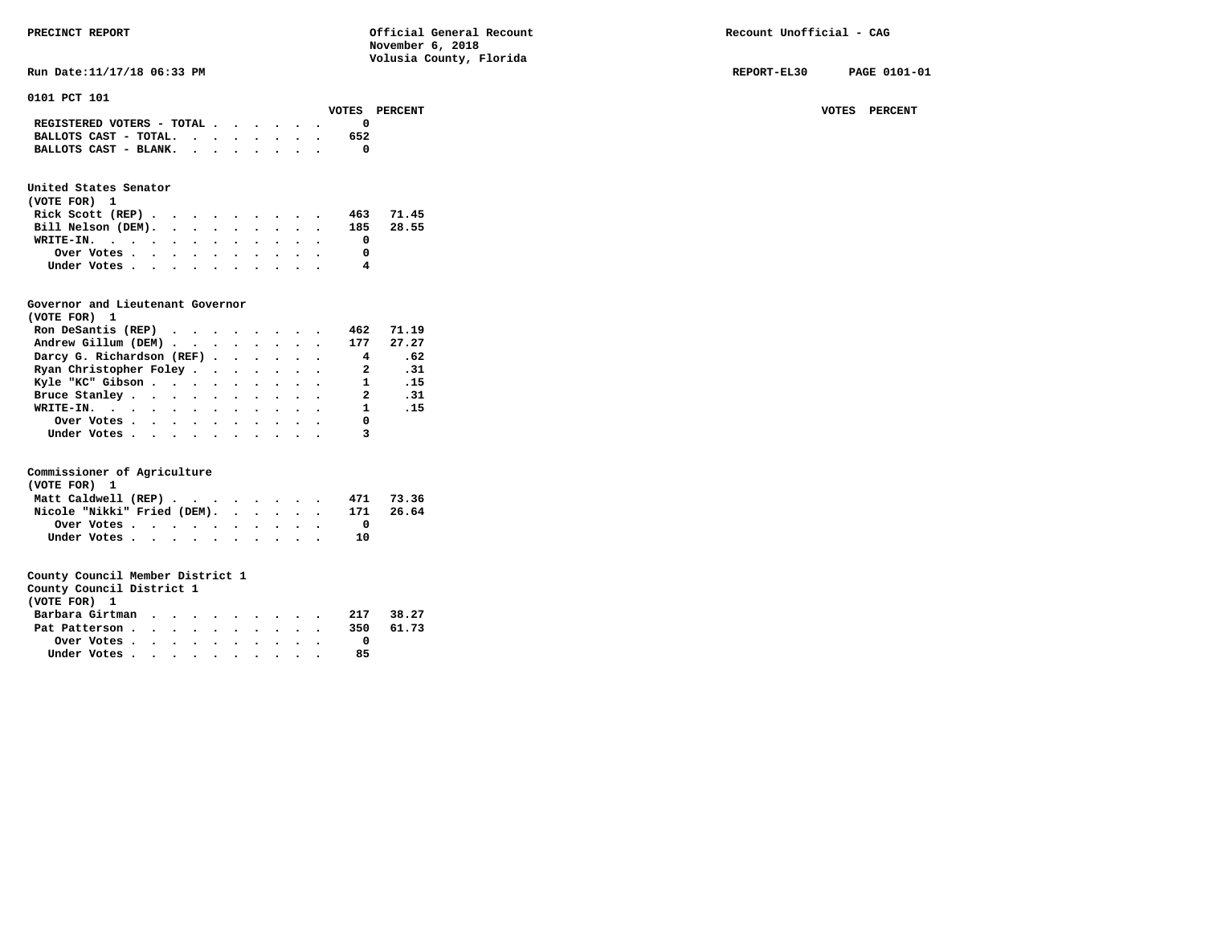# PRECINCT REPORT

**Official General Recount**
**November 6, 2018**
**Volusia County, Florida**

**Recount Unofficial - CAG**

Run Date:11/17/18 06:33 PM

REPORT-EL30 PAGE 0101-01

## 0101 PCT 101

| | VOTES | PERCENT |
|---|---|---|
| REGISTERED VOTERS - TOTAL | 0 | |
| BALLOTS CAST - TOTAL. | 652 | |
| BALLOTS CAST - BLANK. | 0 | |

### United States Senator
(VOTE FOR) 1

| | VOTES | PERCENT |
|---|---|---|
| Rick Scott (REP) | 463 | 71.45 |
| Bill Nelson (DEM). | 185 | 28.55 |
| WRITE-IN. | 0 | |
| Over Votes | 0 | |
| Under Votes | 4 | |

### Governor and Lieutenant Governor
(VOTE FOR) 1

| | VOTES | PERCENT |
|---|---|---|
| Ron DeSantis (REP) | 462 | 71.19 |
| Andrew Gillum (DEM) | 177 | 27.27 |
| Darcy G. Richardson (REF) | 4 | .62 |
| Ryan Christopher Foley | 2 | .31 |
| Kyle "KC" Gibson | 1 | .15 |
| Bruce Stanley | 2 | .31 |
| WRITE-IN. | 1 | .15 |
| Over Votes | 0 | |
| Under Votes | 3 | |

### Commissioner of Agriculture
(VOTE FOR) 1

| | VOTES | PERCENT |
|---|---|---|
| Matt Caldwell (REP) | 471 | 73.36 |
| Nicole "Nikki" Fried (DEM). | 171 | 26.64 |
| Over Votes | 0 | |
| Under Votes | 10 | |

### County Council Member District 1
County Council District 1
(VOTE FOR) 1

| | VOTES | PERCENT |
|---|---|---|
| Barbara Girtman | 217 | 38.27 |
| Pat Patterson | 350 | 61.73 |
| Over Votes | 0 | |
| Under Votes | 85 | |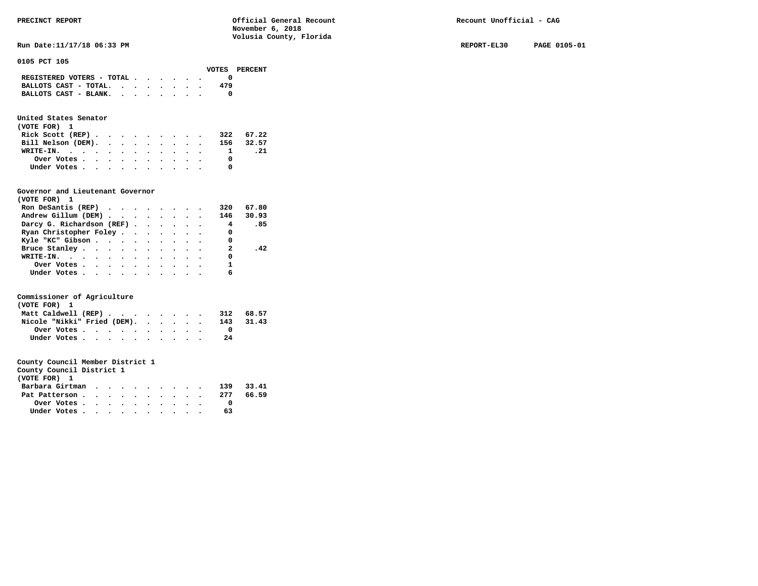PRECINCT REPORT — Official General Recount — November 6, 2018 — Volusia County, Florida — Recount Unofficial - CAG

Run Date:11/17/18 06:33 PM — REPORT-EL30 PAGE 0105-01

## 0105 PCT 105

| | VOTES | PERCENT |
|---|---|---|
| REGISTERED VOTERS - TOTAL | 0 | |
| BALLOTS CAST - TOTAL. | 479 | |
| BALLOTS CAST - BLANK. | 0 | |

### United States Senator
(VOTE FOR) 1

| | VOTES | PERCENT |
|---|---|---|
| Rick Scott (REP) | 322 | 67.22 |
| Bill Nelson (DEM). | 156 | 32.57 |
| WRITE-IN. | 1 | .21 |
| Over Votes | 0 | |
| Under Votes | 0 | |

### Governor and Lieutenant Governor
(VOTE FOR) 1

| | VOTES | PERCENT |
|---|---|---|
| Ron DeSantis (REP) | 320 | 67.80 |
| Andrew Gillum (DEM) | 146 | 30.93 |
| Darcy G. Richardson (REF) | 4 | .85 |
| Ryan Christopher Foley | 0 | |
| Kyle "KC" Gibson | 0 | |
| Bruce Stanley | 2 | .42 |
| WRITE-IN. | 0 | |
| Over Votes | 1 | |
| Under Votes | 6 | |

### Commissioner of Agriculture
(VOTE FOR) 1

| | VOTES | PERCENT |
|---|---|---|
| Matt Caldwell (REP) | 312 | 68.57 |
| Nicole "Nikki" Fried (DEM). | 143 | 31.43 |
| Over Votes | 0 | |
| Under Votes | 24 | |

### County Council Member District 1
County Council District 1
(VOTE FOR) 1

| | VOTES | PERCENT |
|---|---|---|
| Barbara Girtman | 139 | 33.41 |
| Pat Patterson | 277 | 66.59 |
| Over Votes | 0 | |
| Under Votes | 63 | |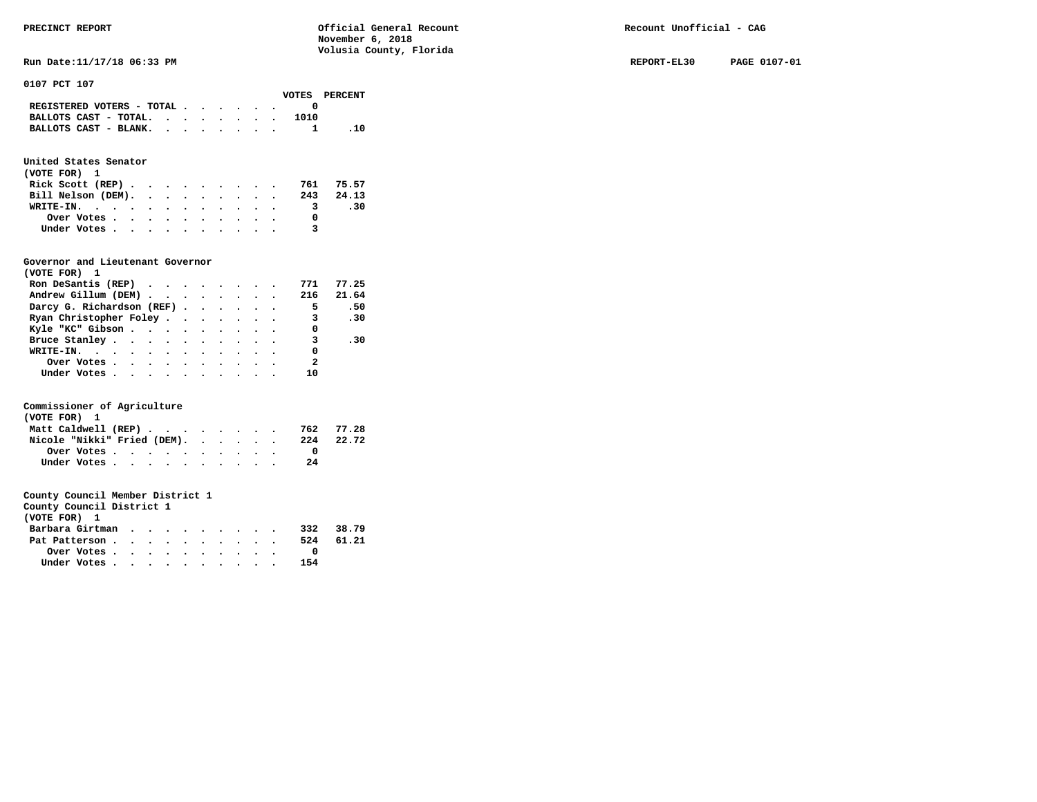PRECINCT REPORT — Official General Recount — November 6, 2018 — Volusia County, Florida — Recount Unofficial - CAG

Run Date:11/17/18 06:33 PM — REPORT-EL30 — PAGE 0107-01

## 0107 PCT 107

| | VOTES | PERCENT |
|---|---|---|
| REGISTERED VOTERS - TOTAL | 0 | |
| BALLOTS CAST - TOTAL. | 1010 | |
| BALLOTS CAST - BLANK. | 1 | .10 |

### United States Senator
(VOTE FOR) 1

| | VOTES | PERCENT |
|---|---|---|
| Rick Scott (REP) | 761 | 75.57 |
| Bill Nelson (DEM). | 243 | 24.13 |
| WRITE-IN. | 3 | .30 |
| Over Votes | 0 | |
| Under Votes | 3 | |

### Governor and Lieutenant Governor
(VOTE FOR) 1

| | VOTES | PERCENT |
|---|---|---|
| Ron DeSantis (REP) | 771 | 77.25 |
| Andrew Gillum (DEM) | 216 | 21.64 |
| Darcy G. Richardson (REF) | 5 | .50 |
| Ryan Christopher Foley | 3 | .30 |
| Kyle "KC" Gibson | 0 | |
| Bruce Stanley | 3 | .30 |
| WRITE-IN. | 0 | |
| Over Votes | 2 | |
| Under Votes | 10 | |

### Commissioner of Agriculture
(VOTE FOR) 1

| | VOTES | PERCENT |
|---|---|---|
| Matt Caldwell (REP) | 762 | 77.28 |
| Nicole "Nikki" Fried (DEM). | 224 | 22.72 |
| Over Votes | 0 | |
| Under Votes | 24 | |

### County Council Member District 1
County Council District 1
(VOTE FOR) 1

| | VOTES | PERCENT |
|---|---|---|
| Barbara Girtman | 332 | 38.79 |
| Pat Patterson | 524 | 61.21 |
| Over Votes | 0 | |
| Under Votes | 154 | |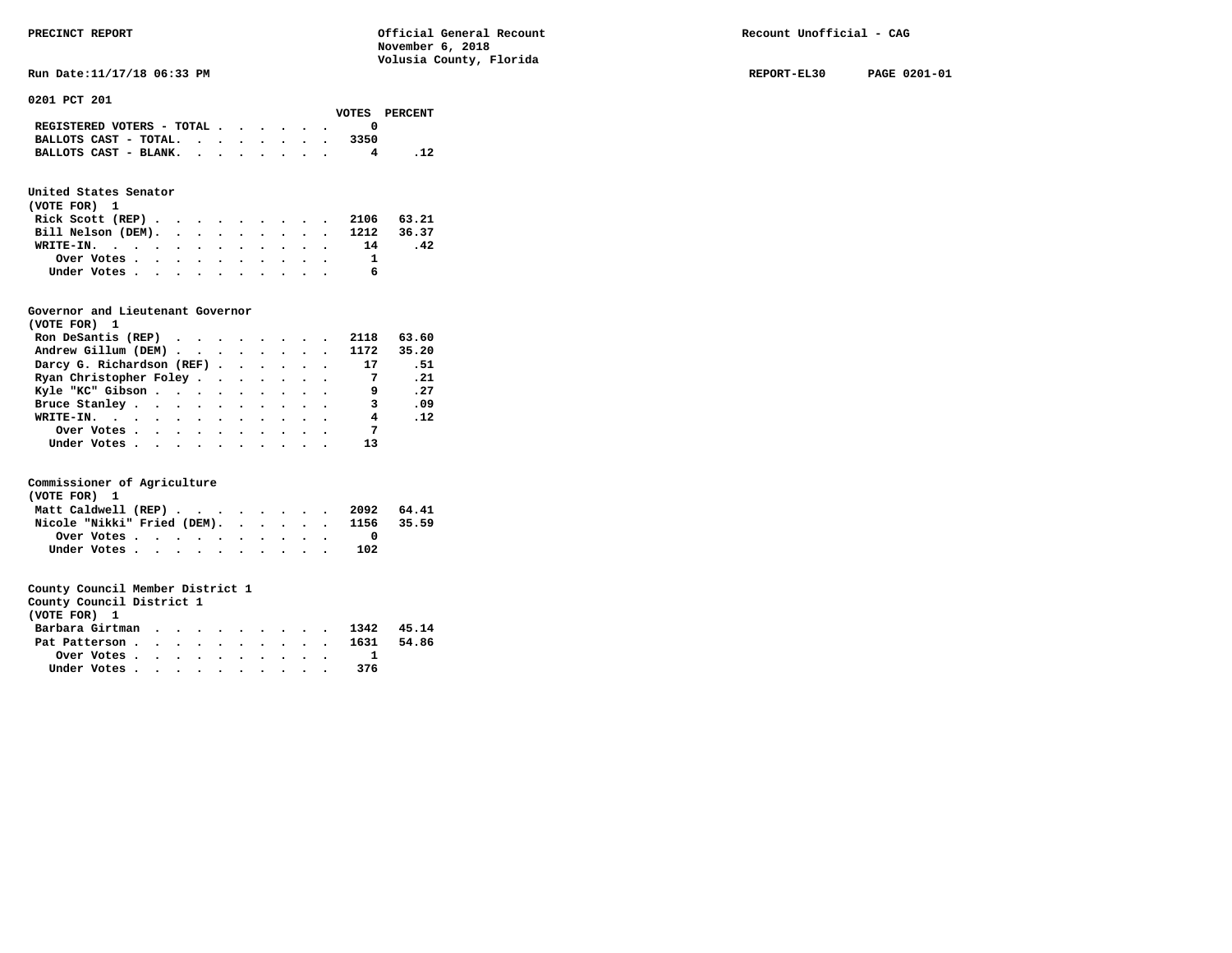PRECINCT REPORT — Official General Recount, November 6, 2018, Volusia County, Florida — Recount Unofficial - CAG

Run Date:11/17/18 06:33 PM — REPORT-EL30 — PAGE 0201-01

## 0201 PCT 201

| | VOTES | PERCENT |
|---|---|---|
| REGISTERED VOTERS - TOTAL | 0 | |
| BALLOTS CAST - TOTAL. | 3350 | |
| BALLOTS CAST - BLANK. | 4 | .12 |

### United States Senator
(VOTE FOR) 1

| | VOTES | PERCENT |
|---|---|---|
| Rick Scott (REP) | 2106 | 63.21 |
| Bill Nelson (DEM). | 1212 | 36.37 |
| WRITE-IN. | 14 | .42 |
| Over Votes | 1 | |
| Under Votes | 6 | |

### Governor and Lieutenant Governor
(VOTE FOR) 1

| | VOTES | PERCENT |
|---|---|---|
| Ron DeSantis (REP) | 2118 | 63.60 |
| Andrew Gillum (DEM) | 1172 | 35.20 |
| Darcy G. Richardson (REF) | 17 | .51 |
| Ryan Christopher Foley | 7 | .21 |
| Kyle "KC" Gibson | 9 | .27 |
| Bruce Stanley | 3 | .09 |
| WRITE-IN. | 4 | .12 |
| Over Votes | 7 | |
| Under Votes | 13 | |

### Commissioner of Agriculture
(VOTE FOR) 1

| | VOTES | PERCENT |
|---|---|---|
| Matt Caldwell (REP) | 2092 | 64.41 |
| Nicole "Nikki" Fried (DEM). | 1156 | 35.59 |
| Over Votes | 0 | |
| Under Votes | 102 | |

### County Council Member District 1
County Council District 1
(VOTE FOR) 1

| | VOTES | PERCENT |
|---|---|---|
| Barbara Girtman | 1342 | 45.14 |
| Pat Patterson | 1631 | 54.86 |
| Over Votes | 1 | |
| Under Votes | 376 | |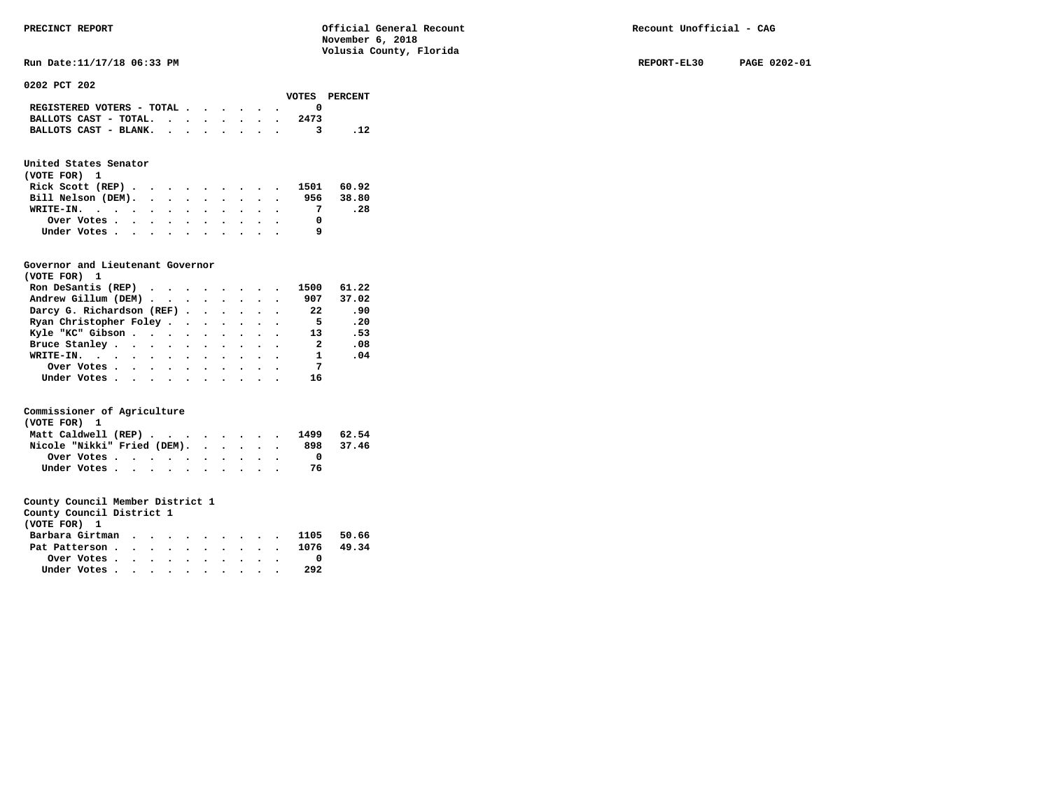PRECINCT REPORT

Official General Recount
November 6, 2018
Volusia County, Florida

Recount Unofficial - CAG

Run Date:11/17/18 06:33 PM

REPORT-EL30 PAGE 0202-01

## 0202 PCT 202

| | VOTES | PERCENT |
|---|---|---|
| REGISTERED VOTERS - TOTAL | 0 | |
| BALLOTS CAST - TOTAL. | 2473 | |
| BALLOTS CAST - BLANK. | 3 | .12 |

### United States Senator
(VOTE FOR) 1

| | VOTES | PERCENT |
|---|---|---|
| Rick Scott (REP) | 1501 | 60.92 |
| Bill Nelson (DEM). | 956 | 38.80 |
| WRITE-IN. | 7 | .28 |
| Over Votes | 0 | |
| Under Votes | 9 | |

### Governor and Lieutenant Governor
(VOTE FOR) 1

| | VOTES | PERCENT |
|---|---|---|
| Ron DeSantis (REP) | 1500 | 61.22 |
| Andrew Gillum (DEM) | 907 | 37.02 |
| Darcy G. Richardson (REF) | 22 | .90 |
| Ryan Christopher Foley | 5 | .20 |
| Kyle "KC" Gibson | 13 | .53 |
| Bruce Stanley | 2 | .08 |
| WRITE-IN. | 1 | .04 |
| Over Votes | 7 | |
| Under Votes | 16 | |

### Commissioner of Agriculture
(VOTE FOR) 1

| | VOTES | PERCENT |
|---|---|---|
| Matt Caldwell (REP) | 1499 | 62.54 |
| Nicole "Nikki" Fried (DEM). | 898 | 37.46 |
| Over Votes | 0 | |
| Under Votes | 76 | |

### County Council Member District 1
County Council District 1
(VOTE FOR) 1

| | VOTES | PERCENT |
|---|---|---|
| Barbara Girtman | 1105 | 50.66 |
| Pat Patterson | 1076 | 49.34 |
| Over Votes | 0 | |
| Under Votes | 292 | |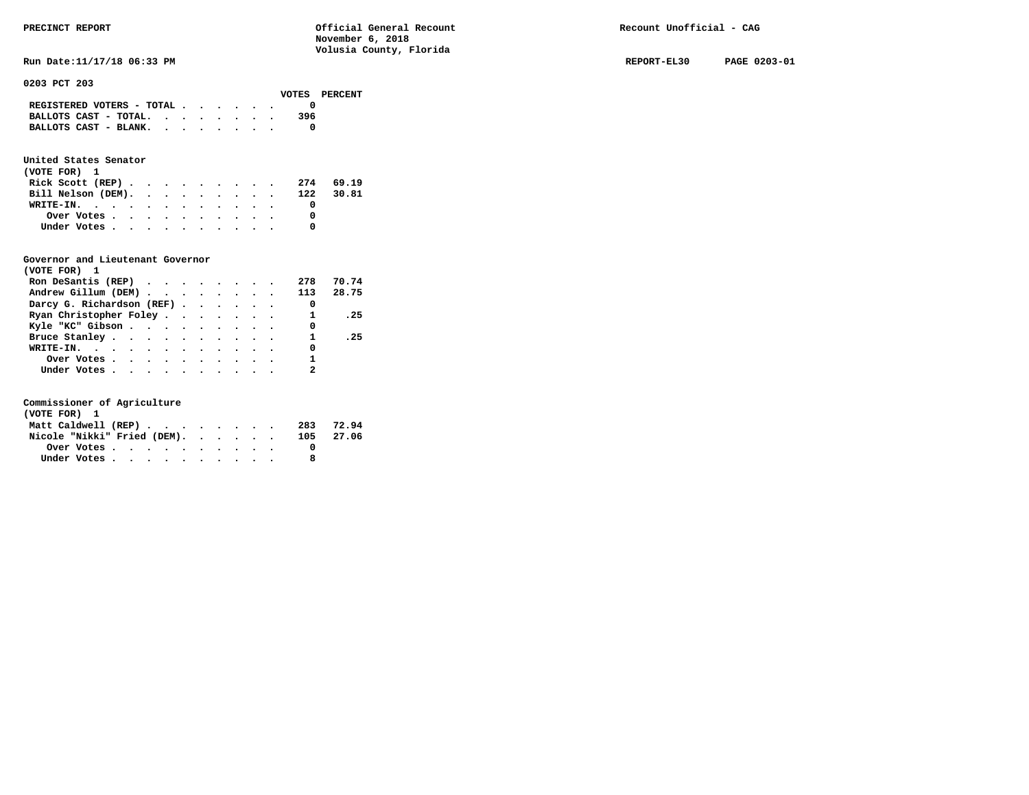PRECINCT REPORT

Official General Recount
November 6, 2018
Volusia County, Florida

Recount Unofficial - CAG

Run Date:11/17/18 06:33 PM

REPORT-EL30 PAGE 0203-01

## 0203 PCT 203

| | VOTES | PERCENT |
|---|---|---|
| REGISTERED VOTERS - TOTAL | 0 | |
| BALLOTS CAST - TOTAL. | 396 | |
| BALLOTS CAST - BLANK. | 0 | |

### United States Senator
(VOTE FOR) 1

| | VOTES | PERCENT |
|---|---|---|
| Rick Scott (REP) | 274 | 69.19 |
| Bill Nelson (DEM). | 122 | 30.81 |
| WRITE-IN. | 0 | |
| Over Votes | 0 | |
| Under Votes | 0 | |

### Governor and Lieutenant Governor
(VOTE FOR) 1

| | VOTES | PERCENT |
|---|---|---|
| Ron DeSantis (REP) | 278 | 70.74 |
| Andrew Gillum (DEM) | 113 | 28.75 |
| Darcy G. Richardson (REF) | 0 | |
| Ryan Christopher Foley | 1 | .25 |
| Kyle "KC" Gibson | 0 | |
| Bruce Stanley | 1 | .25 |
| WRITE-IN. | 0 | |
| Over Votes | 1 | |
| Under Votes | 2 | |

### Commissioner of Agriculture
(VOTE FOR) 1

| | VOTES | PERCENT |
|---|---|---|
| Matt Caldwell (REP) | 283 | 72.94 |
| Nicole "Nikki" Fried (DEM). | 105 | 27.06 |
| Over Votes | 0 | |
| Under Votes | 8 | |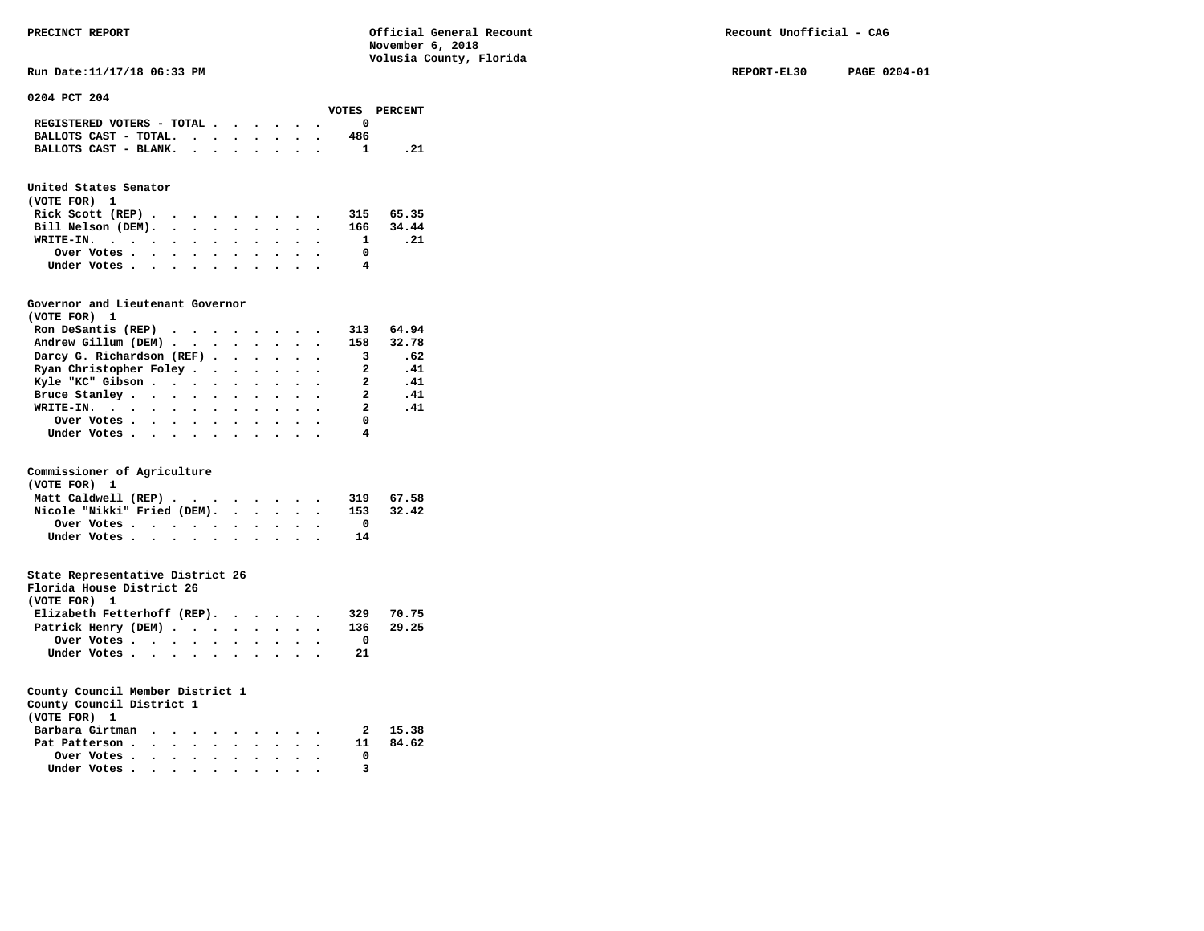**PRECINCT REPORT** — Official General Recount, November 6, 2018, Volusia County, Florida — Recount Unofficial - CAG

Run Date:11/17/18 06:33 PM — REPORT-EL30 — PAGE 0204-01

## 0204 PCT 204

| | VOTES | PERCENT |
|---|---|---|
| REGISTERED VOTERS - TOTAL | 0 | |
| BALLOTS CAST - TOTAL. | 486 | |
| BALLOTS CAST - BLANK. | 1 | .21 |

### United States Senator
(VOTE FOR) 1

| | VOTES | PERCENT |
|---|---|---|
| Rick Scott (REP) | 315 | 65.35 |
| Bill Nelson (DEM). | 166 | 34.44 |
| WRITE-IN. | 1 | .21 |
| Over Votes | 0 | |
| Under Votes | 4 | |

### Governor and Lieutenant Governor
(VOTE FOR) 1

| | VOTES | PERCENT |
|---|---|---|
| Ron DeSantis (REP) | 313 | 64.94 |
| Andrew Gillum (DEM) | 158 | 32.78 |
| Darcy G. Richardson (REF) | 3 | .62 |
| Ryan Christopher Foley | 2 | .41 |
| Kyle "KC" Gibson | 2 | .41 |
| Bruce Stanley | 2 | .41 |
| WRITE-IN. | 2 | .41 |
| Over Votes | 0 | |
| Under Votes | 4 | |

### Commissioner of Agriculture
(VOTE FOR) 1

| | VOTES | PERCENT |
|---|---|---|
| Matt Caldwell (REP) | 319 | 67.58 |
| Nicole "Nikki" Fried (DEM). | 153 | 32.42 |
| Over Votes | 0 | |
| Under Votes | 14 | |

### State Representative District 26
Florida House District 26
(VOTE FOR) 1

| | VOTES | PERCENT |
|---|---|---|
| Elizabeth Fetterhoff (REP). | 329 | 70.75 |
| Patrick Henry (DEM) | 136 | 29.25 |
| Over Votes | 0 | |
| Under Votes | 21 | |

### County Council Member District 1
County Council District 1
(VOTE FOR) 1

| | VOTES | PERCENT |
|---|---|---|
| Barbara Girtman | 2 | 15.38 |
| Pat Patterson | 11 | 84.62 |
| Over Votes | 0 | |
| Under Votes | 3 | |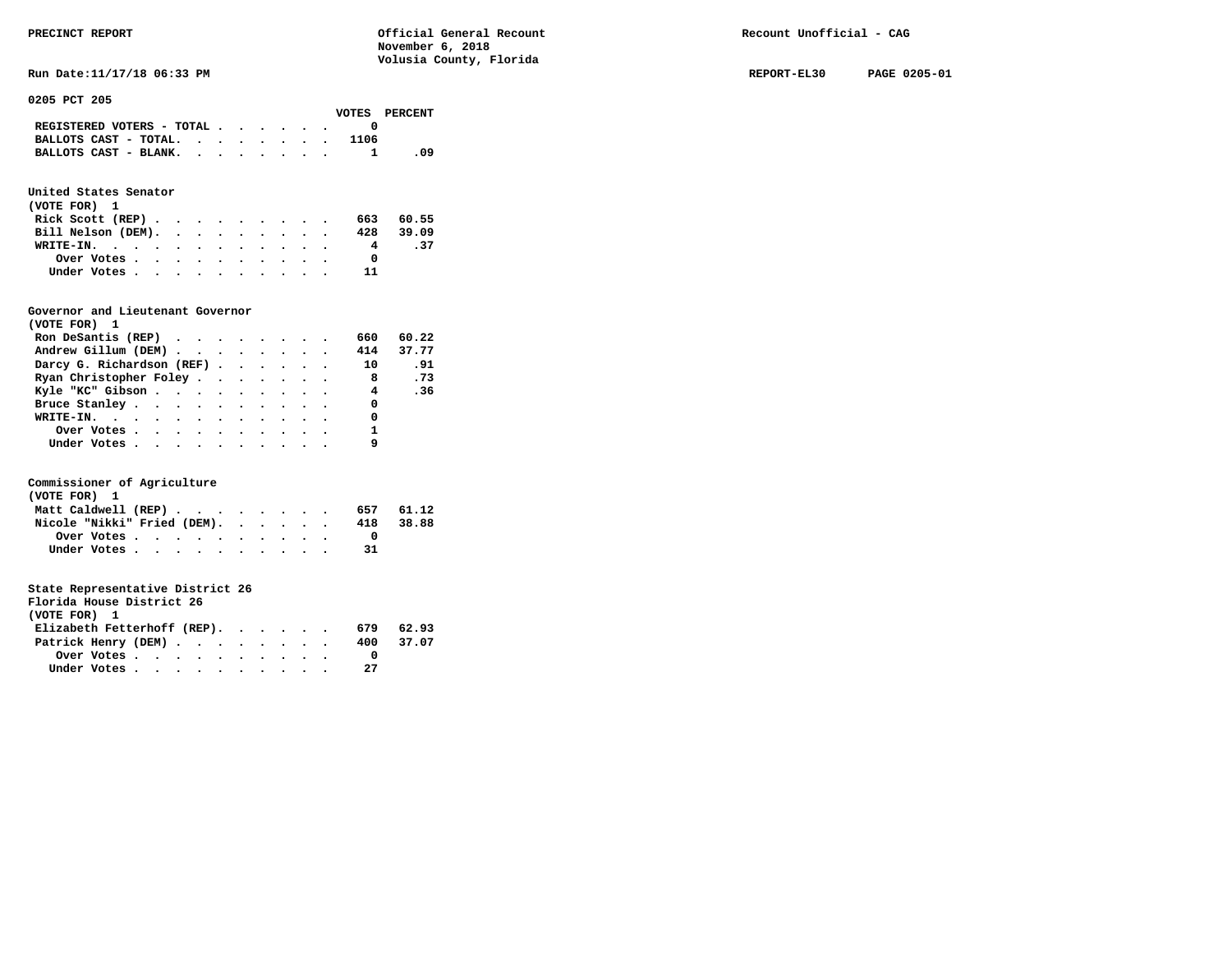PRECINCT REPORT

Official General Recount
November 6, 2018
Volusia County, Florida

Recount Unofficial - CAG

Run Date:11/17/18 06:33 PM

REPORT-EL30 PAGE 0205-01

## 0205 PCT 205

| | VOTES | PERCENT |
|---|---|---|
| REGISTERED VOTERS - TOTAL | 0 | |
| BALLOTS CAST - TOTAL. | 1106 | |
| BALLOTS CAST - BLANK. | 1 | .09 |

### United States Senator
(VOTE FOR) 1

| | VOTES | PERCENT |
|---|---|---|
| Rick Scott (REP) | 663 | 60.55 |
| Bill Nelson (DEM). | 428 | 39.09 |
| WRITE-IN. | 4 | .37 |
| Over Votes | 0 | |
| Under Votes | 11 | |

### Governor and Lieutenant Governor
(VOTE FOR) 1

| | VOTES | PERCENT |
|---|---|---|
| Ron DeSantis (REP) | 660 | 60.22 |
| Andrew Gillum (DEM) | 414 | 37.77 |
| Darcy G. Richardson (REF) | 10 | .91 |
| Ryan Christopher Foley | 8 | .73 |
| Kyle "KC" Gibson | 4 | .36 |
| Bruce Stanley | 0 | |
| WRITE-IN. | 0 | |
| Over Votes | 1 | |
| Under Votes | 9 | |

### Commissioner of Agriculture
(VOTE FOR) 1

| | VOTES | PERCENT |
|---|---|---|
| Matt Caldwell (REP) | 657 | 61.12 |
| Nicole "Nikki" Fried (DEM). | 418 | 38.88 |
| Over Votes | 0 | |
| Under Votes | 31 | |

### State Representative District 26
Florida House District 26
(VOTE FOR) 1

| | VOTES | PERCENT |
|---|---|---|
| Elizabeth Fetterhoff (REP). | 679 | 62.93 |
| Patrick Henry (DEM) | 400 | 37.07 |
| Over Votes | 0 | |
| Under Votes | 27 | |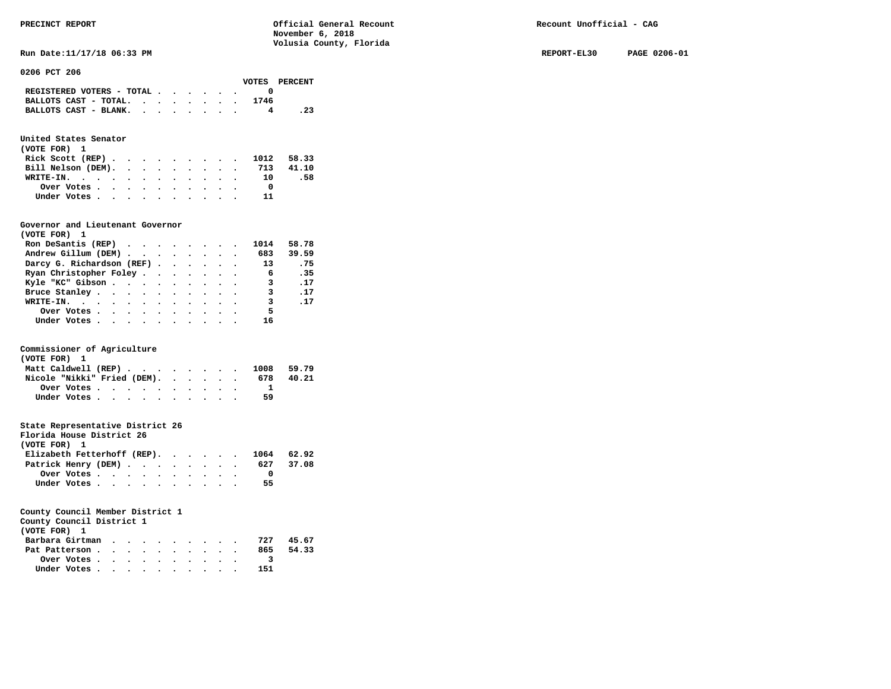PRECINCT REPORT

Official General Recount
November 6, 2018
Volusia County, Florida

Recount Unofficial - CAG

Run Date:11/17/18 06:33 PM

REPORT-EL30 PAGE 0206-01

## 0206 PCT 206

| | VOTES | PERCENT |
|---|---|---|
| REGISTERED VOTERS - TOTAL | 0 | |
| BALLOTS CAST - TOTAL. | 1746 | |
| BALLOTS CAST - BLANK. | 4 | .23 |

### United States Senator
(VOTE FOR) 1

| | VOTES | PERCENT |
|---|---|---|
| Rick Scott (REP) | 1012 | 58.33 |
| Bill Nelson (DEM). | 713 | 41.10 |
| WRITE-IN. | 10 | .58 |
| Over Votes | 0 | |
| Under Votes | 11 | |

### Governor and Lieutenant Governor
(VOTE FOR) 1

| | VOTES | PERCENT |
|---|---|---|
| Ron DeSantis (REP) | 1014 | 58.78 |
| Andrew Gillum (DEM) | 683 | 39.59 |
| Darcy G. Richardson (REF) | 13 | .75 |
| Ryan Christopher Foley | 6 | .35 |
| Kyle "KC" Gibson | 3 | .17 |
| Bruce Stanley | 3 | .17 |
| WRITE-IN. | 3 | .17 |
| Over Votes | 5 | |
| Under Votes | 16 | |

### Commissioner of Agriculture
(VOTE FOR) 1

| | VOTES | PERCENT |
|---|---|---|
| Matt Caldwell (REP) | 1008 | 59.79 |
| Nicole "Nikki" Fried (DEM). | 678 | 40.21 |
| Over Votes | 1 | |
| Under Votes | 59 | |

### State Representative District 26
Florida House District 26
(VOTE FOR) 1

| | VOTES | PERCENT |
|---|---|---|
| Elizabeth Fetterhoff (REP). | 1064 | 62.92 |
| Patrick Henry (DEM) | 627 | 37.08 |
| Over Votes | 0 | |
| Under Votes | 55 | |

### County Council Member District 1
County Council District 1
(VOTE FOR) 1

| | VOTES | PERCENT |
|---|---|---|
| Barbara Girtman | 727 | 45.67 |
| Pat Patterson | 865 | 54.33 |
| Over Votes | 3 | |
| Under Votes | 151 | |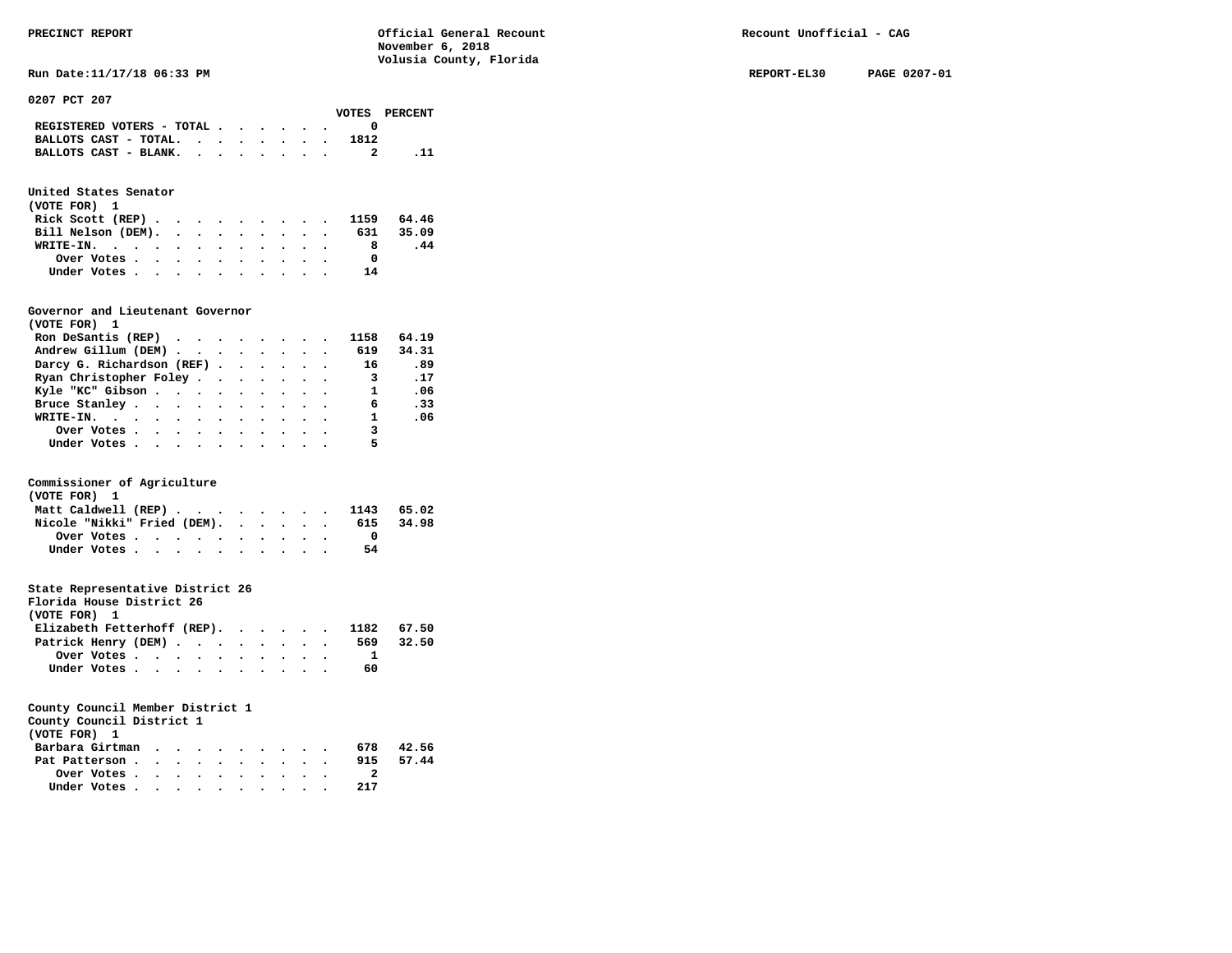**0207 PCT 207**

| | VOTES | PERCENT |
|---|---|---|
| REGISTERED VOTERS - TOTAL | 0 | |
| BALLOTS CAST - TOTAL. | 1812 | |
| BALLOTS CAST - BLANK. | 2 | .11 |

**United States Senator**
(VOTE FOR) 1

| | VOTES | PERCENT |
|---|---|---|
| Rick Scott (REP) | 1159 | 64.46 |
| Bill Nelson (DEM). | 631 | 35.09 |
| WRITE-IN. | 8 | .44 |
| Over Votes | 0 | |
| Under Votes | 14 | |

**Governor and Lieutenant Governor**
(VOTE FOR) 1

| | VOTES | PERCENT |
|---|---|---|
| Ron DeSantis (REP) | 1158 | 64.19 |
| Andrew Gillum (DEM) | 619 | 34.31 |
| Darcy G. Richardson (REF) | 16 | .89 |
| Ryan Christopher Foley | 3 | .17 |
| Kyle "KC" Gibson | 1 | .06 |
| Bruce Stanley | 6 | .33 |
| WRITE-IN. | 1 | .06 |
| Over Votes | 3 | |
| Under Votes | 5 | |

**Commissioner of Agriculture**
(VOTE FOR) 1

| | VOTES | PERCENT |
|---|---|---|
| Matt Caldwell (REP) | 1143 | 65.02 |
| Nicole "Nikki" Fried (DEM). | 615 | 34.98 |
| Over Votes | 0 | |
| Under Votes | 54 | |

**State Representative District 26**
Florida House District 26
(VOTE FOR) 1

| | VOTES | PERCENT |
|---|---|---|
| Elizabeth Fetterhoff (REP). | 1182 | 67.50 |
| Patrick Henry (DEM) | 569 | 32.50 |
| Over Votes | 1 | |
| Under Votes | 60 | |

**County Council Member District 1**
County Council District 1
(VOTE FOR) 1

| | VOTES | PERCENT |
|---|---|---|
| Barbara Girtman | 678 | 42.56 |
| Pat Patterson | 915 | 57.44 |
| Over Votes | 2 | |
| Under Votes | 217 | |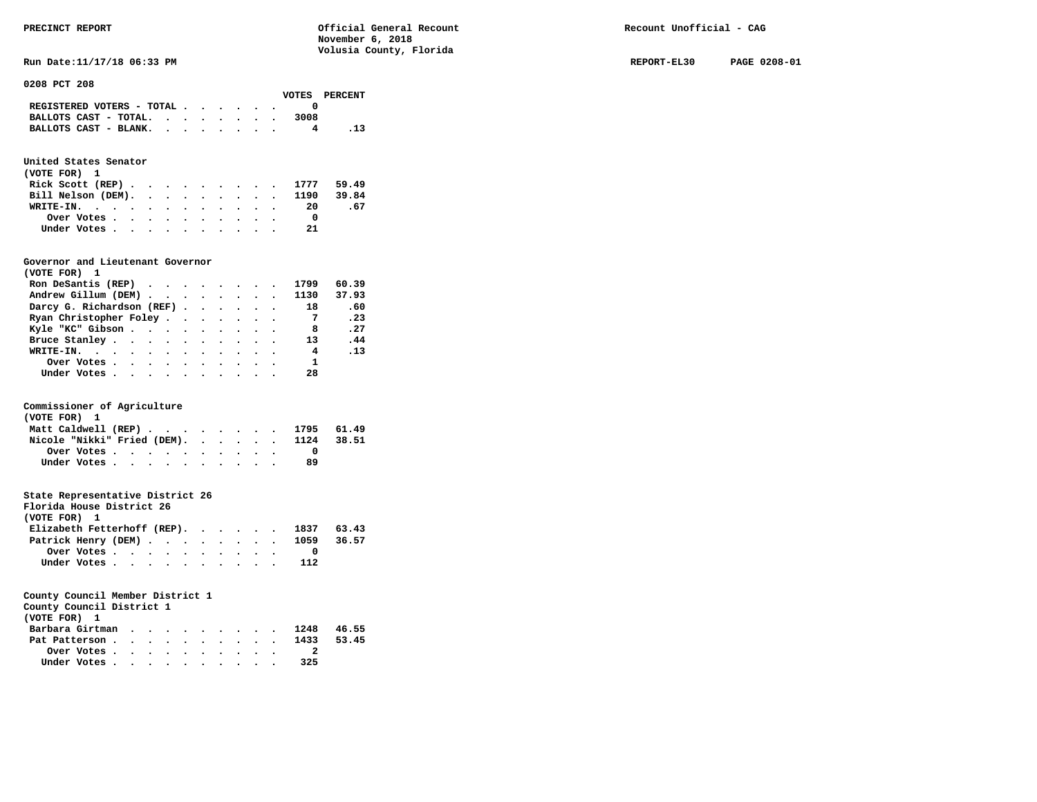PRECINCT REPORT

Official General Recount
November 6, 2018
Volusia County, Florida

Recount Unofficial - CAG

Run Date:11/17/18 06:33 PM

REPORT-EL30 PAGE 0208-01

## 0208 PCT 208

| | VOTES | PERCENT |
|---|---|---|
| REGISTERED VOTERS - TOTAL | 0 | |
| BALLOTS CAST - TOTAL. | 3008 | |
| BALLOTS CAST - BLANK. | 4 | .13 |

### United States Senator
(VOTE FOR) 1

| | VOTES | PERCENT |
|---|---|---|
| Rick Scott (REP) | 1777 | 59.49 |
| Bill Nelson (DEM). | 1190 | 39.84 |
| WRITE-IN. | 20 | .67 |
| Over Votes | 0 | |
| Under Votes | 21 | |

### Governor and Lieutenant Governor
(VOTE FOR) 1

| | VOTES | PERCENT |
|---|---|---|
| Ron DeSantis (REP) | 1799 | 60.39 |
| Andrew Gillum (DEM) | 1130 | 37.93 |
| Darcy G. Richardson (REF) | 18 | .60 |
| Ryan Christopher Foley | 7 | .23 |
| Kyle "KC" Gibson | 8 | .27 |
| Bruce Stanley | 13 | .44 |
| WRITE-IN. | 4 | .13 |
| Over Votes | 1 | |
| Under Votes | 28 | |

### Commissioner of Agriculture
(VOTE FOR) 1

| | VOTES | PERCENT |
|---|---|---|
| Matt Caldwell (REP) | 1795 | 61.49 |
| Nicole "Nikki" Fried (DEM). | 1124 | 38.51 |
| Over Votes | 0 | |
| Under Votes | 89 | |

### State Representative District 26
Florida House District 26
(VOTE FOR) 1

| | VOTES | PERCENT |
|---|---|---|
| Elizabeth Fetterhoff (REP). | 1837 | 63.43 |
| Patrick Henry (DEM) | 1059 | 36.57 |
| Over Votes | 0 | |
| Under Votes | 112 | |

### County Council Member District 1
County Council District 1
(VOTE FOR) 1

| | VOTES | PERCENT |
|---|---|---|
| Barbara Girtman | 1248 | 46.55 |
| Pat Patterson | 1433 | 53.45 |
| Over Votes | 2 | |
| Under Votes | 325 | |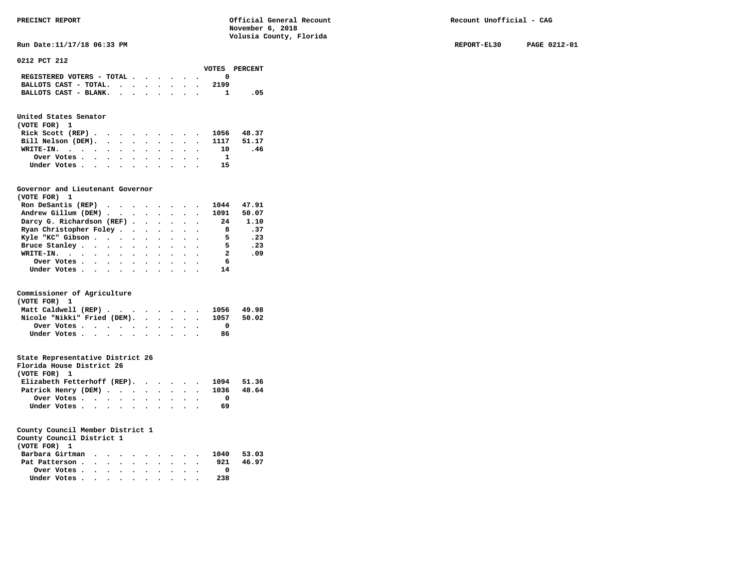PRECINCT REPORT — Official General Recount, November 6, 2018, Volusia County, Florida — Recount Unofficial - CAG

Run Date:11/17/18 06:33 PM — REPORT-EL30 PAGE 0212-01

## 0212 PCT 212

| | VOTES | PERCENT |
|---|---|---|
| REGISTERED VOTERS - TOTAL | 0 | |
| BALLOTS CAST - TOTAL. | 2199 | |
| BALLOTS CAST - BLANK. | 1 | .05 |

### United States Senator
(VOTE FOR) 1

| | VOTES | PERCENT |
|---|---|---|
| Rick Scott (REP) | 1056 | 48.37 |
| Bill Nelson (DEM). | 1117 | 51.17 |
| WRITE-IN. | 10 | .46 |
| Over Votes | 1 | |
| Under Votes | 15 | |

### Governor and Lieutenant Governor
(VOTE FOR) 1

| | VOTES | PERCENT |
|---|---|---|
| Ron DeSantis (REP) | 1044 | 47.91 |
| Andrew Gillum (DEM) | 1091 | 50.07 |
| Darcy G. Richardson (REF) | 24 | 1.10 |
| Ryan Christopher Foley | 8 | .37 |
| Kyle "KC" Gibson | 5 | .23 |
| Bruce Stanley | 5 | .23 |
| WRITE-IN. | 2 | .09 |
| Over Votes | 6 | |
| Under Votes | 14 | |

### Commissioner of Agriculture
(VOTE FOR) 1

| | VOTES | PERCENT |
|---|---|---|
| Matt Caldwell (REP) | 1056 | 49.98 |
| Nicole "Nikki" Fried (DEM). | 1057 | 50.02 |
| Over Votes | 0 | |
| Under Votes | 86 | |

### State Representative District 26
Florida House District 26
(VOTE FOR) 1

| | VOTES | PERCENT |
|---|---|---|
| Elizabeth Fetterhoff (REP). | 1094 | 51.36 |
| Patrick Henry (DEM) | 1036 | 48.64 |
| Over Votes | 0 | |
| Under Votes | 69 | |

### County Council Member District 1
County Council District 1
(VOTE FOR) 1

| | VOTES | PERCENT |
|---|---|---|
| Barbara Girtman | 1040 | 53.03 |
| Pat Patterson | 921 | 46.97 |
| Over Votes | 0 | |
| Under Votes | 238 | |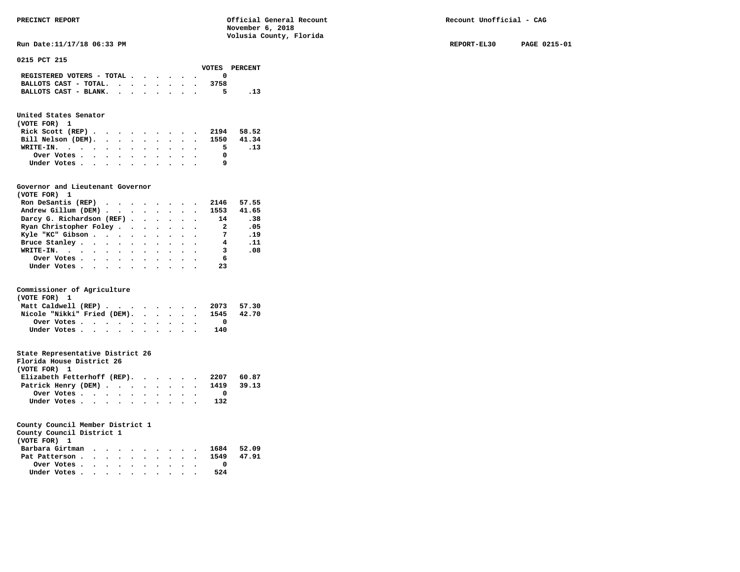PRECINCT REPORT — Official General Recount, November 6, 2018, Volusia County, Florida — Recount Unofficial - CAG

Run Date:11/17/18 06:33 PM — REPORT-EL30 PAGE 0215-01

## 0215 PCT 215

| | VOTES | PERCENT |
|---|---|---|
| REGISTERED VOTERS - TOTAL | 0 | |
| BALLOTS CAST - TOTAL. | 3758 | |
| BALLOTS CAST - BLANK. | 5 | .13 |

### United States Senator
(VOTE FOR) 1

| | VOTES | PERCENT |
|---|---|---|
| Rick Scott (REP) | 2194 | 58.52 |
| Bill Nelson (DEM). | 1550 | 41.34 |
| WRITE-IN. | 5 | .13 |
| Over Votes | 0 | |
| Under Votes | 9 | |

### Governor and Lieutenant Governor
(VOTE FOR) 1

| | VOTES | PERCENT |
|---|---|---|
| Ron DeSantis (REP) | 2146 | 57.55 |
| Andrew Gillum (DEM) | 1553 | 41.65 |
| Darcy G. Richardson (REF) | 14 | .38 |
| Ryan Christopher Foley | 2 | .05 |
| Kyle "KC" Gibson | 7 | .19 |
| Bruce Stanley | 4 | .11 |
| WRITE-IN. | 3 | .08 |
| Over Votes | 6 | |
| Under Votes | 23 | |

### Commissioner of Agriculture
(VOTE FOR) 1

| | VOTES | PERCENT |
|---|---|---|
| Matt Caldwell (REP) | 2073 | 57.30 |
| Nicole "Nikki" Fried (DEM). | 1545 | 42.70 |
| Over Votes | 0 | |
| Under Votes | 140 | |

### State Representative District 26
Florida House District 26
(VOTE FOR) 1

| | VOTES | PERCENT |
|---|---|---|
| Elizabeth Fetterhoff (REP). | 2207 | 60.87 |
| Patrick Henry (DEM) | 1419 | 39.13 |
| Over Votes | 0 | |
| Under Votes | 132 | |

### County Council Member District 1
County Council District 1
(VOTE FOR) 1

| | VOTES | PERCENT |
|---|---|---|
| Barbara Girtman | 1684 | 52.09 |
| Pat Patterson | 1549 | 47.91 |
| Over Votes | 0 | |
| Under Votes | 524 | |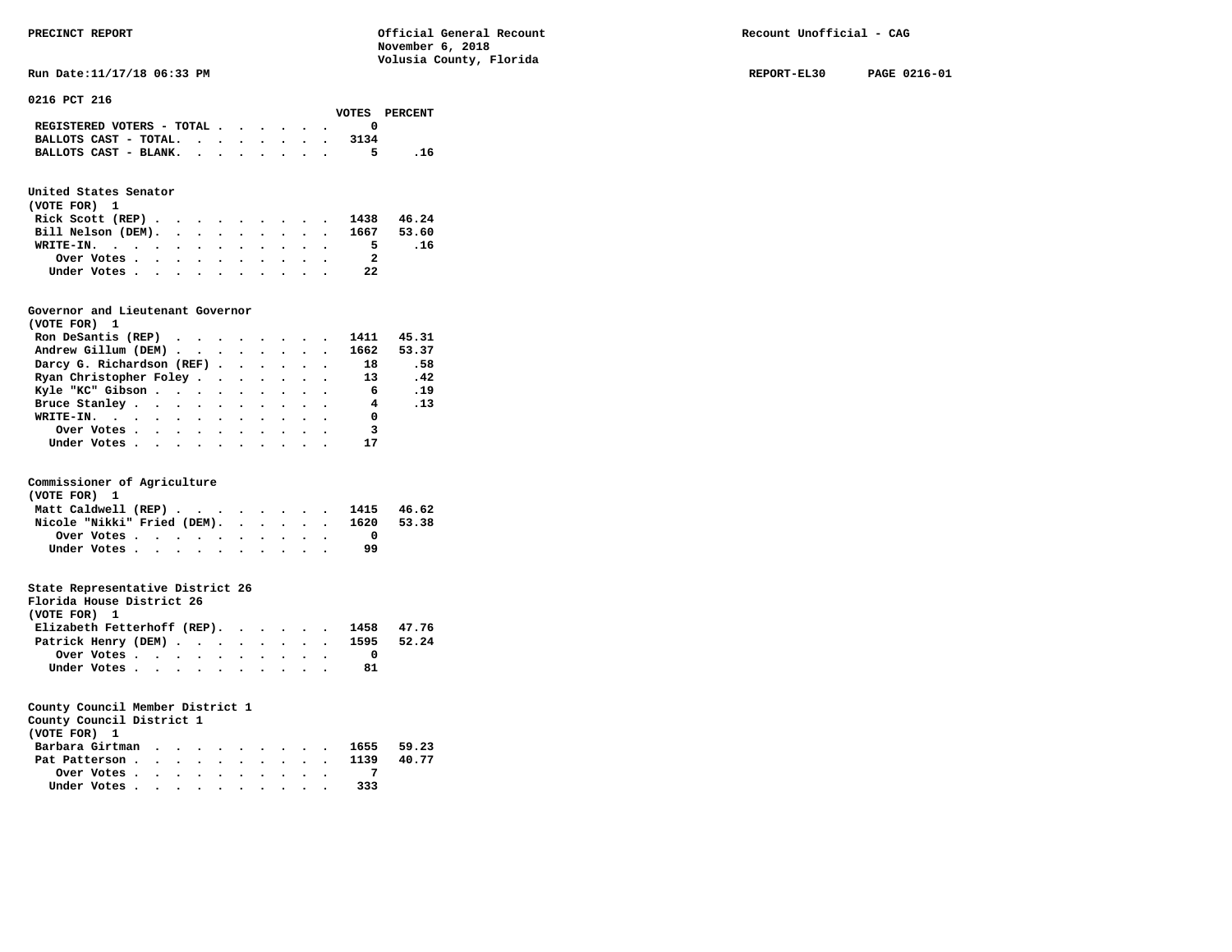PRECINCT REPORT — Official General Recount, November 6, 2018, Volusia County, Florida — Recount Unofficial - CAG

Run Date:11/17/18 06:33 PM — REPORT-EL30 — PAGE 0216-01

## 0216 PCT 216

| | VOTES | PERCENT |
|---|---|---|
| REGISTERED VOTERS - TOTAL | 0 | |
| BALLOTS CAST - TOTAL. | 3134 | |
| BALLOTS CAST - BLANK. | 5 | .16 |

### United States Senator
(VOTE FOR) 1

| | VOTES | PERCENT |
|---|---|---|
| Rick Scott (REP) | 1438 | 46.24 |
| Bill Nelson (DEM). | 1667 | 53.60 |
| WRITE-IN. | 5 | .16 |
| Over Votes | 2 | |
| Under Votes | 22 | |

### Governor and Lieutenant Governor
(VOTE FOR) 1

| | VOTES | PERCENT |
|---|---|---|
| Ron DeSantis (REP) | 1411 | 45.31 |
| Andrew Gillum (DEM) | 1662 | 53.37 |
| Darcy G. Richardson (REF) | 18 | .58 |
| Ryan Christopher Foley | 13 | .42 |
| Kyle "KC" Gibson | 6 | .19 |
| Bruce Stanley | 4 | .13 |
| WRITE-IN. | 0 | |
| Over Votes | 3 | |
| Under Votes | 17 | |

### Commissioner of Agriculture
(VOTE FOR) 1

| | VOTES | PERCENT |
|---|---|---|
| Matt Caldwell (REP) | 1415 | 46.62 |
| Nicole "Nikki" Fried (DEM). | 1620 | 53.38 |
| Over Votes | 0 | |
| Under Votes | 99 | |

### State Representative District 26
Florida House District 26
(VOTE FOR) 1

| | VOTES | PERCENT |
|---|---|---|
| Elizabeth Fetterhoff (REP). | 1458 | 47.76 |
| Patrick Henry (DEM) | 1595 | 52.24 |
| Over Votes | 0 | |
| Under Votes | 81 | |

### County Council Member District 1
County Council District 1
(VOTE FOR) 1

| | VOTES | PERCENT |
|---|---|---|
| Barbara Girtman | 1655 | 59.23 |
| Pat Patterson | 1139 | 40.77 |
| Over Votes | 7 | |
| Under Votes | 333 | |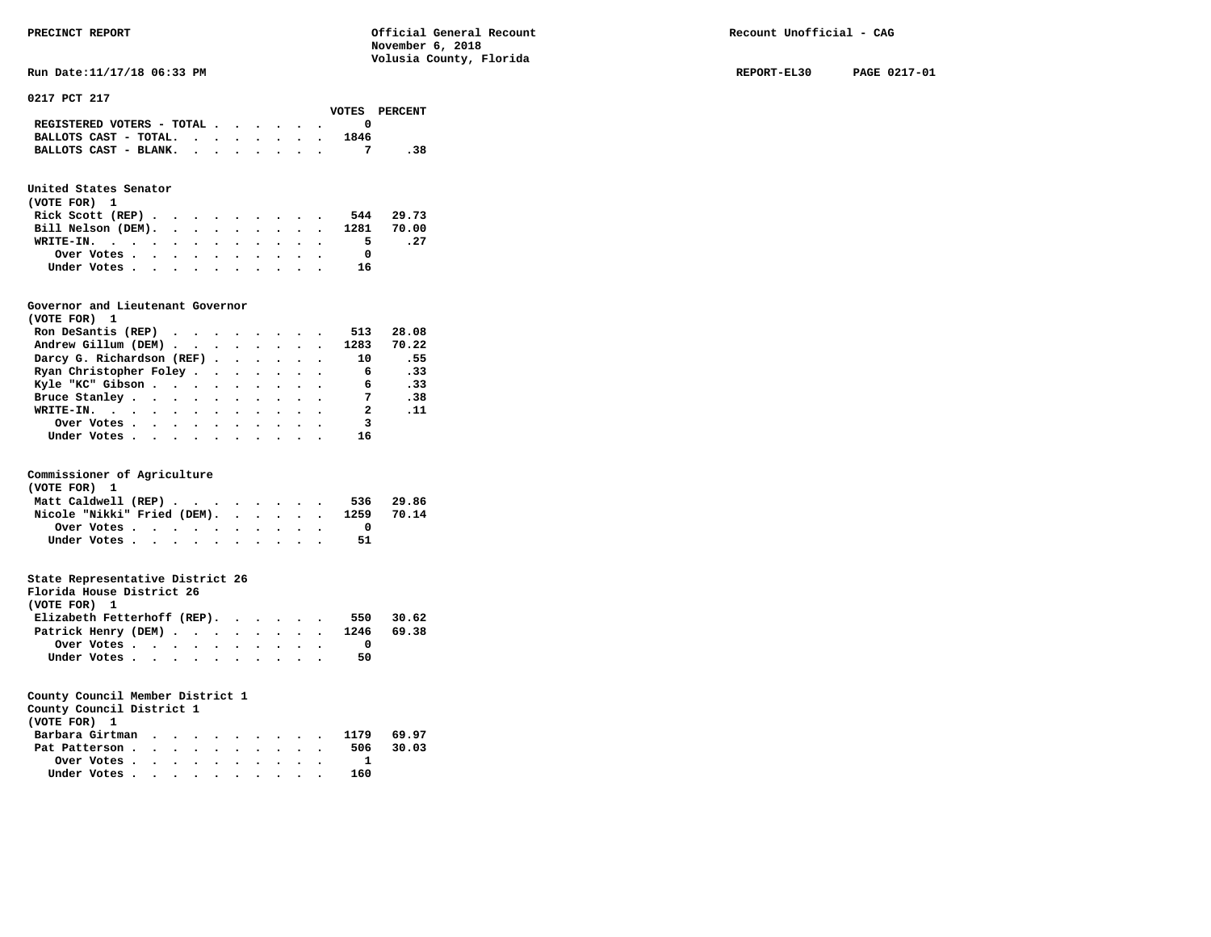PRECINCT REPORT — Official General Recount — November 6, 2018 — Volusia County, Florida — Recount Unofficial - CAG

Run Date:11/17/18 06:33 PM — REPORT-EL30 — PAGE 0217-01

## 0217 PCT 217

| | VOTES | PERCENT |
|---|---|---|
| REGISTERED VOTERS - TOTAL | 0 | |
| BALLOTS CAST - TOTAL. | 1846 | |
| BALLOTS CAST - BLANK. | 7 | .38 |

### United States Senator
(VOTE FOR) 1

| | VOTES | PERCENT |
|---|---|---|
| Rick Scott (REP) | 544 | 29.73 |
| Bill Nelson (DEM). | 1281 | 70.00 |
| WRITE-IN. | 5 | .27 |
| Over Votes | 0 | |
| Under Votes | 16 | |

### Governor and Lieutenant Governor
(VOTE FOR) 1

| | VOTES | PERCENT |
|---|---|---|
| Ron DeSantis (REP) | 513 | 28.08 |
| Andrew Gillum (DEM) | 1283 | 70.22 |
| Darcy G. Richardson (REF) | 10 | .55 |
| Ryan Christopher Foley | 6 | .33 |
| Kyle "KC" Gibson | 6 | .33 |
| Bruce Stanley | 7 | .38 |
| WRITE-IN. | 2 | .11 |
| Over Votes | 3 | |
| Under Votes | 16 | |

### Commissioner of Agriculture
(VOTE FOR) 1

| | VOTES | PERCENT |
|---|---|---|
| Matt Caldwell (REP) | 536 | 29.86 |
| Nicole "Nikki" Fried (DEM). | 1259 | 70.14 |
| Over Votes | 0 | |
| Under Votes | 51 | |

### State Representative District 26
Florida House District 26
(VOTE FOR) 1

| | VOTES | PERCENT |
|---|---|---|
| Elizabeth Fetterhoff (REP). | 550 | 30.62 |
| Patrick Henry (DEM) | 1246 | 69.38 |
| Over Votes | 0 | |
| Under Votes | 50 | |

### County Council Member District 1
County Council District 1
(VOTE FOR) 1

| | VOTES | PERCENT |
|---|---|---|
| Barbara Girtman | 1179 | 69.97 |
| Pat Patterson | 506 | 30.03 |
| Over Votes | 1 | |
| Under Votes | 160 | |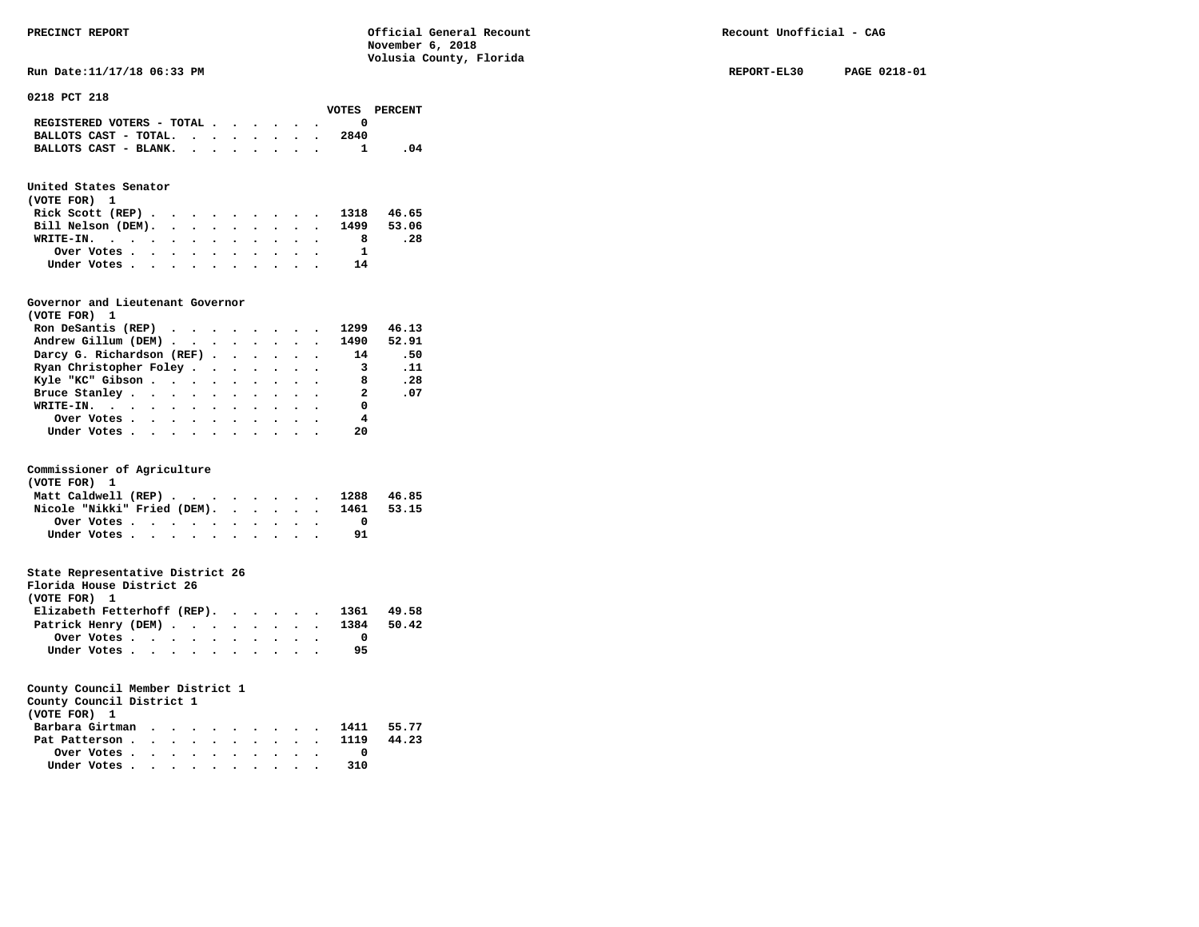**PRECINCT REPORT** — Official General Recount, November 6, 2018, Volusia County, Florida — Recount Unofficial - CAG

Run Date:11/17/18 06:33 PM — REPORT-EL30 PAGE 0218-01

## 0218 PCT 218

| | VOTES | PERCENT |
|---|---|---|
| REGISTERED VOTERS - TOTAL | 0 | |
| BALLOTS CAST - TOTAL. | 2840 | |
| BALLOTS CAST - BLANK. | 1 | .04 |

### United States Senator
(VOTE FOR) 1

| | VOTES | PERCENT |
|---|---|---|
| Rick Scott (REP) | 1318 | 46.65 |
| Bill Nelson (DEM). | 1499 | 53.06 |
| WRITE-IN. | 8 | .28 |
| Over Votes | 1 | |
| Under Votes | 14 | |

### Governor and Lieutenant Governor
(VOTE FOR) 1

| | VOTES | PERCENT |
|---|---|---|
| Ron DeSantis (REP) | 1299 | 46.13 |
| Andrew Gillum (DEM) | 1490 | 52.91 |
| Darcy G. Richardson (REF) | 14 | .50 |
| Ryan Christopher Foley | 3 | .11 |
| Kyle "KC" Gibson | 8 | .28 |
| Bruce Stanley | 2 | .07 |
| WRITE-IN. | 0 | |
| Over Votes | 4 | |
| Under Votes | 20 | |

### Commissioner of Agriculture
(VOTE FOR) 1

| | VOTES | PERCENT |
|---|---|---|
| Matt Caldwell (REP) | 1288 | 46.85 |
| Nicole "Nikki" Fried (DEM). | 1461 | 53.15 |
| Over Votes | 0 | |
| Under Votes | 91 | |

### State Representative District 26
Florida House District 26
(VOTE FOR) 1

| | VOTES | PERCENT |
|---|---|---|
| Elizabeth Fetterhoff (REP). | 1361 | 49.58 |
| Patrick Henry (DEM) | 1384 | 50.42 |
| Over Votes | 0 | |
| Under Votes | 95 | |

### County Council Member District 1
County Council District 1
(VOTE FOR) 1

| | VOTES | PERCENT |
|---|---|---|
| Barbara Girtman | 1411 | 55.77 |
| Pat Patterson | 1119 | 44.23 |
| Over Votes | 0 | |
| Under Votes | 310 | |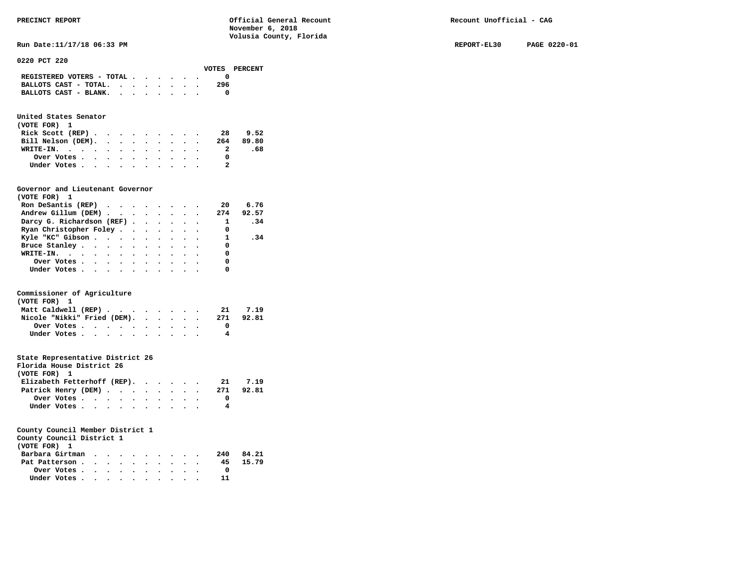PRECINCT REPORT — Official General Recount — November 6, 2018 — Volusia County, Florida — Recount Unofficial - CAG

Run Date:11/17/18 06:33 PM — REPORT-EL30 — PAGE 0220-01

## 0220 PCT 220

| | VOTES | PERCENT |
|---|---|---|
| REGISTERED VOTERS - TOTAL | 0 | |
| BALLOTS CAST - TOTAL. | 296 | |
| BALLOTS CAST - BLANK. | 0 | |

### United States Senator
(VOTE FOR) 1

| | VOTES | PERCENT |
|---|---|---|
| Rick Scott (REP) | 28 | 9.52 |
| Bill Nelson (DEM). | 264 | 89.80 |
| WRITE-IN. | 2 | .68 |
| Over Votes | 0 | |
| Under Votes | 2 | |

### Governor and Lieutenant Governor
(VOTE FOR) 1

| | VOTES | PERCENT |
|---|---|---|
| Ron DeSantis (REP) | 20 | 6.76 |
| Andrew Gillum (DEM) | 274 | 92.57 |
| Darcy G. Richardson (REF) | 1 | .34 |
| Ryan Christopher Foley | 0 | |
| Kyle "KC" Gibson | 1 | .34 |
| Bruce Stanley | 0 | |
| WRITE-IN. | 0 | |
| Over Votes | 0 | |
| Under Votes | 0 | |

### Commissioner of Agriculture
(VOTE FOR) 1

| | VOTES | PERCENT |
|---|---|---|
| Matt Caldwell (REP) | 21 | 7.19 |
| Nicole "Nikki" Fried (DEM). | 271 | 92.81 |
| Over Votes | 0 | |
| Under Votes | 4 | |

### State Representative District 26
Florida House District 26
(VOTE FOR) 1

| | VOTES | PERCENT |
|---|---|---|
| Elizabeth Fetterhoff (REP). | 21 | 7.19 |
| Patrick Henry (DEM) | 271 | 92.81 |
| Over Votes | 0 | |
| Under Votes | 4 | |

### County Council Member District 1
County Council District 1
(VOTE FOR) 1

| | VOTES | PERCENT |
|---|---|---|
| Barbara Girtman | 240 | 84.21 |
| Pat Patterson | 45 | 15.79 |
| Over Votes | 0 | |
| Under Votes | 11 | |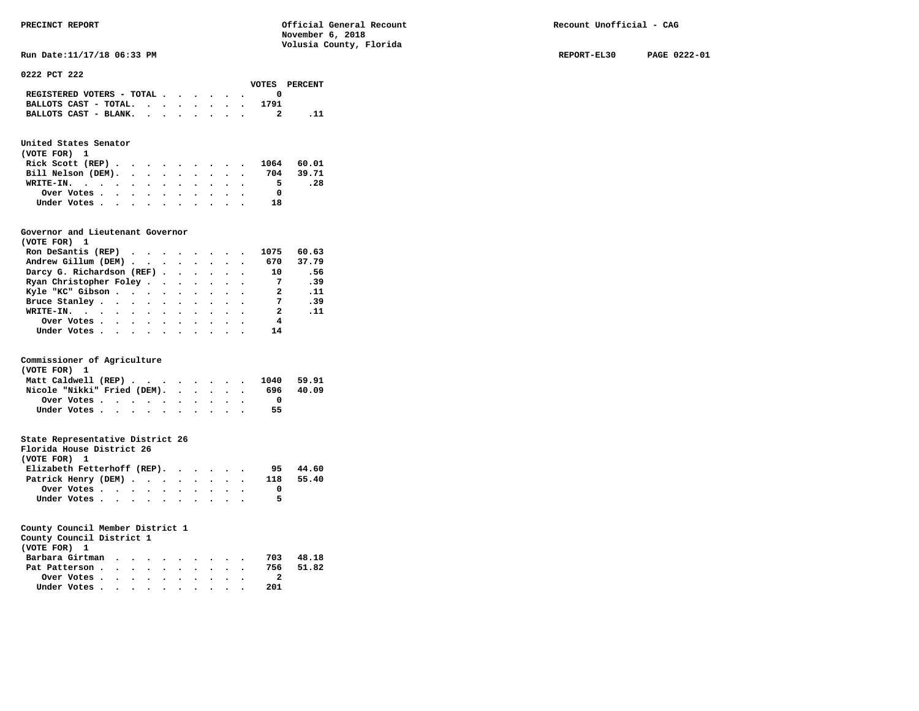**0222 PCT 222**

| | VOTES | PERCENT |
|---|---|---|
| REGISTERED VOTERS - TOTAL | 0 | |
| BALLOTS CAST - TOTAL | 1791 | |
| BALLOTS CAST - BLANK | 2 | .11 |

**United States Senator**
(VOTE FOR) 1

| | VOTES | PERCENT |
|---|---|---|
| Rick Scott (REP) | 1064 | 60.01 |
| Bill Nelson (DEM) | 704 | 39.71 |
| WRITE-IN | 5 | .28 |
| Over Votes | 0 | |
| Under Votes | 18 | |

**Governor and Lieutenant Governor**
(VOTE FOR) 1

| | VOTES | PERCENT |
|---|---|---|
| Ron DeSantis (REP) | 1075 | 60.63 |
| Andrew Gillum (DEM) | 670 | 37.79 |
| Darcy G. Richardson (REF) | 10 | .56 |
| Ryan Christopher Foley | 7 | .39 |
| Kyle "KC" Gibson | 2 | .11 |
| Bruce Stanley | 7 | .39 |
| WRITE-IN | 2 | .11 |
| Over Votes | 4 | |
| Under Votes | 14 | |

**Commissioner of Agriculture**
(VOTE FOR) 1

| | VOTES | PERCENT |
|---|---|---|
| Matt Caldwell (REP) | 1040 | 59.91 |
| Nicole "Nikki" Fried (DEM) | 696 | 40.09 |
| Over Votes | 0 | |
| Under Votes | 55 | |

**State Representative District 26**
Florida House District 26
(VOTE FOR) 1

| | VOTES | PERCENT |
|---|---|---|
| Elizabeth Fetterhoff (REP) | 95 | 44.60 |
| Patrick Henry (DEM) | 118 | 55.40 |
| Over Votes | 0 | |
| Under Votes | 5 | |

**County Council Member District 1**
County Council District 1
(VOTE FOR) 1

| | VOTES | PERCENT |
|---|---|---|
| Barbara Girtman | 703 | 48.18 |
| Pat Patterson | 756 | 51.82 |
| Over Votes | 2 | |
| Under Votes | 201 | |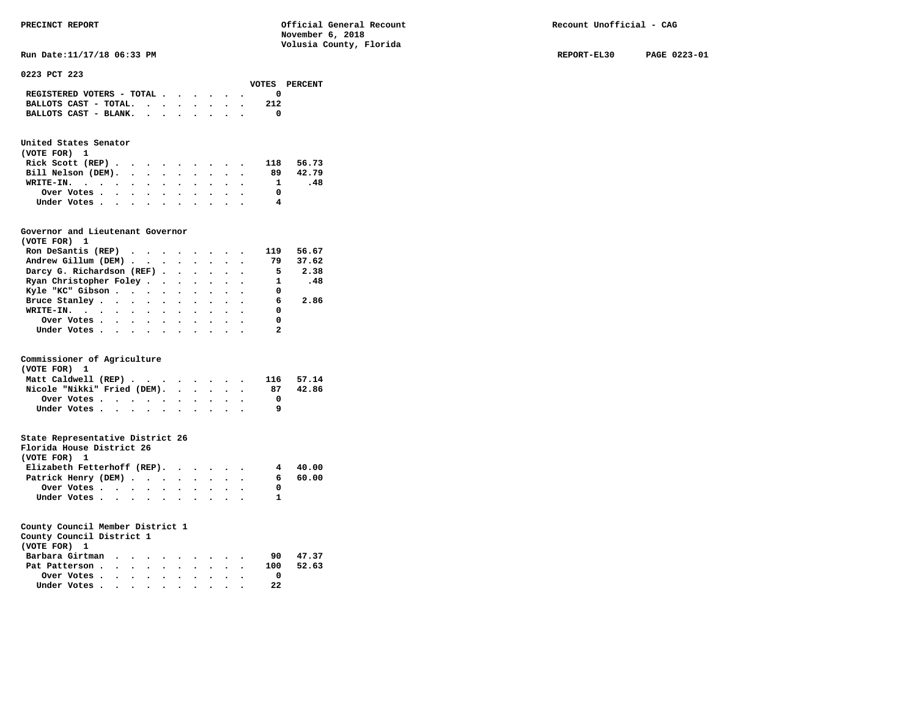PRECINCT REPORT — Official General Recount — November 6, 2018 — Volusia County, Florida — Recount Unofficial - CAG

Run Date:11/17/18 06:33 PM — REPORT-EL30 — PAGE 0223-01

## 0223 PCT 223

| | VOTES | PERCENT |
|---|---|---|
| REGISTERED VOTERS - TOTAL | 0 | |
| BALLOTS CAST - TOTAL. | 212 | |
| BALLOTS CAST - BLANK. | 0 | |

### United States Senator
(VOTE FOR) 1

| | VOTES | PERCENT |
|---|---|---|
| Rick Scott (REP) | 118 | 56.73 |
| Bill Nelson (DEM). | 89 | 42.79 |
| WRITE-IN. | 1 | .48 |
| Over Votes | 0 | |
| Under Votes | 4 | |

### Governor and Lieutenant Governor
(VOTE FOR) 1

| | VOTES | PERCENT |
|---|---|---|
| Ron DeSantis (REP) | 119 | 56.67 |
| Andrew Gillum (DEM) | 79 | 37.62 |
| Darcy G. Richardson (REF) | 5 | 2.38 |
| Ryan Christopher Foley | 1 | .48 |
| Kyle "KC" Gibson | 0 | |
| Bruce Stanley | 6 | 2.86 |
| WRITE-IN. | 0 | |
| Over Votes | 0 | |
| Under Votes | 2 | |

### Commissioner of Agriculture
(VOTE FOR) 1

| | VOTES | PERCENT |
|---|---|---|
| Matt Caldwell (REP) | 116 | 57.14 |
| Nicole "Nikki" Fried (DEM). | 87 | 42.86 |
| Over Votes | 0 | |
| Under Votes | 9 | |

### State Representative District 26
Florida House District 26
(VOTE FOR) 1

| | VOTES | PERCENT |
|---|---|---|
| Elizabeth Fetterhoff (REP). | 4 | 40.00 |
| Patrick Henry (DEM) | 6 | 60.00 |
| Over Votes | 0 | |
| Under Votes | 1 | |

### County Council Member District 1
County Council District 1
(VOTE FOR) 1

| | VOTES | PERCENT |
|---|---|---|
| Barbara Girtman | 90 | 47.37 |
| Pat Patterson | 100 | 52.63 |
| Over Votes | 0 | |
| Under Votes | 22 | |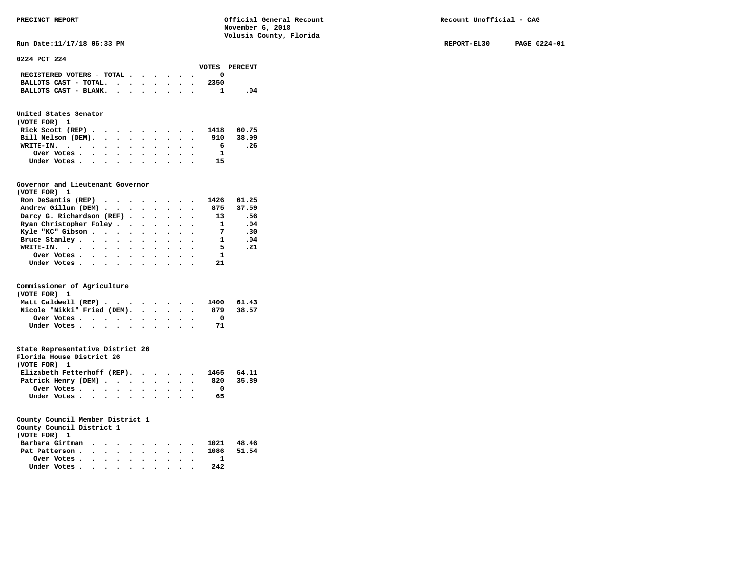**0224 PCT 224**

| | VOTES | PERCENT |
|---|---|---|
| REGISTERED VOTERS - TOTAL | 0 | |
| BALLOTS CAST - TOTAL. | 2350 | |
| BALLOTS CAST - BLANK. | 1 | .04 |

## United States Senator
(VOTE FOR) 1

| | VOTES | PERCENT |
|---|---|---|
| Rick Scott (REP) | 1418 | 60.75 |
| Bill Nelson (DEM). | 910 | 38.99 |
| WRITE-IN. | 6 | .26 |
| Over Votes | 1 | |
| Under Votes | 15 | |

## Governor and Lieutenant Governor
(VOTE FOR) 1

| | VOTES | PERCENT |
|---|---|---|
| Ron DeSantis (REP) | 1426 | 61.25 |
| Andrew Gillum (DEM) | 875 | 37.59 |
| Darcy G. Richardson (REF) | 13 | .56 |
| Ryan Christopher Foley | 1 | .04 |
| Kyle "KC" Gibson | 7 | .30 |
| Bruce Stanley | 1 | .04 |
| WRITE-IN. | 5 | .21 |
| Over Votes | 1 | |
| Under Votes | 21 | |

## Commissioner of Agriculture
(VOTE FOR) 1

| | VOTES | PERCENT |
|---|---|---|
| Matt Caldwell (REP) | 1400 | 61.43 |
| Nicole "Nikki" Fried (DEM). | 879 | 38.57 |
| Over Votes | 0 | |
| Under Votes | 71 | |

## State Representative District 26
Florida House District 26
(VOTE FOR) 1

| | VOTES | PERCENT |
|---|---|---|
| Elizabeth Fetterhoff (REP). | 1465 | 64.11 |
| Patrick Henry (DEM) | 820 | 35.89 |
| Over Votes | 0 | |
| Under Votes | 65 | |

## County Council Member District 1
County Council District 1
(VOTE FOR) 1

| | VOTES | PERCENT |
|---|---|---|
| Barbara Girtman | 1021 | 48.46 |
| Pat Patterson | 1086 | 51.54 |
| Over Votes | 1 | |
| Under Votes | 242 | |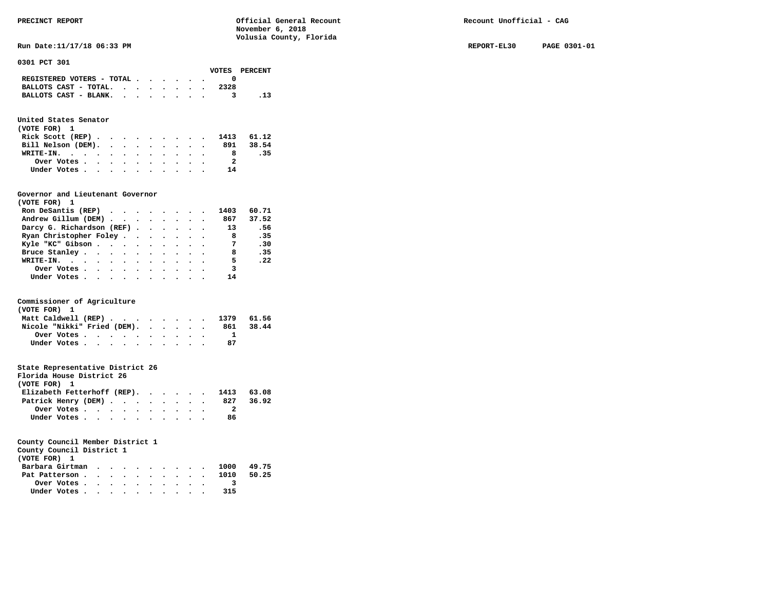PRECINCT REPORT — Official General Recount, November 6, 2018, Volusia County, Florida — Recount Unofficial - CAG

Run Date:11/17/18 06:33 PM — REPORT-EL30 — PAGE 0301-01

## 0301 PCT 301

| | VOTES | PERCENT |
|---|---|---|
| REGISTERED VOTERS - TOTAL | 0 | |
| BALLOTS CAST - TOTAL. | 2328 | |
| BALLOTS CAST - BLANK. | 3 | .13 |

### United States Senator
(VOTE FOR) 1

| | VOTES | PERCENT |
|---|---|---|
| Rick Scott (REP) | 1413 | 61.12 |
| Bill Nelson (DEM). | 891 | 38.54 |
| WRITE-IN. | 8 | .35 |
| Over Votes | 2 | |
| Under Votes | 14 | |

### Governor and Lieutenant Governor
(VOTE FOR) 1

| | VOTES | PERCENT |
|---|---|---|
| Ron DeSantis (REP) | 1403 | 60.71 |
| Andrew Gillum (DEM) | 867 | 37.52 |
| Darcy G. Richardson (REF) | 13 | .56 |
| Ryan Christopher Foley | 8 | .35 |
| Kyle "KC" Gibson | 7 | .30 |
| Bruce Stanley | 8 | .35 |
| WRITE-IN. | 5 | .22 |
| Over Votes | 3 | |
| Under Votes | 14 | |

### Commissioner of Agriculture
(VOTE FOR) 1

| | VOTES | PERCENT |
|---|---|---|
| Matt Caldwell (REP) | 1379 | 61.56 |
| Nicole "Nikki" Fried (DEM). | 861 | 38.44 |
| Over Votes | 1 | |
| Under Votes | 87 | |

### State Representative District 26
Florida House District 26
(VOTE FOR) 1

| | VOTES | PERCENT |
|---|---|---|
| Elizabeth Fetterhoff (REP). | 1413 | 63.08 |
| Patrick Henry (DEM) | 827 | 36.92 |
| Over Votes | 2 | |
| Under Votes | 86 | |

### County Council Member District 1
County Council District 1
(VOTE FOR) 1

| | VOTES | PERCENT |
|---|---|---|
| Barbara Girtman | 1000 | 49.75 |
| Pat Patterson | 1010 | 50.25 |
| Over Votes | 3 | |
| Under Votes | 315 | |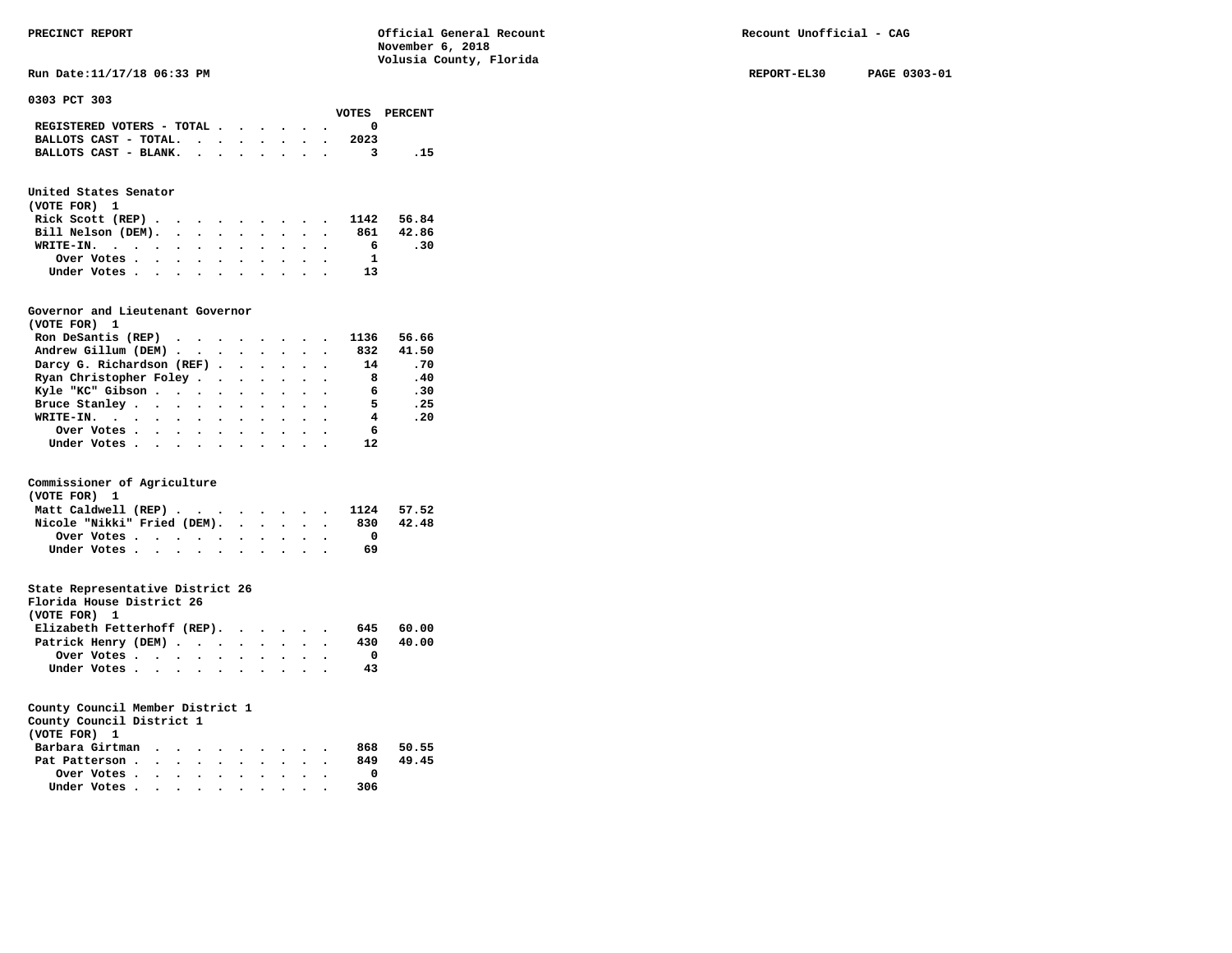**PRECINCT REPORT**

**Official General Recount**
**November 6, 2018**
**Volusia County, Florida**

**Recount Unofficial - CAG**

**Run Date:11/17/18 06:33 PM**

**REPORT-EL30 PAGE 0303-01**

## 0303 PCT 303

| | VOTES | PERCENT |
|---|---|---|
| REGISTERED VOTERS - TOTAL | 0 | |
| BALLOTS CAST - TOTAL. | 2023 | |
| BALLOTS CAST - BLANK. | 3 | .15 |

### United States Senator
(VOTE FOR) 1

| | VOTES | PERCENT |
|---|---|---|
| Rick Scott (REP) | 1142 | 56.84 |
| Bill Nelson (DEM). | 861 | 42.86 |
| WRITE-IN. | 6 | .30 |
| Over Votes | 1 | |
| Under Votes | 13 | |

### Governor and Lieutenant Governor
(VOTE FOR) 1

| | VOTES | PERCENT |
|---|---|---|
| Ron DeSantis (REP) | 1136 | 56.66 |
| Andrew Gillum (DEM) | 832 | 41.50 |
| Darcy G. Richardson (REF) | 14 | .70 |
| Ryan Christopher Foley | 8 | .40 |
| Kyle "KC" Gibson | 6 | .30 |
| Bruce Stanley | 5 | .25 |
| WRITE-IN. | 4 | .20 |
| Over Votes | 6 | |
| Under Votes | 12 | |

### Commissioner of Agriculture
(VOTE FOR) 1

| | VOTES | PERCENT |
|---|---|---|
| Matt Caldwell (REP) | 1124 | 57.52 |
| Nicole "Nikki" Fried (DEM). | 830 | 42.48 |
| Over Votes | 0 | |
| Under Votes | 69 | |

### State Representative District 26
Florida House District 26
(VOTE FOR) 1

| | VOTES | PERCENT |
|---|---|---|
| Elizabeth Fetterhoff (REP). | 645 | 60.00 |
| Patrick Henry (DEM) | 430 | 40.00 |
| Over Votes | 0 | |
| Under Votes | 43 | |

### County Council Member District 1
County Council District 1
(VOTE FOR) 1

| | VOTES | PERCENT |
|---|---|---|
| Barbara Girtman | 868 | 50.55 |
| Pat Patterson | 849 | 49.45 |
| Over Votes | 0 | |
| Under Votes | 306 | |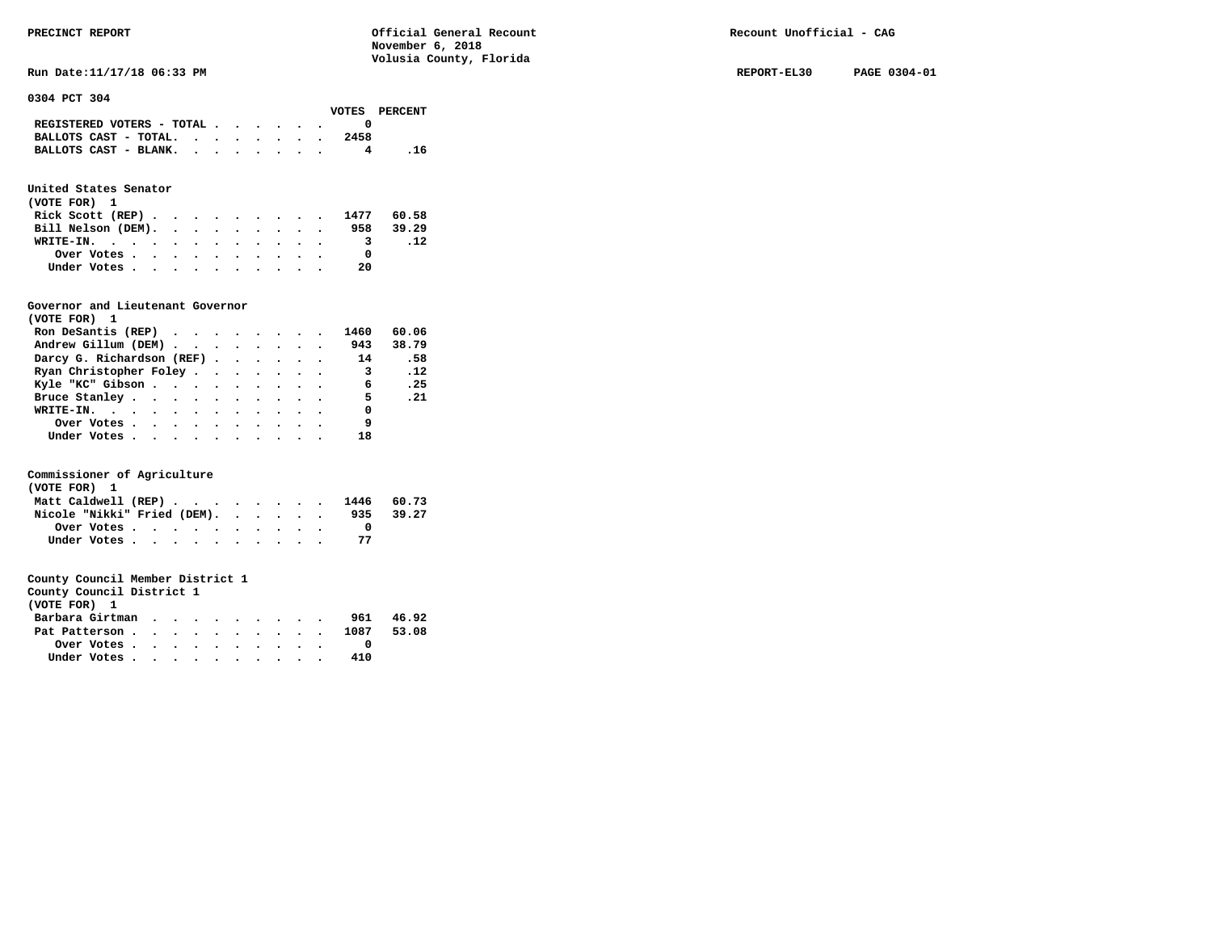PRECINCT REPORT — Official General Recount — November 6, 2018 — Volusia County, Florida — Recount Unofficial - CAG

Run Date:11/17/18 06:33 PM — REPORT-EL30 — PAGE 0304-01

## 0304 PCT 304

| | VOTES | PERCENT |
|---|---|---|
| REGISTERED VOTERS - TOTAL | 0 | |
| BALLOTS CAST - TOTAL | 2458 | |
| BALLOTS CAST - BLANK | 4 | .16 |

### United States Senator
(VOTE FOR) 1

| | VOTES | PERCENT |
|---|---|---|
| Rick Scott (REP) | 1477 | 60.58 |
| Bill Nelson (DEM) | 958 | 39.29 |
| WRITE-IN | 3 | .12 |
| Over Votes | 0 | |
| Under Votes | 20 | |

### Governor and Lieutenant Governor
(VOTE FOR) 1

| | VOTES | PERCENT |
|---|---|---|
| Ron DeSantis (REP) | 1460 | 60.06 |
| Andrew Gillum (DEM) | 943 | 38.79 |
| Darcy G. Richardson (REF) | 14 | .58 |
| Ryan Christopher Foley | 3 | .12 |
| Kyle "KC" Gibson | 6 | .25 |
| Bruce Stanley | 5 | .21 |
| WRITE-IN | 0 | |
| Over Votes | 9 | |
| Under Votes | 18 | |

### Commissioner of Agriculture
(VOTE FOR) 1

| | VOTES | PERCENT |
|---|---|---|
| Matt Caldwell (REP) | 1446 | 60.73 |
| Nicole "Nikki" Fried (DEM) | 935 | 39.27 |
| Over Votes | 0 | |
| Under Votes | 77 | |

### County Council Member District 1
County Council District 1
(VOTE FOR) 1

| | VOTES | PERCENT |
|---|---|---|
| Barbara Girtman | 961 | 46.92 |
| Pat Patterson | 1087 | 53.08 |
| Over Votes | 0 | |
| Under Votes | 410 | |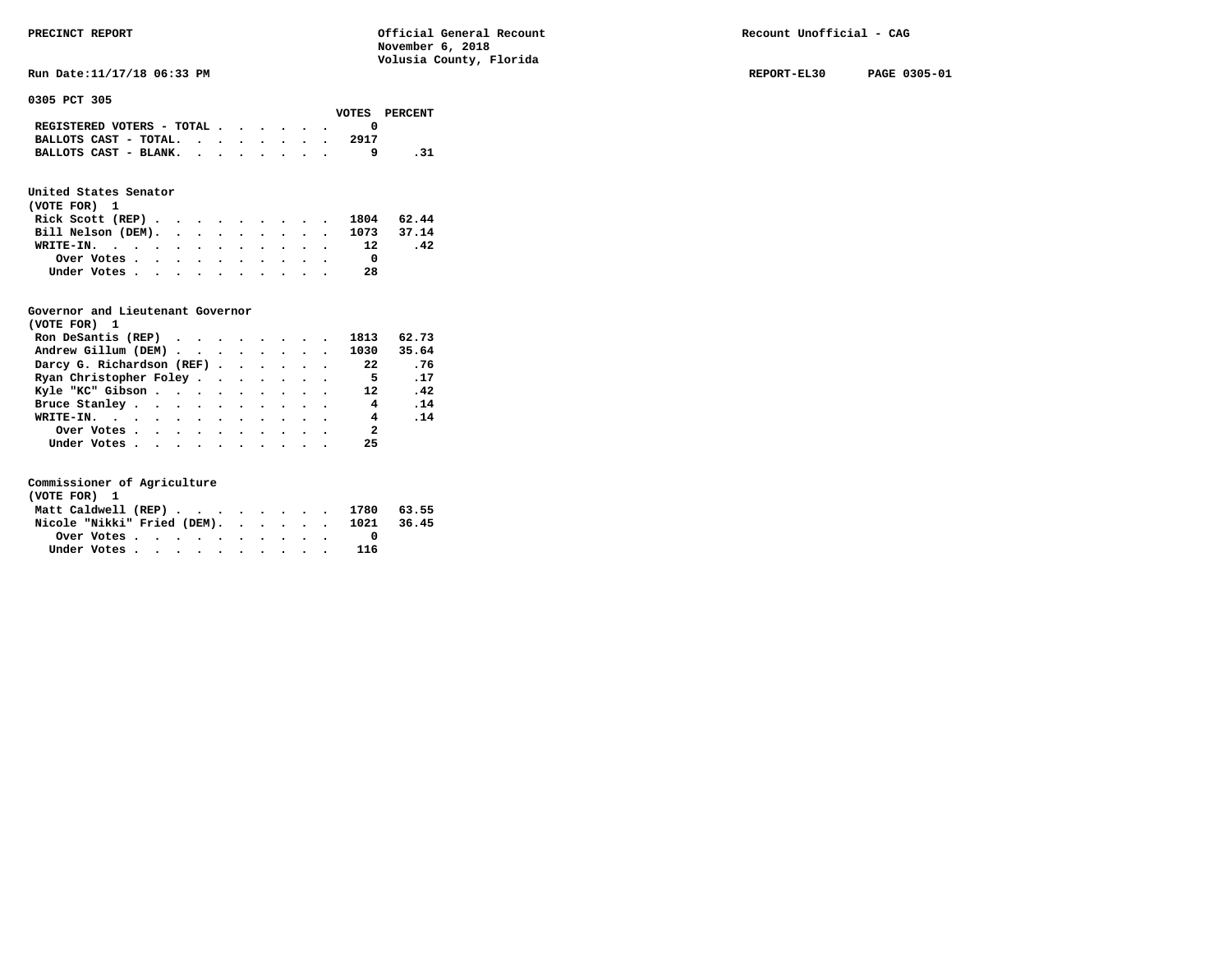PRECINCT REPORT — Official General Recount — November 6, 2018 — Volusia County, Florida — Recount Unofficial - CAG

Run Date:11/17/18 06:33 PM — REPORT-EL30 — PAGE 0305-01

## 0305 PCT 305

| | VOTES | PERCENT |
|---|---|---|
| REGISTERED VOTERS - TOTAL | 0 | |
| BALLOTS CAST - TOTAL. | 2917 | |
| BALLOTS CAST - BLANK. | 9 | .31 |

### United States Senator
(VOTE FOR) 1

| | VOTES | PERCENT |
|---|---|---|
| Rick Scott (REP) | 1804 | 62.44 |
| Bill Nelson (DEM). | 1073 | 37.14 |
| WRITE-IN. | 12 | .42 |
| Over Votes | 0 | |
| Under Votes | 28 | |

### Governor and Lieutenant Governor
(VOTE FOR) 1

| | VOTES | PERCENT |
|---|---|---|
| Ron DeSantis (REP) | 1813 | 62.73 |
| Andrew Gillum (DEM) | 1030 | 35.64 |
| Darcy G. Richardson (REF) | 22 | .76 |
| Ryan Christopher Foley | 5 | .17 |
| Kyle "KC" Gibson | 12 | .42 |
| Bruce Stanley | 4 | .14 |
| WRITE-IN. | 4 | .14 |
| Over Votes | 2 | |
| Under Votes | 25 | |

### Commissioner of Agriculture
(VOTE FOR) 1

| | VOTES | PERCENT |
|---|---|---|
| Matt Caldwell (REP) | 1780 | 63.55 |
| Nicole "Nikki" Fried (DEM). | 1021 | 36.45 |
| Over Votes | 0 | |
| Under Votes | 116 | |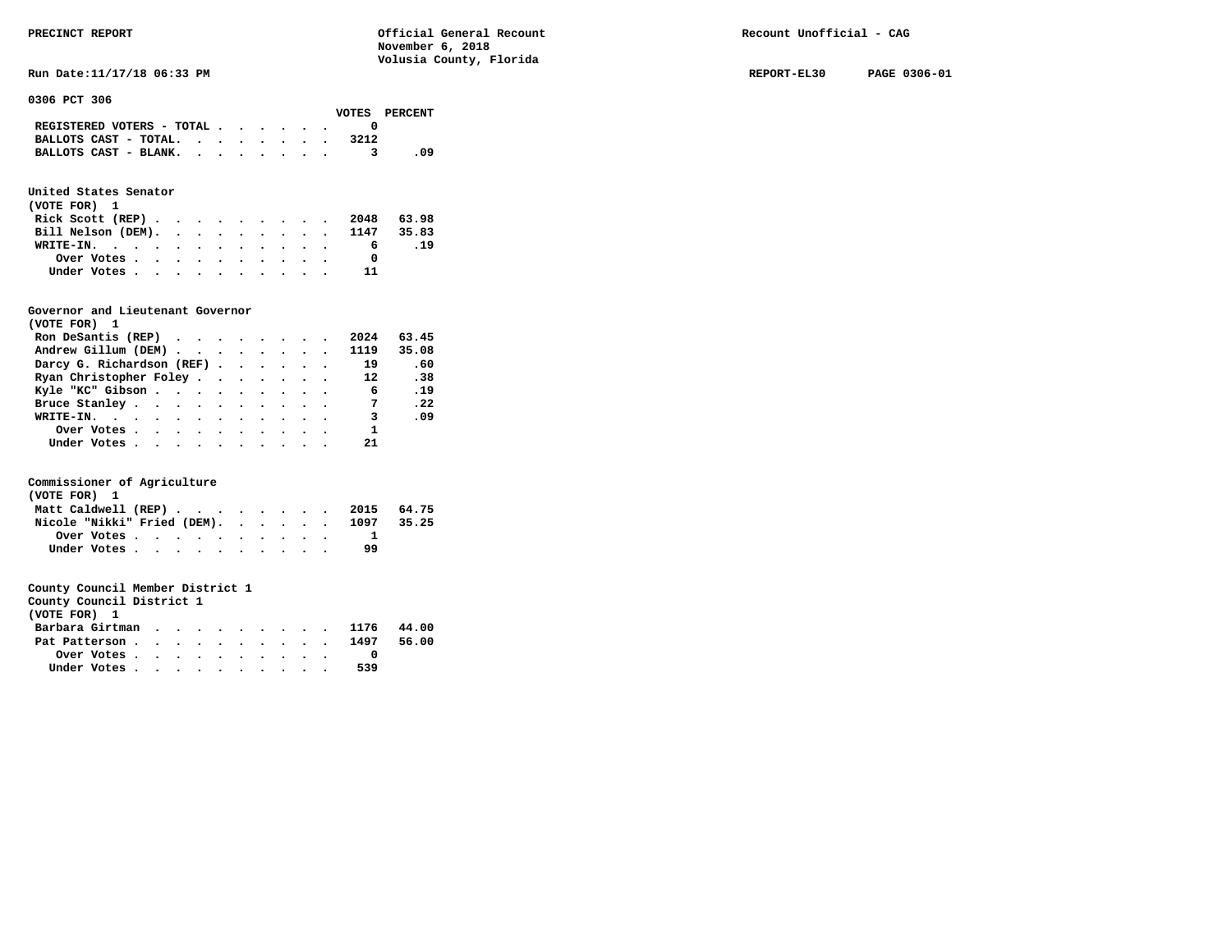PRECINCT REPORT — Official General Recount, November 6, 2018, Volusia County, Florida — Recount Unofficial - CAG

Run Date:11/17/18 06:33 PM — REPORT-EL30 — PAGE 0306-01

## 0306 PCT 306

| | VOTES | PERCENT |
|---|---|---|
| REGISTERED VOTERS - TOTAL | 0 | |
| BALLOTS CAST - TOTAL. | 3212 | |
| BALLOTS CAST - BLANK. | 3 | .09 |

### United States Senator
(VOTE FOR) 1

| | VOTES | PERCENT |
|---|---|---|
| Rick Scott (REP) | 2048 | 63.98 |
| Bill Nelson (DEM). | 1147 | 35.83 |
| WRITE-IN. | 6 | .19 |
| Over Votes | 0 | |
| Under Votes | 11 | |

### Governor and Lieutenant Governor
(VOTE FOR) 1

| | VOTES | PERCENT |
|---|---|---|
| Ron DeSantis (REP) | 2024 | 63.45 |
| Andrew Gillum (DEM) | 1119 | 35.08 |
| Darcy G. Richardson (REF) | 19 | .60 |
| Ryan Christopher Foley | 12 | .38 |
| Kyle "KC" Gibson | 6 | .19 |
| Bruce Stanley | 7 | .22 |
| WRITE-IN. | 3 | .09 |
| Over Votes | 1 | |
| Under Votes | 21 | |

### Commissioner of Agriculture
(VOTE FOR) 1

| | VOTES | PERCENT |
|---|---|---|
| Matt Caldwell (REP) | 2015 | 64.75 |
| Nicole "Nikki" Fried (DEM). | 1097 | 35.25 |
| Over Votes | 1 | |
| Under Votes | 99 | |

### County Council Member District 1
County Council District 1
(VOTE FOR) 1

| | VOTES | PERCENT |
|---|---|---|
| Barbara Girtman | 1176 | 44.00 |
| Pat Patterson | 1497 | 56.00 |
| Over Votes | 0 | |
| Under Votes | 539 | |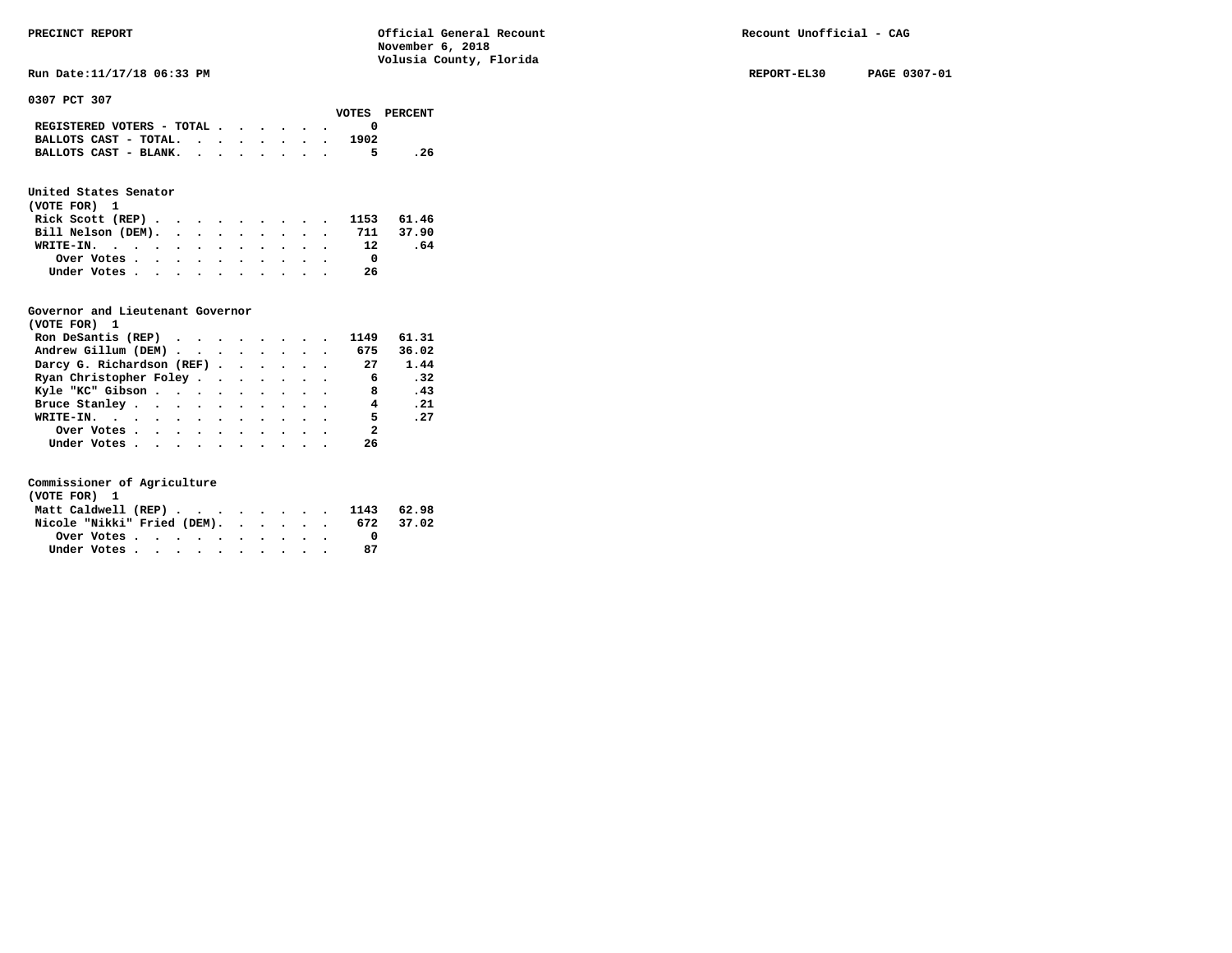PRECINCT REPORT — Official General Recount — November 6, 2018 — Volusia County, Florida — Recount Unofficial - CAG

Run Date:11/17/18 06:33 PM — REPORT-EL30 — PAGE 0307-01

## 0307 PCT 307

| | VOTES | PERCENT |
|---|---|---|
| REGISTERED VOTERS - TOTAL | 0 | |
| BALLOTS CAST - TOTAL. | 1902 | |
| BALLOTS CAST - BLANK. | 5 | .26 |

### United States Senator
(VOTE FOR) 1

| | VOTES | PERCENT |
|---|---|---|
| Rick Scott (REP) | 1153 | 61.46 |
| Bill Nelson (DEM). | 711 | 37.90 |
| WRITE-IN. | 12 | .64 |
| Over Votes | 0 | |
| Under Votes | 26 | |

### Governor and Lieutenant Governor
(VOTE FOR) 1

| | VOTES | PERCENT |
|---|---|---|
| Ron DeSantis (REP) | 1149 | 61.31 |
| Andrew Gillum (DEM) | 675 | 36.02 |
| Darcy G. Richardson (REF) | 27 | 1.44 |
| Ryan Christopher Foley | 6 | .32 |
| Kyle "KC" Gibson | 8 | .43 |
| Bruce Stanley | 4 | .21 |
| WRITE-IN. | 5 | .27 |
| Over Votes | 2 | |
| Under Votes | 26 | |

### Commissioner of Agriculture
(VOTE FOR) 1

| | VOTES | PERCENT |
|---|---|---|
| Matt Caldwell (REP) | 1143 | 62.98 |
| Nicole "Nikki" Fried (DEM). | 672 | 37.02 |
| Over Votes | 0 | |
| Under Votes | 87 | |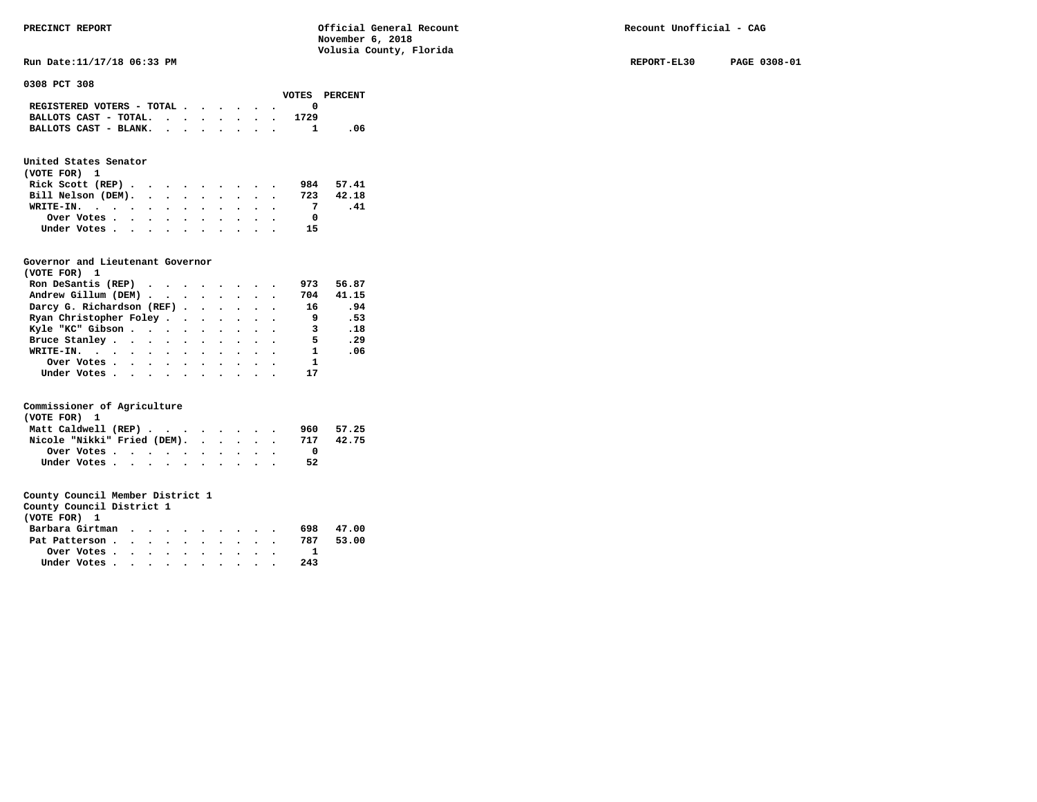PRECINCT REPORT

Official General Recount
November 6, 2018
Volusia County, Florida

Recount Unofficial - CAG

Run Date:11/17/18 06:33 PM

REPORT-EL30 PAGE 0308-01

**0308 PCT 308**

| | VOTES | PERCENT |
|---|---|---|
| REGISTERED VOTERS - TOTAL | 0 | |
| BALLOTS CAST - TOTAL. | 1729 | |
| BALLOTS CAST - BLANK. | 1 | .06 |

**United States Senator**
(VOTE FOR) 1

| | VOTES | PERCENT |
|---|---|---|
| Rick Scott (REP) | 984 | 57.41 |
| Bill Nelson (DEM). | 723 | 42.18 |
| WRITE-IN. | 7 | .41 |
| Over Votes | 0 | |
| Under Votes | 15 | |

**Governor and Lieutenant Governor**
(VOTE FOR) 1

| | VOTES | PERCENT |
|---|---|---|
| Ron DeSantis (REP) | 973 | 56.87 |
| Andrew Gillum (DEM) | 704 | 41.15 |
| Darcy G. Richardson (REF) | 16 | .94 |
| Ryan Christopher Foley | 9 | .53 |
| Kyle "KC" Gibson | 3 | .18 |
| Bruce Stanley | 5 | .29 |
| WRITE-IN. | 1 | .06 |
| Over Votes | 1 | |
| Under Votes | 17 | |

**Commissioner of Agriculture**
(VOTE FOR) 1

| | VOTES | PERCENT |
|---|---|---|
| Matt Caldwell (REP) | 960 | 57.25 |
| Nicole "Nikki" Fried (DEM). | 717 | 42.75 |
| Over Votes | 0 | |
| Under Votes | 52 | |

**County Council Member District 1**
County Council District 1
(VOTE FOR) 1

| | VOTES | PERCENT |
|---|---|---|
| Barbara Girtman | 698 | 47.00 |
| Pat Patterson | 787 | 53.00 |
| Over Votes | 1 | |
| Under Votes | 243 | |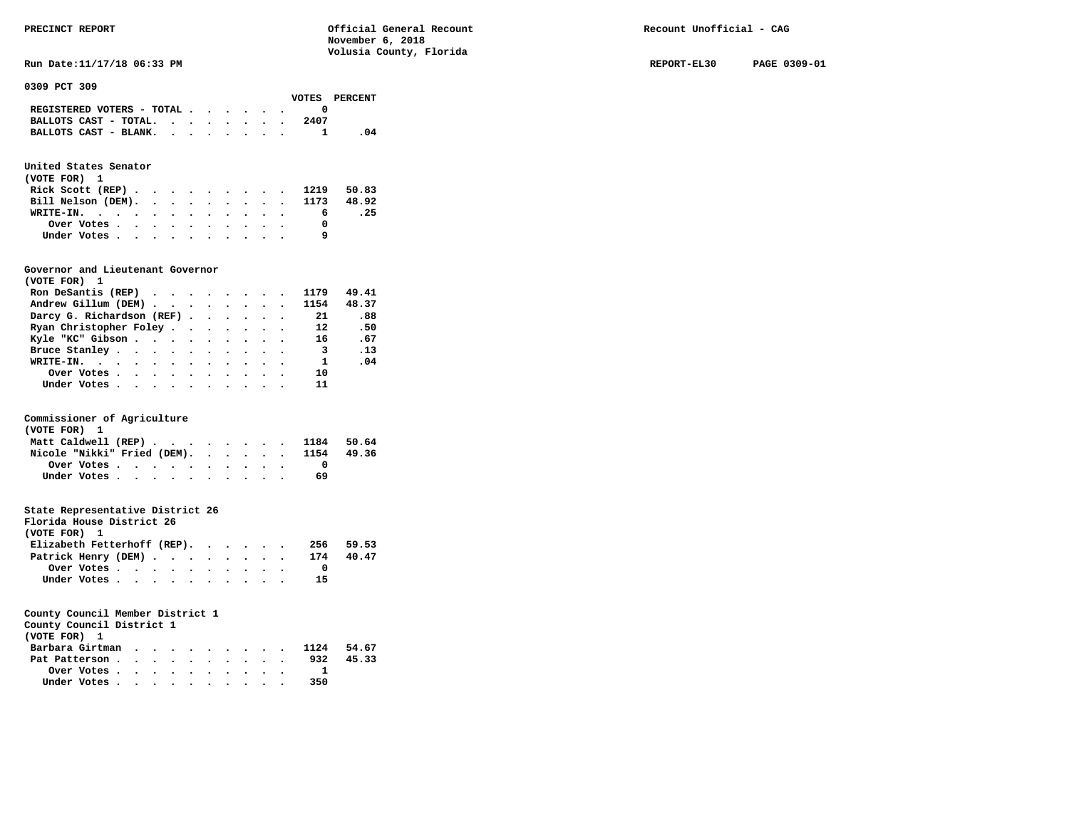PRECINCT REPORT

Official General Recount
November 6, 2018
Volusia County, Florida

Recount Unofficial - CAG

Run Date:11/17/18 06:33 PM

REPORT-EL30 PAGE 0309-01

## 0309 PCT 309

| | VOTES | PERCENT |
|---|---|---|
| REGISTERED VOTERS - TOTAL | 0 | |
| BALLOTS CAST - TOTAL. | 2407 | |
| BALLOTS CAST - BLANK. | 1 | .04 |

### United States Senator
(VOTE FOR) 1

| | VOTES | PERCENT |
|---|---|---|
| Rick Scott (REP) | 1219 | 50.83 |
| Bill Nelson (DEM). | 1173 | 48.92 |
| WRITE-IN. | 6 | .25 |
| Over Votes | 0 | |
| Under Votes | 9 | |

### Governor and Lieutenant Governor
(VOTE FOR) 1

| | VOTES | PERCENT |
|---|---|---|
| Ron DeSantis (REP) | 1179 | 49.41 |
| Andrew Gillum (DEM) | 1154 | 48.37 |
| Darcy G. Richardson (REF) | 21 | .88 |
| Ryan Christopher Foley | 12 | .50 |
| Kyle "KC" Gibson | 16 | .67 |
| Bruce Stanley | 3 | .13 |
| WRITE-IN. | 1 | .04 |
| Over Votes | 10 | |
| Under Votes | 11 | |

### Commissioner of Agriculture
(VOTE FOR) 1

| | VOTES | PERCENT |
|---|---|---|
| Matt Caldwell (REP) | 1184 | 50.64 |
| Nicole "Nikki" Fried (DEM). | 1154 | 49.36 |
| Over Votes | 0 | |
| Under Votes | 69 | |

### State Representative District 26
Florida House District 26
(VOTE FOR) 1

| | VOTES | PERCENT |
|---|---|---|
| Elizabeth Fetterhoff (REP). | 256 | 59.53 |
| Patrick Henry (DEM) | 174 | 40.47 |
| Over Votes | 0 | |
| Under Votes | 15 | |

### County Council Member District 1
County Council District 1
(VOTE FOR) 1

| | VOTES | PERCENT |
|---|---|---|
| Barbara Girtman | 1124 | 54.67 |
| Pat Patterson | 932 | 45.33 |
| Over Votes | 1 | |
| Under Votes | 350 | |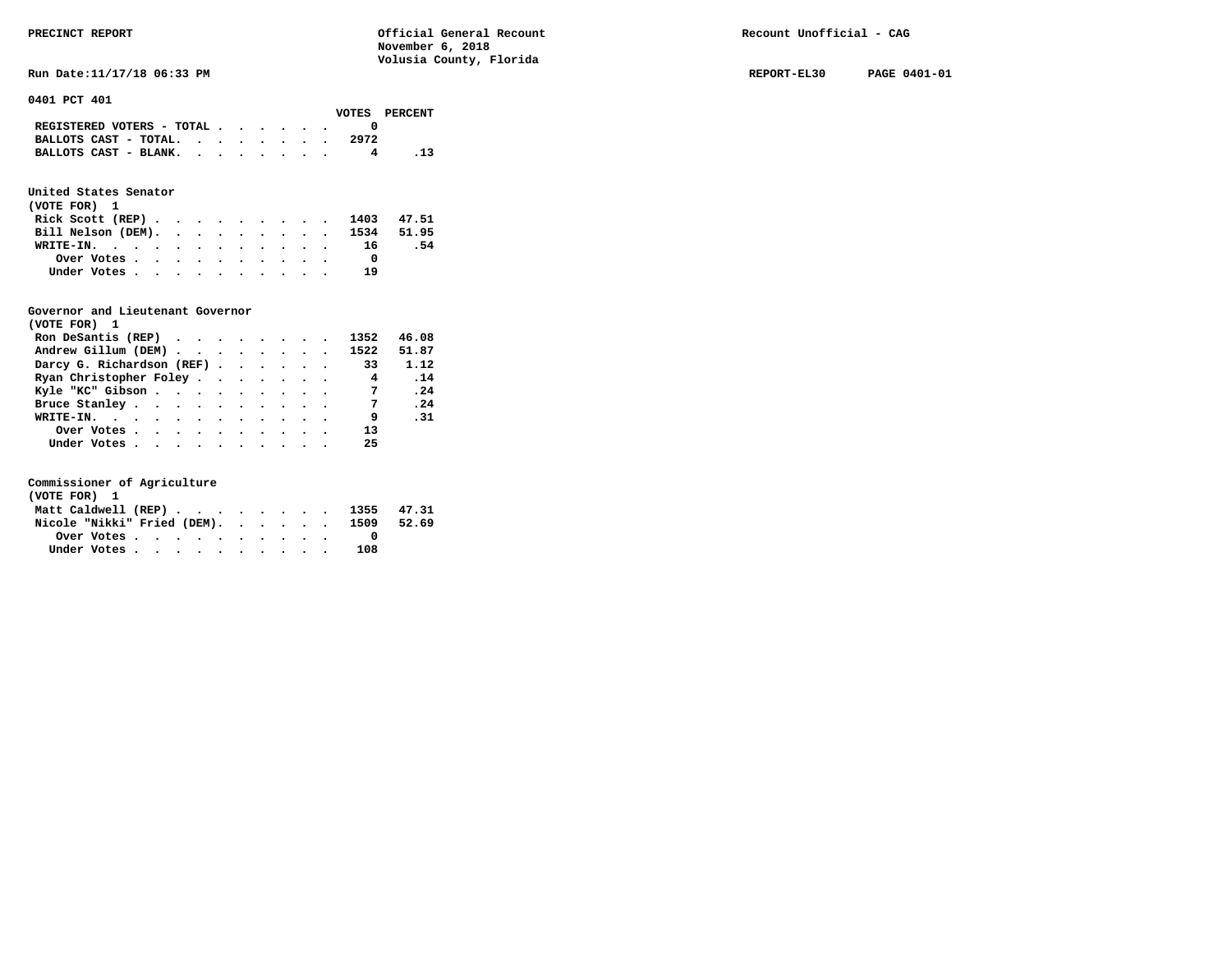**PRECINCT REPORT** — Official General Recount, November 6, 2018, Volusia County, Florida — Recount Unofficial - CAG

Run Date:11/17/18 06:33 PM — REPORT-EL30 PAGE 0401-01

## 0401 PCT 401

| | VOTES | PERCENT |
|---|---|---|
| REGISTERED VOTERS - TOTAL | 0 | |
| BALLOTS CAST - TOTAL. | 2972 | |
| BALLOTS CAST - BLANK. | 4 | .13 |

### United States Senator
(VOTE FOR) 1

| | VOTES | PERCENT |
|---|---|---|
| Rick Scott (REP) | 1403 | 47.51 |
| Bill Nelson (DEM). | 1534 | 51.95 |
| WRITE-IN. | 16 | .54 |
| Over Votes | 0 | |
| Under Votes | 19 | |

### Governor and Lieutenant Governor
(VOTE FOR) 1

| | VOTES | PERCENT |
|---|---|---|
| Ron DeSantis (REP) | 1352 | 46.08 |
| Andrew Gillum (DEM) | 1522 | 51.87 |
| Darcy G. Richardson (REF) | 33 | 1.12 |
| Ryan Christopher Foley | 4 | .14 |
| Kyle "KC" Gibson | 7 | .24 |
| Bruce Stanley | 7 | .24 |
| WRITE-IN. | 9 | .31 |
| Over Votes | 13 | |
| Under Votes | 25 | |

### Commissioner of Agriculture
(VOTE FOR) 1

| | VOTES | PERCENT |
|---|---|---|
| Matt Caldwell (REP) | 1355 | 47.31 |
| Nicole "Nikki" Fried (DEM). | 1509 | 52.69 |
| Over Votes | 0 | |
| Under Votes | 108 | |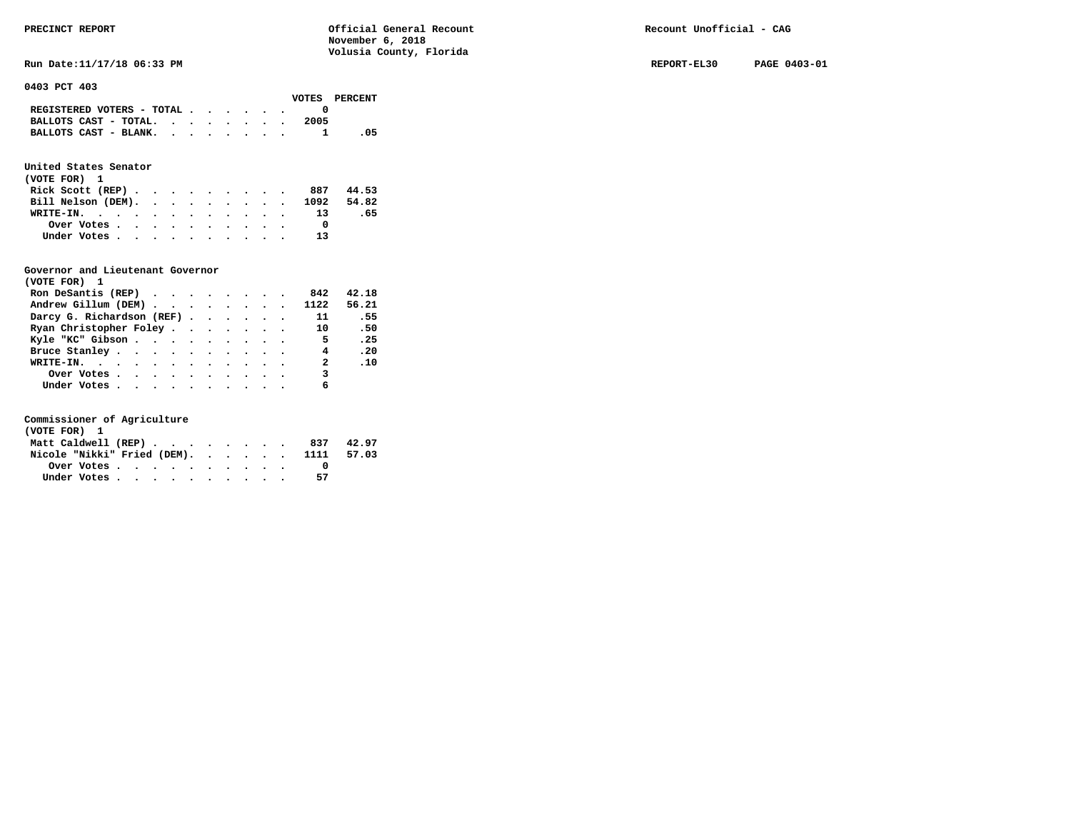PRECINCT REPORT — Official General Recount — November 6, 2018 — Volusia County, Florida — Recount Unofficial - CAG

Run Date:11/17/18 06:33 PM — REPORT-EL30 — PAGE 0403-01

## 0403 PCT 403

| | VOTES | PERCENT |
|---|---|---|
| REGISTERED VOTERS - TOTAL | 0 | |
| BALLOTS CAST - TOTAL | 2005 | |
| BALLOTS CAST - BLANK | 1 | .05 |

### United States Senator
(VOTE FOR) 1

| | VOTES | PERCENT |
|---|---|---|
| Rick Scott (REP) | 887 | 44.53 |
| Bill Nelson (DEM) | 1092 | 54.82 |
| WRITE-IN | 13 | .65 |
| Over Votes | 0 | |
| Under Votes | 13 | |

### Governor and Lieutenant Governor
(VOTE FOR) 1

| | VOTES | PERCENT |
|---|---|---|
| Ron DeSantis (REP) | 842 | 42.18 |
| Andrew Gillum (DEM) | 1122 | 56.21 |
| Darcy G. Richardson (REF) | 11 | .55 |
| Ryan Christopher Foley | 10 | .50 |
| Kyle "KC" Gibson | 5 | .25 |
| Bruce Stanley | 4 | .20 |
| WRITE-IN | 2 | .10 |
| Over Votes | 3 | |
| Under Votes | 6 | |

### Commissioner of Agriculture
(VOTE FOR) 1

| | VOTES | PERCENT |
|---|---|---|
| Matt Caldwell (REP) | 837 | 42.97 |
| Nicole "Nikki" Fried (DEM) | 1111 | 57.03 |
| Over Votes | 0 | |
| Under Votes | 57 | |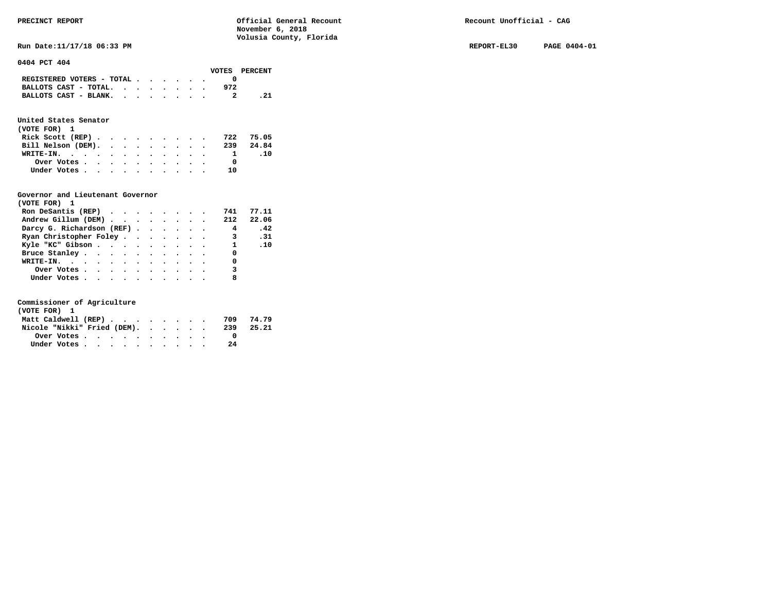PRECINCT REPORT — Official General Recount — November 6, 2018 — Volusia County, Florida — Recount Unofficial - CAG

Run Date:11/17/18 06:33 PM — REPORT-EL30 — PAGE 0404-01

## 0404 PCT 404

| | VOTES | PERCENT |
|---|---|---|
| REGISTERED VOTERS - TOTAL | 0 | |
| BALLOTS CAST - TOTAL. | 972 | |
| BALLOTS CAST - BLANK. | 2 | .21 |

### United States Senator
(VOTE FOR) 1

| | VOTES | PERCENT |
|---|---|---|
| Rick Scott (REP) | 722 | 75.05 |
| Bill Nelson (DEM). | 239 | 24.84 |
| WRITE-IN. | 1 | .10 |
| Over Votes | 0 | |
| Under Votes | 10 | |

### Governor and Lieutenant Governor
(VOTE FOR) 1

| | VOTES | PERCENT |
|---|---|---|
| Ron DeSantis (REP) | 741 | 77.11 |
| Andrew Gillum (DEM) | 212 | 22.06 |
| Darcy G. Richardson (REF) | 4 | .42 |
| Ryan Christopher Foley | 3 | .31 |
| Kyle "KC" Gibson | 1 | .10 |
| Bruce Stanley | 0 | |
| WRITE-IN. | 0 | |
| Over Votes | 3 | |
| Under Votes | 8 | |

### Commissioner of Agriculture
(VOTE FOR) 1

| | VOTES | PERCENT |
|---|---|---|
| Matt Caldwell (REP) | 709 | 74.79 |
| Nicole "Nikki" Fried (DEM). | 239 | 25.21 |
| Over Votes | 0 | |
| Under Votes | 24 | |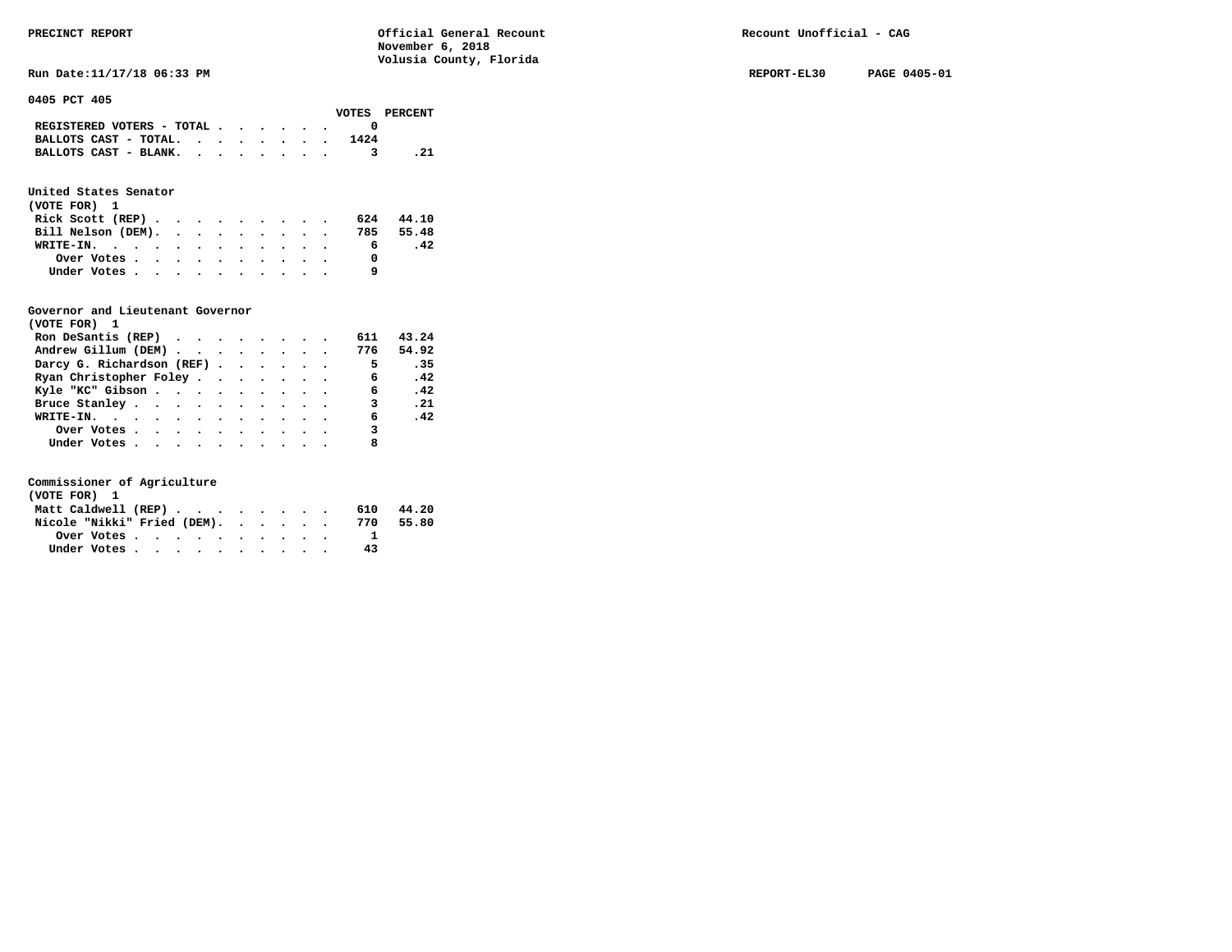PRECINCT REPORT — Official General Recount, November 6, 2018, Volusia County, Florida — Recount Unofficial - CAG

Run Date:11/17/18 06:33 PM — REPORT-EL30 PAGE 0405-01

## 0405 PCT 405

| | VOTES | PERCENT |
|---|---|---|
| REGISTERED VOTERS - TOTAL | 0 | |
| BALLOTS CAST - TOTAL. | 1424 | |
| BALLOTS CAST - BLANK. | 3 | .21 |

### United States Senator
(VOTE FOR) 1

| | VOTES | PERCENT |
|---|---|---|
| Rick Scott (REP) | 624 | 44.10 |
| Bill Nelson (DEM). | 785 | 55.48 |
| WRITE-IN. | 6 | .42 |
| Over Votes | 0 | |
| Under Votes | 9 | |

### Governor and Lieutenant Governor
(VOTE FOR) 1

| | VOTES | PERCENT |
|---|---|---|
| Ron DeSantis (REP) | 611 | 43.24 |
| Andrew Gillum (DEM) | 776 | 54.92 |
| Darcy G. Richardson (REF) | 5 | .35 |
| Ryan Christopher Foley | 6 | .42 |
| Kyle "KC" Gibson | 6 | .42 |
| Bruce Stanley | 3 | .21 |
| WRITE-IN. | 6 | .42 |
| Over Votes | 3 | |
| Under Votes | 8 | |

### Commissioner of Agriculture
(VOTE FOR) 1

| | VOTES | PERCENT |
|---|---|---|
| Matt Caldwell (REP) | 610 | 44.20 |
| Nicole "Nikki" Fried (DEM). | 770 | 55.80 |
| Over Votes | 1 | |
| Under Votes | 43 | |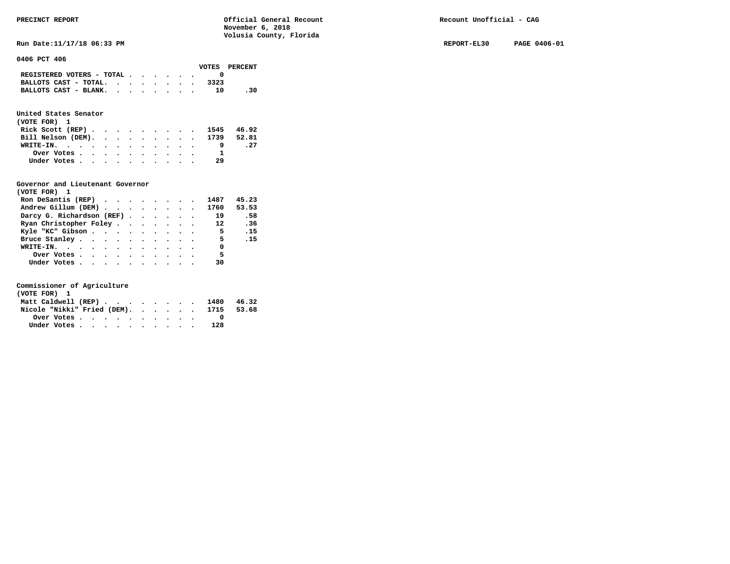**PRECINCT REPORT** — Official General Recount, November 6, 2018, Volusia County, Florida — Recount Unofficial - CAG

Run Date:11/17/18 06:33 PM — REPORT-EL30 — PAGE 0406-01

## 0406 PCT 406

| | VOTES | PERCENT |
|---|---|---|
| REGISTERED VOTERS - TOTAL | 0 | |
| BALLOTS CAST - TOTAL. | 3323 | |
| BALLOTS CAST - BLANK. | 10 | .30 |

### United States Senator
(VOTE FOR) 1

| | VOTES | PERCENT |
|---|---|---|
| Rick Scott (REP) | 1545 | 46.92 |
| Bill Nelson (DEM). | 1739 | 52.81 |
| WRITE-IN. | 9 | .27 |
| Over Votes | 1 | |
| Under Votes | 29 | |

### Governor and Lieutenant Governor
(VOTE FOR) 1

| | VOTES | PERCENT |
|---|---|---|
| Ron DeSantis (REP) | 1487 | 45.23 |
| Andrew Gillum (DEM) | 1760 | 53.53 |
| Darcy G. Richardson (REF) | 19 | .58 |
| Ryan Christopher Foley | 12 | .36 |
| Kyle "KC" Gibson | 5 | .15 |
| Bruce Stanley | 5 | .15 |
| WRITE-IN. | 0 | |
| Over Votes | 5 | |
| Under Votes | 30 | |

### Commissioner of Agriculture
(VOTE FOR) 1

| | VOTES | PERCENT |
|---|---|---|
| Matt Caldwell (REP) | 1480 | 46.32 |
| Nicole "Nikki" Fried (DEM). | 1715 | 53.68 |
| Over Votes | 0 | |
| Under Votes | 128 | |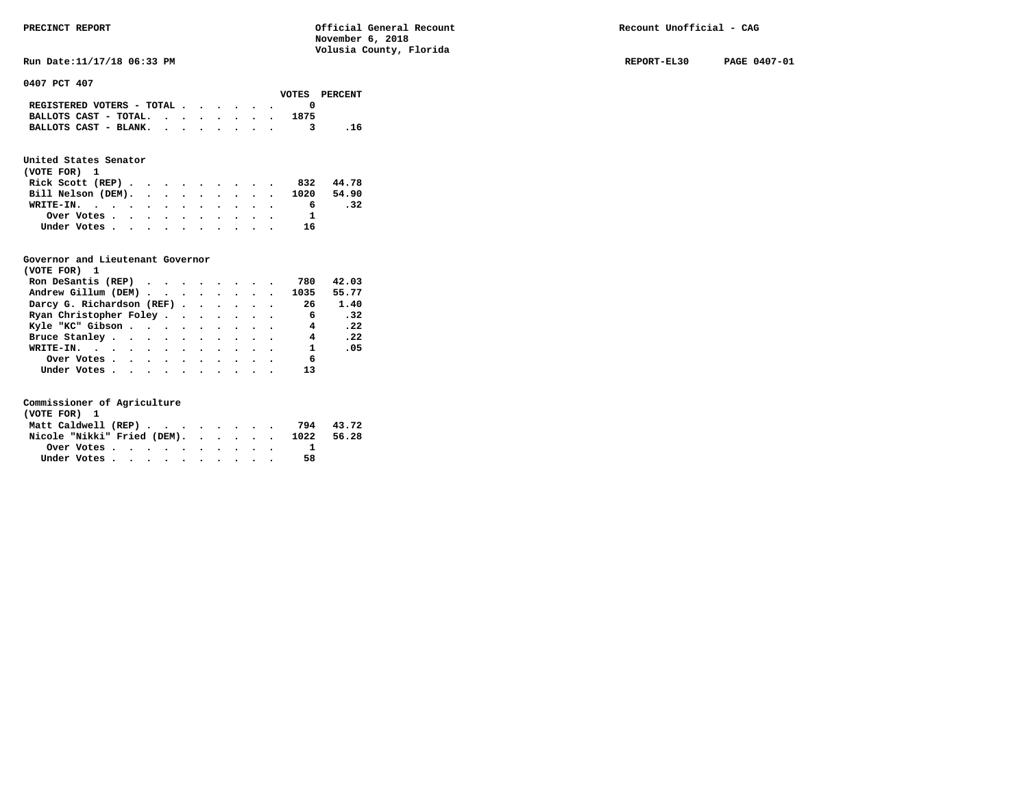PRECINCT REPORT — Official General Recount — November 6, 2018 — Volusia County, Florida — Recount Unofficial - CAG

Run Date:11/17/18 06:33 PM — REPORT-EL30 — PAGE 0407-01

## 0407 PCT 407

| | VOTES | PERCENT |
|---|---|---|
| REGISTERED VOTERS - TOTAL | 0 | |
| BALLOTS CAST - TOTAL. | 1875 | |
| BALLOTS CAST - BLANK. | 3 | .16 |

### United States Senator
(VOTE FOR) 1

| | VOTES | PERCENT |
|---|---|---|
| Rick Scott (REP) | 832 | 44.78 |
| Bill Nelson (DEM). | 1020 | 54.90 |
| WRITE-IN. | 6 | .32 |
| Over Votes | 1 | |
| Under Votes | 16 | |

### Governor and Lieutenant Governor
(VOTE FOR) 1

| | VOTES | PERCENT |
|---|---|---|
| Ron DeSantis (REP) | 780 | 42.03 |
| Andrew Gillum (DEM) | 1035 | 55.77 |
| Darcy G. Richardson (REF) | 26 | 1.40 |
| Ryan Christopher Foley | 6 | .32 |
| Kyle "KC" Gibson | 4 | .22 |
| Bruce Stanley | 4 | .22 |
| WRITE-IN. | 1 | .05 |
| Over Votes | 6 | |
| Under Votes | 13 | |

### Commissioner of Agriculture
(VOTE FOR) 1

| | VOTES | PERCENT |
|---|---|---|
| Matt Caldwell (REP) | 794 | 43.72 |
| Nicole "Nikki" Fried (DEM). | 1022 | 56.28 |
| Over Votes | 1 | |
| Under Votes | 58 | |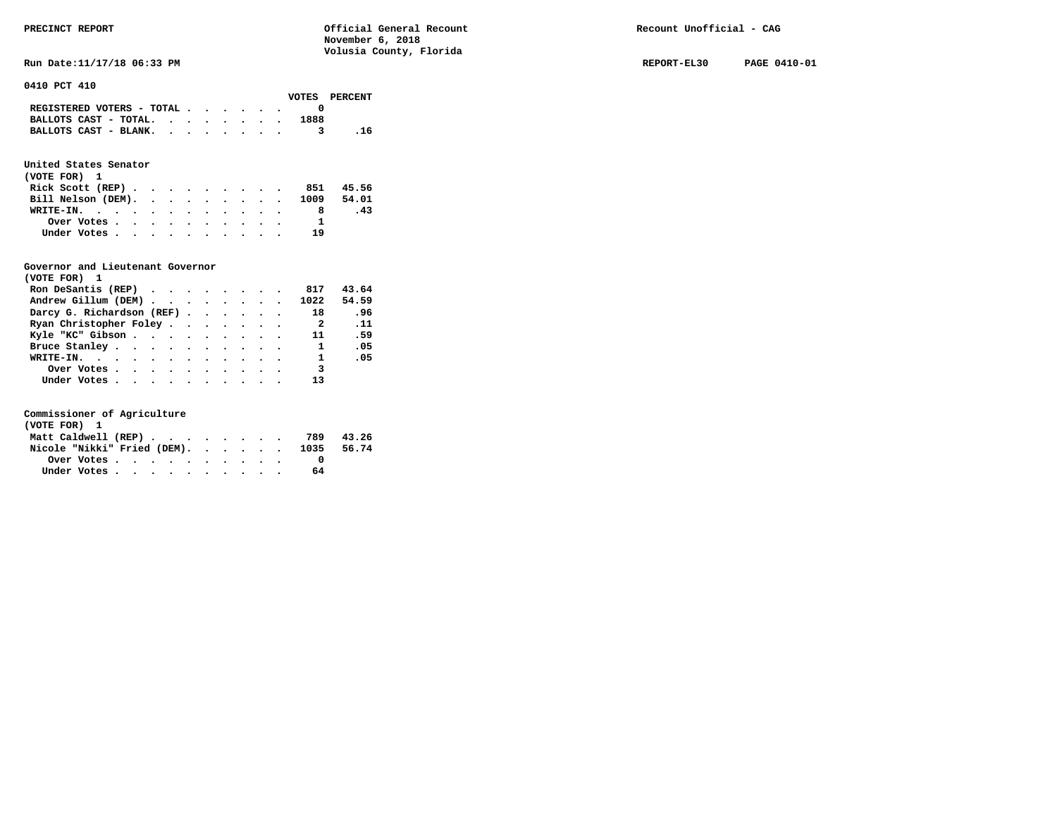PRECINCT REPORT — Official General Recount, November 6, 2018, Volusia County, Florida — Recount Unofficial - CAG

Run Date:11/17/18 06:33 PM — REPORT-EL30 — PAGE 0410-01

## 0410 PCT 410

| | VOTES | PERCENT |
|---|---|---|
| REGISTERED VOTERS - TOTAL | 0 | |
| BALLOTS CAST - TOTAL. | 1888 | |
| BALLOTS CAST - BLANK. | 3 | .16 |

### United States Senator
(VOTE FOR) 1

| | VOTES | PERCENT |
|---|---|---|
| Rick Scott (REP) | 851 | 45.56 |
| Bill Nelson (DEM). | 1009 | 54.01 |
| WRITE-IN. | 8 | .43 |
| Over Votes | 1 | |
| Under Votes | 19 | |

### Governor and Lieutenant Governor
(VOTE FOR) 1

| | VOTES | PERCENT |
|---|---|---|
| Ron DeSantis (REP) | 817 | 43.64 |
| Andrew Gillum (DEM) | 1022 | 54.59 |
| Darcy G. Richardson (REF) | 18 | .96 |
| Ryan Christopher Foley | 2 | .11 |
| Kyle "KC" Gibson | 11 | .59 |
| Bruce Stanley | 1 | .05 |
| WRITE-IN. | 1 | .05 |
| Over Votes | 3 | |
| Under Votes | 13 | |

### Commissioner of Agriculture
(VOTE FOR) 1

| | VOTES | PERCENT |
|---|---|---|
| Matt Caldwell (REP) | 789 | 43.26 |
| Nicole "Nikki" Fried (DEM). | 1035 | 56.74 |
| Over Votes | 0 | |
| Under Votes | 64 | |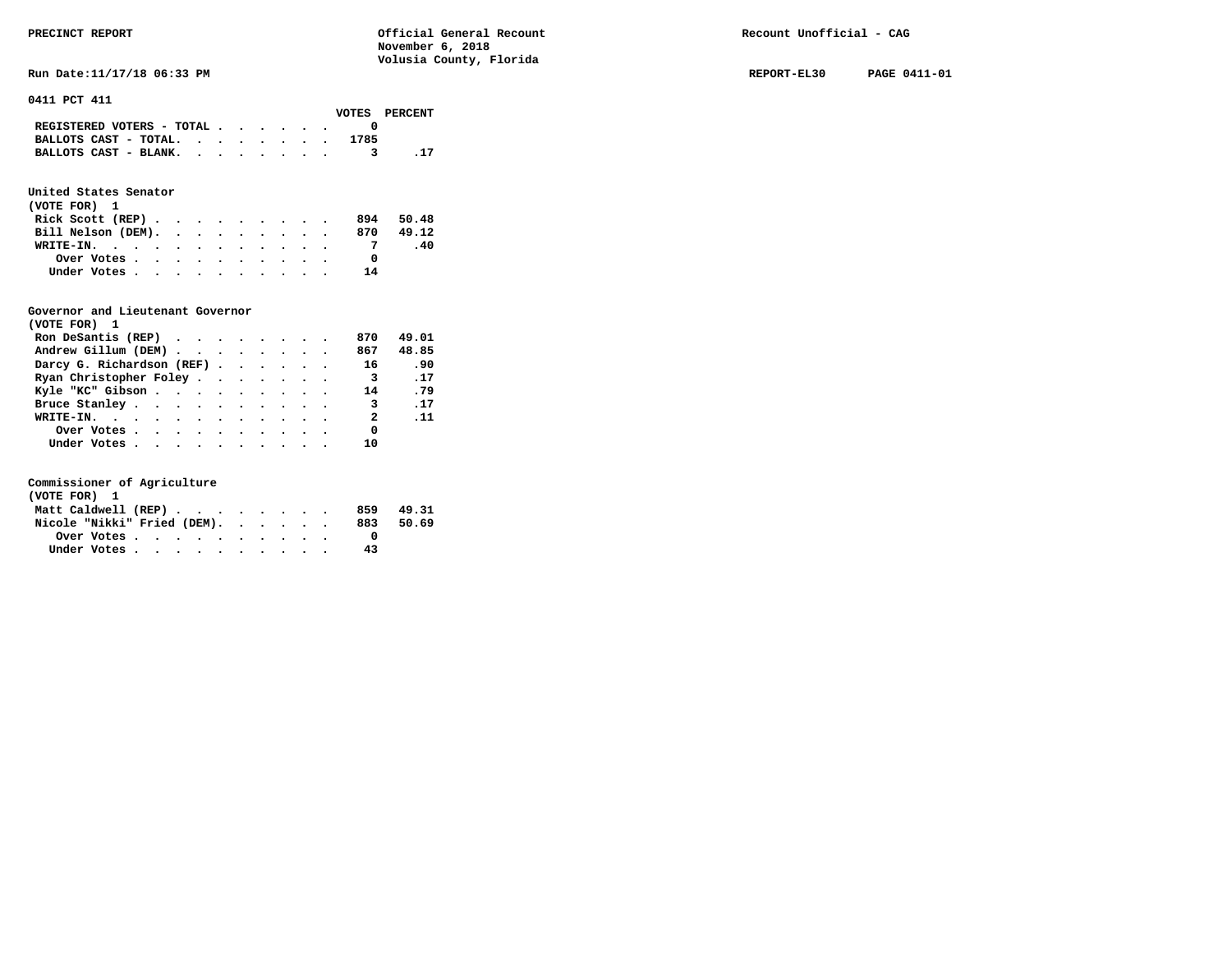PRECINCT REPORT — Official General Recount — November 6, 2018 — Volusia County, Florida — Recount Unofficial - CAG

Run Date:11/17/18 06:33 PM — REPORT-EL30 — PAGE 0411-01

## 0411 PCT 411

| | VOTES | PERCENT |
|---|---|---|
| REGISTERED VOTERS - TOTAL | 0 | |
| BALLOTS CAST - TOTAL | 1785 | |
| BALLOTS CAST - BLANK | 3 | .17 |

### United States Senator
(VOTE FOR) 1

| | VOTES | PERCENT |
|---|---|---|
| Rick Scott (REP) | 894 | 50.48 |
| Bill Nelson (DEM) | 870 | 49.12 |
| WRITE-IN | 7 | .40 |
| Over Votes | 0 | |
| Under Votes | 14 | |

### Governor and Lieutenant Governor
(VOTE FOR) 1

| | VOTES | PERCENT |
|---|---|---|
| Ron DeSantis (REP) | 870 | 49.01 |
| Andrew Gillum (DEM) | 867 | 48.85 |
| Darcy G. Richardson (REF) | 16 | .90 |
| Ryan Christopher Foley | 3 | .17 |
| Kyle "KC" Gibson | 14 | .79 |
| Bruce Stanley | 3 | .17 |
| WRITE-IN | 2 | .11 |
| Over Votes | 0 | |
| Under Votes | 10 | |

### Commissioner of Agriculture
(VOTE FOR) 1

| | VOTES | PERCENT |
|---|---|---|
| Matt Caldwell (REP) | 859 | 49.31 |
| Nicole "Nikki" Fried (DEM) | 883 | 50.69 |
| Over Votes | 0 | |
| Under Votes | 43 | |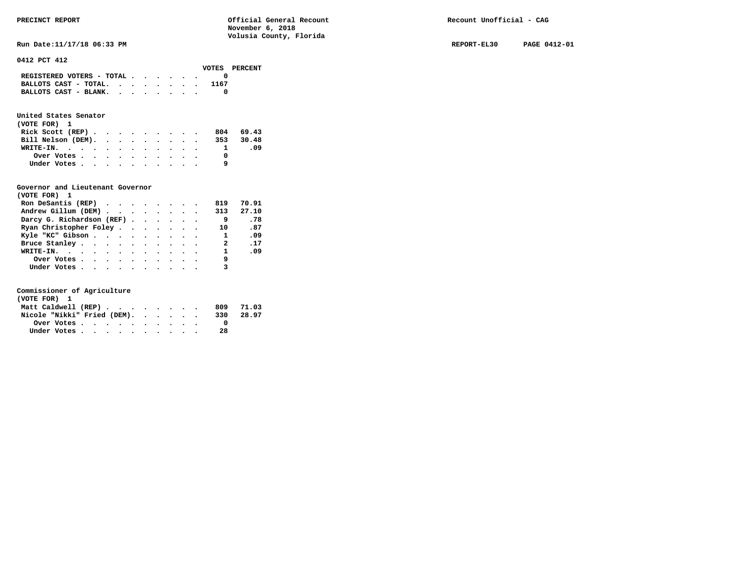PRECINCT REPORT — Official General Recount — November 6, 2018 — Volusia County, Florida — Recount Unofficial - CAG

Run Date:11/17/18 06:33 PM — REPORT-EL30 — PAGE 0412-01

## 0412 PCT 412

| | VOTES | PERCENT |
|---|---|---|
| REGISTERED VOTERS - TOTAL | 0 | |
| BALLOTS CAST - TOTAL. | 1167 | |
| BALLOTS CAST - BLANK. | 0 | |

### United States Senator
(VOTE FOR) 1

| | VOTES | PERCENT |
|---|---|---|
| Rick Scott (REP) | 804 | 69.43 |
| Bill Nelson (DEM). | 353 | 30.48 |
| WRITE-IN. | 1 | .09 |
| Over Votes | 0 | |
| Under Votes | 9 | |

### Governor and Lieutenant Governor
(VOTE FOR) 1

| | VOTES | PERCENT |
|---|---|---|
| Ron DeSantis (REP) | 819 | 70.91 |
| Andrew Gillum (DEM) | 313 | 27.10 |
| Darcy G. Richardson (REF) | 9 | .78 |
| Ryan Christopher Foley | 10 | .87 |
| Kyle "KC" Gibson | 1 | .09 |
| Bruce Stanley | 2 | .17 |
| WRITE-IN. | 1 | .09 |
| Over Votes | 9 | |
| Under Votes | 3 | |

### Commissioner of Agriculture
(VOTE FOR) 1

| | VOTES | PERCENT |
|---|---|---|
| Matt Caldwell (REP) | 809 | 71.03 |
| Nicole "Nikki" Fried (DEM). | 330 | 28.97 |
| Over Votes | 0 | |
| Under Votes | 28 | |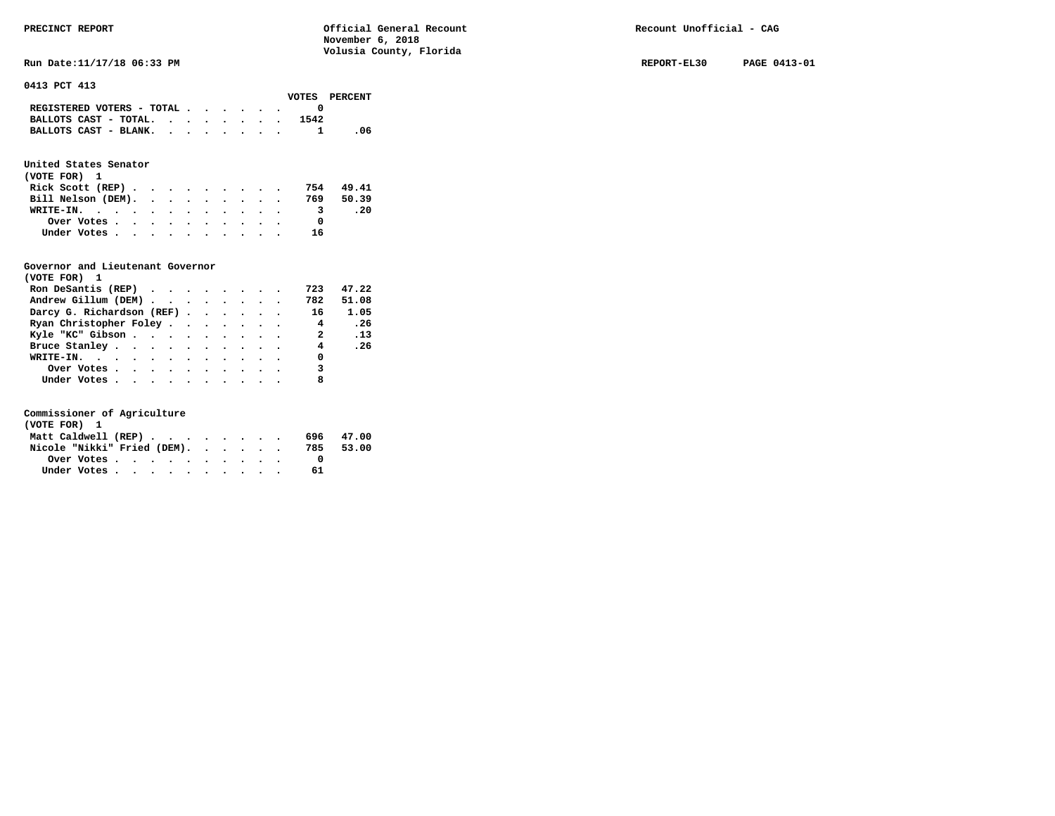**PRECINCT REPORT** — Official General Recount, November 6, 2018, Volusia County, Florida — Recount Unofficial - CAG

Run Date:11/17/18 06:33 PM — REPORT-EL30 — PAGE 0413-01

## 0413 PCT 413

| | VOTES | PERCENT |
|---|---|---|
| REGISTERED VOTERS - TOTAL | 0 | |
| BALLOTS CAST - TOTAL. | 1542 | |
| BALLOTS CAST - BLANK. | 1 | .06 |

### United States Senator
(VOTE FOR) 1

| | VOTES | PERCENT |
|---|---|---|
| Rick Scott (REP) | 754 | 49.41 |
| Bill Nelson (DEM). | 769 | 50.39 |
| WRITE-IN. | 3 | .20 |
| Over Votes | 0 | |
| Under Votes | 16 | |

### Governor and Lieutenant Governor
(VOTE FOR) 1

| | VOTES | PERCENT |
|---|---|---|
| Ron DeSantis (REP) | 723 | 47.22 |
| Andrew Gillum (DEM) | 782 | 51.08 |
| Darcy G. Richardson (REF) | 16 | 1.05 |
| Ryan Christopher Foley | 4 | .26 |
| Kyle "KC" Gibson | 2 | .13 |
| Bruce Stanley | 4 | .26 |
| WRITE-IN. | 0 | |
| Over Votes | 3 | |
| Under Votes | 8 | |

### Commissioner of Agriculture
(VOTE FOR) 1

| | VOTES | PERCENT |
|---|---|---|
| Matt Caldwell (REP) | 696 | 47.00 |
| Nicole "Nikki" Fried (DEM). | 785 | 53.00 |
| Over Votes | 0 | |
| Under Votes | 61 | |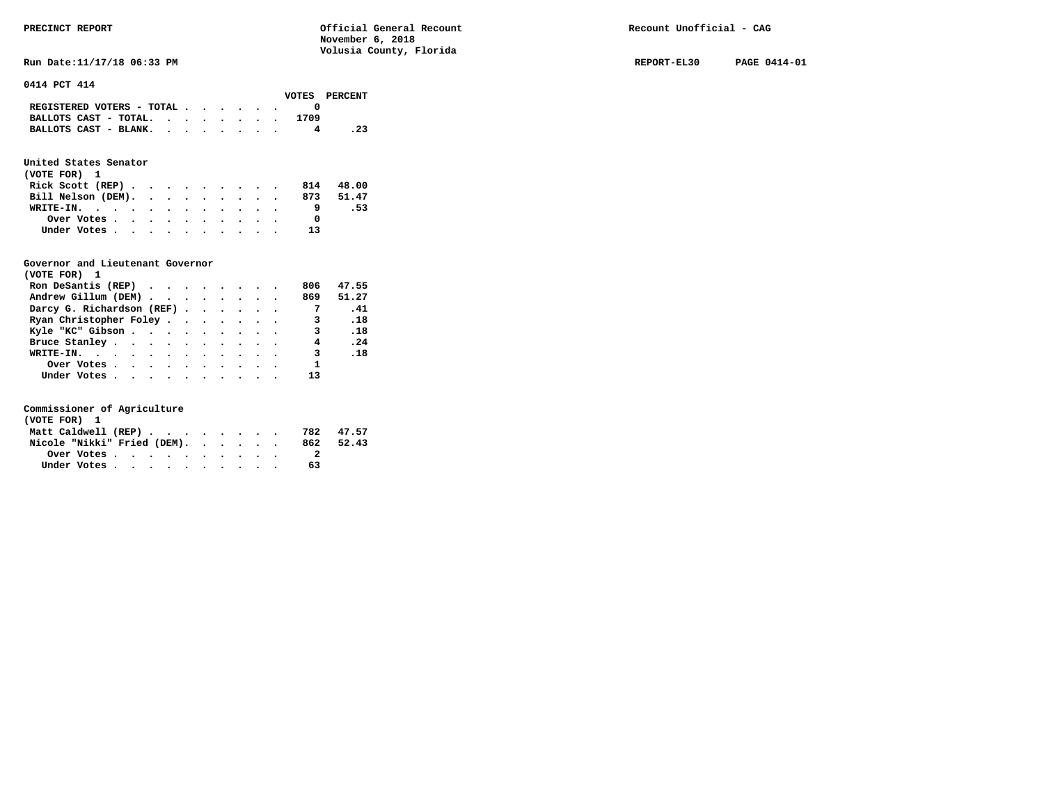PRECINCT REPORT — Official General Recount — November 6, 2018 — Volusia County, Florida — Recount Unofficial - CAG

Run Date:11/17/18 06:33 PM — REPORT-EL30 — PAGE 0414-01

## 0414 PCT 414

| | VOTES | PERCENT |
|---|---|---|
| REGISTERED VOTERS - TOTAL | 0 | |
| BALLOTS CAST - TOTAL. | 1709 | |
| BALLOTS CAST - BLANK. | 4 | .23 |

### United States Senator
(VOTE FOR) 1

| | VOTES | PERCENT |
|---|---|---|
| Rick Scott (REP) | 814 | 48.00 |
| Bill Nelson (DEM). | 873 | 51.47 |
| WRITE-IN. | 9 | .53 |
| Over Votes | 0 | |
| Under Votes | 13 | |

### Governor and Lieutenant Governor
(VOTE FOR) 1

| | VOTES | PERCENT |
|---|---|---|
| Ron DeSantis (REP) | 806 | 47.55 |
| Andrew Gillum (DEM) | 869 | 51.27 |
| Darcy G. Richardson (REF) | 7 | .41 |
| Ryan Christopher Foley | 3 | .18 |
| Kyle "KC" Gibson | 3 | .18 |
| Bruce Stanley | 4 | .24 |
| WRITE-IN. | 3 | .18 |
| Over Votes | 1 | |
| Under Votes | 13 | |

### Commissioner of Agriculture
(VOTE FOR) 1

| | VOTES | PERCENT |
|---|---|---|
| Matt Caldwell (REP) | 782 | 47.57 |
| Nicole "Nikki" Fried (DEM). | 862 | 52.43 |
| Over Votes | 2 | |
| Under Votes | 63 | |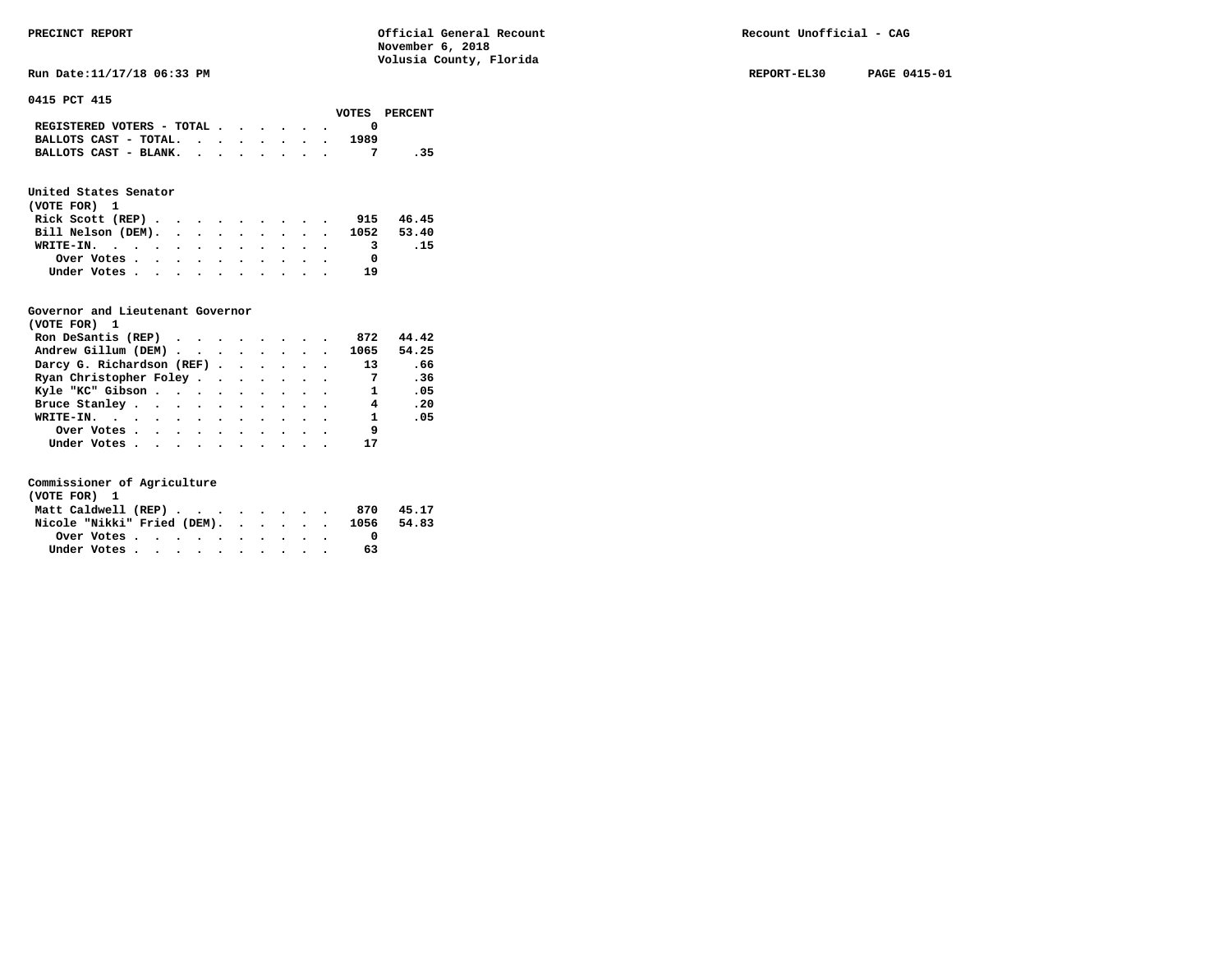PRECINCT REPORT

Official General Recount
November 6, 2018
Volusia County, Florida

Recount Unofficial - CAG

Run Date:11/17/18 06:33 PM

REPORT-EL30 PAGE 0415-01

## 0415 PCT 415

| | VOTES | PERCENT |
|---|---|---|
| REGISTERED VOTERS - TOTAL | 0 | |
| BALLOTS CAST - TOTAL. | 1989 | |
| BALLOTS CAST - BLANK. | 7 | .35 |

### United States Senator
(VOTE FOR) 1

| | VOTES | PERCENT |
|---|---|---|
| Rick Scott (REP) | 915 | 46.45 |
| Bill Nelson (DEM). | 1052 | 53.40 |
| WRITE-IN. | 3 | .15 |
| Over Votes | 0 | |
| Under Votes | 19 | |

### Governor and Lieutenant Governor
(VOTE FOR) 1

| | VOTES | PERCENT |
|---|---|---|
| Ron DeSantis (REP) | 872 | 44.42 |
| Andrew Gillum (DEM) | 1065 | 54.25 |
| Darcy G. Richardson (REF) | 13 | .66 |
| Ryan Christopher Foley | 7 | .36 |
| Kyle "KC" Gibson | 1 | .05 |
| Bruce Stanley | 4 | .20 |
| WRITE-IN. | 1 | .05 |
| Over Votes | 9 | |
| Under Votes | 17 | |

### Commissioner of Agriculture
(VOTE FOR) 1

| | VOTES | PERCENT |
|---|---|---|
| Matt Caldwell (REP) | 870 | 45.17 |
| Nicole "Nikki" Fried (DEM). | 1056 | 54.83 |
| Over Votes | 0 | |
| Under Votes | 63 | |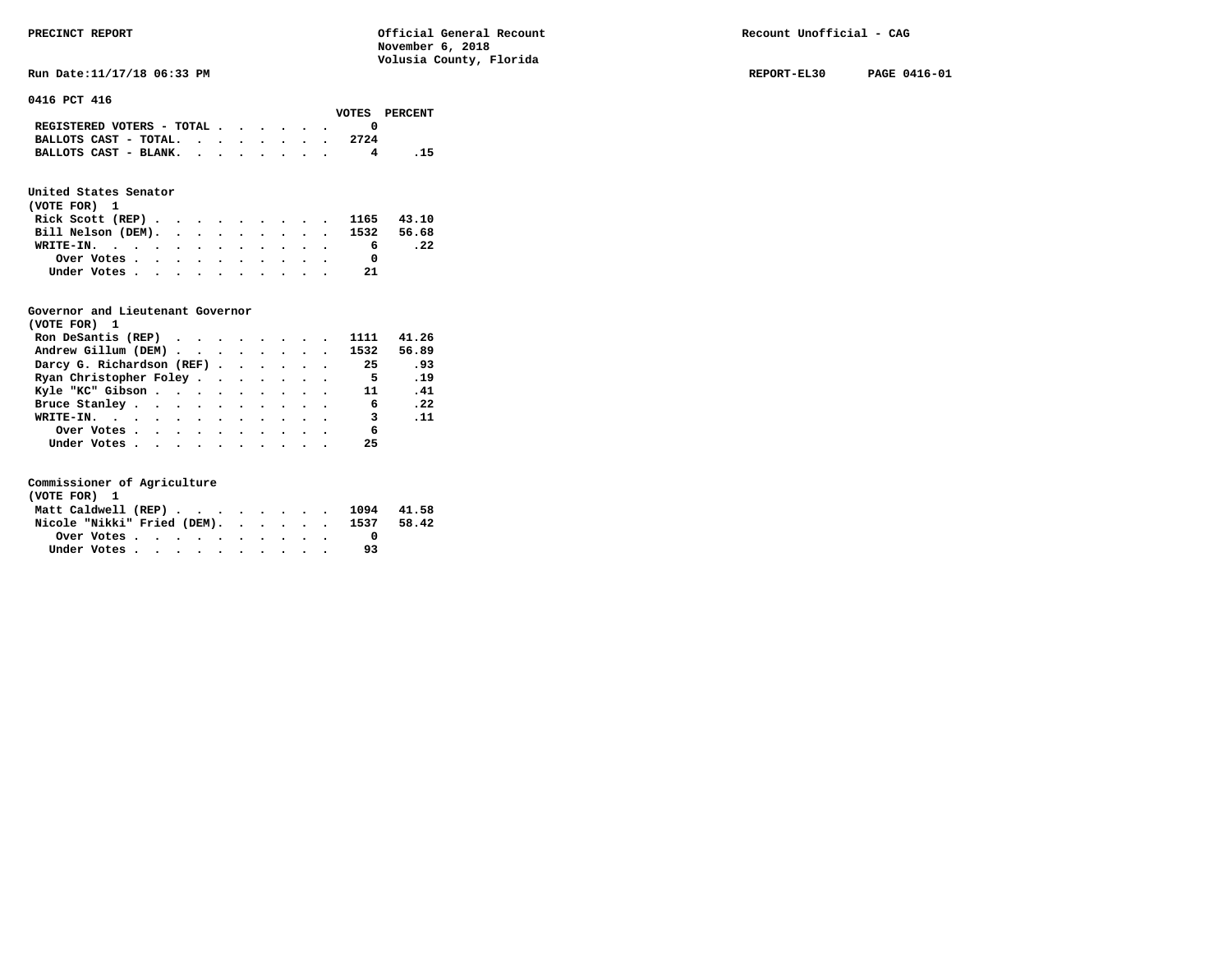PRECINCT REPORT — Official General Recount — November 6, 2018 — Volusia County, Florida — Recount Unofficial - CAG

Run Date:11/17/18 06:33 PM — REPORT-EL30 — PAGE 0416-01

## 0416 PCT 416

| | VOTES | PERCENT |
|---|---|---|
| REGISTERED VOTERS - TOTAL | 0 | |
| BALLOTS CAST - TOTAL. | 2724 | |
| BALLOTS CAST - BLANK. | 4 | .15 |

### United States Senator
(VOTE FOR) 1

| | VOTES | PERCENT |
|---|---|---|
| Rick Scott (REP) | 1165 | 43.10 |
| Bill Nelson (DEM). | 1532 | 56.68 |
| WRITE-IN. | 6 | .22 |
| Over Votes | 0 | |
| Under Votes | 21 | |

### Governor and Lieutenant Governor
(VOTE FOR) 1

| | VOTES | PERCENT |
|---|---|---|
| Ron DeSantis (REP) | 1111 | 41.26 |
| Andrew Gillum (DEM) | 1532 | 56.89 |
| Darcy G. Richardson (REF) | 25 | .93 |
| Ryan Christopher Foley | 5 | .19 |
| Kyle "KC" Gibson | 11 | .41 |
| Bruce Stanley | 6 | .22 |
| WRITE-IN. | 3 | .11 |
| Over Votes | 6 | |
| Under Votes | 25 | |

### Commissioner of Agriculture
(VOTE FOR) 1

| | VOTES | PERCENT |
|---|---|---|
| Matt Caldwell (REP) | 1094 | 41.58 |
| Nicole "Nikki" Fried (DEM). | 1537 | 58.42 |
| Over Votes | 0 | |
| Under Votes | 93 | |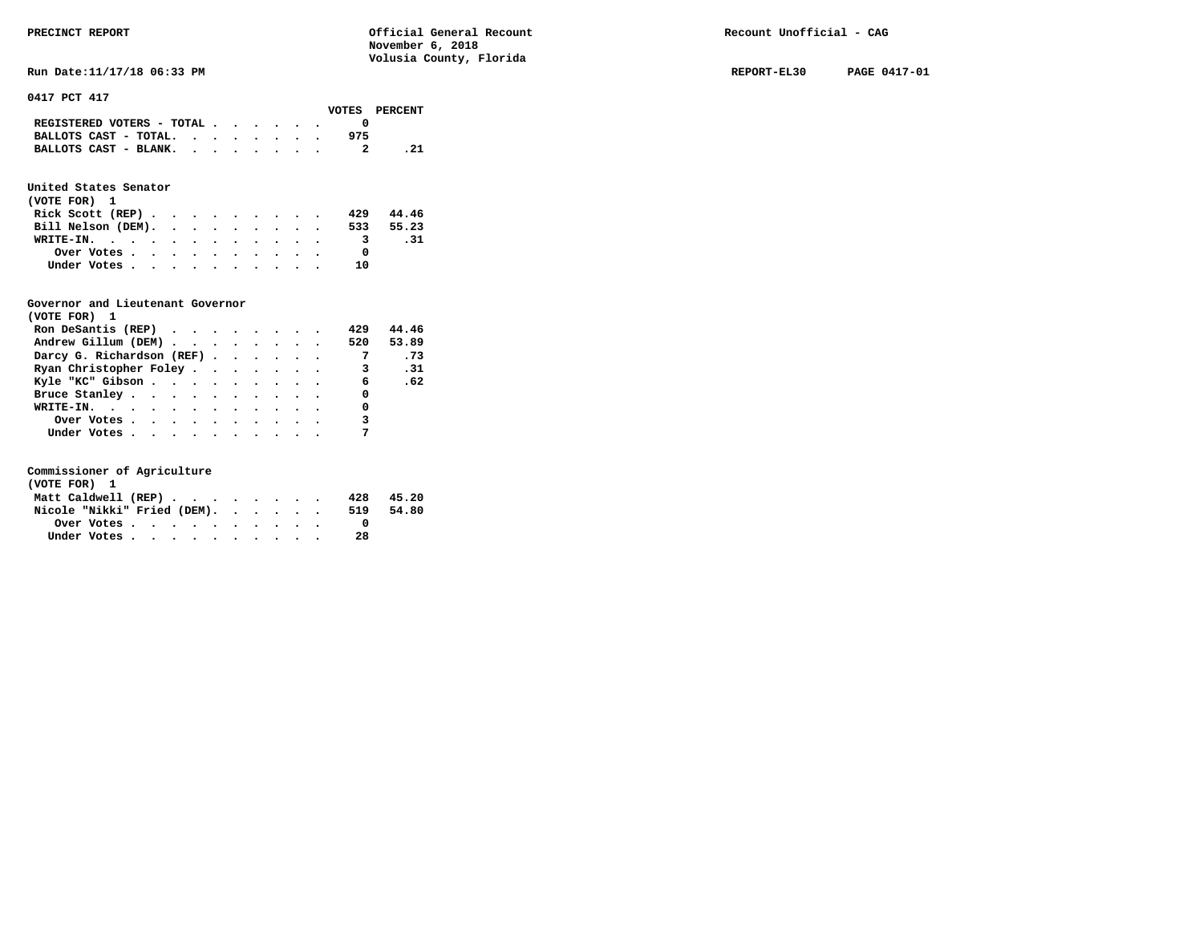PRECINCT REPORT — Official General Recount — November 6, 2018 — Volusia County, Florida — Recount Unofficial - CAG

Run Date:11/17/18 06:33 PM — REPORT-EL30 — PAGE 0417-01

## 0417 PCT 417

| | VOTES | PERCENT |
|---|---|---|
| REGISTERED VOTERS - TOTAL | 0 | |
| BALLOTS CAST - TOTAL. | 975 | |
| BALLOTS CAST - BLANK. | 2 | .21 |

### United States Senator
(VOTE FOR) 1

| | VOTES | PERCENT |
|---|---|---|
| Rick Scott (REP) | 429 | 44.46 |
| Bill Nelson (DEM). | 533 | 55.23 |
| WRITE-IN. | 3 | .31 |
| Over Votes | 0 | |
| Under Votes | 10 | |

### Governor and Lieutenant Governor
(VOTE FOR) 1

| | VOTES | PERCENT |
|---|---|---|
| Ron DeSantis (REP) | 429 | 44.46 |
| Andrew Gillum (DEM) | 520 | 53.89 |
| Darcy G. Richardson (REF) | 7 | .73 |
| Ryan Christopher Foley | 3 | .31 |
| Kyle "KC" Gibson | 6 | .62 |
| Bruce Stanley | 0 | |
| WRITE-IN. | 0 | |
| Over Votes | 3 | |
| Under Votes | 7 | |

### Commissioner of Agriculture
(VOTE FOR) 1

| | VOTES | PERCENT |
|---|---|---|
| Matt Caldwell (REP) | 428 | 45.20 |
| Nicole "Nikki" Fried (DEM). | 519 | 54.80 |
| Over Votes | 0 | |
| Under Votes | 28 | |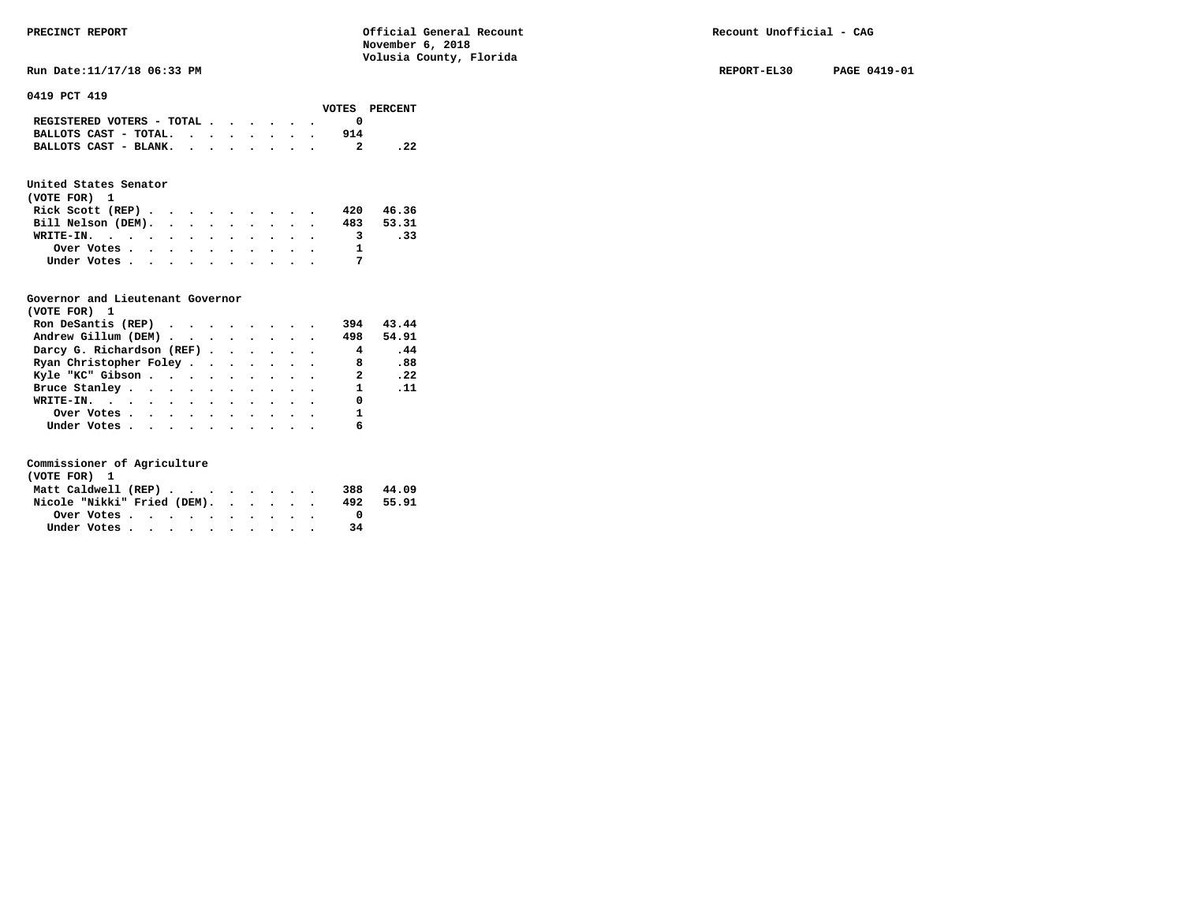PRECINCT REPORT — Official General Recount — November 6, 2018 — Volusia County, Florida — Recount Unofficial - CAG

Run Date:11/17/18 06:33 PM — REPORT-EL30 PAGE 0419-01

## 0419 PCT 419

| | VOTES | PERCENT |
|---|---|---|
| REGISTERED VOTERS - TOTAL | 0 | |
| BALLOTS CAST - TOTAL. | 914 | |
| BALLOTS CAST - BLANK. | 2 | .22 |

### United States Senator
(VOTE FOR) 1

| | VOTES | PERCENT |
|---|---|---|
| Rick Scott (REP) | 420 | 46.36 |
| Bill Nelson (DEM). | 483 | 53.31 |
| WRITE-IN. | 3 | .33 |
| Over Votes | 1 | |
| Under Votes | 7 | |

### Governor and Lieutenant Governor
(VOTE FOR) 1

| | VOTES | PERCENT |
|---|---|---|
| Ron DeSantis (REP) | 394 | 43.44 |
| Andrew Gillum (DEM) | 498 | 54.91 |
| Darcy G. Richardson (REF) | 4 | .44 |
| Ryan Christopher Foley | 8 | .88 |
| Kyle "KC" Gibson | 2 | .22 |
| Bruce Stanley | 1 | .11 |
| WRITE-IN. | 0 | |
| Over Votes | 1 | |
| Under Votes | 6 | |

### Commissioner of Agriculture
(VOTE FOR) 1

| | VOTES | PERCENT |
|---|---|---|
| Matt Caldwell (REP) | 388 | 44.09 |
| Nicole "Nikki" Fried (DEM). | 492 | 55.91 |
| Over Votes | 0 | |
| Under Votes | 34 | |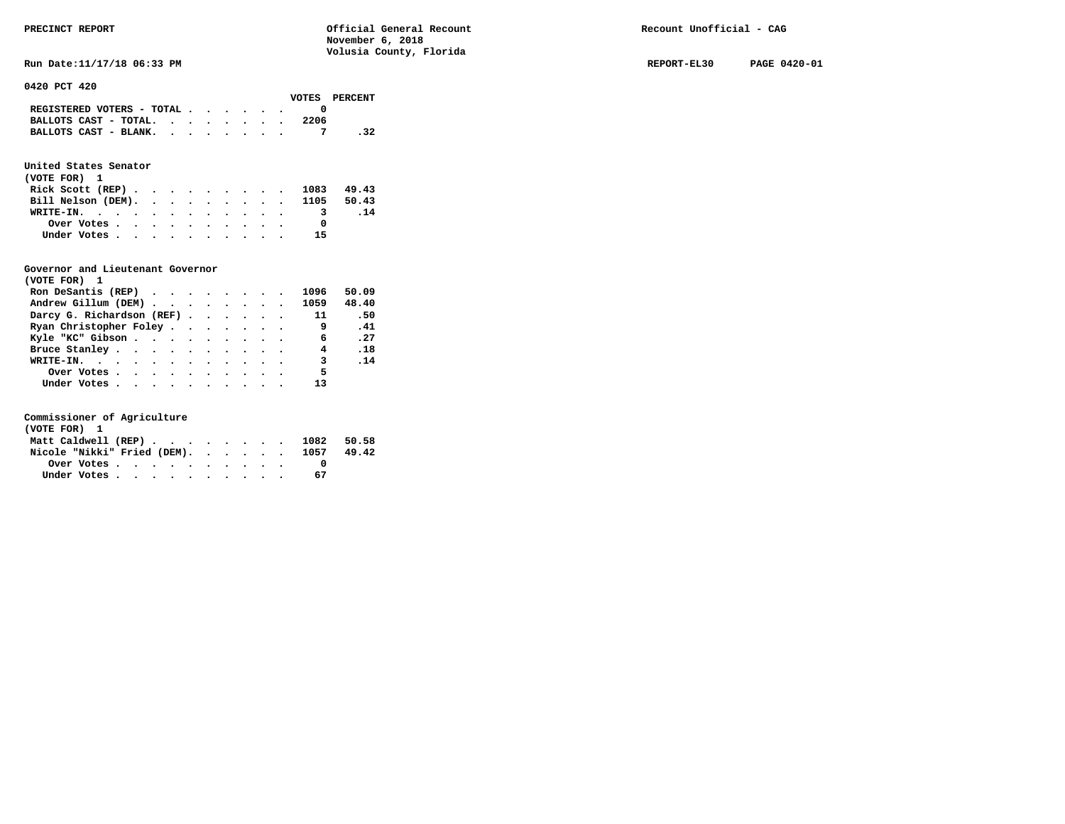PRECINCT REPORT

Official General Recount
November 6, 2018
Volusia County, Florida

Recount Unofficial - CAG

Run Date:11/17/18 06:33 PM

REPORT-EL30 PAGE 0420-01

## 0420 PCT 420

| | VOTES | PERCENT |
|---|---|---|
| REGISTERED VOTERS - TOTAL | 0 | |
| BALLOTS CAST - TOTAL. | 2206 | |
| BALLOTS CAST - BLANK. | 7 | .32 |

### United States Senator
(VOTE FOR) 1

| | VOTES | PERCENT |
|---|---|---|
| Rick Scott (REP) | 1083 | 49.43 |
| Bill Nelson (DEM). | 1105 | 50.43 |
| WRITE-IN. | 3 | .14 |
| Over Votes | 0 | |
| Under Votes | 15 | |

### Governor and Lieutenant Governor
(VOTE FOR) 1

| | VOTES | PERCENT |
|---|---|---|
| Ron DeSantis (REP) | 1096 | 50.09 |
| Andrew Gillum (DEM) | 1059 | 48.40 |
| Darcy G. Richardson (REF) | 11 | .50 |
| Ryan Christopher Foley | 9 | .41 |
| Kyle "KC" Gibson | 6 | .27 |
| Bruce Stanley | 4 | .18 |
| WRITE-IN. | 3 | .14 |
| Over Votes | 5 | |
| Under Votes | 13 | |

### Commissioner of Agriculture
(VOTE FOR) 1

| | VOTES | PERCENT |
|---|---|---|
| Matt Caldwell (REP) | 1082 | 50.58 |
| Nicole "Nikki" Fried (DEM). | 1057 | 49.42 |
| Over Votes | 0 | |
| Under Votes | 67 | |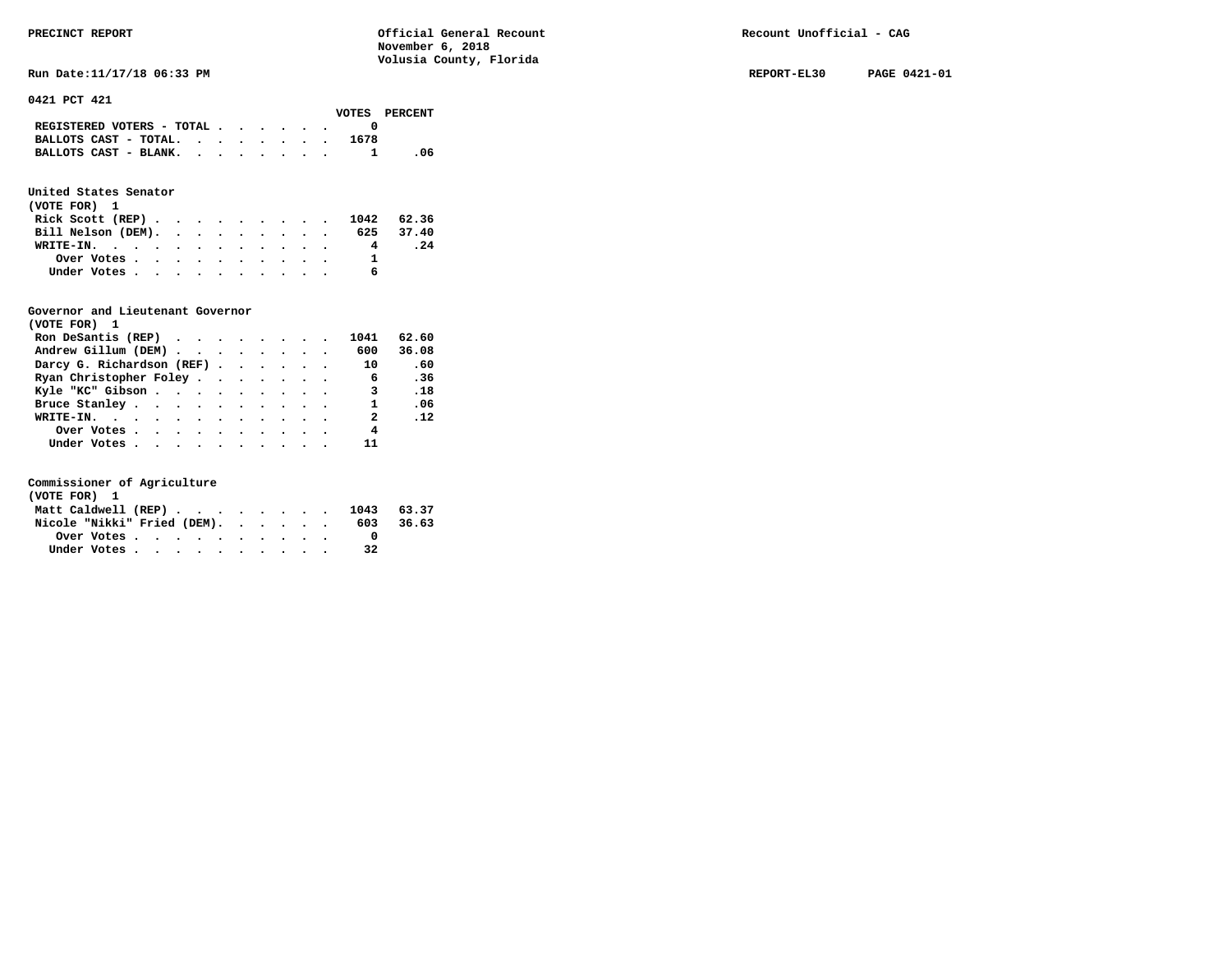## 0421 PCT 421

| | VOTES | PERCENT |
|---|---|---|
| REGISTERED VOTERS - TOTAL | 0 | |
| BALLOTS CAST - TOTAL. | 1678 | |
| BALLOTS CAST - BLANK. | 1 | .06 |

### United States Senator
(VOTE FOR) 1

| | VOTES | PERCENT |
|---|---|---|
| Rick Scott (REP) | 1042 | 62.36 |
| Bill Nelson (DEM). | 625 | 37.40 |
| WRITE-IN. | 4 | .24 |
| Over Votes | 1 | |
| Under Votes | 6 | |

### Governor and Lieutenant Governor
(VOTE FOR) 1

| | VOTES | PERCENT |
|---|---|---|
| Ron DeSantis (REP) | 1041 | 62.60 |
| Andrew Gillum (DEM) | 600 | 36.08 |
| Darcy G. Richardson (REF) | 10 | .60 |
| Ryan Christopher Foley | 6 | .36 |
| Kyle "KC" Gibson | 3 | .18 |
| Bruce Stanley | 1 | .06 |
| WRITE-IN. | 2 | .12 |
| Over Votes | 4 | |
| Under Votes | 11 | |

### Commissioner of Agriculture
(VOTE FOR) 1

| | VOTES | PERCENT |
|---|---|---|
| Matt Caldwell (REP) | 1043 | 63.37 |
| Nicole "Nikki" Fried (DEM). | 603 | 36.63 |
| Over Votes | 0 | |
| Under Votes | 32 | |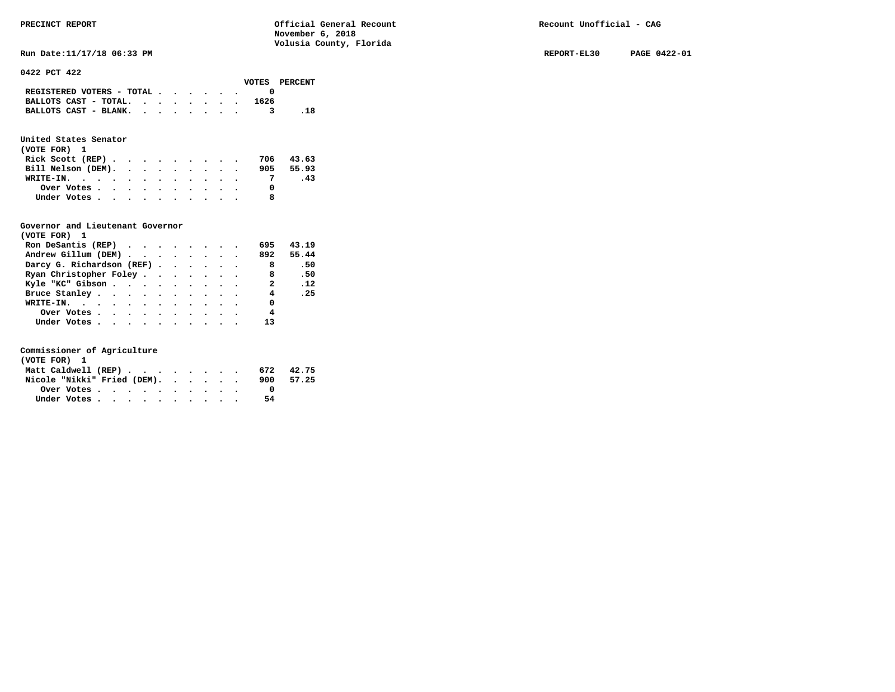**PRECINCT REPORT**

**Official General Recount**
**November 6, 2018**
**Volusia County, Florida**

**Recount Unofficial - CAG**

**Run Date:11/17/18 06:33 PM**

**REPORT-EL30 PAGE 0422-01**

## 0422 PCT 422

| | VOTES | PERCENT |
|---|---|---|
| REGISTERED VOTERS - TOTAL | 0 | |
| BALLOTS CAST - TOTAL. | 1626 | |
| BALLOTS CAST - BLANK. | 3 | .18 |

### United States Senator
(VOTE FOR) 1

| | VOTES | PERCENT |
|---|---|---|
| Rick Scott (REP) | 706 | 43.63 |
| Bill Nelson (DEM). | 905 | 55.93 |
| WRITE-IN. | 7 | .43 |
| Over Votes | 0 | |
| Under Votes | 8 | |

### Governor and Lieutenant Governor
(VOTE FOR) 1

| | VOTES | PERCENT |
|---|---|---|
| Ron DeSantis (REP) | 695 | 43.19 |
| Andrew Gillum (DEM) | 892 | 55.44 |
| Darcy G. Richardson (REF) | 8 | .50 |
| Ryan Christopher Foley | 8 | .50 |
| Kyle "KC" Gibson | 2 | .12 |
| Bruce Stanley | 4 | .25 |
| WRITE-IN. | 0 | |
| Over Votes | 4 | |
| Under Votes | 13 | |

### Commissioner of Agriculture
(VOTE FOR) 1

| | VOTES | PERCENT |
|---|---|---|
| Matt Caldwell (REP) | 672 | 42.75 |
| Nicole "Nikki" Fried (DEM). | 900 | 57.25 |
| Over Votes | 0 | |
| Under Votes | 54 | |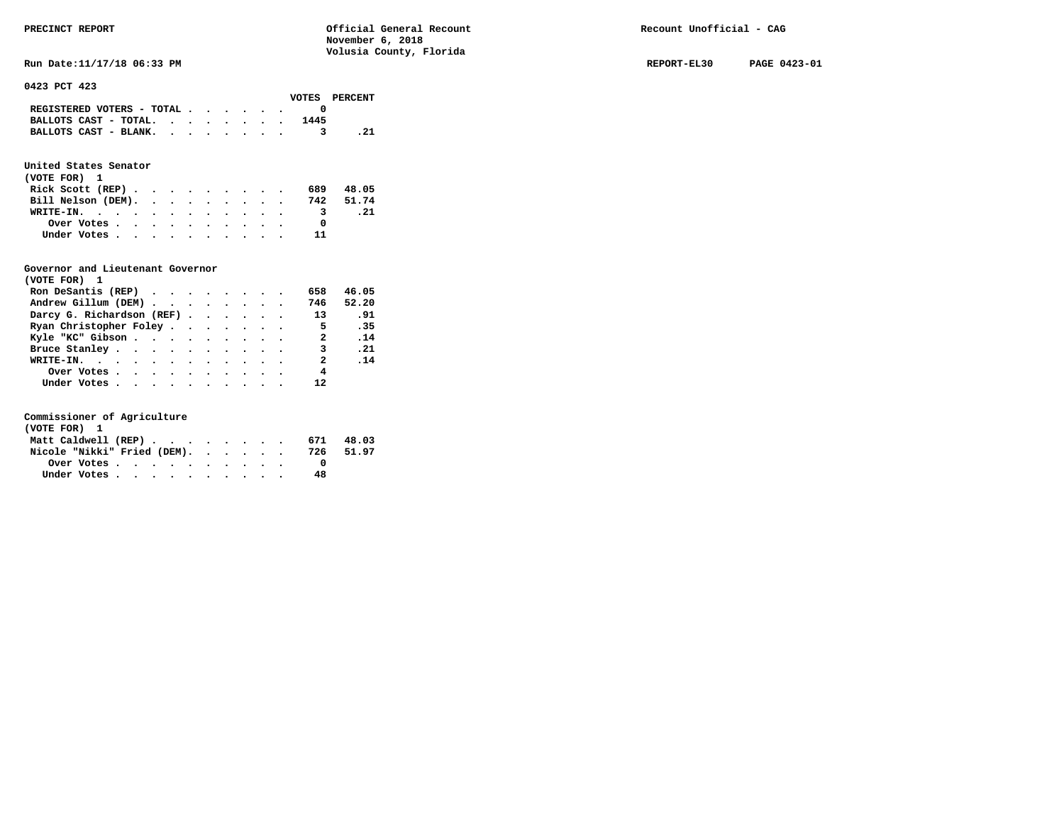PRECINCT REPORT — Official General Recount — November 6, 2018 — Volusia County, Florida — Recount Unofficial - CAG

Run Date:11/17/18 06:33 PM — REPORT-EL30 — PAGE 0423-01

## 0423 PCT 423

| | VOTES | PERCENT |
|---|---|---|
| REGISTERED VOTERS - TOTAL | 0 | |
| BALLOTS CAST - TOTAL. | 1445 | |
| BALLOTS CAST - BLANK. | 3 | .21 |

### United States Senator
(VOTE FOR) 1

| | VOTES | PERCENT |
|---|---|---|
| Rick Scott (REP) | 689 | 48.05 |
| Bill Nelson (DEM). | 742 | 51.74 |
| WRITE-IN. | 3 | .21 |
| Over Votes | 0 | |
| Under Votes | 11 | |

### Governor and Lieutenant Governor
(VOTE FOR) 1

| | VOTES | PERCENT |
|---|---|---|
| Ron DeSantis (REP) | 658 | 46.05 |
| Andrew Gillum (DEM) | 746 | 52.20 |
| Darcy G. Richardson (REF) | 13 | .91 |
| Ryan Christopher Foley | 5 | .35 |
| Kyle "KC" Gibson | 2 | .14 |
| Bruce Stanley | 3 | .21 |
| WRITE-IN. | 2 | .14 |
| Over Votes | 4 | |
| Under Votes | 12 | |

### Commissioner of Agriculture
(VOTE FOR) 1

| | VOTES | PERCENT |
|---|---|---|
| Matt Caldwell (REP) | 671 | 48.03 |
| Nicole "Nikki" Fried (DEM). | 726 | 51.97 |
| Over Votes | 0 | |
| Under Votes | 48 | |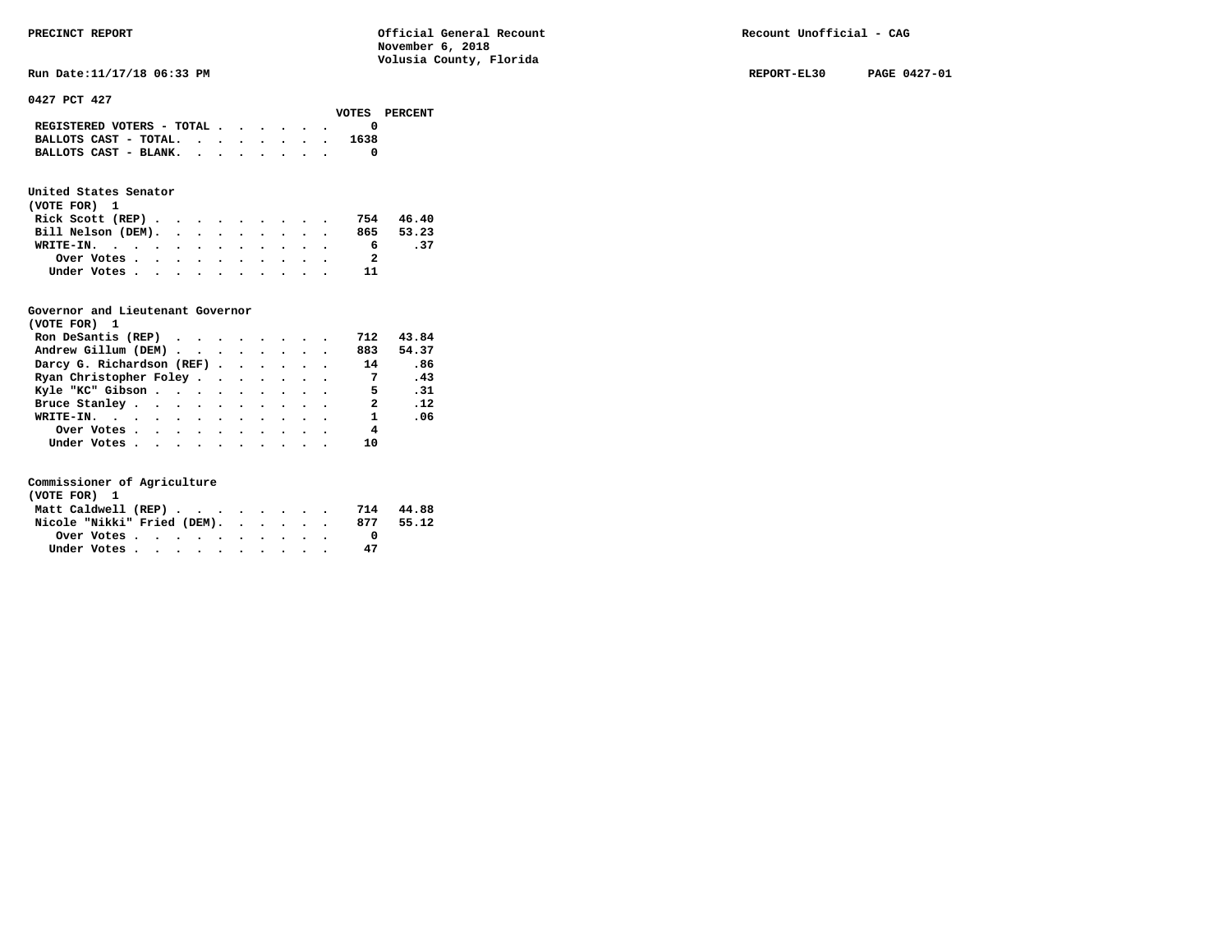## 0427 PCT 427

| | VOTES | PERCENT |
|---|---|---|
| REGISTERED VOTERS - TOTAL | 0 | |
| BALLOTS CAST - TOTAL. | 1638 | |
| BALLOTS CAST - BLANK. | 0 | |

### United States Senator
(VOTE FOR) 1

| | VOTES | PERCENT |
|---|---|---|
| Rick Scott (REP) | 754 | 46.40 |
| Bill Nelson (DEM). | 865 | 53.23 |
| WRITE-IN. | 6 | .37 |
| Over Votes | 2 | |
| Under Votes | 11 | |

### Governor and Lieutenant Governor
(VOTE FOR) 1

| | VOTES | PERCENT |
|---|---|---|
| Ron DeSantis (REP) | 712 | 43.84 |
| Andrew Gillum (DEM) | 883 | 54.37 |
| Darcy G. Richardson (REF) | 14 | .86 |
| Ryan Christopher Foley | 7 | .43 |
| Kyle "KC" Gibson | 5 | .31 |
| Bruce Stanley | 2 | .12 |
| WRITE-IN. | 1 | .06 |
| Over Votes | 4 | |
| Under Votes | 10 | |

### Commissioner of Agriculture
(VOTE FOR) 1

| | VOTES | PERCENT |
|---|---|---|
| Matt Caldwell (REP) | 714 | 44.88 |
| Nicole "Nikki" Fried (DEM). | 877 | 55.12 |
| Over Votes | 0 | |
| Under Votes | 47 | |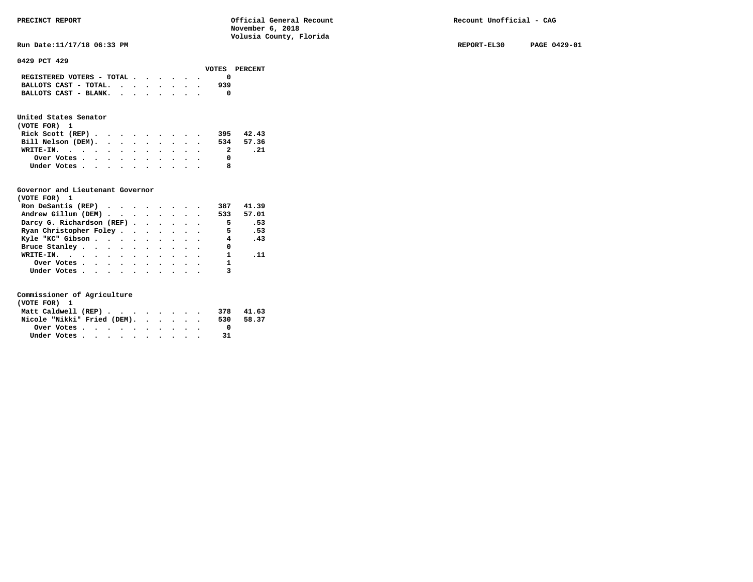PRECINCT REPORT — Official General Recount — November 6, 2018 — Volusia County, Florida — Recount Unofficial - CAG

Run Date:11/17/18 06:33 PM — REPORT-EL30 — PAGE 0429-01

## 0429 PCT 429

| | VOTES | PERCENT |
|---|---|---|
| REGISTERED VOTERS - TOTAL | 0 | |
| BALLOTS CAST - TOTAL. | 939 | |
| BALLOTS CAST - BLANK. | 0 | |

### United States Senator
(VOTE FOR) 1

| | VOTES | PERCENT |
|---|---|---|
| Rick Scott (REP) | 395 | 42.43 |
| Bill Nelson (DEM). | 534 | 57.36 |
| WRITE-IN. | 2 | .21 |
| Over Votes | 0 | |
| Under Votes | 8 | |

### Governor and Lieutenant Governor
(VOTE FOR) 1

| | VOTES | PERCENT |
|---|---|---|
| Ron DeSantis (REP) | 387 | 41.39 |
| Andrew Gillum (DEM) | 533 | 57.01 |
| Darcy G. Richardson (REF) | 5 | .53 |
| Ryan Christopher Foley | 5 | .53 |
| Kyle "KC" Gibson | 4 | .43 |
| Bruce Stanley | 0 | |
| WRITE-IN. | 1 | .11 |
| Over Votes | 1 | |
| Under Votes | 3 | |

### Commissioner of Agriculture
(VOTE FOR) 1

| | VOTES | PERCENT |
|---|---|---|
| Matt Caldwell (REP) | 378 | 41.63 |
| Nicole "Nikki" Fried (DEM). | 530 | 58.37 |
| Over Votes | 0 | |
| Under Votes | 31 | |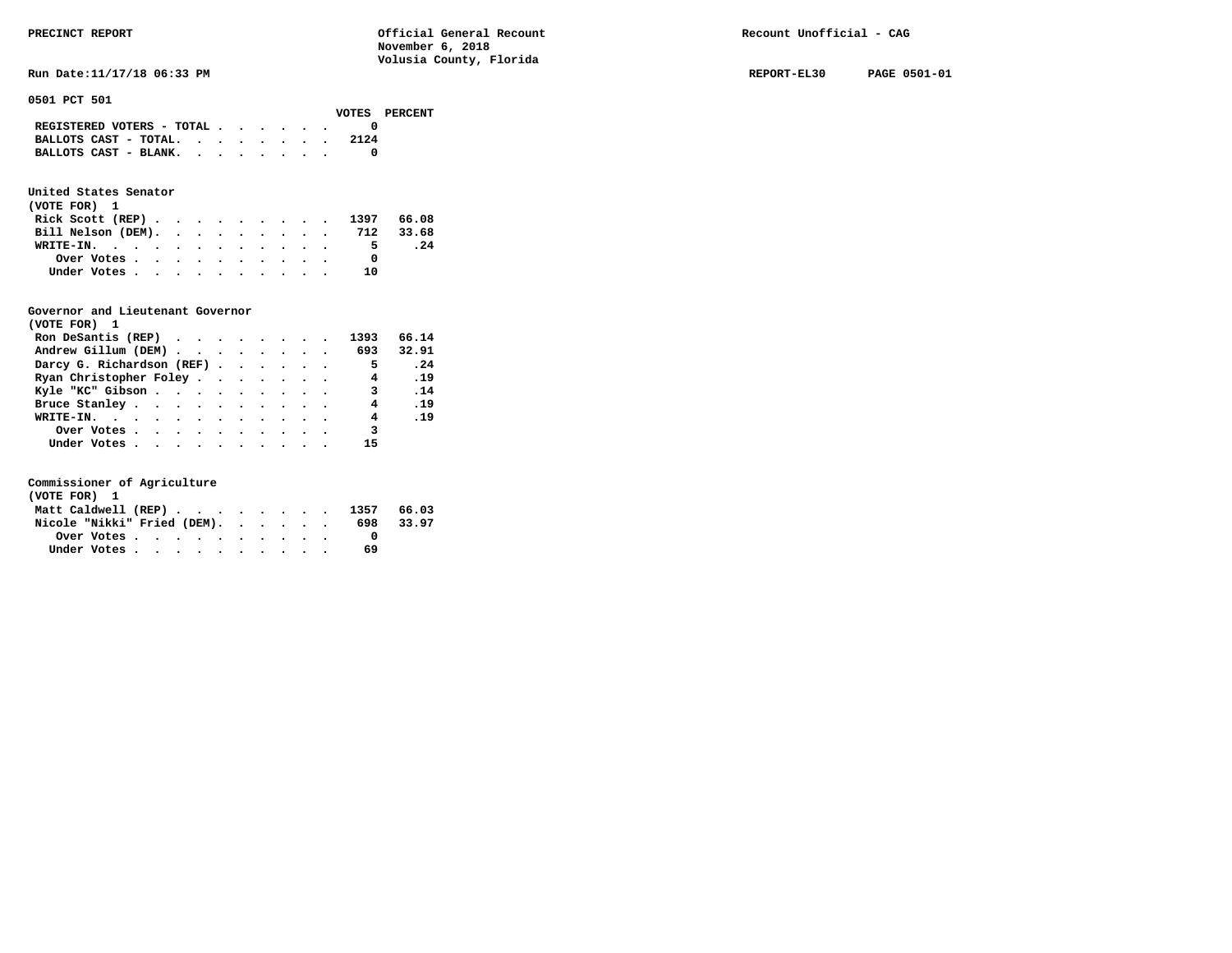PRECINCT REPORT — Official General Recount — November 6, 2018 — Volusia County, Florida — Recount Unofficial - CAG

Run Date:11/17/18 06:33 PM — REPORT-EL30 — PAGE 0501-01

## 0501 PCT 501

| | VOTES | PERCENT |
|---|---|---|
| REGISTERED VOTERS - TOTAL | 0 | |
| BALLOTS CAST - TOTAL. | 2124 | |
| BALLOTS CAST - BLANK. | 0 | |

### United States Senator
(VOTE FOR) 1

| | VOTES | PERCENT |
|---|---|---|
| Rick Scott (REP) | 1397 | 66.08 |
| Bill Nelson (DEM). | 712 | 33.68 |
| WRITE-IN. | 5 | .24 |
| Over Votes | 0 | |
| Under Votes | 10 | |

### Governor and Lieutenant Governor
(VOTE FOR) 1

| | VOTES | PERCENT |
|---|---|---|
| Ron DeSantis (REP) | 1393 | 66.14 |
| Andrew Gillum (DEM) | 693 | 32.91 |
| Darcy G. Richardson (REF) | 5 | .24 |
| Ryan Christopher Foley | 4 | .19 |
| Kyle "KC" Gibson | 3 | .14 |
| Bruce Stanley | 4 | .19 |
| WRITE-IN. | 4 | .19 |
| Over Votes | 3 | |
| Under Votes | 15 | |

### Commissioner of Agriculture
(VOTE FOR) 1

| | VOTES | PERCENT |
|---|---|---|
| Matt Caldwell (REP) | 1357 | 66.03 |
| Nicole "Nikki" Fried (DEM). | 698 | 33.97 |
| Over Votes | 0 | |
| Under Votes | 69 | |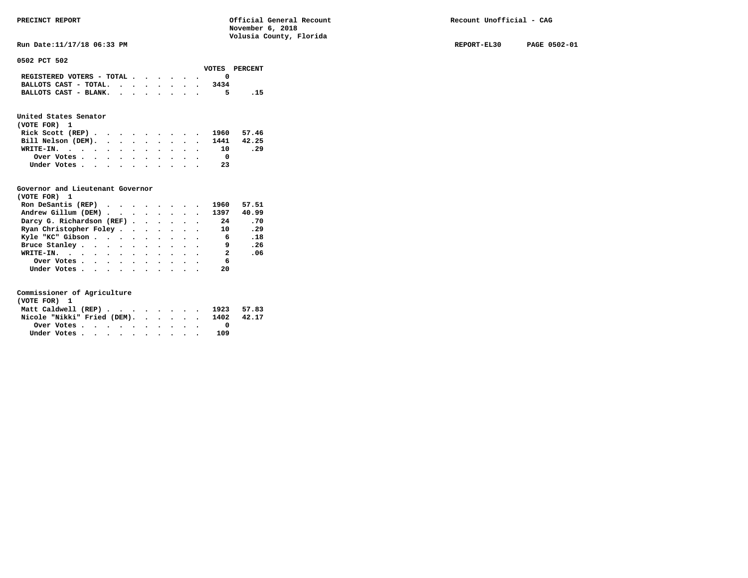PRECINCT REPORT — Official General Recount, November 6, 2018, Volusia County, Florida — Recount Unofficial - CAG

Run Date:11/17/18 06:33 PM — REPORT-EL30 — PAGE 0502-01

## 0502 PCT 502

| | VOTES | PERCENT |
|---|---|---|
| REGISTERED VOTERS - TOTAL | 0 | |
| BALLOTS CAST - TOTAL. | 3434 | |
| BALLOTS CAST - BLANK. | 5 | .15 |

### United States Senator
(VOTE FOR) 1

| | VOTES | PERCENT |
|---|---|---|
| Rick Scott (REP) | 1960 | 57.46 |
| Bill Nelson (DEM). | 1441 | 42.25 |
| WRITE-IN. | 10 | .29 |
| Over Votes | 0 | |
| Under Votes | 23 | |

### Governor and Lieutenant Governor
(VOTE FOR) 1

| | VOTES | PERCENT |
|---|---|---|
| Ron DeSantis (REP) | 1960 | 57.51 |
| Andrew Gillum (DEM) | 1397 | 40.99 |
| Darcy G. Richardson (REF) | 24 | .70 |
| Ryan Christopher Foley | 10 | .29 |
| Kyle "KC" Gibson | 6 | .18 |
| Bruce Stanley | 9 | .26 |
| WRITE-IN. | 2 | .06 |
| Over Votes | 6 | |
| Under Votes | 20 | |

### Commissioner of Agriculture
(VOTE FOR) 1

| | VOTES | PERCENT |
|---|---|---|
| Matt Caldwell (REP) | 1923 | 57.83 |
| Nicole "Nikki" Fried (DEM). | 1402 | 42.17 |
| Over Votes | 0 | |
| Under Votes | 109 | |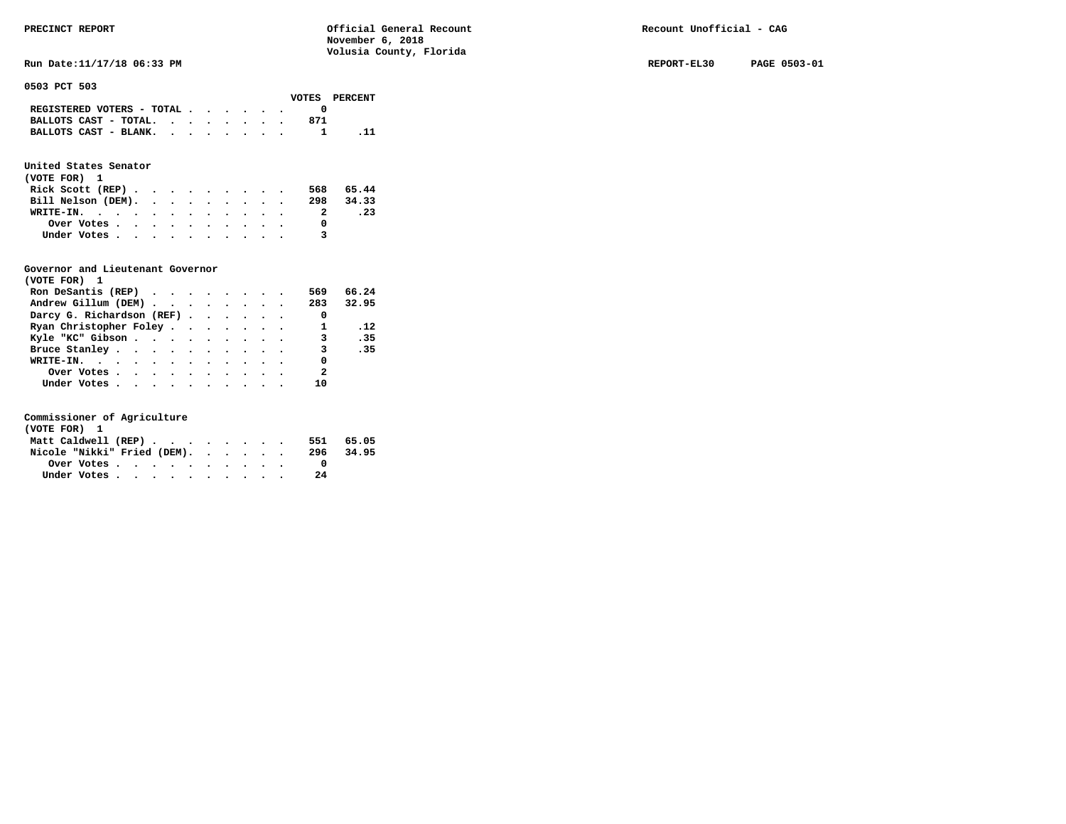PRECINCT REPORT

Official General Recount
November 6, 2018
Volusia County, Florida

Recount Unofficial - CAG

Run Date:11/17/18 06:33 PM

REPORT-EL30 PAGE 0503-01

## 0503 PCT 503

| | VOTES | PERCENT |
|---|---|---|
| REGISTERED VOTERS - TOTAL | 0 | |
| BALLOTS CAST - TOTAL. | 871 | |
| BALLOTS CAST - BLANK. | 1 | .11 |

### United States Senator
(VOTE FOR) 1

| | VOTES | PERCENT |
|---|---|---|
| Rick Scott (REP) | 568 | 65.44 |
| Bill Nelson (DEM). | 298 | 34.33 |
| WRITE-IN. | 2 | .23 |
| Over Votes | 0 | |
| Under Votes | 3 | |

### Governor and Lieutenant Governor
(VOTE FOR) 1

| | VOTES | PERCENT |
|---|---|---|
| Ron DeSantis (REP) | 569 | 66.24 |
| Andrew Gillum (DEM) | 283 | 32.95 |
| Darcy G. Richardson (REF) | 0 | |
| Ryan Christopher Foley | 1 | .12 |
| Kyle "KC" Gibson | 3 | .35 |
| Bruce Stanley | 3 | .35 |
| WRITE-IN. | 0 | |
| Over Votes | 2 | |
| Under Votes | 10 | |

### Commissioner of Agriculture
(VOTE FOR) 1

| | VOTES | PERCENT |
|---|---|---|
| Matt Caldwell (REP) | 551 | 65.05 |
| Nicole "Nikki" Fried (DEM). | 296 | 34.95 |
| Over Votes | 0 | |
| Under Votes | 24 | |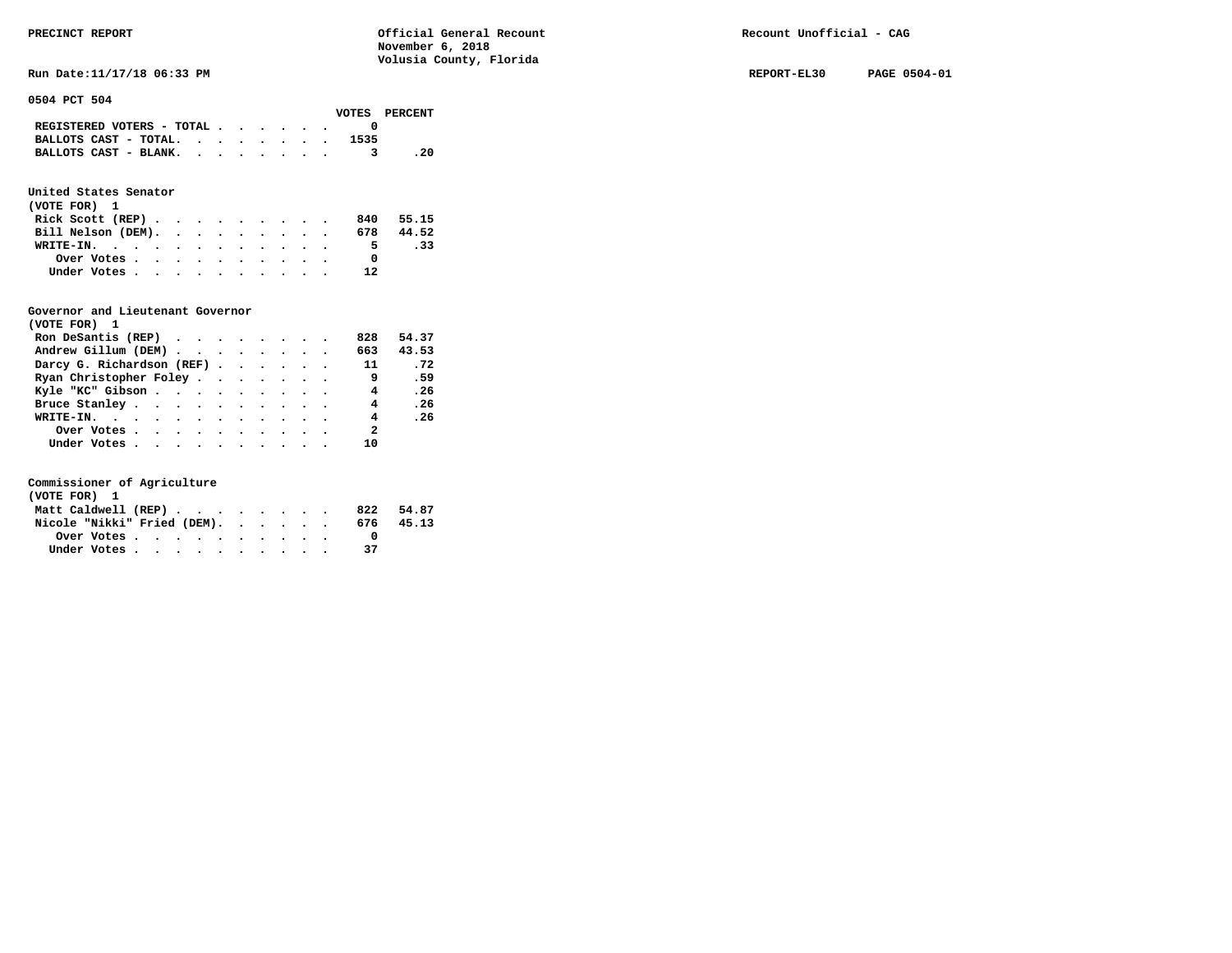PRECINCT REPORT | Official General Recount | Recount Unofficial - CAG
November 6, 2018
Volusia County, Florida

Run Date:11/17/18 06:33 PM | REPORT-EL30 | PAGE 0504-01

## 0504 PCT 504

| | VOTES | PERCENT |
|---|---|---|
| REGISTERED VOTERS - TOTAL | 0 | |
| BALLOTS CAST - TOTAL. | 1535 | |
| BALLOTS CAST - BLANK. | 3 | .20 |

### United States Senator
(VOTE FOR) 1

| | VOTES | PERCENT |
|---|---|---|
| Rick Scott (REP) | 840 | 55.15 |
| Bill Nelson (DEM). | 678 | 44.52 |
| WRITE-IN. | 5 | .33 |
| Over Votes | 0 | |
| Under Votes | 12 | |

### Governor and Lieutenant Governor
(VOTE FOR) 1

| | VOTES | PERCENT |
|---|---|---|
| Ron DeSantis (REP) | 828 | 54.37 |
| Andrew Gillum (DEM) | 663 | 43.53 |
| Darcy G. Richardson (REF) | 11 | .72 |
| Ryan Christopher Foley | 9 | .59 |
| Kyle "KC" Gibson | 4 | .26 |
| Bruce Stanley | 4 | .26 |
| WRITE-IN. | 4 | .26 |
| Over Votes | 2 | |
| Under Votes | 10 | |

### Commissioner of Agriculture
(VOTE FOR) 1

| | VOTES | PERCENT |
|---|---|---|
| Matt Caldwell (REP) | 822 | 54.87 |
| Nicole "Nikki" Fried (DEM). | 676 | 45.13 |
| Over Votes | 0 | |
| Under Votes | 37 | |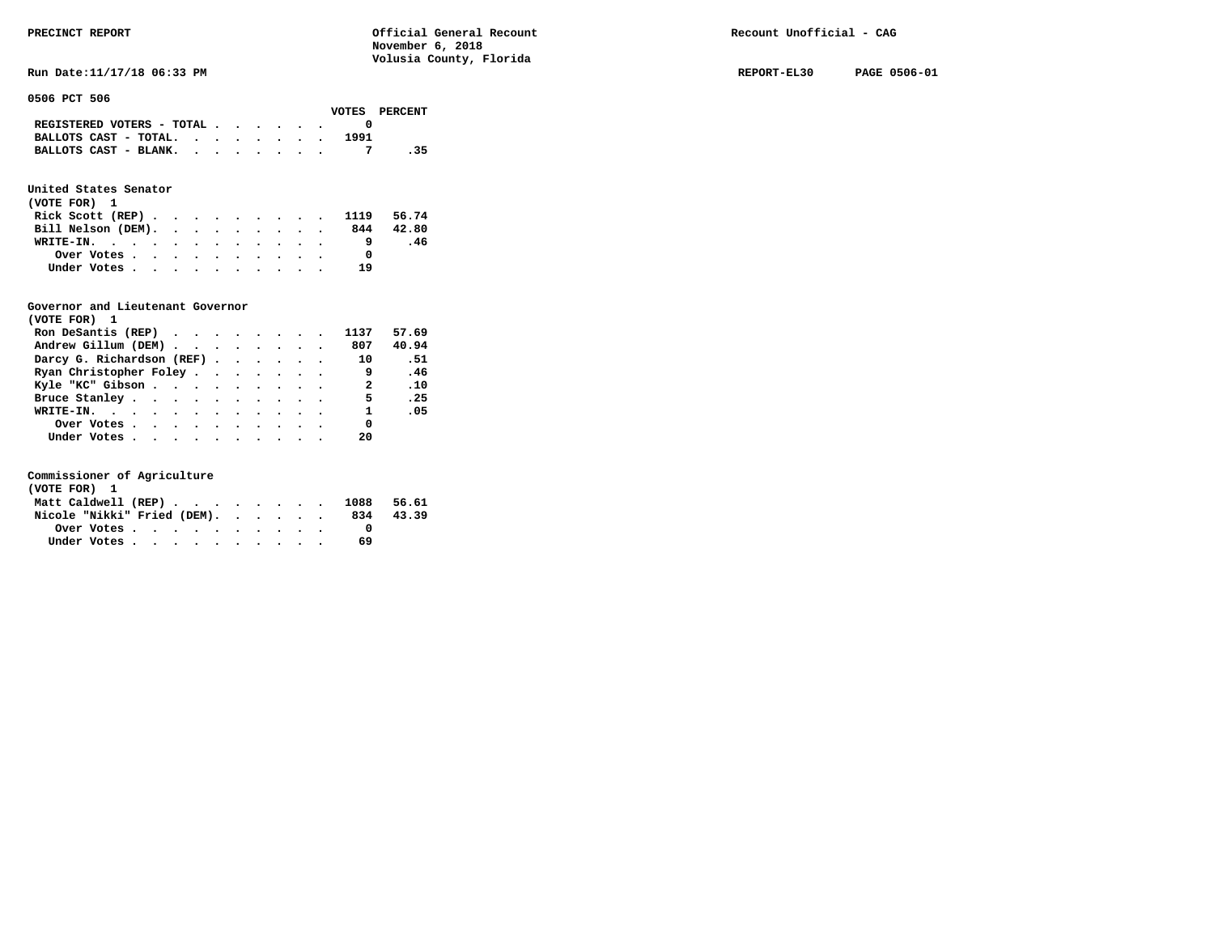PRECINCT REPORT — Official General Recount — November 6, 2018 — Volusia County, Florida — Recount Unofficial - CAG

Run Date:11/17/18 06:33 PM — REPORT-EL30 — PAGE 0506-01

## 0506 PCT 506

| | VOTES | PERCENT |
|---|---|---|
| REGISTERED VOTERS - TOTAL | 0 | |
| BALLOTS CAST - TOTAL. | 1991 | |
| BALLOTS CAST - BLANK. | 7 | .35 |

### United States Senator
(VOTE FOR) 1

| | VOTES | PERCENT |
|---|---|---|
| Rick Scott (REP) | 1119 | 56.74 |
| Bill Nelson (DEM). | 844 | 42.80 |
| WRITE-IN. | 9 | .46 |
| Over Votes | 0 | |
| Under Votes | 19 | |

### Governor and Lieutenant Governor
(VOTE FOR) 1

| | VOTES | PERCENT |
|---|---|---|
| Ron DeSantis (REP) | 1137 | 57.69 |
| Andrew Gillum (DEM) | 807 | 40.94 |
| Darcy G. Richardson (REF) | 10 | .51 |
| Ryan Christopher Foley | 9 | .46 |
| Kyle "KC" Gibson | 2 | .10 |
| Bruce Stanley | 5 | .25 |
| WRITE-IN. | 1 | .05 |
| Over Votes | 0 | |
| Under Votes | 20 | |

### Commissioner of Agriculture
(VOTE FOR) 1

| | VOTES | PERCENT |
|---|---|---|
| Matt Caldwell (REP) | 1088 | 56.61 |
| Nicole "Nikki" Fried (DEM). | 834 | 43.39 |
| Over Votes | 0 | |
| Under Votes | 69 | |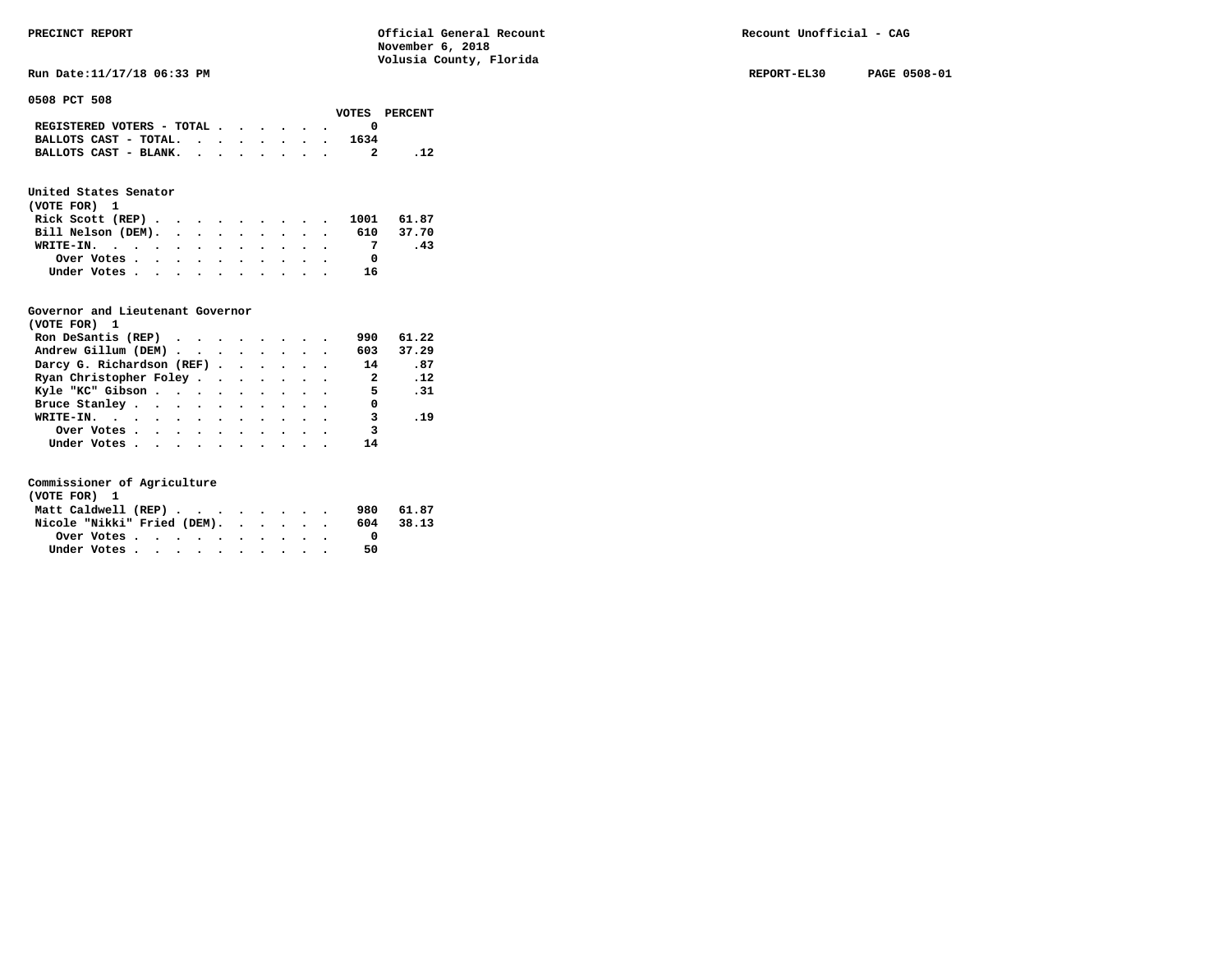PRECINCT REPORT

Official General Recount
November 6, 2018
Volusia County, Florida

Recount Unofficial - CAG

Run Date:11/17/18 06:33 PM

REPORT-EL30 PAGE 0508-01

## 0508 PCT 508

| | VOTES | PERCENT |
|---|---|---|
| REGISTERED VOTERS - TOTAL | 0 | |
| BALLOTS CAST - TOTAL | 1634 | |
| BALLOTS CAST - BLANK | 2 | .12 |

### United States Senator
(VOTE FOR) 1

| | VOTES | PERCENT |
|---|---|---|
| Rick Scott (REP) | 1001 | 61.87 |
| Bill Nelson (DEM) | 610 | 37.70 |
| WRITE-IN | 7 | .43 |
| Over Votes | 0 | |
| Under Votes | 16 | |

### Governor and Lieutenant Governor
(VOTE FOR) 1

| | VOTES | PERCENT |
|---|---|---|
| Ron DeSantis (REP) | 990 | 61.22 |
| Andrew Gillum (DEM) | 603 | 37.29 |
| Darcy G. Richardson (REF) | 14 | .87 |
| Ryan Christopher Foley | 2 | .12 |
| Kyle "KC" Gibson | 5 | .31 |
| Bruce Stanley | 0 | |
| WRITE-IN | 3 | .19 |
| Over Votes | 3 | |
| Under Votes | 14 | |

### Commissioner of Agriculture
(VOTE FOR) 1

| | VOTES | PERCENT |
|---|---|---|
| Matt Caldwell (REP) | 980 | 61.87 |
| Nicole "Nikki" Fried (DEM) | 604 | 38.13 |
| Over Votes | 0 | |
| Under Votes | 50 | |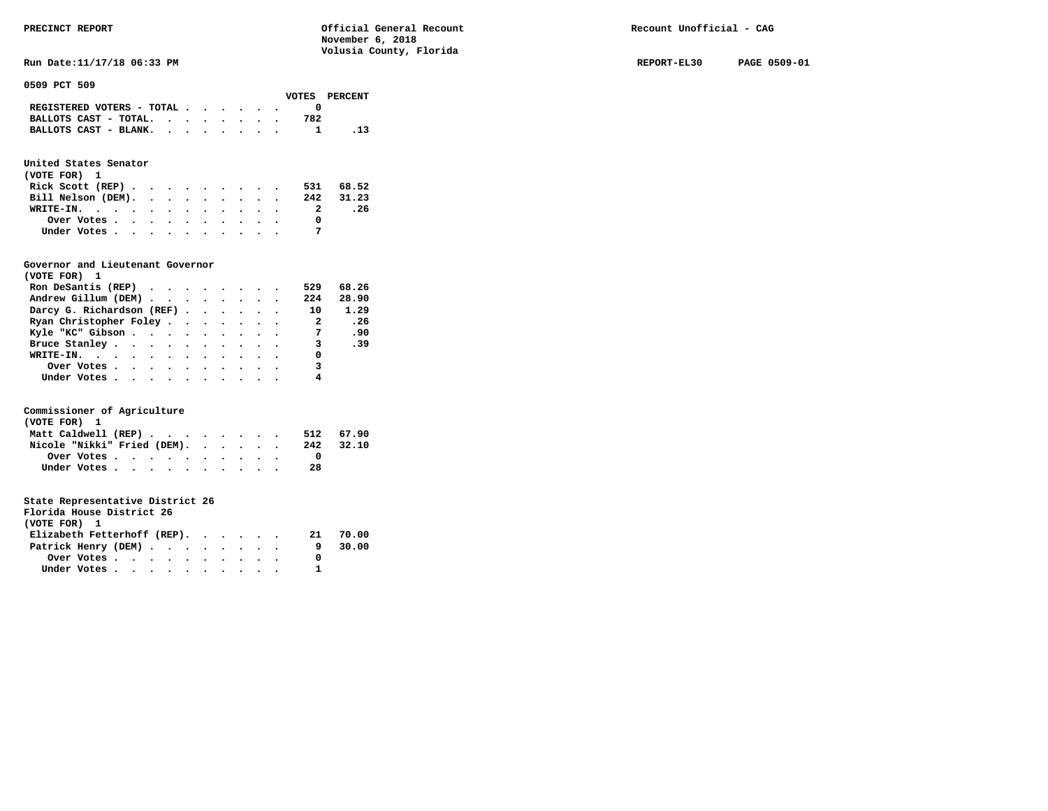**PRECINCT REPORT** — Official General Recount, November 6, 2018, Volusia County, Florida — Recount Unofficial - CAG

Run Date:11/17/18 06:33 PM — REPORT-EL30 — PAGE 0509-01

## 0509 PCT 509

| | VOTES | PERCENT |
|---|---|---|
| REGISTERED VOTERS - TOTAL | 0 | |
| BALLOTS CAST - TOTAL. | 782 | |
| BALLOTS CAST - BLANK. | 1 | .13 |

### United States Senator
(VOTE FOR) 1

| | VOTES | PERCENT |
|---|---|---|
| Rick Scott (REP) | 531 | 68.52 |
| Bill Nelson (DEM). | 242 | 31.23 |
| WRITE-IN. | 2 | .26 |
| Over Votes | 0 | |
| Under Votes | 7 | |

### Governor and Lieutenant Governor
(VOTE FOR) 1

| | VOTES | PERCENT |
|---|---|---|
| Ron DeSantis (REP) | 529 | 68.26 |
| Andrew Gillum (DEM) | 224 | 28.90 |
| Darcy G. Richardson (REF) | 10 | 1.29 |
| Ryan Christopher Foley | 2 | .26 |
| Kyle "KC" Gibson | 7 | .90 |
| Bruce Stanley | 3 | .39 |
| WRITE-IN. | 0 | |
| Over Votes | 3 | |
| Under Votes | 4 | |

### Commissioner of Agriculture
(VOTE FOR) 1

| | VOTES | PERCENT |
|---|---|---|
| Matt Caldwell (REP) | 512 | 67.90 |
| Nicole "Nikki" Fried (DEM). | 242 | 32.10 |
| Over Votes | 0 | |
| Under Votes | 28 | |

### State Representative District 26
Florida House District 26
(VOTE FOR) 1

| | VOTES | PERCENT |
|---|---|---|
| Elizabeth Fetterhoff (REP). | 21 | 70.00 |
| Patrick Henry (DEM) | 9 | 30.00 |
| Over Votes | 0 | |
| Under Votes | 1 | |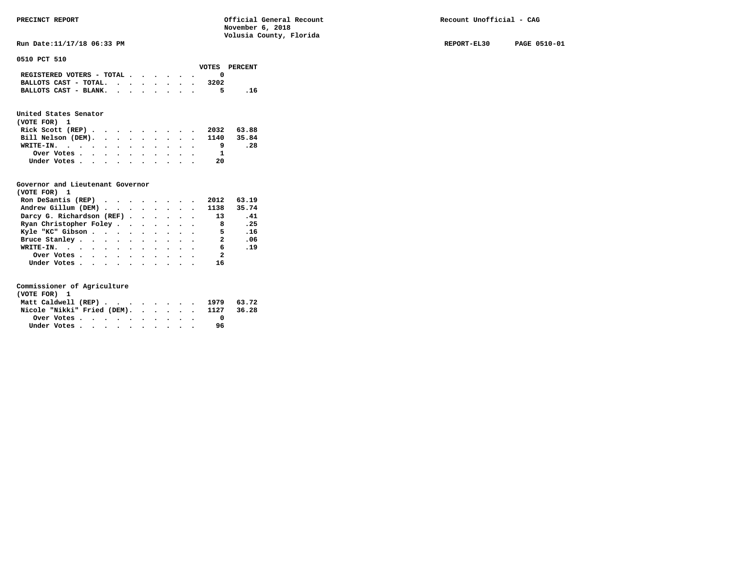PRECINCT REPORT — Official General Recount — November 6, 2018 — Volusia County, Florida — Recount Unofficial - CAG

Run Date:11/17/18 06:33 PM — REPORT-EL30 — PAGE 0510-01

## 0510 PCT 510

| | VOTES | PERCENT |
|---|---|---|
| REGISTERED VOTERS - TOTAL | 0 | |
| BALLOTS CAST - TOTAL. | 3202 | |
| BALLOTS CAST - BLANK. | 5 | .16 |

### United States Senator
(VOTE FOR) 1

| | VOTES | PERCENT |
|---|---|---|
| Rick Scott (REP) | 2032 | 63.88 |
| Bill Nelson (DEM). | 1140 | 35.84 |
| WRITE-IN. | 9 | .28 |
| Over Votes | 1 | |
| Under Votes | 20 | |

### Governor and Lieutenant Governor
(VOTE FOR) 1

| | VOTES | PERCENT |
|---|---|---|
| Ron DeSantis (REP) | 2012 | 63.19 |
| Andrew Gillum (DEM) | 1138 | 35.74 |
| Darcy G. Richardson (REF) | 13 | .41 |
| Ryan Christopher Foley | 8 | .25 |
| Kyle "KC" Gibson | 5 | .16 |
| Bruce Stanley | 2 | .06 |
| WRITE-IN. | 6 | .19 |
| Over Votes | 2 | |
| Under Votes | 16 | |

### Commissioner of Agriculture
(VOTE FOR) 1

| | VOTES | PERCENT |
|---|---|---|
| Matt Caldwell (REP) | 1979 | 63.72 |
| Nicole "Nikki" Fried (DEM). | 1127 | 36.28 |
| Over Votes | 0 | |
| Under Votes | 96 | |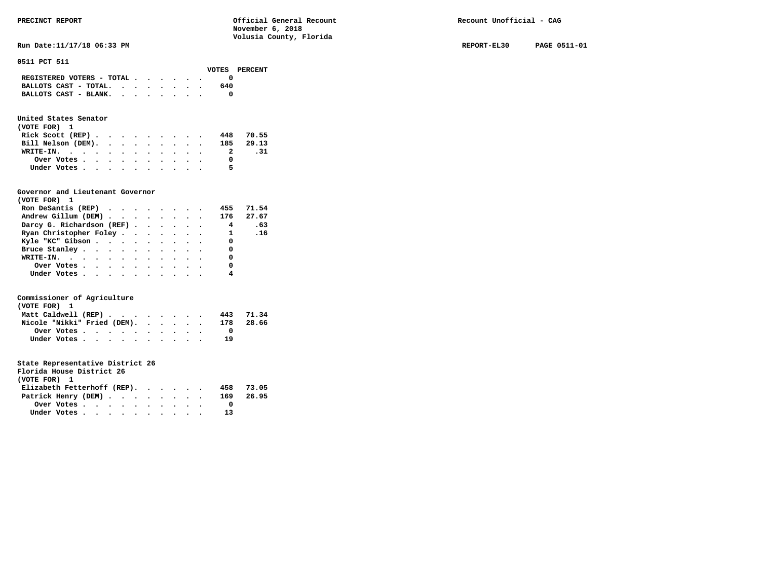**PRECINCT REPORT** — Official General Recount, November 6, 2018, Volusia County, Florida — Recount Unofficial - CAG

Run Date:11/17/18 06:33 PM — REPORT-EL30 PAGE 0511-01

## 0511 PCT 511

| | VOTES | PERCENT |
|---|---|---|
| REGISTERED VOTERS - TOTAL | 0 | |
| BALLOTS CAST - TOTAL. | 640 | |
| BALLOTS CAST - BLANK. | 0 | |

### United States Senator
(VOTE FOR) 1

| | VOTES | PERCENT |
|---|---|---|
| Rick Scott (REP) | 448 | 70.55 |
| Bill Nelson (DEM). | 185 | 29.13 |
| WRITE-IN. | 2 | .31 |
| Over Votes | 0 | |
| Under Votes | 5 | |

### Governor and Lieutenant Governor
(VOTE FOR) 1

| | VOTES | PERCENT |
|---|---|---|
| Ron DeSantis (REP) | 455 | 71.54 |
| Andrew Gillum (DEM) | 176 | 27.67 |
| Darcy G. Richardson (REF) | 4 | .63 |
| Ryan Christopher Foley | 1 | .16 |
| Kyle "KC" Gibson | 0 | |
| Bruce Stanley | 0 | |
| WRITE-IN. | 0 | |
| Over Votes | 0 | |
| Under Votes | 4 | |

### Commissioner of Agriculture
(VOTE FOR) 1

| | VOTES | PERCENT |
|---|---|---|
| Matt Caldwell (REP) | 443 | 71.34 |
| Nicole "Nikki" Fried (DEM). | 178 | 28.66 |
| Over Votes | 0 | |
| Under Votes | 19 | |

### State Representative District 26
Florida House District 26
(VOTE FOR) 1

| | VOTES | PERCENT |
|---|---|---|
| Elizabeth Fetterhoff (REP). | 458 | 73.05 |
| Patrick Henry (DEM) | 169 | 26.95 |
| Over Votes | 0 | |
| Under Votes | 13 | |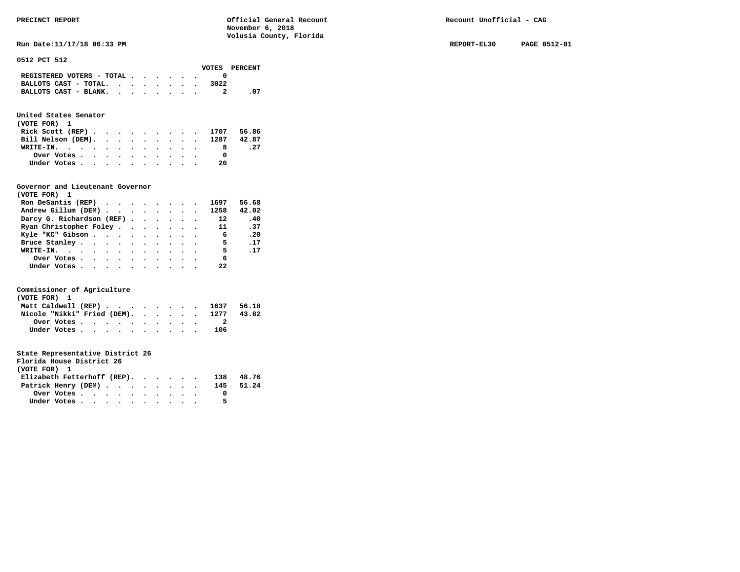PRECINCT REPORT

Official General Recount
November 6, 2018
Volusia County, Florida

Recount Unofficial - CAG

Run Date:11/17/18 06:33 PM

REPORT-EL30 PAGE 0512-01

## 0512 PCT 512

| | VOTES | PERCENT |
|---|---|---|
| REGISTERED VOTERS - TOTAL | 0 | |
| BALLOTS CAST - TOTAL. | 3022 | |
| BALLOTS CAST - BLANK. | 2 | .07 |

### United States Senator
(VOTE FOR) 1

| | VOTES | PERCENT |
|---|---|---|
| Rick Scott (REP) | 1707 | 56.86 |
| Bill Nelson (DEM). | 1287 | 42.87 |
| WRITE-IN. | 8 | .27 |
| Over Votes | 0 | |
| Under Votes | 20 | |

### Governor and Lieutenant Governor
(VOTE FOR) 1

| | VOTES | PERCENT |
|---|---|---|
| Ron DeSantis (REP) | 1697 | 56.68 |
| Andrew Gillum (DEM) | 1258 | 42.02 |
| Darcy G. Richardson (REF) | 12 | .40 |
| Ryan Christopher Foley | 11 | .37 |
| Kyle "KC" Gibson | 6 | .20 |
| Bruce Stanley | 5 | .17 |
| WRITE-IN. | 5 | .17 |
| Over Votes | 6 | |
| Under Votes | 22 | |

### Commissioner of Agriculture
(VOTE FOR) 1

| | VOTES | PERCENT |
|---|---|---|
| Matt Caldwell (REP) | 1637 | 56.18 |
| Nicole "Nikki" Fried (DEM). | 1277 | 43.82 |
| Over Votes | 2 | |
| Under Votes | 106 | |

### State Representative District 26
Florida House District 26
(VOTE FOR) 1

| | VOTES | PERCENT |
|---|---|---|
| Elizabeth Fetterhoff (REP). | 138 | 48.76 |
| Patrick Henry (DEM) | 145 | 51.24 |
| Over Votes | 0 | |
| Under Votes | 5 | |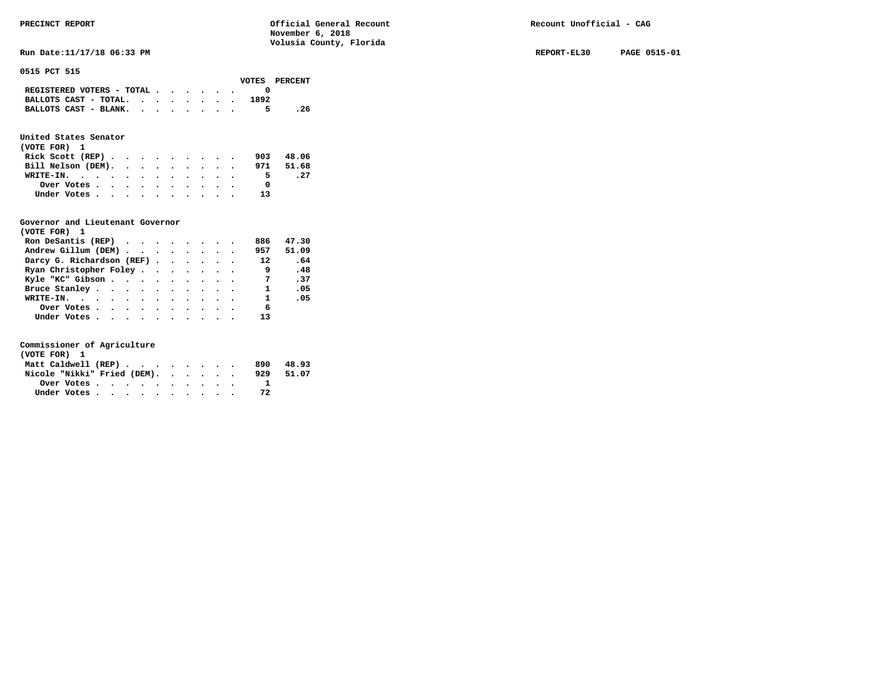PRECINCT REPORT — Official General Recount — November 6, 2018 — Volusia County, Florida — Recount Unofficial - CAG

Run Date:11/17/18 06:33 PM — REPORT-EL30 — PAGE 0515-01

**0515 PCT 515**

| | VOTES | PERCENT |
|---|---|---|
| REGISTERED VOTERS - TOTAL | 0 | |
| BALLOTS CAST - TOTAL. | 1892 | |
| BALLOTS CAST - BLANK. | 5 | .26 |

**United States Senator**
(VOTE FOR) 1

| | VOTES | PERCENT |
|---|---|---|
| Rick Scott (REP) | 903 | 48.06 |
| Bill Nelson (DEM). | 971 | 51.68 |
| WRITE-IN. | 5 | .27 |
| Over Votes | 0 | |
| Under Votes | 13 | |

**Governor and Lieutenant Governor**
(VOTE FOR) 1

| | VOTES | PERCENT |
|---|---|---|
| Ron DeSantis (REP) | 886 | 47.30 |
| Andrew Gillum (DEM) | 957 | 51.09 |
| Darcy G. Richardson (REF) | 12 | .64 |
| Ryan Christopher Foley | 9 | .48 |
| Kyle "KC" Gibson | 7 | .37 |
| Bruce Stanley | 1 | .05 |
| WRITE-IN. | 1 | .05 |
| Over Votes | 6 | |
| Under Votes | 13 | |

**Commissioner of Agriculture**
(VOTE FOR) 1

| | VOTES | PERCENT |
|---|---|---|
| Matt Caldwell (REP) | 890 | 48.93 |
| Nicole "Nikki" Fried (DEM). | 929 | 51.07 |
| Over Votes | 1 | |
| Under Votes | 72 | |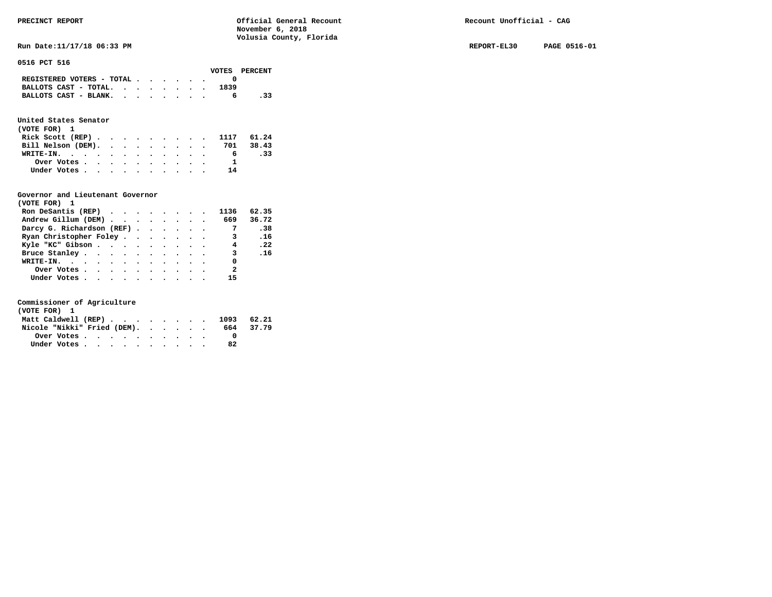PRECINCT REPORT — Official General Recount — November 6, 2018 — Volusia County, Florida — Recount Unofficial - CAG

Run Date:11/17/18 06:33 PM — REPORT-EL30 — PAGE 0516-01

**0516 PCT 516**

| | VOTES | PERCENT |
|---|---|---|
| REGISTERED VOTERS - TOTAL | 0 | |
| BALLOTS CAST - TOTAL. | 1839 | |
| BALLOTS CAST - BLANK. | 6 | .33 |

**United States Senator**
(VOTE FOR) 1

| | VOTES | PERCENT |
|---|---|---|
| Rick Scott (REP) | 1117 | 61.24 |
| Bill Nelson (DEM). | 701 | 38.43 |
| WRITE-IN. | 6 | .33 |
| Over Votes | 1 | |
| Under Votes | 14 | |

**Governor and Lieutenant Governor**
(VOTE FOR) 1

| | VOTES | PERCENT |
|---|---|---|
| Ron DeSantis (REP) | 1136 | 62.35 |
| Andrew Gillum (DEM) | 669 | 36.72 |
| Darcy G. Richardson (REF) | 7 | .38 |
| Ryan Christopher Foley | 3 | .16 |
| Kyle "KC" Gibson | 4 | .22 |
| Bruce Stanley | 3 | .16 |
| WRITE-IN. | 0 | |
| Over Votes | 2 | |
| Under Votes | 15 | |

**Commissioner of Agriculture**
(VOTE FOR) 1

| | VOTES | PERCENT |
|---|---|---|
| Matt Caldwell (REP) | 1093 | 62.21 |
| Nicole "Nikki" Fried (DEM). | 664 | 37.79 |
| Over Votes | 0 | |
| Under Votes | 82 | |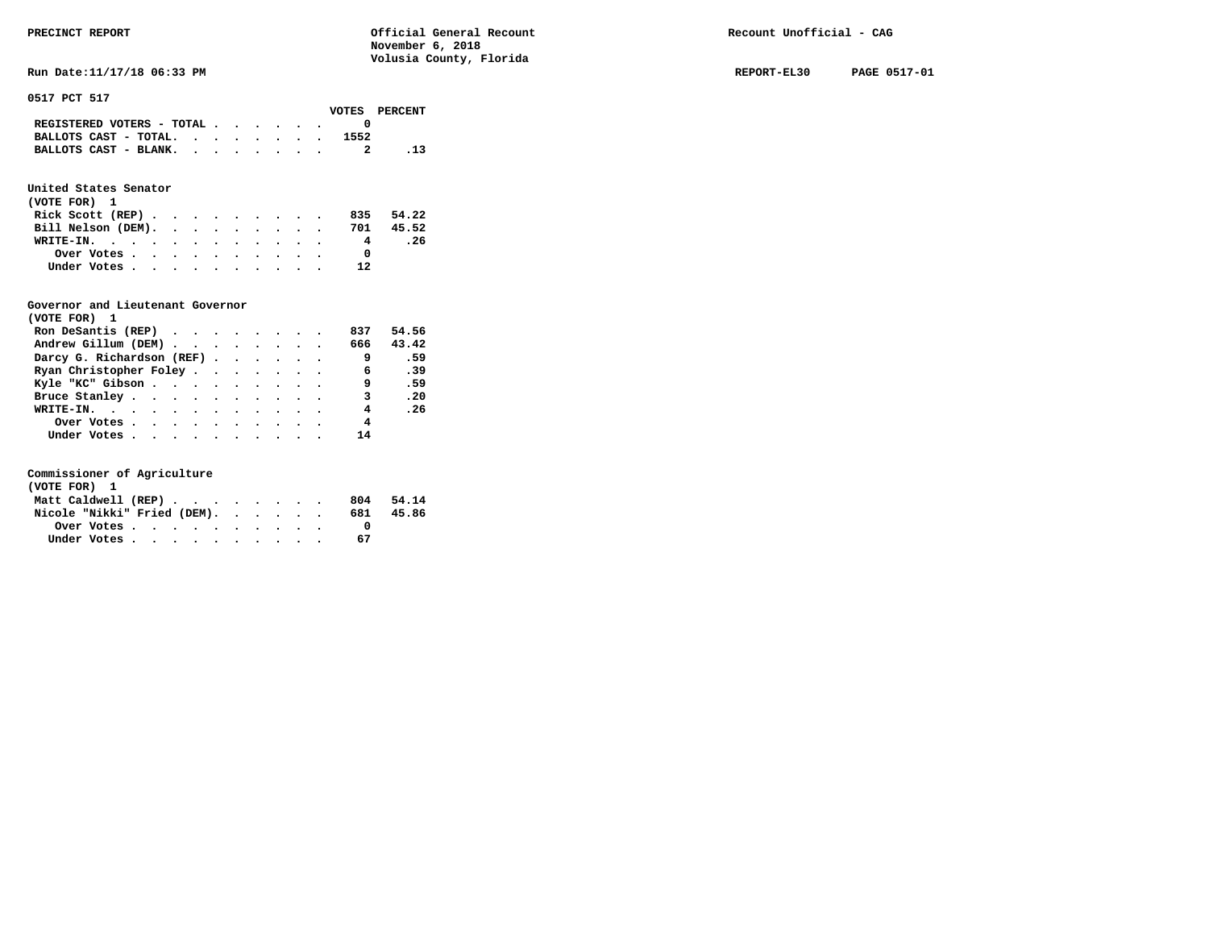PRECINCT REPORT — Official General Recount, November 6, 2018, Volusia County, Florida — Recount Unofficial - CAG

Run Date:11/17/18 06:33 PM — REPORT-EL30 — PAGE 0517-01

## 0517 PCT 517

| | VOTES | PERCENT |
|---|---|---|
| REGISTERED VOTERS - TOTAL | 0 | |
| BALLOTS CAST - TOTAL. | 1552 | |
| BALLOTS CAST - BLANK. | 2 | .13 |

### United States Senator
(VOTE FOR) 1

| | VOTES | PERCENT |
|---|---|---|
| Rick Scott (REP) | 835 | 54.22 |
| Bill Nelson (DEM). | 701 | 45.52 |
| WRITE-IN. | 4 | .26 |
| Over Votes | 0 | |
| Under Votes | 12 | |

### Governor and Lieutenant Governor
(VOTE FOR) 1

| | VOTES | PERCENT |
|---|---|---|
| Ron DeSantis (REP) | 837 | 54.56 |
| Andrew Gillum (DEM) | 666 | 43.42 |
| Darcy G. Richardson (REF) | 9 | .59 |
| Ryan Christopher Foley | 6 | .39 |
| Kyle "KC" Gibson | 9 | .59 |
| Bruce Stanley | 3 | .20 |
| WRITE-IN. | 4 | .26 |
| Over Votes | 4 | |
| Under Votes | 14 | |

### Commissioner of Agriculture
(VOTE FOR) 1

| | VOTES | PERCENT |
|---|---|---|
| Matt Caldwell (REP) | 804 | 54.14 |
| Nicole "Nikki" Fried (DEM). | 681 | 45.86 |
| Over Votes | 0 | |
| Under Votes | 67 | |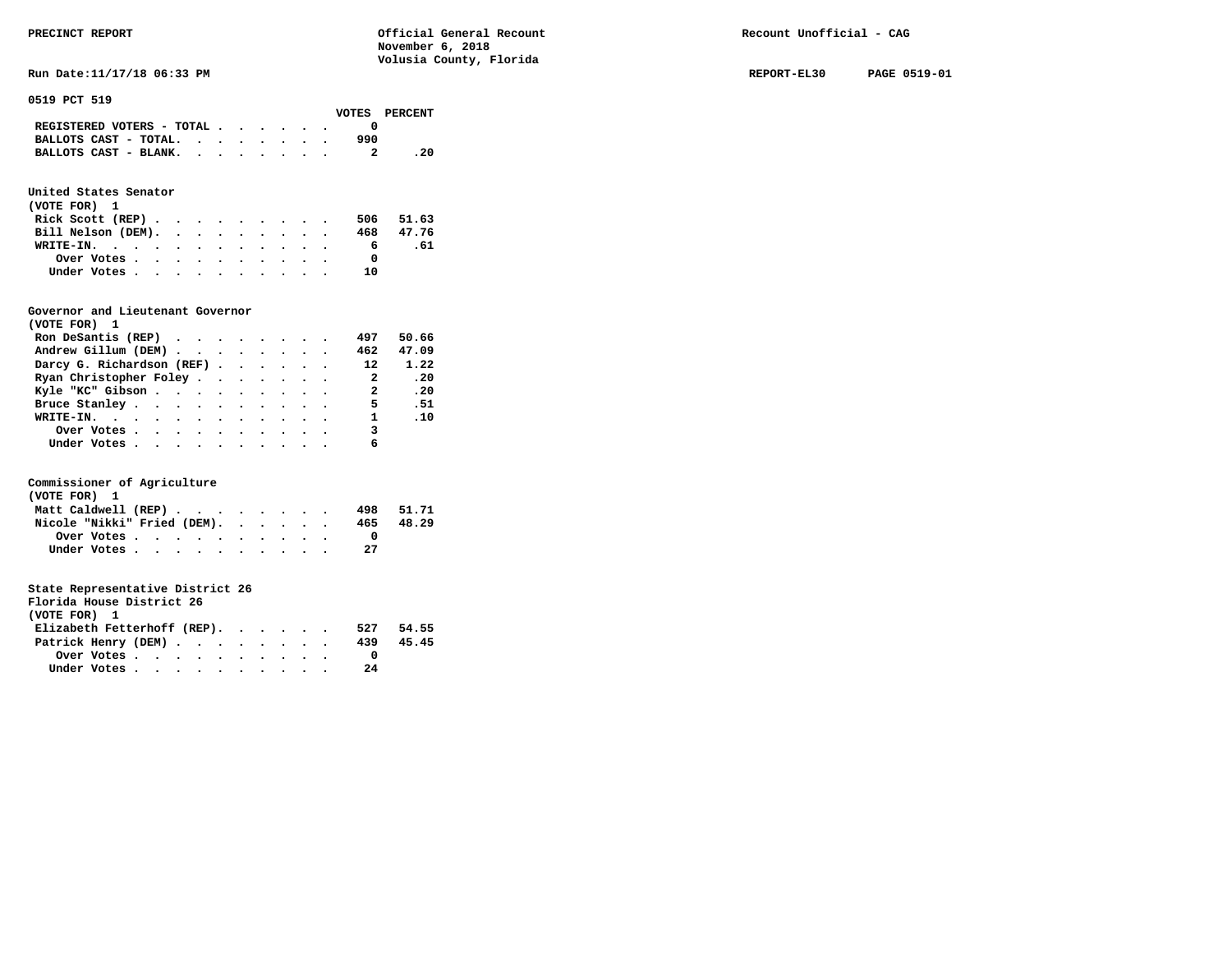PRECINCT REPORT — Official General Recount — November 6, 2018 — Volusia County, Florida — Recount Unofficial - CAG

Run Date:11/17/18 06:33 PM — REPORT-EL30 — PAGE 0519-01

## 0519 PCT 519

| | VOTES | PERCENT |
|---|---|---|
| REGISTERED VOTERS - TOTAL | 0 | |
| BALLOTS CAST - TOTAL | 990 | |
| BALLOTS CAST - BLANK | 2 | .20 |

### United States Senator
(VOTE FOR) 1

| | VOTES | PERCENT |
|---|---|---|
| Rick Scott (REP) | 506 | 51.63 |
| Bill Nelson (DEM) | 468 | 47.76 |
| WRITE-IN | 6 | .61 |
| Over Votes | 0 | |
| Under Votes | 10 | |

### Governor and Lieutenant Governor
(VOTE FOR) 1

| | VOTES | PERCENT |
|---|---|---|
| Ron DeSantis (REP) | 497 | 50.66 |
| Andrew Gillum (DEM) | 462 | 47.09 |
| Darcy G. Richardson (REF) | 12 | 1.22 |
| Ryan Christopher Foley | 2 | .20 |
| Kyle "KC" Gibson | 2 | .20 |
| Bruce Stanley | 5 | .51 |
| WRITE-IN | 1 | .10 |
| Over Votes | 3 | |
| Under Votes | 6 | |

### Commissioner of Agriculture
(VOTE FOR) 1

| | VOTES | PERCENT |
|---|---|---|
| Matt Caldwell (REP) | 498 | 51.71 |
| Nicole "Nikki" Fried (DEM) | 465 | 48.29 |
| Over Votes | 0 | |
| Under Votes | 27 | |

### State Representative District 26
Florida House District 26
(VOTE FOR) 1

| | VOTES | PERCENT |
|---|---|---|
| Elizabeth Fetterhoff (REP) | 527 | 54.55 |
| Patrick Henry (DEM) | 439 | 45.45 |
| Over Votes | 0 | |
| Under Votes | 24 | |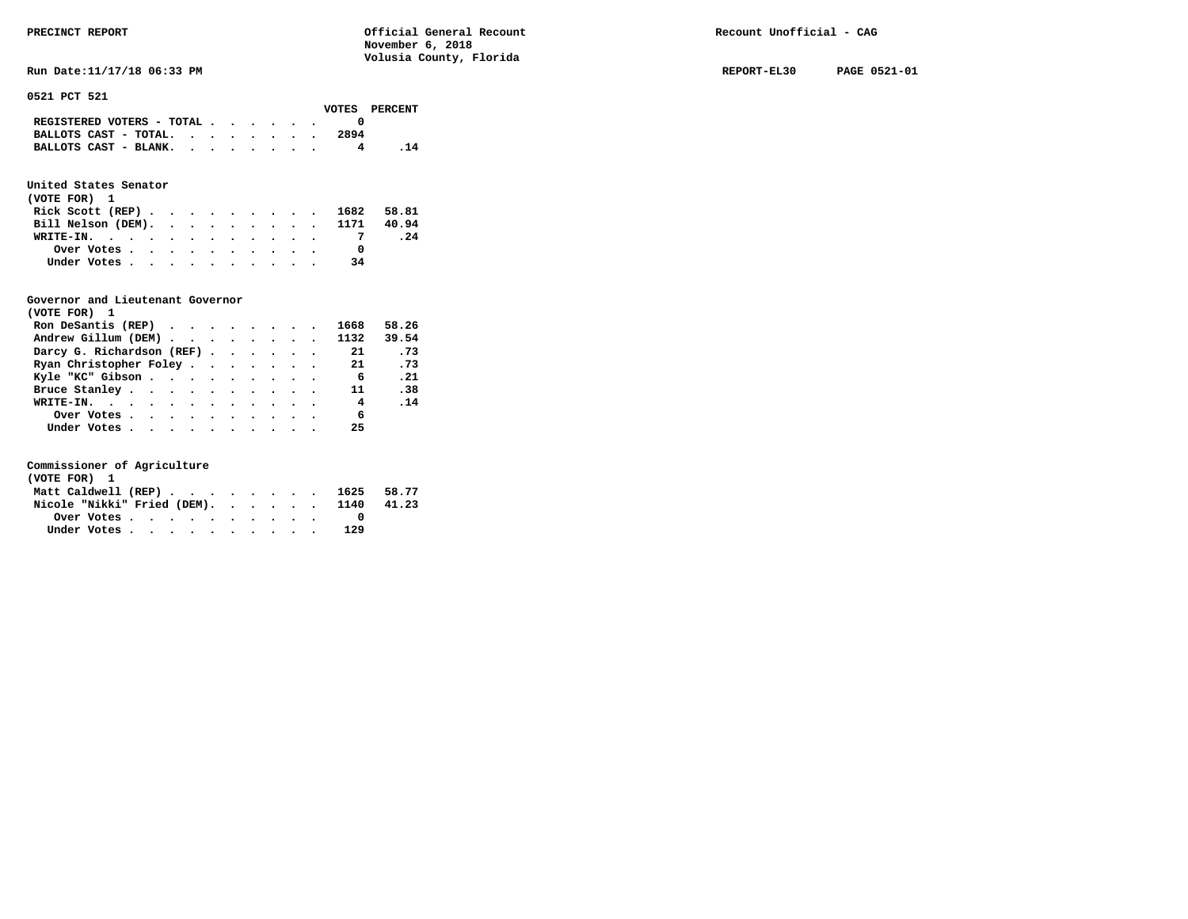**PRECINCT REPORT** — Official General Recount, November 6, 2018, Volusia County, Florida — Recount Unofficial - CAG

Run Date:11/17/18 06:33 PM — REPORT-EL30 — PAGE 0521-01

## 0521 PCT 521

| | VOTES | PERCENT |
|---|---|---|
| REGISTERED VOTERS - TOTAL | 0 | |
| BALLOTS CAST - TOTAL. | 2894 | |
| BALLOTS CAST - BLANK. | 4 | .14 |

### United States Senator
(VOTE FOR) 1

| | VOTES | PERCENT |
|---|---|---|
| Rick Scott (REP) | 1682 | 58.81 |
| Bill Nelson (DEM). | 1171 | 40.94 |
| WRITE-IN. | 7 | .24 |
| Over Votes | 0 | |
| Under Votes | 34 | |

### Governor and Lieutenant Governor
(VOTE FOR) 1

| | VOTES | PERCENT |
|---|---|---|
| Ron DeSantis (REP) | 1668 | 58.26 |
| Andrew Gillum (DEM) | 1132 | 39.54 |
| Darcy G. Richardson (REF) | 21 | .73 |
| Ryan Christopher Foley | 21 | .73 |
| Kyle "KC" Gibson | 6 | .21 |
| Bruce Stanley | 11 | .38 |
| WRITE-IN. | 4 | .14 |
| Over Votes | 6 | |
| Under Votes | 25 | |

### Commissioner of Agriculture
(VOTE FOR) 1

| | VOTES | PERCENT |
|---|---|---|
| Matt Caldwell (REP) | 1625 | 58.77 |
| Nicole "Nikki" Fried (DEM). | 1140 | 41.23 |
| Over Votes | 0 | |
| Under Votes | 129 | |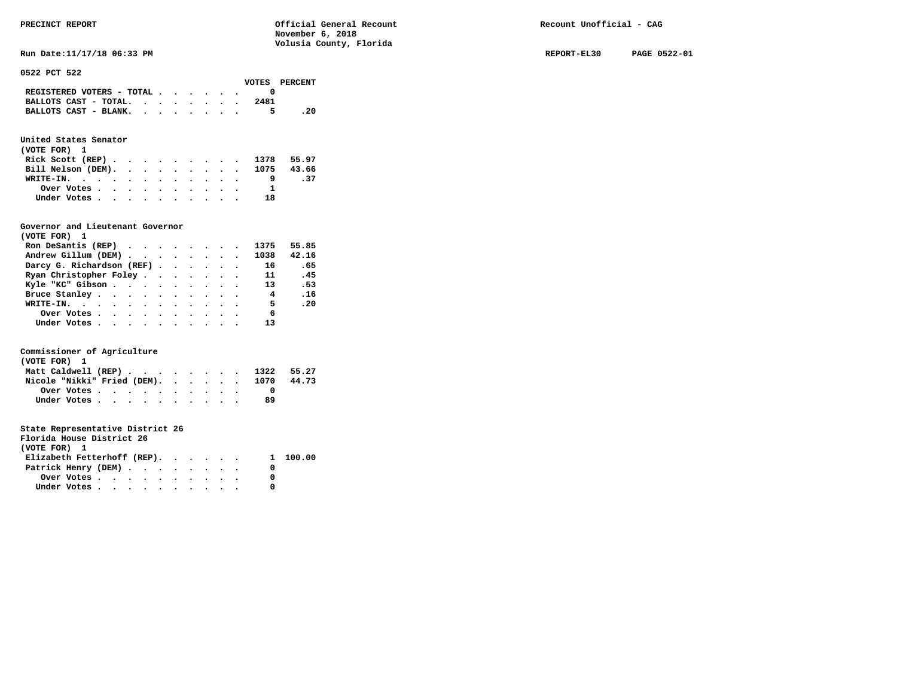PRECINCT REPORT

Official General Recount
November 6, 2018
Volusia County, Florida

Recount Unofficial - CAG

Run Date:11/17/18 06:33 PM

REPORT-EL30 PAGE 0522-01

## 0522 PCT 522

| | VOTES | PERCENT |
|---|---|---|
| REGISTERED VOTERS - TOTAL | 0 | |
| BALLOTS CAST - TOTAL. | 2481 | |
| BALLOTS CAST - BLANK. | 5 | .20 |

### United States Senator
(VOTE FOR) 1

| | VOTES | PERCENT |
|---|---|---|
| Rick Scott (REP) | 1378 | 55.97 |
| Bill Nelson (DEM). | 1075 | 43.66 |
| WRITE-IN. | 9 | .37 |
| Over Votes | 1 | |
| Under Votes | 18 | |

### Governor and Lieutenant Governor
(VOTE FOR) 1

| | VOTES | PERCENT |
|---|---|---|
| Ron DeSantis (REP) | 1375 | 55.85 |
| Andrew Gillum (DEM) | 1038 | 42.16 |
| Darcy G. Richardson (REF) | 16 | .65 |
| Ryan Christopher Foley | 11 | .45 |
| Kyle "KC" Gibson | 13 | .53 |
| Bruce Stanley | 4 | .16 |
| WRITE-IN. | 5 | .20 |
| Over Votes | 6 | |
| Under Votes | 13 | |

### Commissioner of Agriculture
(VOTE FOR) 1

| | VOTES | PERCENT |
|---|---|---|
| Matt Caldwell (REP) | 1322 | 55.27 |
| Nicole "Nikki" Fried (DEM). | 1070 | 44.73 |
| Over Votes | 0 | |
| Under Votes | 89 | |

### State Representative District 26
Florida House District 26
(VOTE FOR) 1

| | VOTES | PERCENT |
|---|---|---|
| Elizabeth Fetterhoff (REP). | 1 | 100.00 |
| Patrick Henry (DEM) | 0 | |
| Over Votes | 0 | |
| Under Votes | 0 | |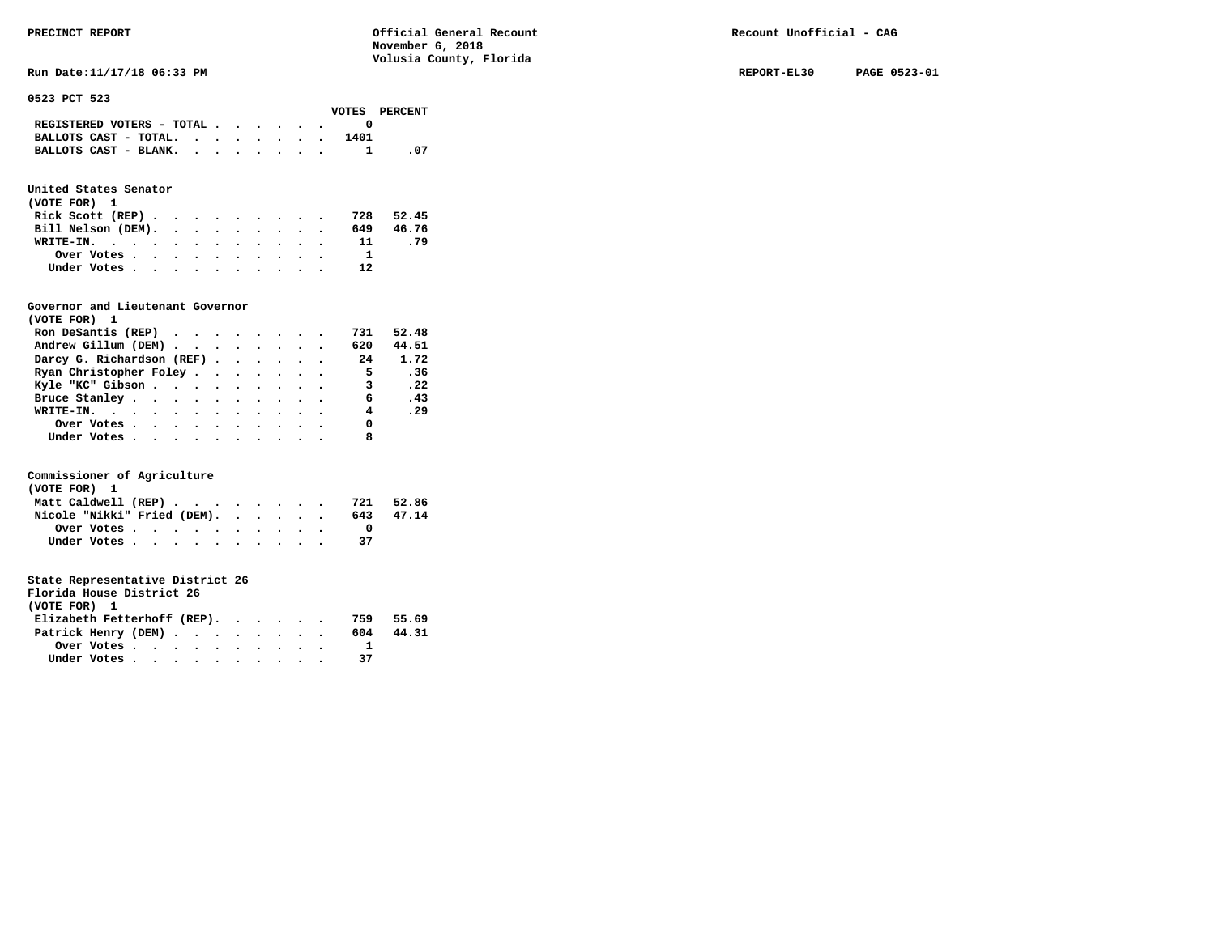PRECINCT REPORT

Official General Recount
November 6, 2018
Volusia County, Florida

Recount Unofficial - CAG

Run Date:11/17/18 06:33 PM

REPORT-EL30 PAGE 0523-01

## 0523 PCT 523

| | VOTES | PERCENT |
|---|---|---|
| REGISTERED VOTERS - TOTAL | 0 | |
| BALLOTS CAST - TOTAL. | 1401 | |
| BALLOTS CAST - BLANK. | 1 | .07 |

### United States Senator
(VOTE FOR) 1

| | VOTES | PERCENT |
|---|---|---|
| Rick Scott (REP) | 728 | 52.45 |
| Bill Nelson (DEM) | 649 | 46.76 |
| WRITE-IN. | 11 | .79 |
| Over Votes | 1 | |
| Under Votes | 12 | |

### Governor and Lieutenant Governor
(VOTE FOR) 1

| | VOTES | PERCENT |
|---|---|---|
| Ron DeSantis (REP) | 731 | 52.48 |
| Andrew Gillum (DEM) | 620 | 44.51 |
| Darcy G. Richardson (REF) | 24 | 1.72 |
| Ryan Christopher Foley | 5 | .36 |
| Kyle "KC" Gibson | 3 | .22 |
| Bruce Stanley | 6 | .43 |
| WRITE-IN. | 4 | .29 |
| Over Votes | 0 | |
| Under Votes | 8 | |

### Commissioner of Agriculture
(VOTE FOR) 1

| | VOTES | PERCENT |
|---|---|---|
| Matt Caldwell (REP) | 721 | 52.86 |
| Nicole "Nikki" Fried (DEM) | 643 | 47.14 |
| Over Votes | 0 | |
| Under Votes | 37 | |

### State Representative District 26
Florida House District 26
(VOTE FOR) 1

| | VOTES | PERCENT |
|---|---|---|
| Elizabeth Fetterhoff (REP) | 759 | 55.69 |
| Patrick Henry (DEM) | 604 | 44.31 |
| Over Votes | 1 | |
| Under Votes | 37 | |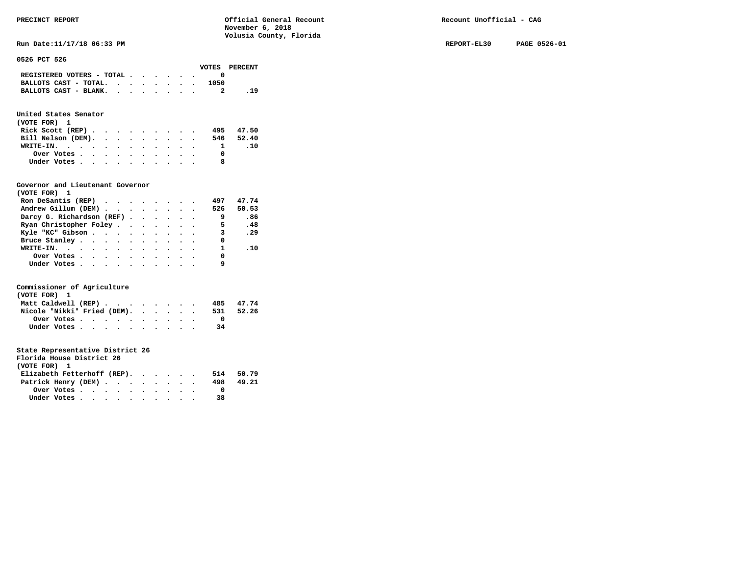PRECINCT REPORT — Official General Recount, November 6, 2018, Volusia County, Florida — Recount Unofficial - CAG

Run Date:11/17/18 06:33 PM — REPORT-EL30 — PAGE 0526-01

## 0526 PCT 526

| | VOTES | PERCENT |
|---|---|---|
| REGISTERED VOTERS - TOTAL | 0 | |
| BALLOTS CAST - TOTAL. | 1050 | |
| BALLOTS CAST - BLANK. | 2 | .19 |

### United States Senator
(VOTE FOR) 1

| | VOTES | PERCENT |
|---|---|---|
| Rick Scott (REP) | 495 | 47.50 |
| Bill Nelson (DEM). | 546 | 52.40 |
| WRITE-IN. | 1 | .10 |
| Over Votes | 0 | |
| Under Votes | 8 | |

### Governor and Lieutenant Governor
(VOTE FOR) 1

| | VOTES | PERCENT |
|---|---|---|
| Ron DeSantis (REP) | 497 | 47.74 |
| Andrew Gillum (DEM) | 526 | 50.53 |
| Darcy G. Richardson (REF) | 9 | .86 |
| Ryan Christopher Foley | 5 | .48 |
| Kyle "KC" Gibson | 3 | .29 |
| Bruce Stanley | 0 | |
| WRITE-IN. | 1 | .10 |
| Over Votes | 0 | |
| Under Votes | 9 | |

### Commissioner of Agriculture
(VOTE FOR) 1

| | VOTES | PERCENT |
|---|---|---|
| Matt Caldwell (REP) | 485 | 47.74 |
| Nicole "Nikki" Fried (DEM). | 531 | 52.26 |
| Over Votes | 0 | |
| Under Votes | 34 | |

### State Representative District 26
Florida House District 26
(VOTE FOR) 1

| | VOTES | PERCENT |
|---|---|---|
| Elizabeth Fetterhoff (REP). | 514 | 50.79 |
| Patrick Henry (DEM) | 498 | 49.21 |
| Over Votes | 0 | |
| Under Votes | 38 | |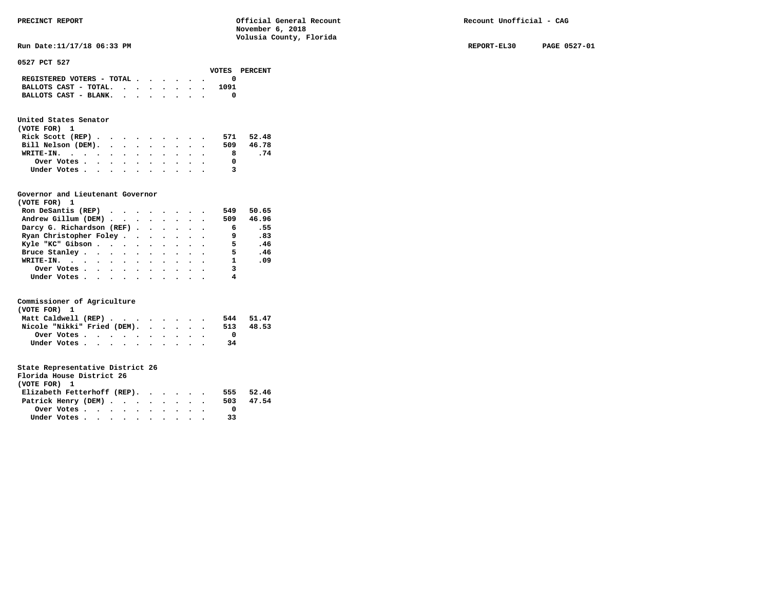PRECINCT REPORT

Official General Recount
November 6, 2018
Volusia County, Florida

Recount Unofficial - CAG

Run Date:11/17/18 06:33 PM

REPORT-EL30 PAGE 0527-01

## 0527 PCT 527

| | VOTES | PERCENT |
|---|---|---|
| REGISTERED VOTERS - TOTAL | 0 | |
| BALLOTS CAST - TOTAL. | 1091 | |
| BALLOTS CAST - BLANK. | 0 | |

### United States Senator
(VOTE FOR) 1

| | VOTES | PERCENT |
|---|---|---|
| Rick Scott (REP) | 571 | 52.48 |
| Bill Nelson (DEM). | 509 | 46.78 |
| WRITE-IN. | 8 | .74 |
| Over Votes | 0 | |
| Under Votes | 3 | |

### Governor and Lieutenant Governor
(VOTE FOR) 1

| | VOTES | PERCENT |
|---|---|---|
| Ron DeSantis (REP) | 549 | 50.65 |
| Andrew Gillum (DEM) | 509 | 46.96 |
| Darcy G. Richardson (REF) | 6 | .55 |
| Ryan Christopher Foley | 9 | .83 |
| Kyle "KC" Gibson | 5 | .46 |
| Bruce Stanley | 5 | .46 |
| WRITE-IN. | 1 | .09 |
| Over Votes | 3 | |
| Under Votes | 4 | |

### Commissioner of Agriculture
(VOTE FOR) 1

| | VOTES | PERCENT |
|---|---|---|
| Matt Caldwell (REP) | 544 | 51.47 |
| Nicole "Nikki" Fried (DEM). | 513 | 48.53 |
| Over Votes | 0 | |
| Under Votes | 34 | |

### State Representative District 26
Florida House District 26
(VOTE FOR) 1

| | VOTES | PERCENT |
|---|---|---|
| Elizabeth Fetterhoff (REP). | 555 | 52.46 |
| Patrick Henry (DEM) | 503 | 47.54 |
| Over Votes | 0 | |
| Under Votes | 33 | |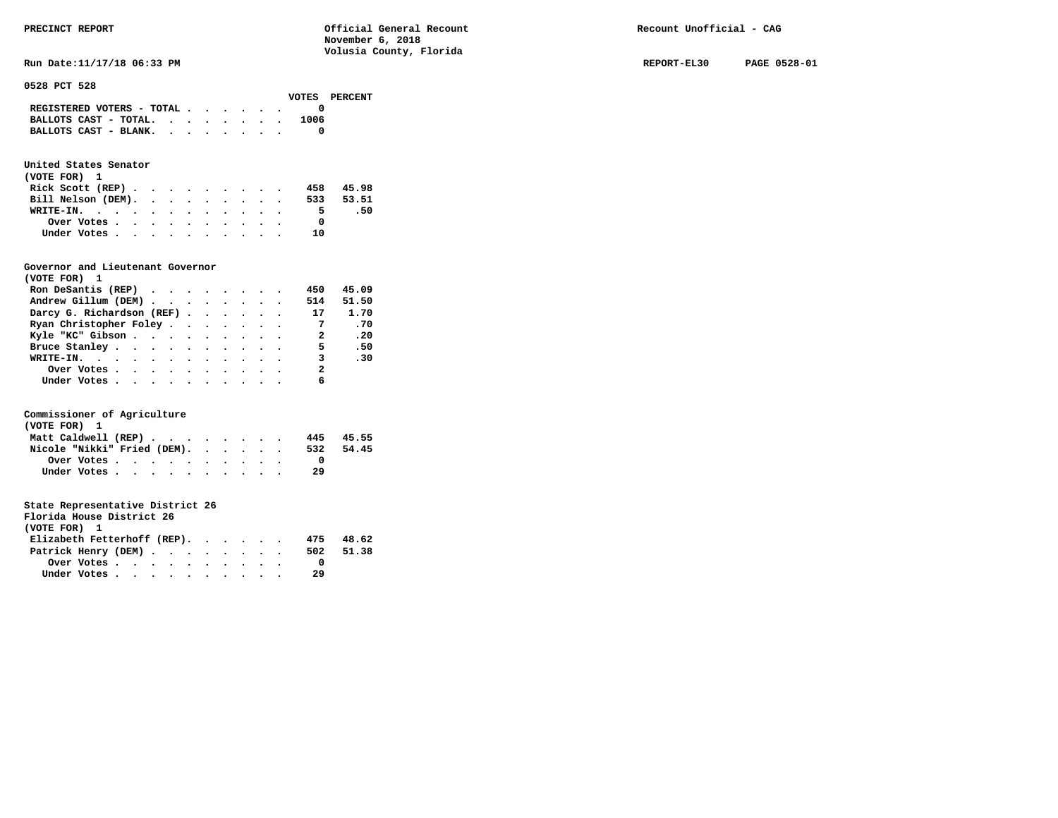PRECINCT REPORT

Official General Recount
November 6, 2018
Volusia County, Florida

Recount Unofficial - CAG

Run Date:11/17/18 06:33 PM

REPORT-EL30 PAGE 0528-01

## 0528 PCT 528

| | VOTES | PERCENT |
|---|---|---|
| REGISTERED VOTERS - TOTAL | 0 | |
| BALLOTS CAST - TOTAL. | 1006 | |
| BALLOTS CAST - BLANK. | 0 | |

### United States Senator
(VOTE FOR) 1

| | VOTES | PERCENT |
|---|---|---|
| Rick Scott (REP) | 458 | 45.98 |
| Bill Nelson (DEM). | 533 | 53.51 |
| WRITE-IN. | 5 | .50 |
| Over Votes | 0 | |
| Under Votes | 10 | |

### Governor and Lieutenant Governor
(VOTE FOR) 1

| | VOTES | PERCENT |
|---|---|---|
| Ron DeSantis (REP) | 450 | 45.09 |
| Andrew Gillum (DEM) | 514 | 51.50 |
| Darcy G. Richardson (REF) | 17 | 1.70 |
| Ryan Christopher Foley | 7 | .70 |
| Kyle "KC" Gibson | 2 | .20 |
| Bruce Stanley | 5 | .50 |
| WRITE-IN. | 3 | .30 |
| Over Votes | 2 | |
| Under Votes | 6 | |

### Commissioner of Agriculture
(VOTE FOR) 1

| | VOTES | PERCENT |
|---|---|---|
| Matt Caldwell (REP) | 445 | 45.55 |
| Nicole "Nikki" Fried (DEM). | 532 | 54.45 |
| Over Votes | 0 | |
| Under Votes | 29 | |

### State Representative District 26
Florida House District 26
(VOTE FOR) 1

| | VOTES | PERCENT |
|---|---|---|
| Elizabeth Fetterhoff (REP). | 475 | 48.62 |
| Patrick Henry (DEM) | 502 | 51.38 |
| Over Votes | 0 | |
| Under Votes | 29 | |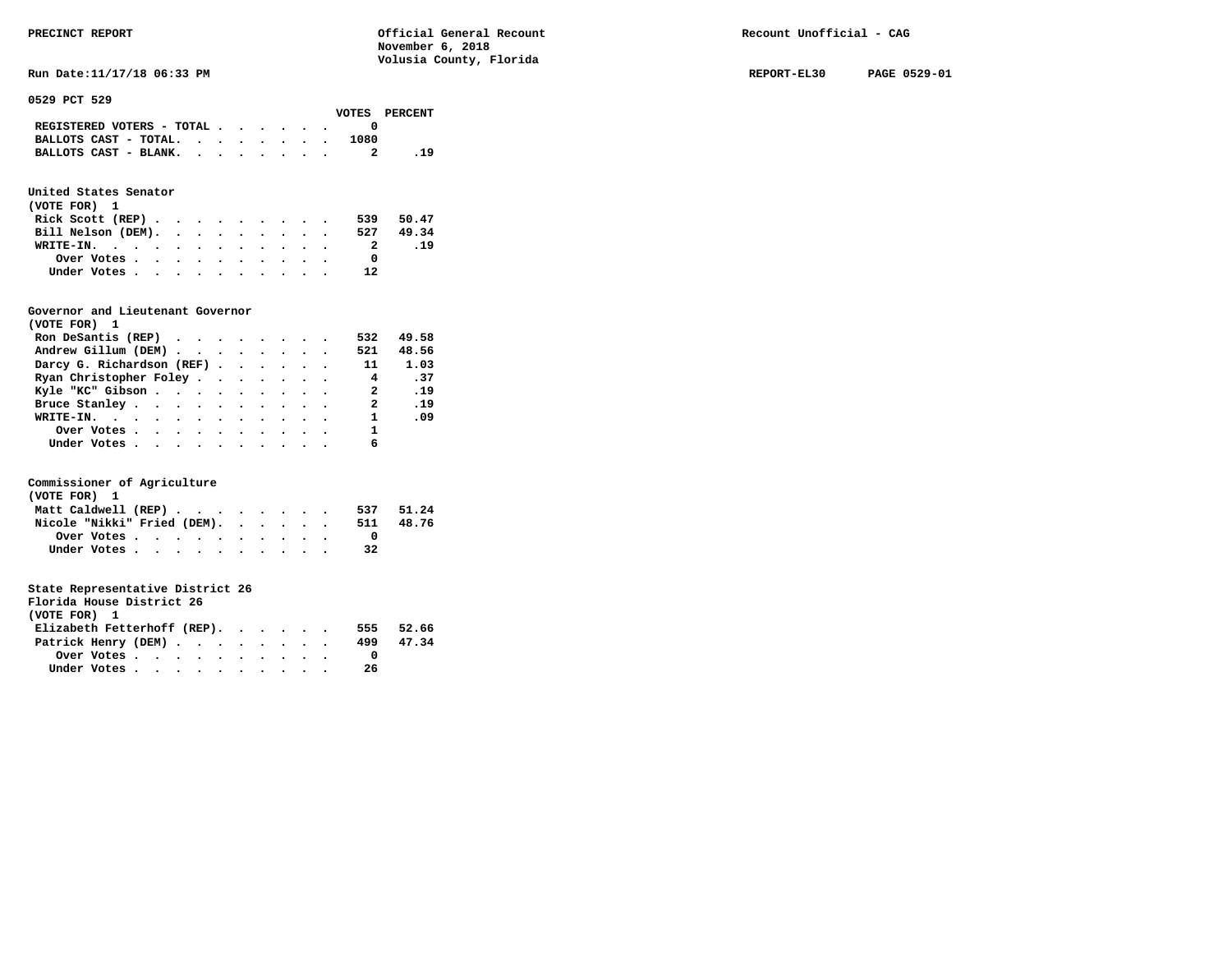PRECINCT REPORT — Official General Recount, November 6, 2018, Volusia County, Florida — Recount Unofficial - CAG

Run Date:11/17/18 06:33 PM — REPORT-EL30 PAGE 0529-01

## 0529 PCT 529

| | VOTES | PERCENT |
|---|---|---|
| REGISTERED VOTERS - TOTAL | 0 | |
| BALLOTS CAST - TOTAL. | 1080 | |
| BALLOTS CAST - BLANK. | 2 | .19 |

### United States Senator
(VOTE FOR) 1

| | VOTES | PERCENT |
|---|---|---|
| Rick Scott (REP) | 539 | 50.47 |
| Bill Nelson (DEM). | 527 | 49.34 |
| WRITE-IN. | 2 | .19 |
| Over Votes | 0 | |
| Under Votes | 12 | |

### Governor and Lieutenant Governor
(VOTE FOR) 1

| | VOTES | PERCENT |
|---|---|---|
| Ron DeSantis (REP) | 532 | 49.58 |
| Andrew Gillum (DEM) | 521 | 48.56 |
| Darcy G. Richardson (REF) | 11 | 1.03 |
| Ryan Christopher Foley | 4 | .37 |
| Kyle "KC" Gibson | 2 | .19 |
| Bruce Stanley | 2 | .19 |
| WRITE-IN. | 1 | .09 |
| Over Votes | 1 | |
| Under Votes | 6 | |

### Commissioner of Agriculture
(VOTE FOR) 1

| | VOTES | PERCENT |
|---|---|---|
| Matt Caldwell (REP) | 537 | 51.24 |
| Nicole "Nikki" Fried (DEM). | 511 | 48.76 |
| Over Votes | 0 | |
| Under Votes | 32 | |

### State Representative District 26
Florida House District 26
(VOTE FOR) 1

| | VOTES | PERCENT |
|---|---|---|
| Elizabeth Fetterhoff (REP). | 555 | 52.66 |
| Patrick Henry (DEM) | 499 | 47.34 |
| Over Votes | 0 | |
| Under Votes | 26 | |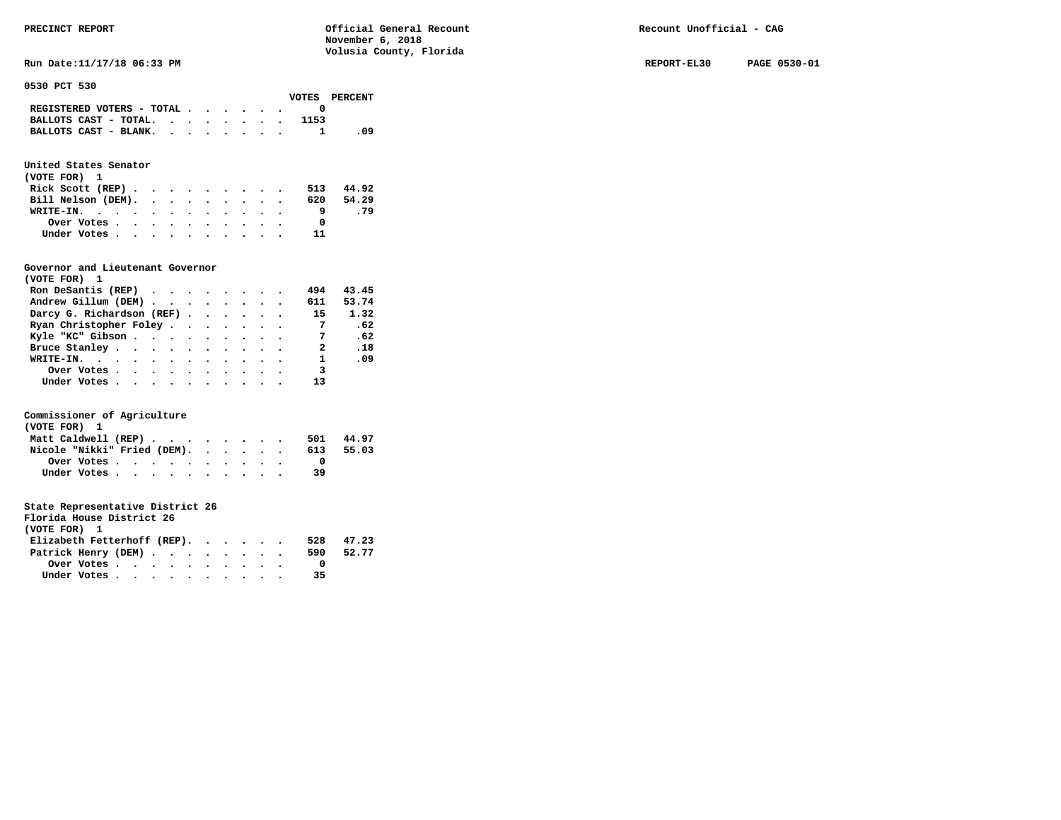PRECINCT REPORT

Official General Recount
November 6, 2018
Volusia County, Florida

Recount Unofficial - CAG

Run Date:11/17/18 06:33 PM

REPORT-EL30 PAGE 0530-01

## 0530 PCT 530

| | VOTES | PERCENT |
|---|---|---|
| REGISTERED VOTERS - TOTAL | 0 | |
| BALLOTS CAST - TOTAL. | 1153 | |
| BALLOTS CAST - BLANK. | 1 | .09 |

### United States Senator
(VOTE FOR) 1

| | VOTES | PERCENT |
|---|---|---|
| Rick Scott (REP) | 513 | 44.92 |
| Bill Nelson (DEM). | 620 | 54.29 |
| WRITE-IN. | 9 | .79 |
| Over Votes | 0 | |
| Under Votes | 11 | |

### Governor and Lieutenant Governor
(VOTE FOR) 1

| | VOTES | PERCENT |
|---|---|---|
| Ron DeSantis (REP) | 494 | 43.45 |
| Andrew Gillum (DEM) | 611 | 53.74 |
| Darcy G. Richardson (REF) | 15 | 1.32 |
| Ryan Christopher Foley | 7 | .62 |
| Kyle "KC" Gibson | 7 | .62 |
| Bruce Stanley | 2 | .18 |
| WRITE-IN. | 1 | .09 |
| Over Votes | 3 | |
| Under Votes | 13 | |

### Commissioner of Agriculture
(VOTE FOR) 1

| | VOTES | PERCENT |
|---|---|---|
| Matt Caldwell (REP) | 501 | 44.97 |
| Nicole "Nikki" Fried (DEM). | 613 | 55.03 |
| Over Votes | 0 | |
| Under Votes | 39 | |

### State Representative District 26
Florida House District 26
(VOTE FOR) 1

| | VOTES | PERCENT |
|---|---|---|
| Elizabeth Fetterhoff (REP). | 528 | 47.23 |
| Patrick Henry (DEM) | 590 | 52.77 |
| Over Votes | 0 | |
| Under Votes | 35 | |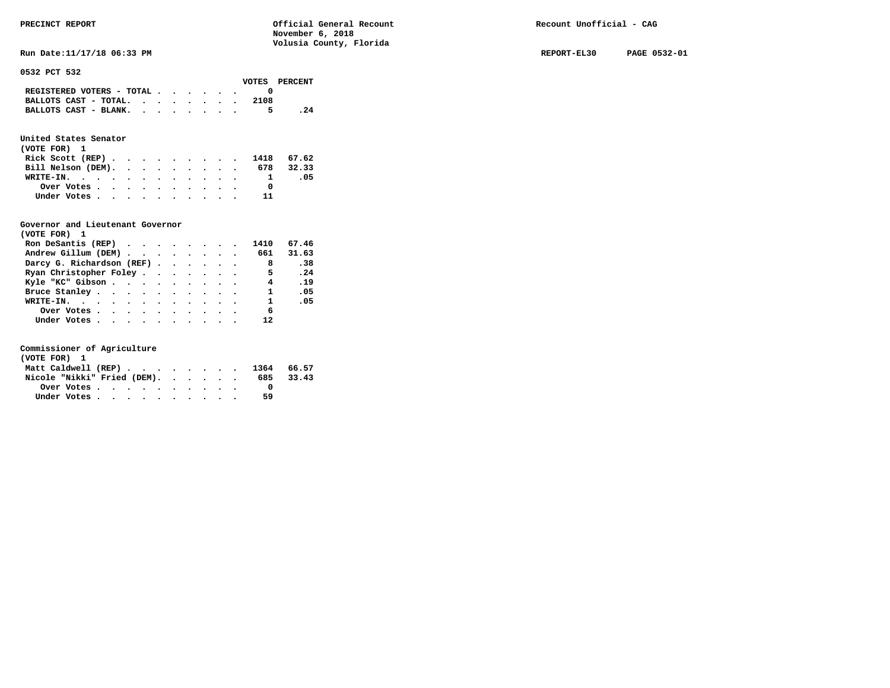PRECINCT REPORT — Official General Recount, November 6, 2018, Volusia County, Florida — Recount Unofficial - CAG

Run Date:11/17/18 06:33 PM — REPORT-EL30 PAGE 0532-01

## 0532 PCT 532

| | VOTES | PERCENT |
|---|---|---|
| REGISTERED VOTERS - TOTAL | 0 | |
| BALLOTS CAST - TOTAL. | 2108 | |
| BALLOTS CAST - BLANK. | 5 | .24 |

### United States Senator
(VOTE FOR) 1

| | VOTES | PERCENT |
|---|---|---|
| Rick Scott (REP) | 1418 | 67.62 |
| Bill Nelson (DEM). | 678 | 32.33 |
| WRITE-IN. | 1 | .05 |
| Over Votes | 0 | |
| Under Votes | 11 | |

### Governor and Lieutenant Governor
(VOTE FOR) 1

| | VOTES | PERCENT |
|---|---|---|
| Ron DeSantis (REP) | 1410 | 67.46 |
| Andrew Gillum (DEM) | 661 | 31.63 |
| Darcy G. Richardson (REF) | 8 | .38 |
| Ryan Christopher Foley | 5 | .24 |
| Kyle "KC" Gibson | 4 | .19 |
| Bruce Stanley | 1 | .05 |
| WRITE-IN. | 1 | .05 |
| Over Votes | 6 | |
| Under Votes | 12 | |

### Commissioner of Agriculture
(VOTE FOR) 1

| | VOTES | PERCENT |
|---|---|---|
| Matt Caldwell (REP) | 1364 | 66.57 |
| Nicole "Nikki" Fried (DEM). | 685 | 33.43 |
| Over Votes | 0 | |
| Under Votes | 59 | |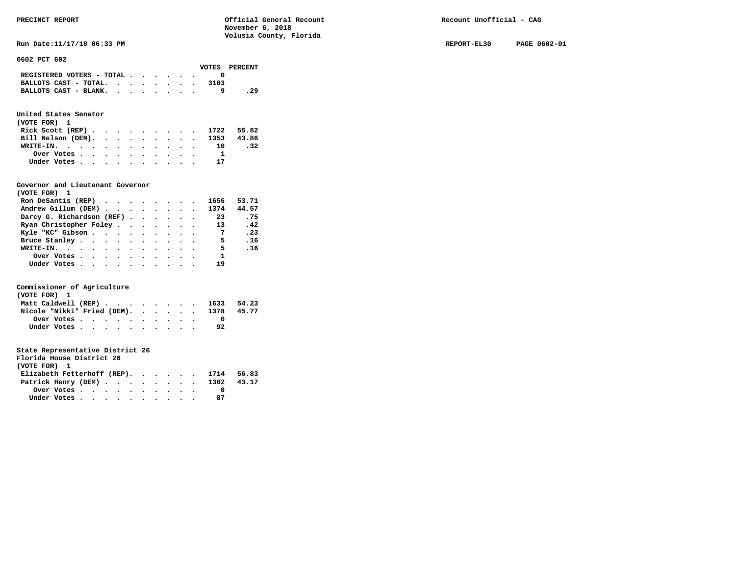PRECINCT REPORT

Official General Recount
November 6, 2018
Volusia County, Florida

Recount Unofficial - CAG

Run Date:11/17/18 06:33 PM

REPORT-EL30 PAGE 0602-01

**0602 PCT 602**

| | VOTES | PERCENT |
|---|---|---|
| REGISTERED VOTERS - TOTAL | 0 | |
| BALLOTS CAST - TOTAL. | 3103 | |
| BALLOTS CAST - BLANK. | 9 | .29 |

**United States Senator**
(VOTE FOR) 1

| | VOTES | PERCENT |
|---|---|---|
| Rick Scott (REP) | 1722 | 55.82 |
| Bill Nelson (DEM). | 1353 | 43.86 |
| WRITE-IN. | 10 | .32 |
| Over Votes | 1 | |
| Under Votes | 17 | |

**Governor and Lieutenant Governor**
(VOTE FOR) 1

| | VOTES | PERCENT |
|---|---|---|
| Ron DeSantis (REP) | 1656 | 53.71 |
| Andrew Gillum (DEM) | 1374 | 44.57 |
| Darcy G. Richardson (REF) | 23 | .75 |
| Ryan Christopher Foley | 13 | .42 |
| Kyle "KC" Gibson | 7 | .23 |
| Bruce Stanley | 5 | .16 |
| WRITE-IN. | 5 | .16 |
| Over Votes | 1 | |
| Under Votes | 19 | |

**Commissioner of Agriculture**
(VOTE FOR) 1

| | VOTES | PERCENT |
|---|---|---|
| Matt Caldwell (REP) | 1633 | 54.23 |
| Nicole "Nikki" Fried (DEM). | 1378 | 45.77 |
| Over Votes | 0 | |
| Under Votes | 92 | |

**State Representative District 26**
**Florida House District 26**
(VOTE FOR) 1

| | VOTES | PERCENT |
|---|---|---|
| Elizabeth Fetterhoff (REP). | 1714 | 56.83 |
| Patrick Henry (DEM) | 1302 | 43.17 |
| Over Votes | 0 | |
| Under Votes | 87 | |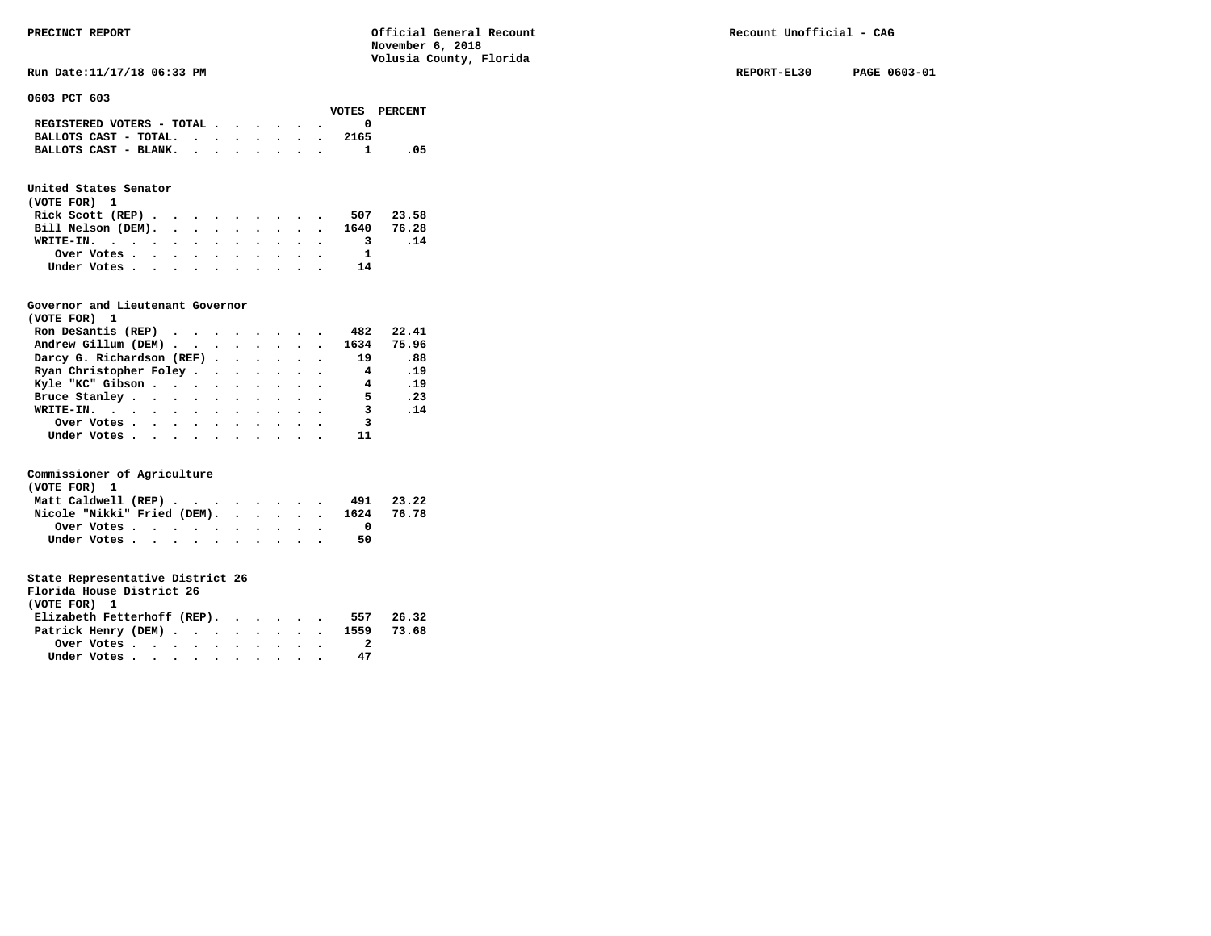PRECINCT REPORT

Official General Recount
November 6, 2018
Volusia County, Florida

Recount Unofficial - CAG

Run Date:11/17/18 06:33 PM

REPORT-EL30 PAGE 0603-01

## 0603 PCT 603

| | VOTES | PERCENT |
|---|---|---|
| REGISTERED VOTERS - TOTAL | 0 | |
| BALLOTS CAST - TOTAL. | 2165 | |
| BALLOTS CAST - BLANK. | 1 | .05 |

### United States Senator
(VOTE FOR) 1

| | VOTES | PERCENT |
|---|---|---|
| Rick Scott (REP) | 507 | 23.58 |
| Bill Nelson (DEM). | 1640 | 76.28 |
| WRITE-IN. | 3 | .14 |
| Over Votes | 1 | |
| Under Votes | 14 | |

### Governor and Lieutenant Governor
(VOTE FOR) 1

| | VOTES | PERCENT |
|---|---|---|
| Ron DeSantis (REP) | 482 | 22.41 |
| Andrew Gillum (DEM) | 1634 | 75.96 |
| Darcy G. Richardson (REF) | 19 | .88 |
| Ryan Christopher Foley | 4 | .19 |
| Kyle "KC" Gibson | 4 | .19 |
| Bruce Stanley | 5 | .23 |
| WRITE-IN. | 3 | .14 |
| Over Votes | 3 | |
| Under Votes | 11 | |

### Commissioner of Agriculture
(VOTE FOR) 1

| | VOTES | PERCENT |
|---|---|---|
| Matt Caldwell (REP) | 491 | 23.22 |
| Nicole "Nikki" Fried (DEM). | 1624 | 76.78 |
| Over Votes | 0 | |
| Under Votes | 50 | |

### State Representative District 26
Florida House District 26
(VOTE FOR) 1

| | VOTES | PERCENT |
|---|---|---|
| Elizabeth Fetterhoff (REP). | 557 | 26.32 |
| Patrick Henry (DEM) | 1559 | 73.68 |
| Over Votes | 2 | |
| Under Votes | 47 | |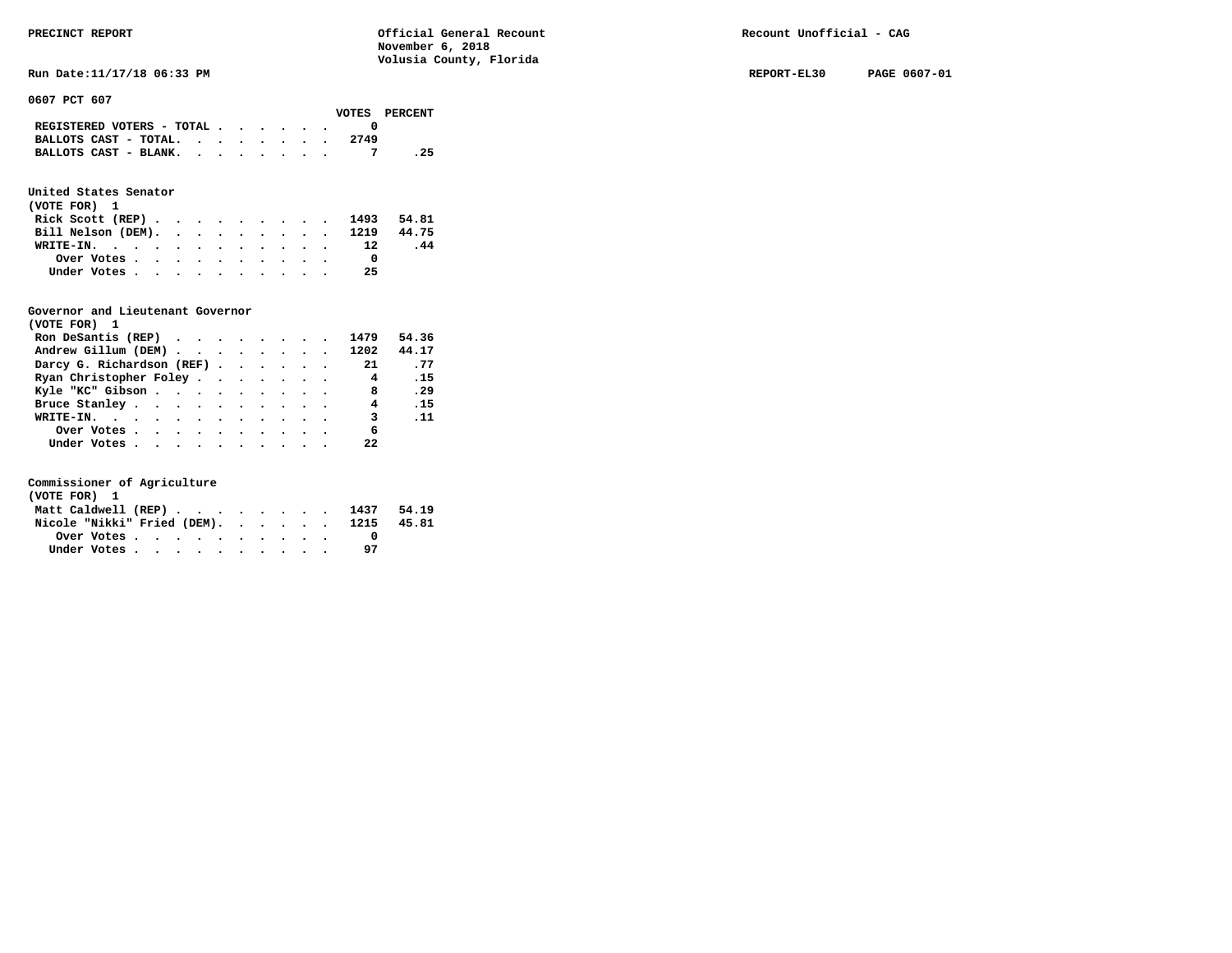# 0607 PCT 607

| | VOTES | PERCENT |
|---|---|---|
| REGISTERED VOTERS - TOTAL | 0 | |
| BALLOTS CAST - TOTAL. | 2749 | |
| BALLOTS CAST - BLANK. | 7 | .25 |

## United States Senator
(VOTE FOR) 1

| | VOTES | PERCENT |
|---|---|---|
| Rick Scott (REP) | 1493 | 54.81 |
| Bill Nelson (DEM). | 1219 | 44.75 |
| WRITE-IN. | 12 | .44 |
| Over Votes | 0 | |
| Under Votes | 25 | |

## Governor and Lieutenant Governor
(VOTE FOR) 1

| | VOTES | PERCENT |
|---|---|---|
| Ron DeSantis (REP) | 1479 | 54.36 |
| Andrew Gillum (DEM) | 1202 | 44.17 |
| Darcy G. Richardson (REF) | 21 | .77 |
| Ryan Christopher Foley | 4 | .15 |
| Kyle "KC" Gibson | 8 | .29 |
| Bruce Stanley | 4 | .15 |
| WRITE-IN. | 3 | .11 |
| Over Votes | 6 | |
| Under Votes | 22 | |

## Commissioner of Agriculture
(VOTE FOR) 1

| | VOTES | PERCENT |
|---|---|---|
| Matt Caldwell (REP) | 1437 | 54.19 |
| Nicole "Nikki" Fried (DEM). | 1215 | 45.81 |
| Over Votes | 0 | |
| Under Votes | 97 | |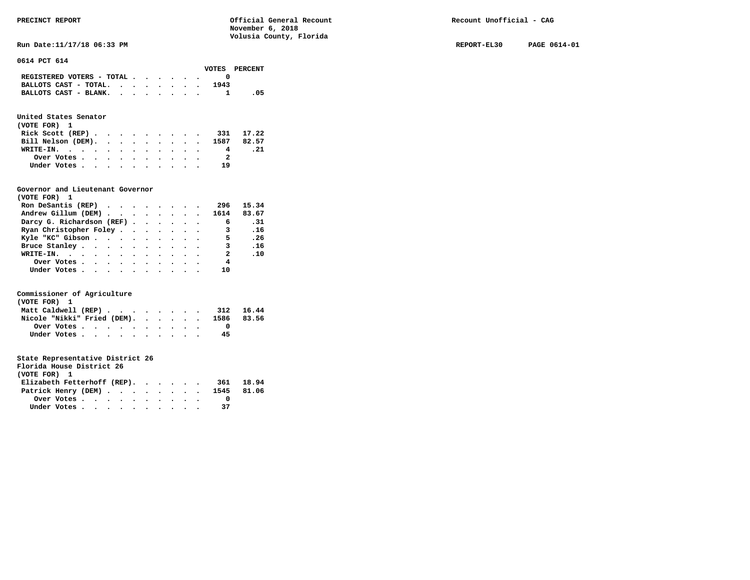PRECINCT REPORT

Official General Recount
November 6, 2018
Volusia County, Florida

Recount Unofficial - CAG

Run Date:11/17/18 06:33 PM

REPORT-EL30 PAGE 0614-01

## 0614 PCT 614

| | VOTES | PERCENT |
|---|---|---|
| REGISTERED VOTERS - TOTAL | 0 | |
| BALLOTS CAST - TOTAL. | 1943 | |
| BALLOTS CAST - BLANK. | 1 | .05 |

### United States Senator
(VOTE FOR) 1

| | VOTES | PERCENT |
|---|---|---|
| Rick Scott (REP) | 331 | 17.22 |
| Bill Nelson (DEM). | 1587 | 82.57 |
| WRITE-IN. | 4 | .21 |
| Over Votes | 2 | |
| Under Votes | 19 | |

### Governor and Lieutenant Governor
(VOTE FOR) 1

| | VOTES | PERCENT |
|---|---|---|
| Ron DeSantis (REP) | 296 | 15.34 |
| Andrew Gillum (DEM) | 1614 | 83.67 |
| Darcy G. Richardson (REF) | 6 | .31 |
| Ryan Christopher Foley | 3 | .16 |
| Kyle "KC" Gibson | 5 | .26 |
| Bruce Stanley | 3 | .16 |
| WRITE-IN. | 2 | .10 |
| Over Votes | 4 | |
| Under Votes | 10 | |

### Commissioner of Agriculture
(VOTE FOR) 1

| | VOTES | PERCENT |
|---|---|---|
| Matt Caldwell (REP) | 312 | 16.44 |
| Nicole "Nikki" Fried (DEM). | 1586 | 83.56 |
| Over Votes | 0 | |
| Under Votes | 45 | |

### State Representative District 26
Florida House District 26
(VOTE FOR) 1

| | VOTES | PERCENT |
|---|---|---|
| Elizabeth Fetterhoff (REP). | 361 | 18.94 |
| Patrick Henry (DEM) | 1545 | 81.06 |
| Over Votes | 0 | |
| Under Votes | 37 | |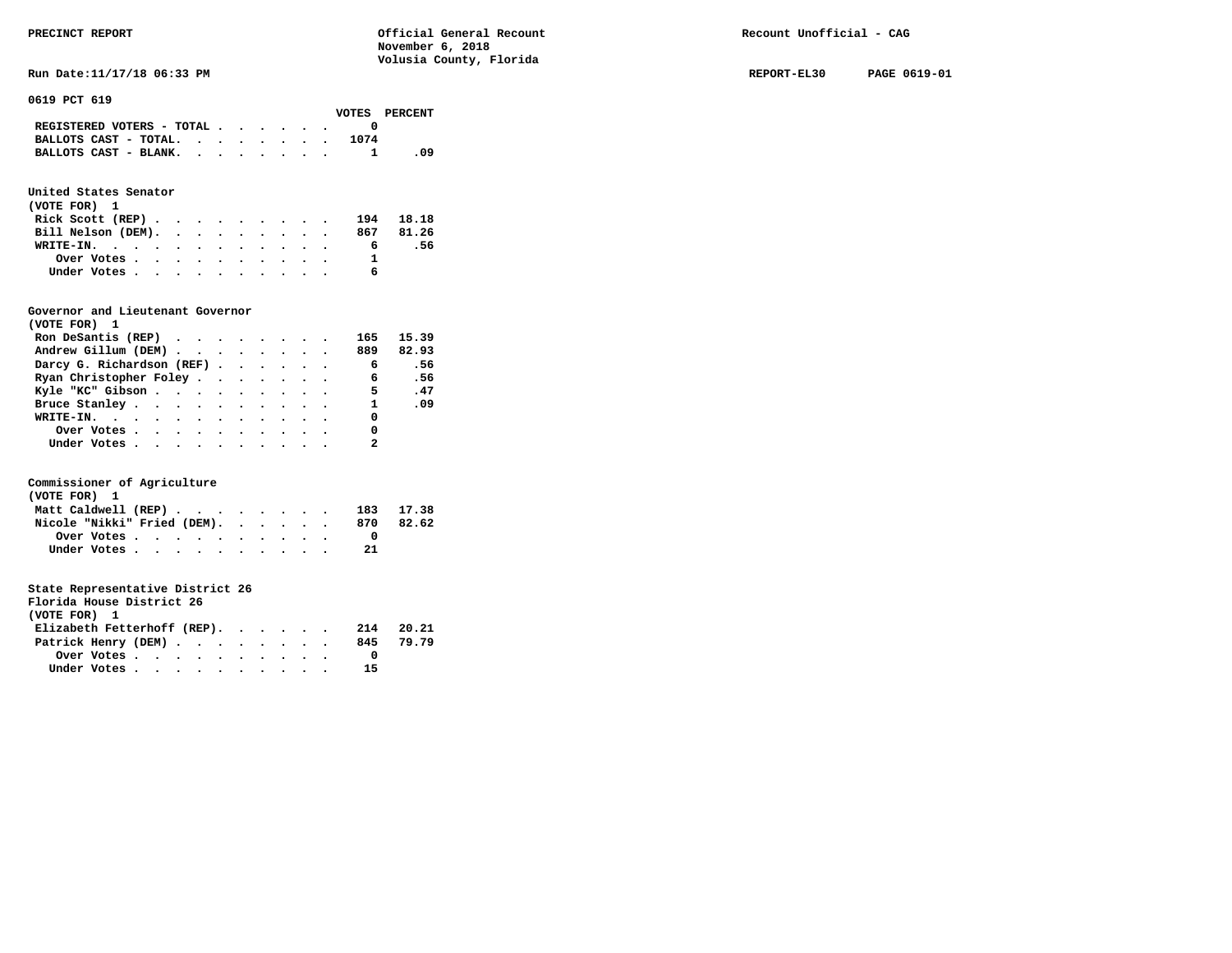**PRECINCT REPORT** — Official General Recount, November 6, 2018, Volusia County, Florida — Recount Unofficial - CAG

Run Date:11/17/18 06:33 PM — REPORT-EL30 PAGE 0619-01

## 0619 PCT 619

| | VOTES | PERCENT |
|---|---|---|
| REGISTERED VOTERS - TOTAL | 0 | |
| BALLOTS CAST - TOTAL. | 1074 | |
| BALLOTS CAST - BLANK. | 1 | .09 |

### United States Senator
(VOTE FOR) 1

| | VOTES | PERCENT |
|---|---|---|
| Rick Scott (REP) | 194 | 18.18 |
| Bill Nelson (DEM). | 867 | 81.26 |
| WRITE-IN. | 6 | .56 |
| Over Votes | 1 | |
| Under Votes | 6 | |

### Governor and Lieutenant Governor
(VOTE FOR) 1

| | VOTES | PERCENT |
|---|---|---|
| Ron DeSantis (REP) | 165 | 15.39 |
| Andrew Gillum (DEM) | 889 | 82.93 |
| Darcy G. Richardson (REF) | 6 | .56 |
| Ryan Christopher Foley | 6 | .56 |
| Kyle "KC" Gibson | 5 | .47 |
| Bruce Stanley | 1 | .09 |
| WRITE-IN. | 0 | |
| Over Votes | 0 | |
| Under Votes | 2 | |

### Commissioner of Agriculture
(VOTE FOR) 1

| | VOTES | PERCENT |
|---|---|---|
| Matt Caldwell (REP) | 183 | 17.38 |
| Nicole "Nikki" Fried (DEM). | 870 | 82.62 |
| Over Votes | 0 | |
| Under Votes | 21 | |

### State Representative District 26
Florida House District 26
(VOTE FOR) 1

| | VOTES | PERCENT |
|---|---|---|
| Elizabeth Fetterhoff (REP). | 214 | 20.21 |
| Patrick Henry (DEM) | 845 | 79.79 |
| Over Votes | 0 | |
| Under Votes | 15 | |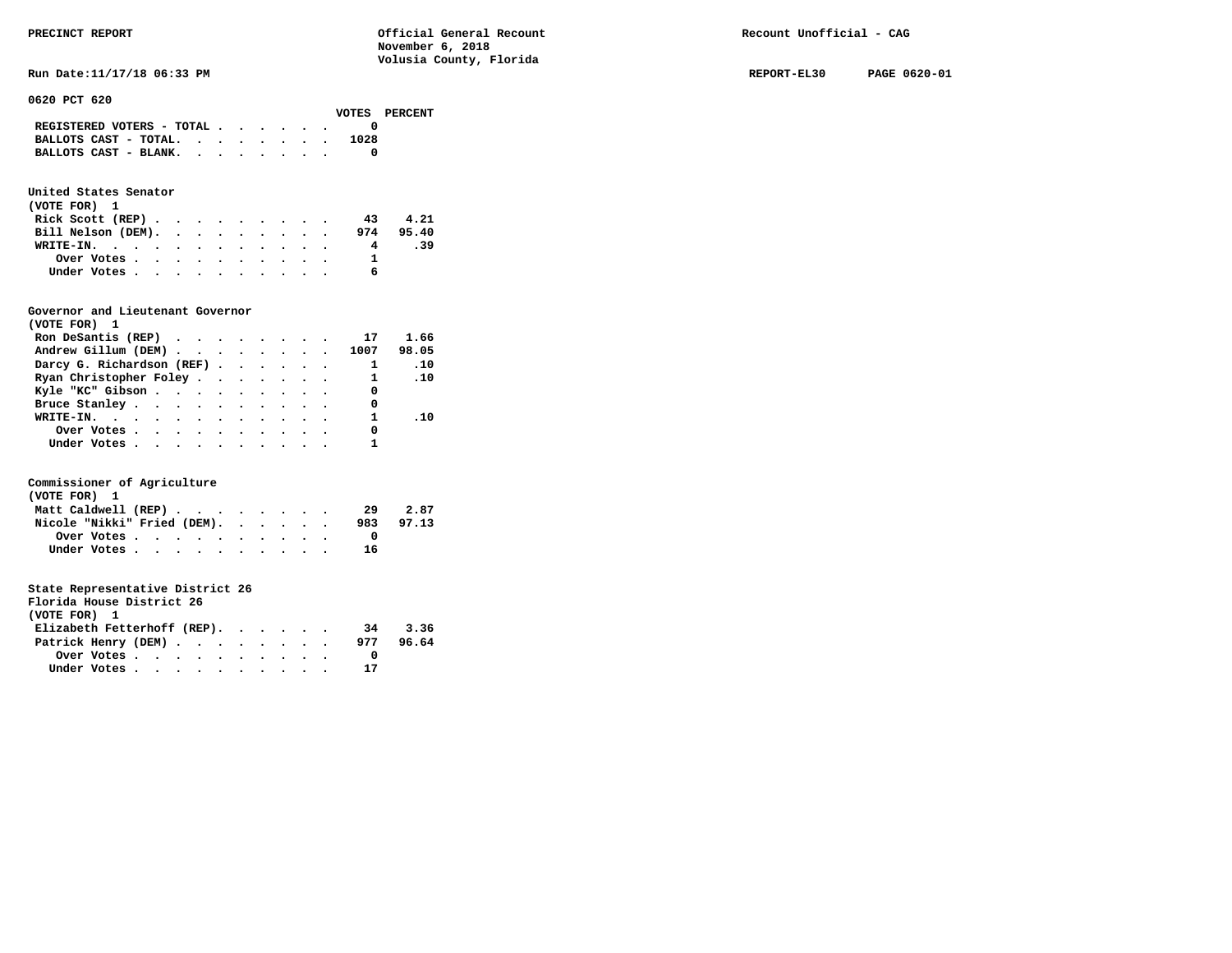PRECINCT REPORT — Official General Recount — November 6, 2018 — Volusia County, Florida — Recount Unofficial - CAG

Run Date:11/17/18 06:33 PM — REPORT-EL30 — PAGE 0620-01

## 0620 PCT 620

| | VOTES | PERCENT |
|---|---|---|
| REGISTERED VOTERS - TOTAL | 0 | |
| BALLOTS CAST - TOTAL. | 1028 | |
| BALLOTS CAST - BLANK. | 0 | |

### United States Senator
(VOTE FOR) 1

| | VOTES | PERCENT |
|---|---|---|
| Rick Scott (REP) | 43 | 4.21 |
| Bill Nelson (DEM). | 974 | 95.40 |
| WRITE-IN. | 4 | .39 |
| Over Votes | 1 | |
| Under Votes | 6 | |

### Governor and Lieutenant Governor
(VOTE FOR) 1

| | VOTES | PERCENT |
|---|---|---|
| Ron DeSantis (REP) | 17 | 1.66 |
| Andrew Gillum (DEM) | 1007 | 98.05 |
| Darcy G. Richardson (REF) | 1 | .10 |
| Ryan Christopher Foley | 1 | .10 |
| Kyle "KC" Gibson | 0 | |
| Bruce Stanley | 0 | |
| WRITE-IN. | 1 | .10 |
| Over Votes | 0 | |
| Under Votes | 1 | |

### Commissioner of Agriculture
(VOTE FOR) 1

| | VOTES | PERCENT |
|---|---|---|
| Matt Caldwell (REP) | 29 | 2.87 |
| Nicole "Nikki" Fried (DEM). | 983 | 97.13 |
| Over Votes | 0 | |
| Under Votes | 16 | |

### State Representative District 26
Florida House District 26
(VOTE FOR) 1

| | VOTES | PERCENT |
|---|---|---|
| Elizabeth Fetterhoff (REP). | 34 | 3.36 |
| Patrick Henry (DEM) | 977 | 96.64 |
| Over Votes | 0 | |
| Under Votes | 17 | |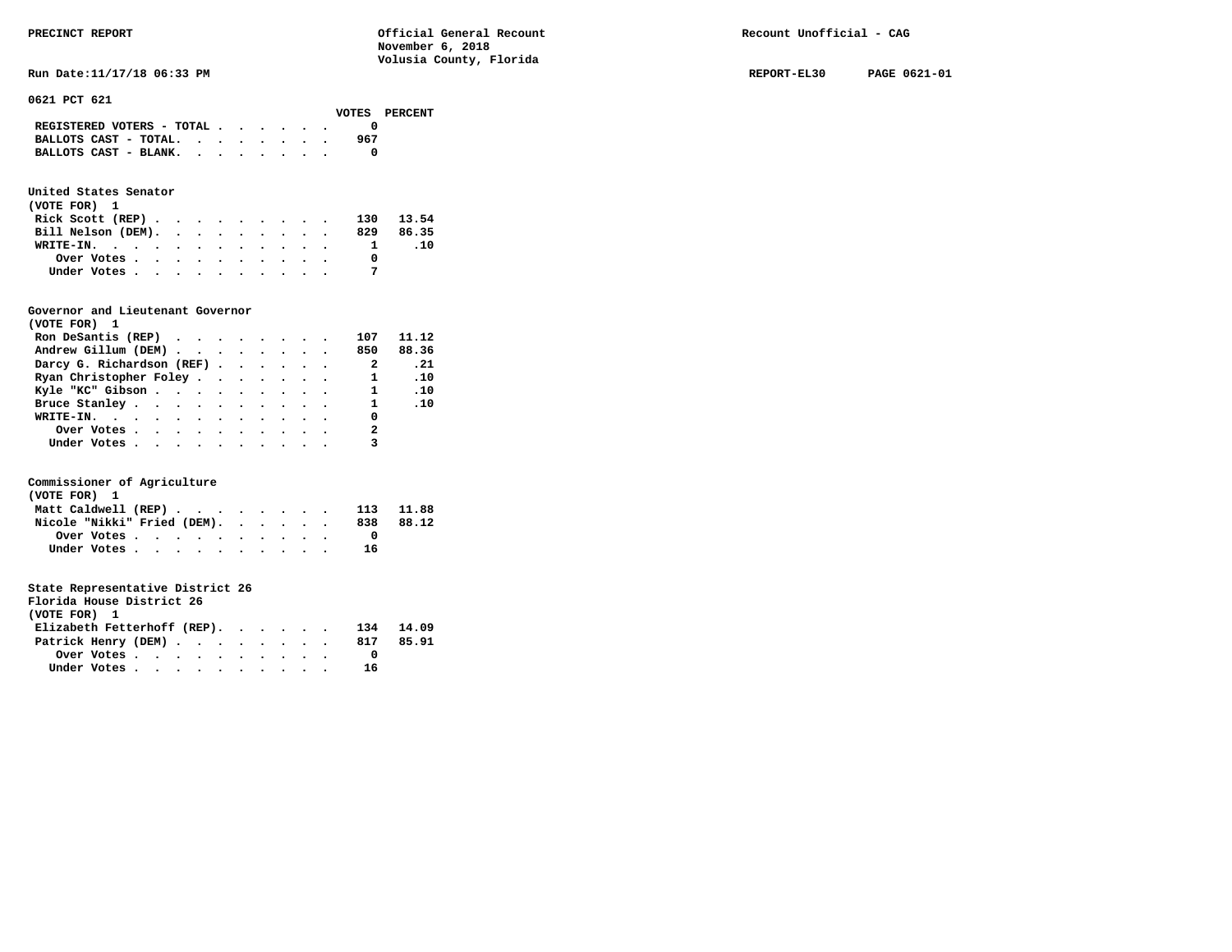PRECINCT REPORT — Official General Recount, November 6, 2018, Volusia County, Florida — Recount Unofficial - CAG

Run Date:11/17/18 06:33 PM — REPORT-EL30 PAGE 0621-01

## 0621 PCT 621

| | VOTES | PERCENT |
|---|---|---|
| REGISTERED VOTERS - TOTAL | 0 | |
| BALLOTS CAST - TOTAL. | 967 | |
| BALLOTS CAST - BLANK. | 0 | |

### United States Senator
(VOTE FOR) 1

| | VOTES | PERCENT |
|---|---|---|
| Rick Scott (REP) | 130 | 13.54 |
| Bill Nelson (DEM). | 829 | 86.35 |
| WRITE-IN. | 1 | .10 |
| Over Votes | 0 | |
| Under Votes | 7 | |

### Governor and Lieutenant Governor
(VOTE FOR) 1

| | VOTES | PERCENT |
|---|---|---|
| Ron DeSantis (REP) | 107 | 11.12 |
| Andrew Gillum (DEM) | 850 | 88.36 |
| Darcy G. Richardson (REF) | 2 | .21 |
| Ryan Christopher Foley | 1 | .10 |
| Kyle "KC" Gibson | 1 | .10 |
| Bruce Stanley | 1 | .10 |
| WRITE-IN. | 0 | |
| Over Votes | 2 | |
| Under Votes | 3 | |

### Commissioner of Agriculture
(VOTE FOR) 1

| | VOTES | PERCENT |
|---|---|---|
| Matt Caldwell (REP) | 113 | 11.88 |
| Nicole "Nikki" Fried (DEM). | 838 | 88.12 |
| Over Votes | 0 | |
| Under Votes | 16 | |

### State Representative District 26
Florida House District 26
(VOTE FOR) 1

| | VOTES | PERCENT |
|---|---|---|
| Elizabeth Fetterhoff (REP). | 134 | 14.09 |
| Patrick Henry (DEM) | 817 | 85.91 |
| Over Votes | 0 | |
| Under Votes | 16 | |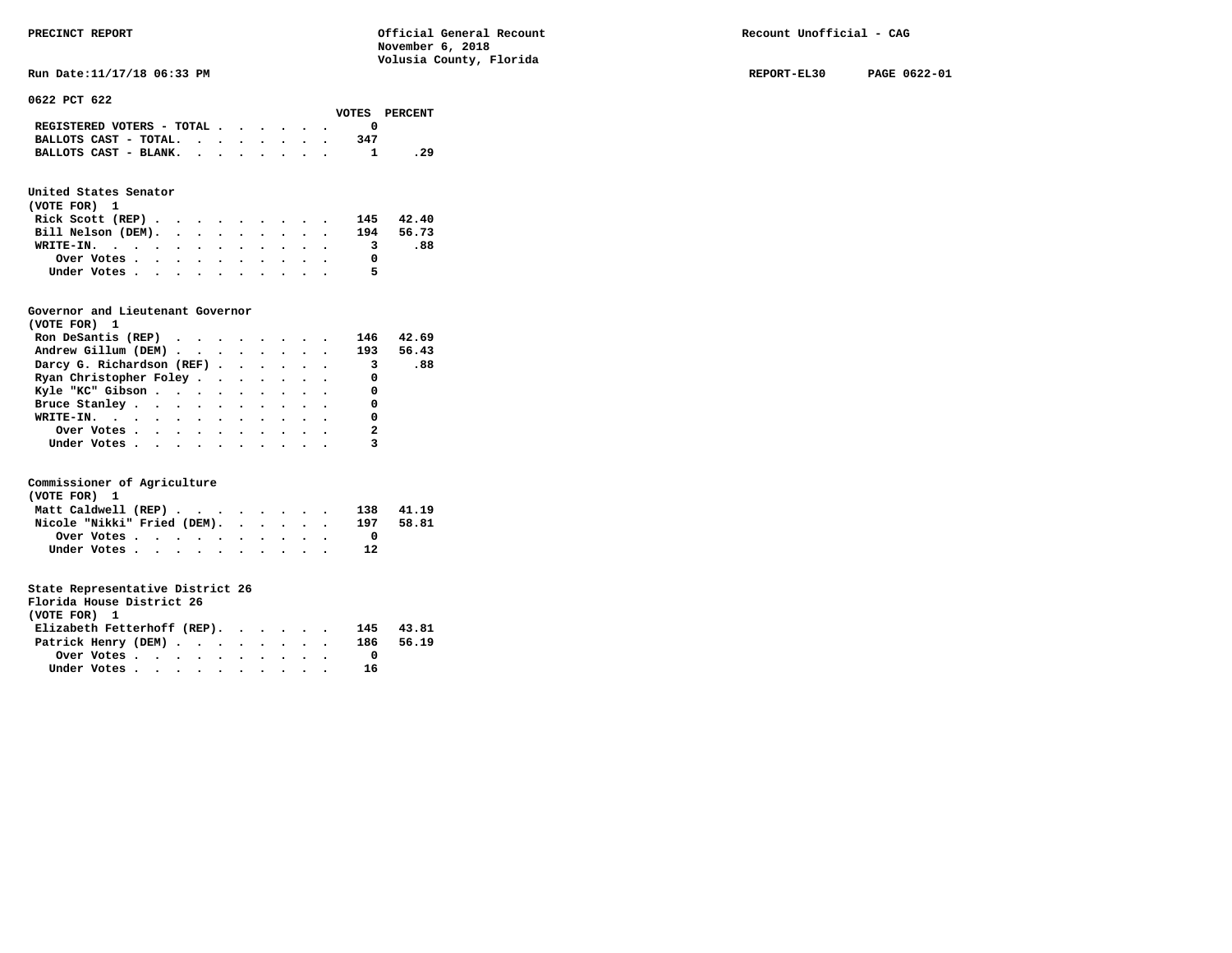PRECINCT REPORT — Official General Recount — November 6, 2018 — Volusia County, Florida — Recount Unofficial - CAG

Run Date:11/17/18 06:33 PM — REPORT-EL30 — PAGE 0622-01

## 0622 PCT 622

| | VOTES | PERCENT |
|---|---|---|
| REGISTERED VOTERS - TOTAL | 0 | |
| BALLOTS CAST - TOTAL. | 347 | |
| BALLOTS CAST - BLANK. | 1 | .29 |

### United States Senator
(VOTE FOR) 1

| | VOTES | PERCENT |
|---|---|---|
| Rick Scott (REP) | 145 | 42.40 |
| Bill Nelson (DEM) | 194 | 56.73 |
| WRITE-IN. | 3 | .88 |
| Over Votes | 0 | |
| Under Votes | 5 | |

### Governor and Lieutenant Governor
(VOTE FOR) 1

| | VOTES | PERCENT |
|---|---|---|
| Ron DeSantis (REP) | 146 | 42.69 |
| Andrew Gillum (DEM) | 193 | 56.43 |
| Darcy G. Richardson (REF) | 3 | .88 |
| Ryan Christopher Foley | 0 | |
| Kyle "KC" Gibson | 0 | |
| Bruce Stanley | 0 | |
| WRITE-IN. | 0 | |
| Over Votes | 2 | |
| Under Votes | 3 | |

### Commissioner of Agriculture
(VOTE FOR) 1

| | VOTES | PERCENT |
|---|---|---|
| Matt Caldwell (REP) | 138 | 41.19 |
| Nicole "Nikki" Fried (DEM) | 197 | 58.81 |
| Over Votes | 0 | |
| Under Votes | 12 | |

### State Representative District 26
Florida House District 26
(VOTE FOR) 1

| | VOTES | PERCENT |
|---|---|---|
| Elizabeth Fetterhoff (REP) | 145 | 43.81 |
| Patrick Henry (DEM) | 186 | 56.19 |
| Over Votes | 0 | |
| Under Votes | 16 | |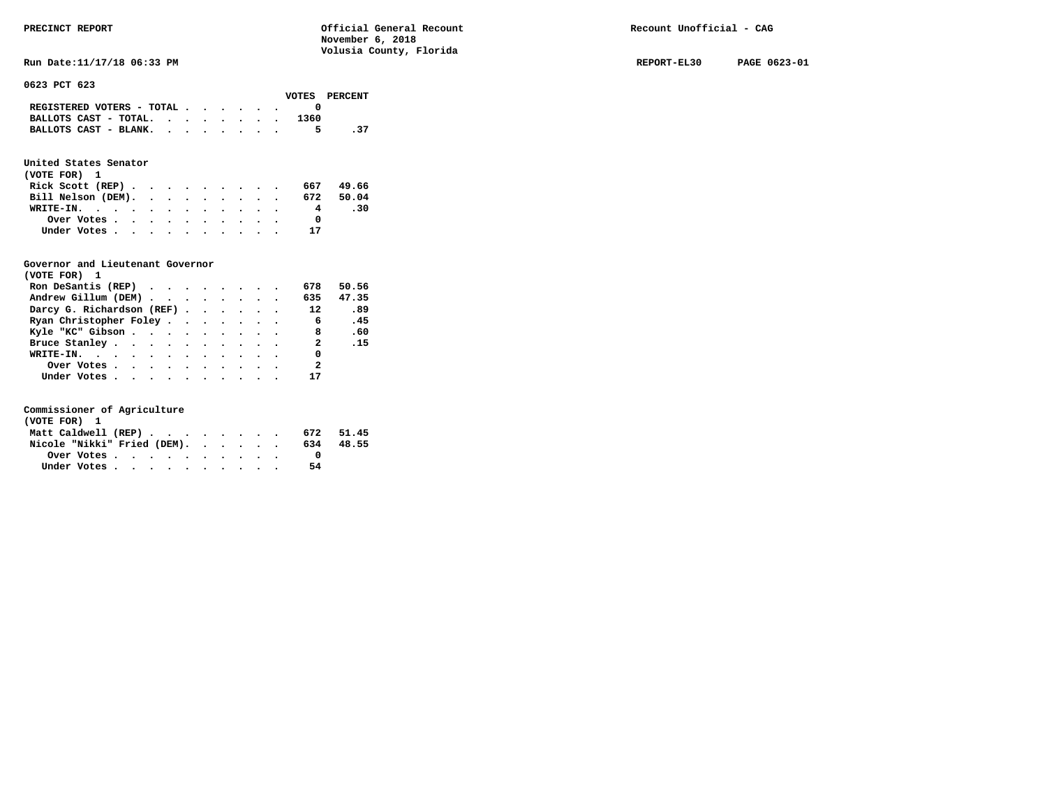PRECINCT REPORT — Official General Recount — November 6, 2018 — Volusia County, Florida — Recount Unofficial - CAG

Run Date:11/17/18 06:33 PM — REPORT-EL30 — PAGE 0623-01

## 0623 PCT 623

| | VOTES | PERCENT |
|---|---|---|
| REGISTERED VOTERS - TOTAL | 0 | |
| BALLOTS CAST - TOTAL | 1360 | |
| BALLOTS CAST - BLANK | 5 | .37 |

### United States Senator
(VOTE FOR) 1

| | VOTES | PERCENT |
|---|---|---|
| Rick Scott (REP) | 667 | 49.66 |
| Bill Nelson (DEM) | 672 | 50.04 |
| WRITE-IN | 4 | .30 |
| Over Votes | 0 | |
| Under Votes | 17 | |

### Governor and Lieutenant Governor
(VOTE FOR) 1

| | VOTES | PERCENT |
|---|---|---|
| Ron DeSantis (REP) | 678 | 50.56 |
| Andrew Gillum (DEM) | 635 | 47.35 |
| Darcy G. Richardson (REF) | 12 | .89 |
| Ryan Christopher Foley | 6 | .45 |
| Kyle "KC" Gibson | 8 | .60 |
| Bruce Stanley | 2 | .15 |
| WRITE-IN | 0 | |
| Over Votes | 2 | |
| Under Votes | 17 | |

### Commissioner of Agriculture
(VOTE FOR) 1

| | VOTES | PERCENT |
|---|---|---|
| Matt Caldwell (REP) | 672 | 51.45 |
| Nicole "Nikki" Fried (DEM) | 634 | 48.55 |
| Over Votes | 0 | |
| Under Votes | 54 | |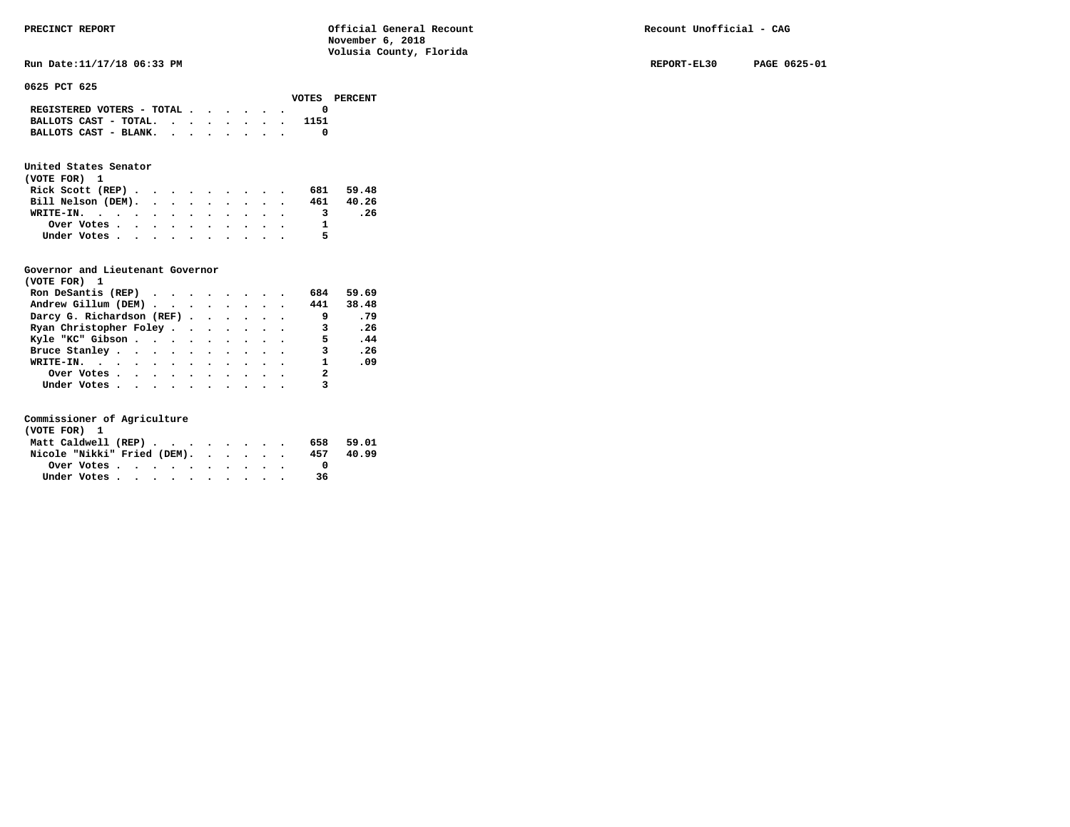PRECINCT REPORT — Official General Recount, November 6, 2018, Volusia County, Florida — Recount Unofficial - CAG

Run Date:11/17/18 06:33 PM — REPORT-EL30 — PAGE 0625-01

## 0625 PCT 625

| | VOTES | PERCENT |
|---|---|---|
| REGISTERED VOTERS - TOTAL | 0 | |
| BALLOTS CAST - TOTAL. | 1151 | |
| BALLOTS CAST - BLANK. | 0 | |

### United States Senator
(VOTE FOR) 1

| | VOTES | PERCENT |
|---|---|---|
| Rick Scott (REP) | 681 | 59.48 |
| Bill Nelson (DEM). | 461 | 40.26 |
| WRITE-IN. | 3 | .26 |
| Over Votes | 1 | |
| Under Votes | 5 | |

### Governor and Lieutenant Governor
(VOTE FOR) 1

| | VOTES | PERCENT |
|---|---|---|
| Ron DeSantis (REP) | 684 | 59.69 |
| Andrew Gillum (DEM) | 441 | 38.48 |
| Darcy G. Richardson (REF) | 9 | .79 |
| Ryan Christopher Foley | 3 | .26 |
| Kyle "KC" Gibson | 5 | .44 |
| Bruce Stanley | 3 | .26 |
| WRITE-IN. | 1 | .09 |
| Over Votes | 2 | |
| Under Votes | 3 | |

### Commissioner of Agriculture
(VOTE FOR) 1

| | VOTES | PERCENT |
|---|---|---|
| Matt Caldwell (REP) | 658 | 59.01 |
| Nicole "Nikki" Fried (DEM). | 457 | 40.99 |
| Over Votes | 0 | |
| Under Votes | 36 | |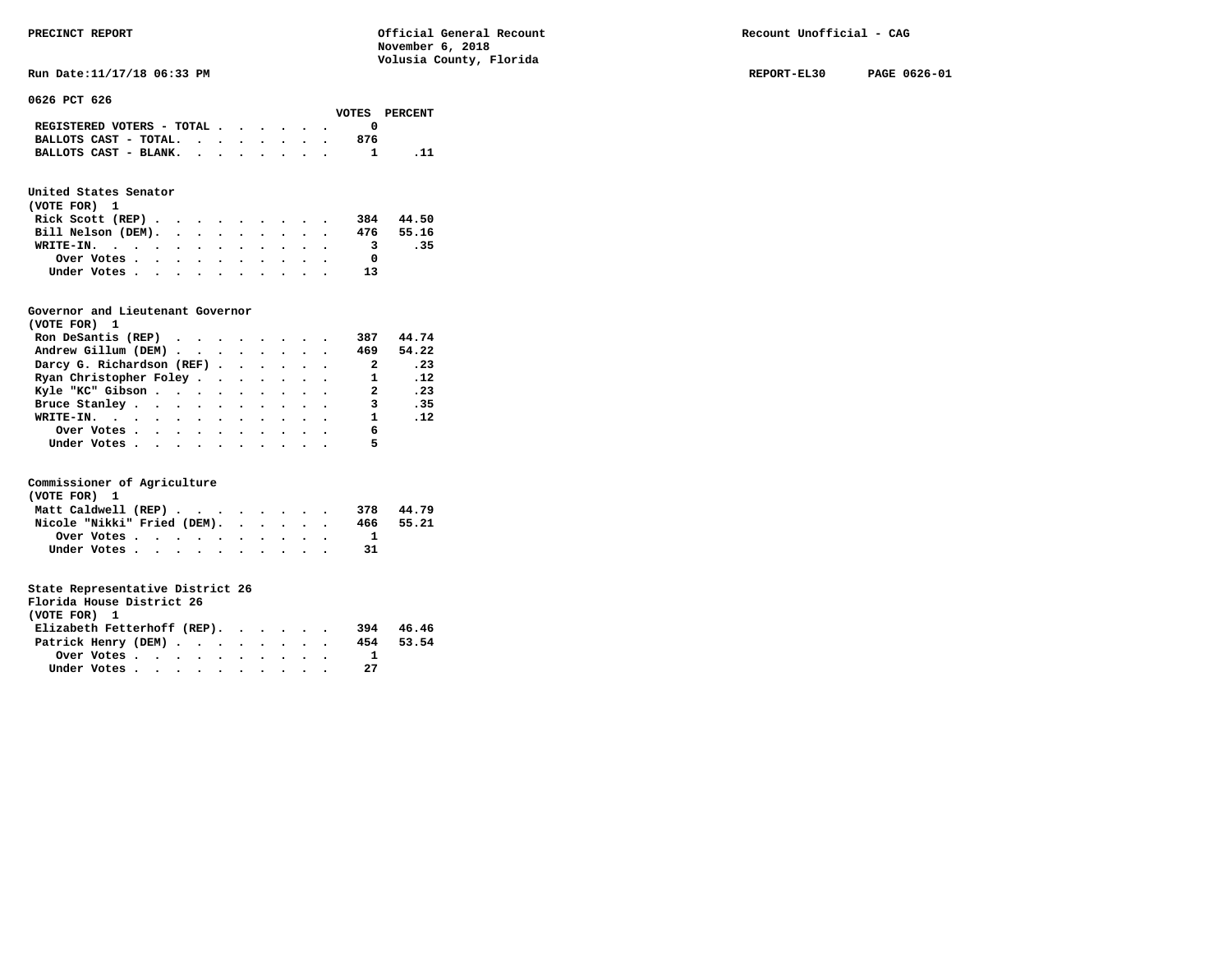PRECINCT REPORT — Official General Recount — November 6, 2018 — Volusia County, Florida — Recount Unofficial - CAG

Run Date:11/17/18 06:33 PM — REPORT-EL30 — PAGE 0626-01

## 0626 PCT 626

| | VOTES | PERCENT |
|---|---|---|
| REGISTERED VOTERS - TOTAL | 0 | |
| BALLOTS CAST - TOTAL. | 876 | |
| BALLOTS CAST - BLANK. | 1 | .11 |

### United States Senator
(VOTE FOR) 1

| | VOTES | PERCENT |
|---|---|---|
| Rick Scott (REP) | 384 | 44.50 |
| Bill Nelson (DEM). | 476 | 55.16 |
| WRITE-IN. | 3 | .35 |
| Over Votes | 0 | |
| Under Votes | 13 | |

### Governor and Lieutenant Governor
(VOTE FOR) 1

| | VOTES | PERCENT |
|---|---|---|
| Ron DeSantis (REP) | 387 | 44.74 |
| Andrew Gillum (DEM) | 469 | 54.22 |
| Darcy G. Richardson (REF) | 2 | .23 |
| Ryan Christopher Foley | 1 | .12 |
| Kyle "KC" Gibson | 2 | .23 |
| Bruce Stanley | 3 | .35 |
| WRITE-IN. | 1 | .12 |
| Over Votes | 6 | |
| Under Votes | 5 | |

### Commissioner of Agriculture
(VOTE FOR) 1

| | VOTES | PERCENT |
|---|---|---|
| Matt Caldwell (REP) | 378 | 44.79 |
| Nicole "Nikki" Fried (DEM). | 466 | 55.21 |
| Over Votes | 1 | |
| Under Votes | 31 | |

### State Representative District 26
Florida House District 26
(VOTE FOR) 1

| | VOTES | PERCENT |
|---|---|---|
| Elizabeth Fetterhoff (REP). | 394 | 46.46 |
| Patrick Henry (DEM) | 454 | 53.54 |
| Over Votes | 1 | |
| Under Votes | 27 | |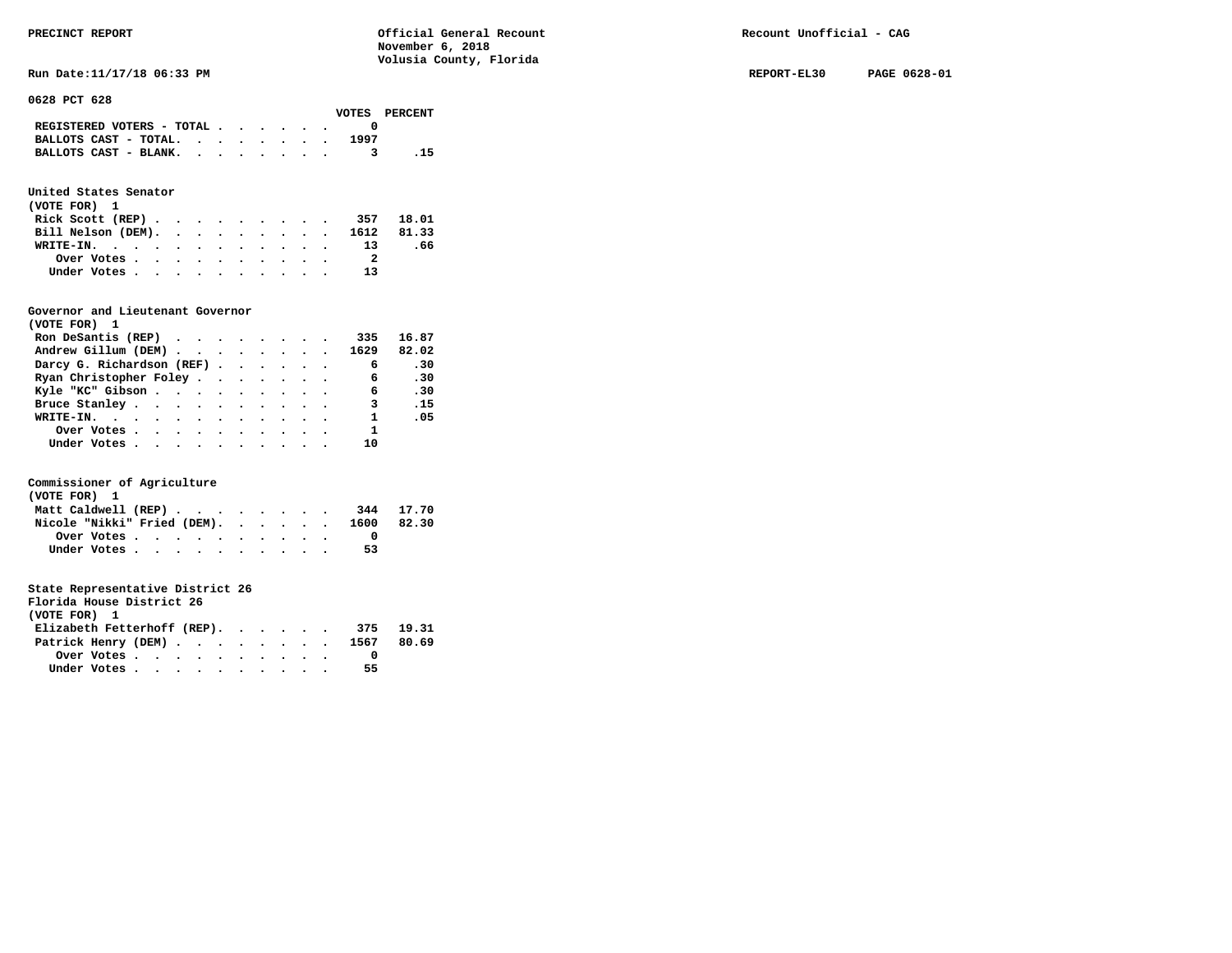**PRECINCT REPORT** — Official General Recount, November 6, 2018, Volusia County, Florida — Recount Unofficial - CAG

Run Date:11/17/18 06:33 PM — REPORT-EL30 — PAGE 0628-01

**0628 PCT 628**

| | VOTES | PERCENT |
|---|---|---|
| REGISTERED VOTERS - TOTAL | 0 | |
| BALLOTS CAST - TOTAL | 1997 | |
| BALLOTS CAST - BLANK | 3 | .15 |

## United States Senator
(VOTE FOR) 1

| | VOTES | PERCENT |
|---|---|---|
| Rick Scott (REP) | 357 | 18.01 |
| Bill Nelson (DEM) | 1612 | 81.33 |
| WRITE-IN | 13 | .66 |
| Over Votes | 2 | |
| Under Votes | 13 | |

## Governor and Lieutenant Governor
(VOTE FOR) 1

| | VOTES | PERCENT |
|---|---|---|
| Ron DeSantis (REP) | 335 | 16.87 |
| Andrew Gillum (DEM) | 1629 | 82.02 |
| Darcy G. Richardson (REF) | 6 | .30 |
| Ryan Christopher Foley | 6 | .30 |
| Kyle "KC" Gibson | 6 | .30 |
| Bruce Stanley | 3 | .15 |
| WRITE-IN | 1 | .05 |
| Over Votes | 1 | |
| Under Votes | 10 | |

## Commissioner of Agriculture
(VOTE FOR) 1

| | VOTES | PERCENT |
|---|---|---|
| Matt Caldwell (REP) | 344 | 17.70 |
| Nicole "Nikki" Fried (DEM) | 1600 | 82.30 |
| Over Votes | 0 | |
| Under Votes | 53 | |

## State Representative District 26
Florida House District 26
(VOTE FOR) 1

| | VOTES | PERCENT |
|---|---|---|
| Elizabeth Fetterhoff (REP) | 375 | 19.31 |
| Patrick Henry (DEM) | 1567 | 80.69 |
| Over Votes | 0 | |
| Under Votes | 55 | |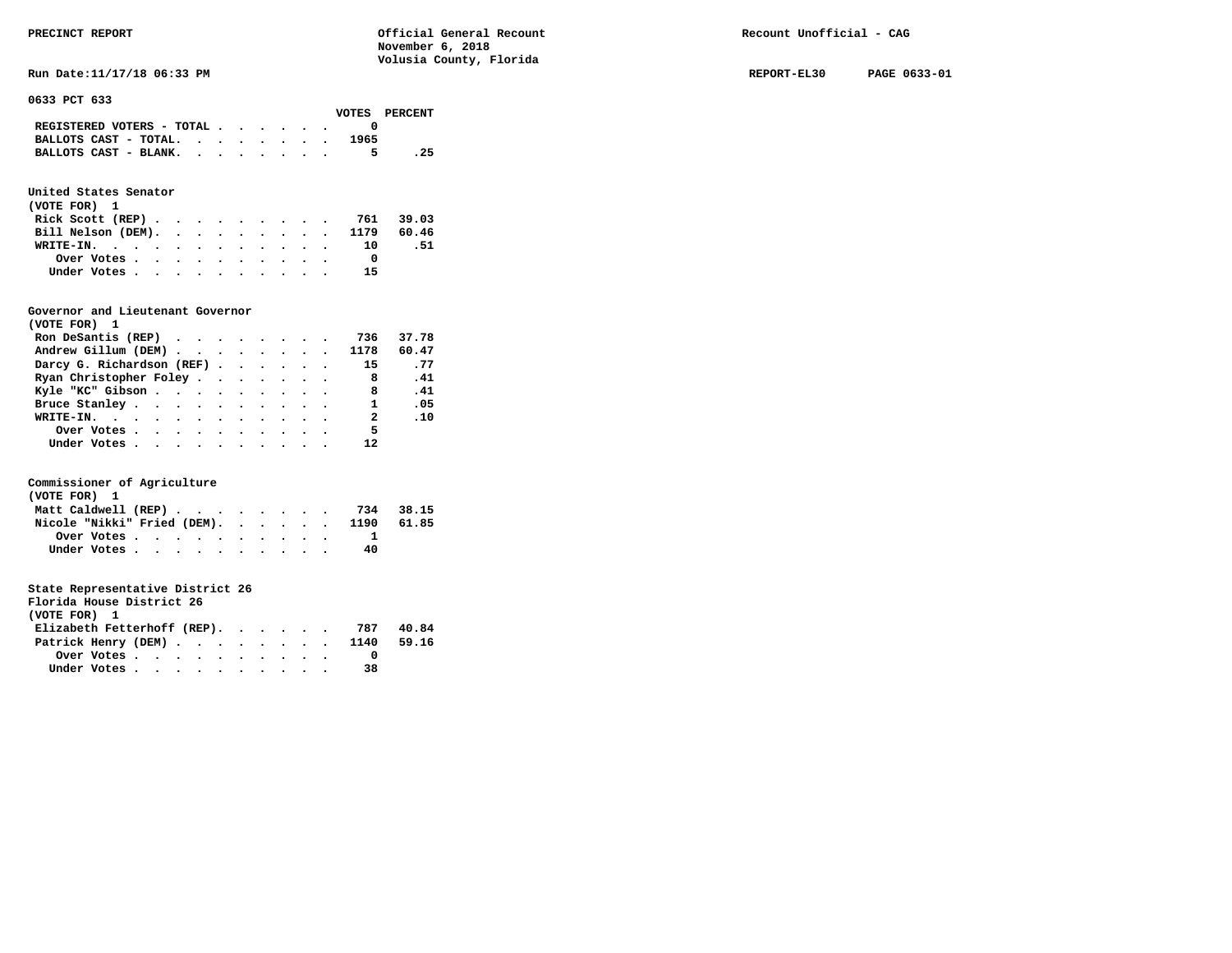PRECINCT REPORT

Official General Recount
November 6, 2018
Volusia County, Florida

Recount Unofficial - CAG

Run Date:11/17/18 06:33 PM

REPORT-EL30 PAGE 0633-01

**0633 PCT 633**

| | VOTES | PERCENT |
|---|---|---|
| REGISTERED VOTERS - TOTAL | 0 | |
| BALLOTS CAST - TOTAL | 1965 | |
| BALLOTS CAST - BLANK | 5 | .25 |

**United States Senator**
(VOTE FOR) 1

| | VOTES | PERCENT |
|---|---|---|
| Rick Scott (REP) | 761 | 39.03 |
| Bill Nelson (DEM) | 1179 | 60.46 |
| WRITE-IN | 10 | .51 |
| Over Votes | 0 | |
| Under Votes | 15 | |

**Governor and Lieutenant Governor**
(VOTE FOR) 1

| | VOTES | PERCENT |
|---|---|---|
| Ron DeSantis (REP) | 736 | 37.78 |
| Andrew Gillum (DEM) | 1178 | 60.47 |
| Darcy G. Richardson (REF) | 15 | .77 |
| Ryan Christopher Foley | 8 | .41 |
| Kyle "KC" Gibson | 8 | .41 |
| Bruce Stanley | 1 | .05 |
| WRITE-IN | 2 | .10 |
| Over Votes | 5 | |
| Under Votes | 12 | |

**Commissioner of Agriculture**
(VOTE FOR) 1

| | VOTES | PERCENT |
|---|---|---|
| Matt Caldwell (REP) | 734 | 38.15 |
| Nicole "Nikki" Fried (DEM) | 1190 | 61.85 |
| Over Votes | 1 | |
| Under Votes | 40 | |

**State Representative District 26**
**Florida House District 26**
(VOTE FOR) 1

| | VOTES | PERCENT |
|---|---|---|
| Elizabeth Fetterhoff (REP) | 787 | 40.84 |
| Patrick Henry (DEM) | 1140 | 59.16 |
| Over Votes | 0 | |
| Under Votes | 38 | |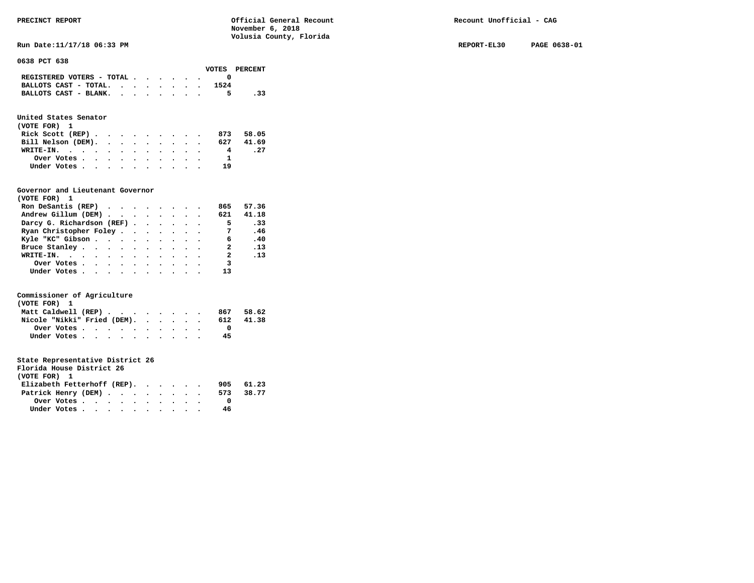PRECINCT REPORT — Official General Recount — November 6, 2018 — Volusia County, Florida — Recount Unofficial - CAG

Run Date:11/17/18 06:33 PM — REPORT-EL30 — PAGE 0638-01

## 0638 PCT 638

| | VOTES | PERCENT |
|---|---|---|
| REGISTERED VOTERS - TOTAL | 0 | |
| BALLOTS CAST - TOTAL. | 1524 | |
| BALLOTS CAST - BLANK. | 5 | .33 |

### United States Senator
(VOTE FOR) 1

| | VOTES | PERCENT |
|---|---|---|
| Rick Scott (REP) | 873 | 58.05 |
| Bill Nelson (DEM). | 627 | 41.69 |
| WRITE-IN. | 4 | .27 |
| Over Votes | 1 | |
| Under Votes | 19 | |

### Governor and Lieutenant Governor
(VOTE FOR) 1

| | VOTES | PERCENT |
|---|---|---|
| Ron DeSantis (REP) | 865 | 57.36 |
| Andrew Gillum (DEM) | 621 | 41.18 |
| Darcy G. Richardson (REF) | 5 | .33 |
| Ryan Christopher Foley | 7 | .46 |
| Kyle "KC" Gibson | 6 | .40 |
| Bruce Stanley | 2 | .13 |
| WRITE-IN. | 2 | .13 |
| Over Votes | 3 | |
| Under Votes | 13 | |

### Commissioner of Agriculture
(VOTE FOR) 1

| | VOTES | PERCENT |
|---|---|---|
| Matt Caldwell (REP) | 867 | 58.62 |
| Nicole "Nikki" Fried (DEM). | 612 | 41.38 |
| Over Votes | 0 | |
| Under Votes | 45 | |

### State Representative District 26
Florida House District 26
(VOTE FOR) 1

| | VOTES | PERCENT |
|---|---|---|
| Elizabeth Fetterhoff (REP). | 905 | 61.23 |
| Patrick Henry (DEM) | 573 | 38.77 |
| Over Votes | 0 | |
| Under Votes | 46 | |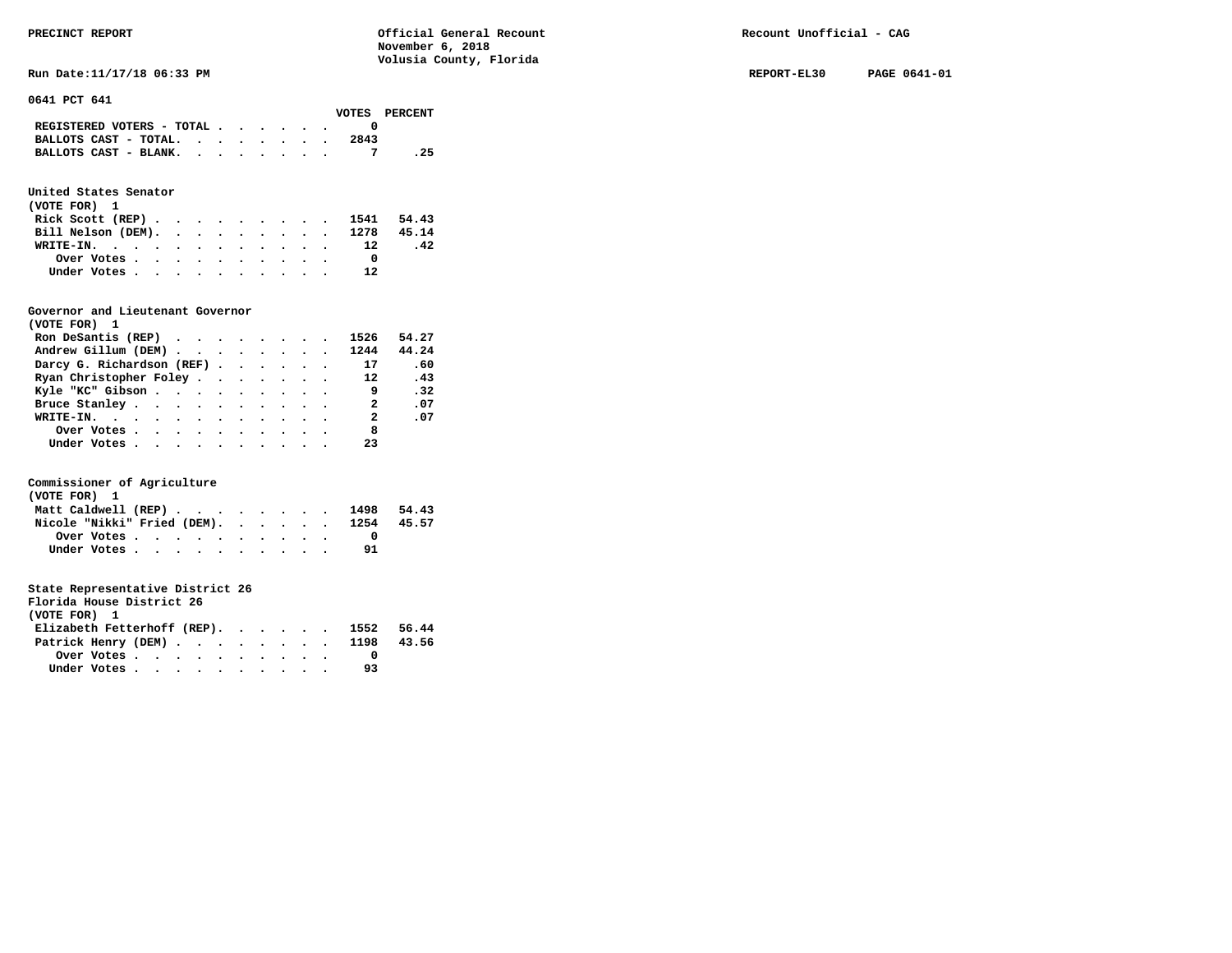PRECINCT REPORT

Official General Recount
November 6, 2018
Volusia County, Florida

Recount Unofficial - CAG

Run Date:11/17/18 06:33 PM

REPORT-EL30 PAGE 0641-01

## 0641 PCT 641

| | VOTES | PERCENT |
|---|---|---|
| REGISTERED VOTERS - TOTAL | 0 | |
| BALLOTS CAST - TOTAL. | 2843 | |
| BALLOTS CAST - BLANK. | 7 | .25 |

### United States Senator
(VOTE FOR) 1

| | VOTES | PERCENT |
|---|---|---|
| Rick Scott (REP) | 1541 | 54.43 |
| Bill Nelson (DEM). | 1278 | 45.14 |
| WRITE-IN. | 12 | .42 |
| Over Votes | 0 | |
| Under Votes | 12 | |

### Governor and Lieutenant Governor
(VOTE FOR) 1

| | VOTES | PERCENT |
|---|---|---|
| Ron DeSantis (REP) | 1526 | 54.27 |
| Andrew Gillum (DEM) | 1244 | 44.24 |
| Darcy G. Richardson (REF) | 17 | .60 |
| Ryan Christopher Foley | 12 | .43 |
| Kyle "KC" Gibson | 9 | .32 |
| Bruce Stanley | 2 | .07 |
| WRITE-IN. | 2 | .07 |
| Over Votes | 8 | |
| Under Votes | 23 | |

### Commissioner of Agriculture
(VOTE FOR) 1

| | VOTES | PERCENT |
|---|---|---|
| Matt Caldwell (REP) | 1498 | 54.43 |
| Nicole "Nikki" Fried (DEM). | 1254 | 45.57 |
| Over Votes | 0 | |
| Under Votes | 91 | |

### State Representative District 26
Florida House District 26
(VOTE FOR) 1

| | VOTES | PERCENT |
|---|---|---|
| Elizabeth Fetterhoff (REP). | 1552 | 56.44 |
| Patrick Henry (DEM) | 1198 | 43.56 |
| Over Votes | 0 | |
| Under Votes | 93 | |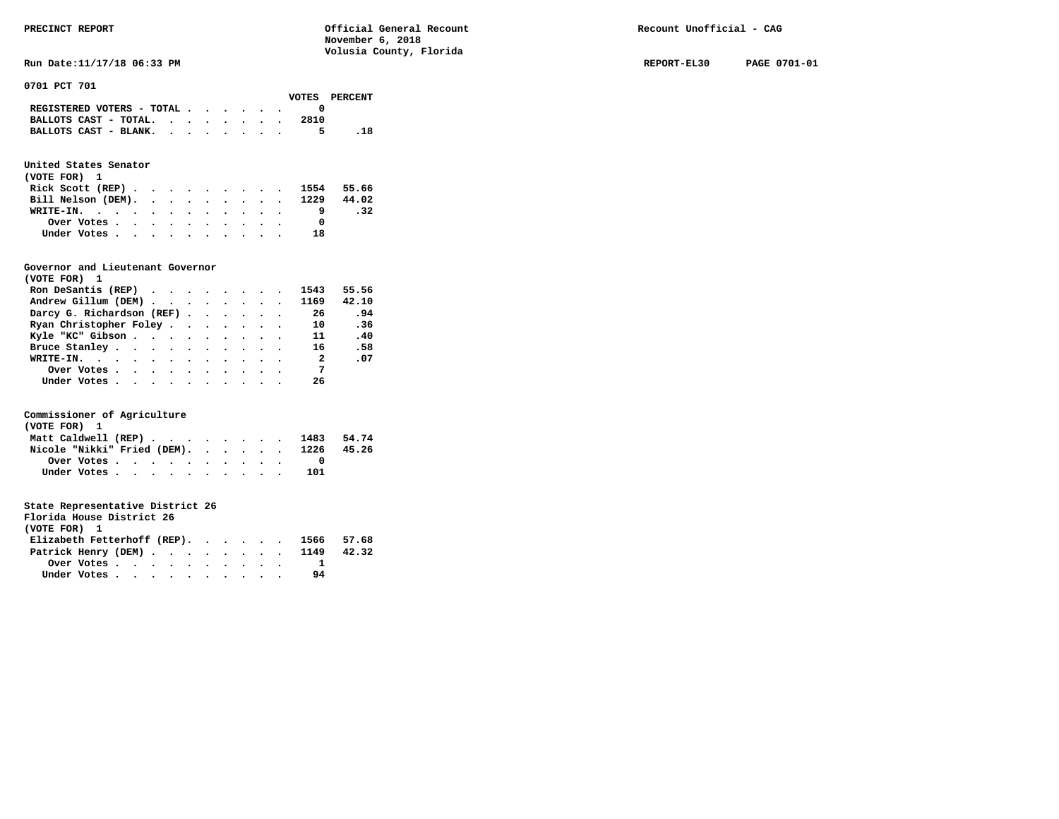PRECINCT REPORT

Official General Recount
November 6, 2018
Volusia County, Florida

Recount Unofficial - CAG

Run Date:11/17/18 06:33 PM

REPORT-EL30 PAGE 0701-01

## 0701 PCT 701

| | VOTES | PERCENT |
|---|---|---|
| REGISTERED VOTERS - TOTAL | 0 | |
| BALLOTS CAST - TOTAL. | 2810 | |
| BALLOTS CAST - BLANK. | 5 | .18 |

### United States Senator
(VOTE FOR) 1

| | VOTES | PERCENT |
|---|---|---|
| Rick Scott (REP) | 1554 | 55.66 |
| Bill Nelson (DEM). | 1229 | 44.02 |
| WRITE-IN. | 9 | .32 |
| Over Votes | 0 | |
| Under Votes | 18 | |

### Governor and Lieutenant Governor
(VOTE FOR) 1

| | VOTES | PERCENT |
|---|---|---|
| Ron DeSantis (REP) | 1543 | 55.56 |
| Andrew Gillum (DEM) | 1169 | 42.10 |
| Darcy G. Richardson (REF) | 26 | .94 |
| Ryan Christopher Foley | 10 | .36 |
| Kyle "KC" Gibson | 11 | .40 |
| Bruce Stanley | 16 | .58 |
| WRITE-IN. | 2 | .07 |
| Over Votes | 7 | |
| Under Votes | 26 | |

### Commissioner of Agriculture
(VOTE FOR) 1

| | VOTES | PERCENT |
|---|---|---|
| Matt Caldwell (REP) | 1483 | 54.74 |
| Nicole "Nikki" Fried (DEM). | 1226 | 45.26 |
| Over Votes | 0 | |
| Under Votes | 101 | |

### State Representative District 26
Florida House District 26
(VOTE FOR) 1

| | VOTES | PERCENT |
|---|---|---|
| Elizabeth Fetterhoff (REP). | 1566 | 57.68 |
| Patrick Henry (DEM) | 1149 | 42.32 |
| Over Votes | 1 | |
| Under Votes | 94 | |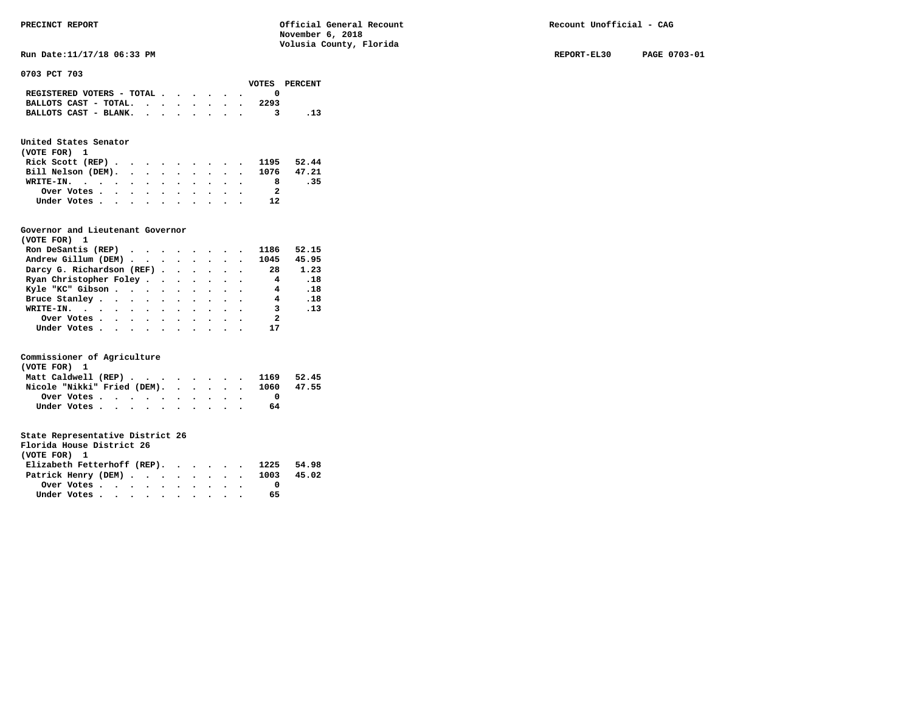**0703 PCT 703**

| | VOTES | PERCENT |
|---|---|---|
| REGISTERED VOTERS - TOTAL | 0 | |
| BALLOTS CAST - TOTAL. | 2293 | |
| BALLOTS CAST - BLANK. | 3 | .13 |

**United States Senator**
**(VOTE FOR) 1**

| | VOTES | PERCENT |
|---|---|---|
| Rick Scott (REP) | 1195 | 52.44 |
| Bill Nelson (DEM). | 1076 | 47.21 |
| WRITE-IN. | 8 | .35 |
| Over Votes | 2 | |
| Under Votes | 12 | |

**Governor and Lieutenant Governor**
**(VOTE FOR) 1**

| | VOTES | PERCENT |
|---|---|---|
| Ron DeSantis (REP) | 1186 | 52.15 |
| Andrew Gillum (DEM) | 1045 | 45.95 |
| Darcy G. Richardson (REF) | 28 | 1.23 |
| Ryan Christopher Foley | 4 | .18 |
| Kyle "KC" Gibson | 4 | .18 |
| Bruce Stanley | 4 | .18 |
| WRITE-IN. | 3 | .13 |
| Over Votes | 2 | |
| Under Votes | 17 | |

**Commissioner of Agriculture**
**(VOTE FOR) 1**

| | VOTES | PERCENT |
|---|---|---|
| Matt Caldwell (REP) | 1169 | 52.45 |
| Nicole "Nikki" Fried (DEM). | 1060 | 47.55 |
| Over Votes | 0 | |
| Under Votes | 64 | |

**State Representative District 26**
**Florida House District 26**
**(VOTE FOR) 1**

| | VOTES | PERCENT |
|---|---|---|
| Elizabeth Fetterhoff (REP). | 1225 | 54.98 |
| Patrick Henry (DEM) | 1003 | 45.02 |
| Over Votes | 0 | |
| Under Votes | 65 | |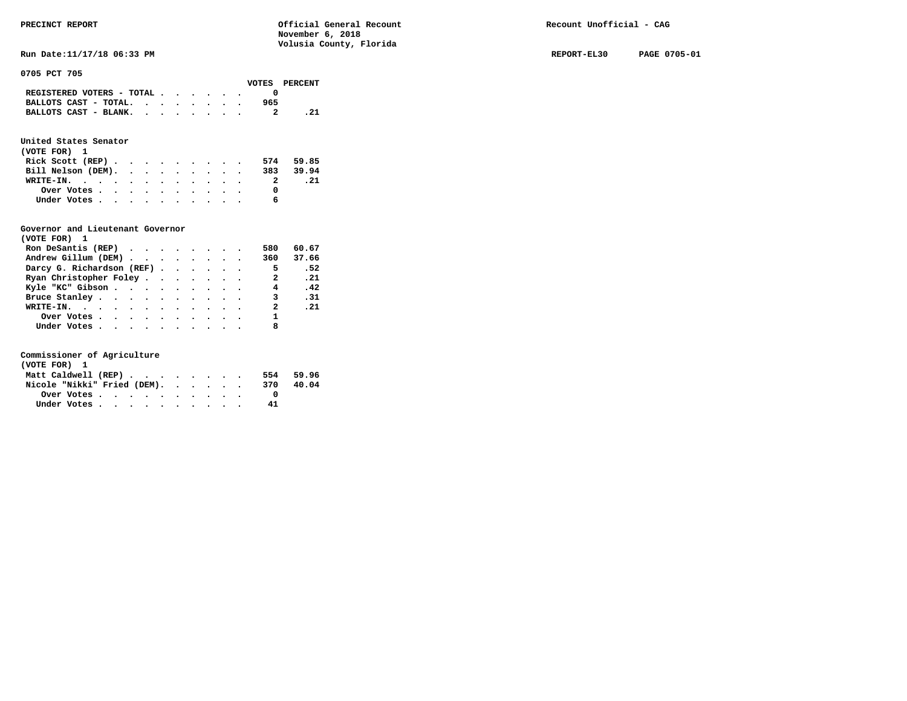PRECINCT REPORT

Official General Recount
November 6, 2018
Volusia County, Florida

Recount Unofficial - CAG

Run Date:11/17/18 06:33 PM

REPORT-EL30 PAGE 0705-01

**0705 PCT 705**

| | VOTES | PERCENT |
|---|---|---|
| REGISTERED VOTERS - TOTAL | 0 | |
| BALLOTS CAST - TOTAL. | 965 | |
| BALLOTS CAST - BLANK. | 2 | .21 |

**United States Senator**
(VOTE FOR) 1

| | VOTES | PERCENT |
|---|---|---|
| Rick Scott (REP) | 574 | 59.85 |
| Bill Nelson (DEM). | 383 | 39.94 |
| WRITE-IN. | 2 | .21 |
| Over Votes | 0 | |
| Under Votes | 6 | |

**Governor and Lieutenant Governor**
(VOTE FOR) 1

| | VOTES | PERCENT |
|---|---|---|
| Ron DeSantis (REP) | 580 | 60.67 |
| Andrew Gillum (DEM) | 360 | 37.66 |
| Darcy G. Richardson (REF) | 5 | .52 |
| Ryan Christopher Foley | 2 | .21 |
| Kyle "KC" Gibson | 4 | .42 |
| Bruce Stanley | 3 | .31 |
| WRITE-IN. | 2 | .21 |
| Over Votes | 1 | |
| Under Votes | 8 | |

**Commissioner of Agriculture**
(VOTE FOR) 1

| | VOTES | PERCENT |
|---|---|---|
| Matt Caldwell (REP) | 554 | 59.96 |
| Nicole "Nikki" Fried (DEM). | 370 | 40.04 |
| Over Votes | 0 | |
| Under Votes | 41 | |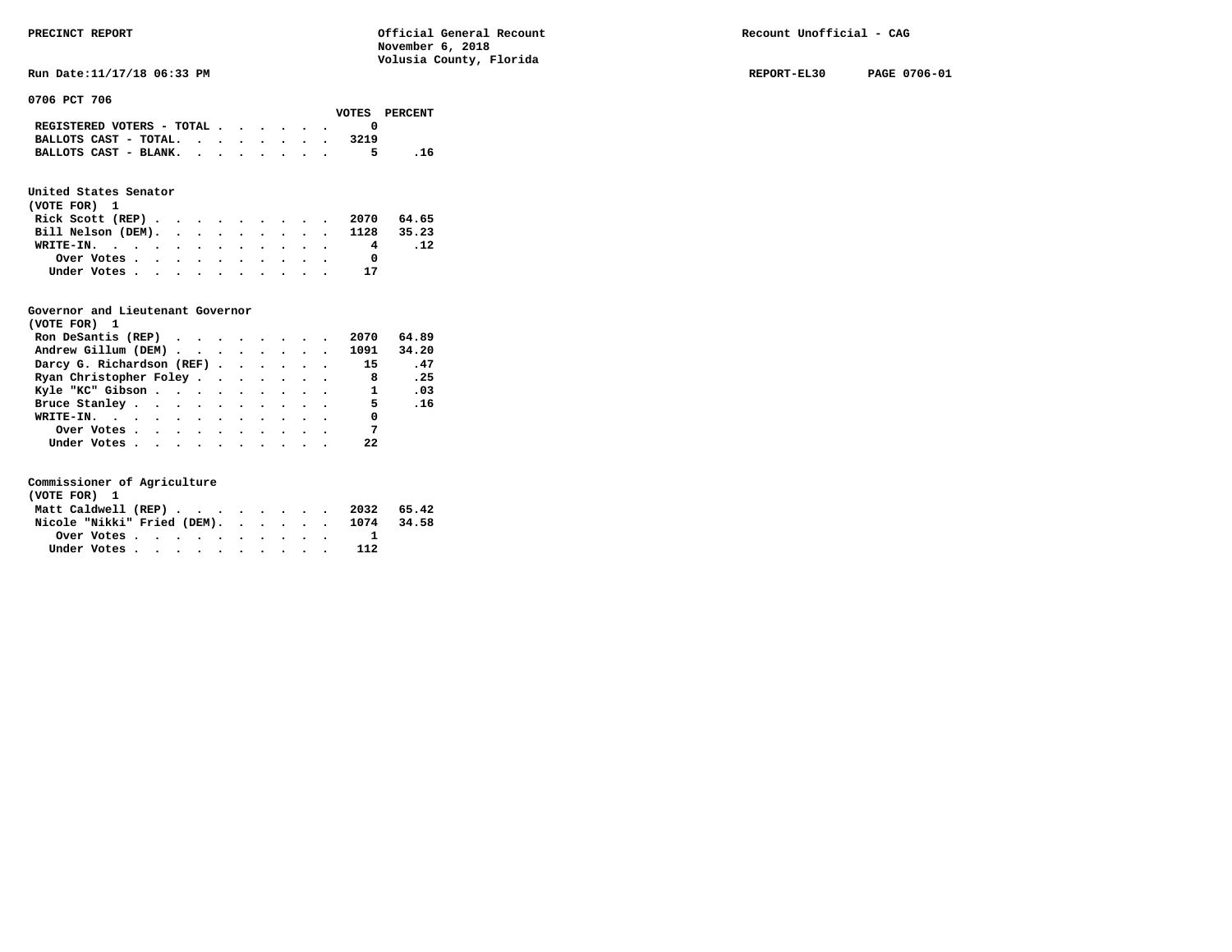PRECINCT REPORT

Official General Recount
November 6, 2018
Volusia County, Florida

Recount Unofficial - CAG

Run Date:11/17/18 06:33 PM

REPORT-EL30 PAGE 0706-01

## 0706 PCT 706

| | VOTES | PERCENT |
|---|---|---|
| REGISTERED VOTERS - TOTAL | 0 | |
| BALLOTS CAST - TOTAL | 3219 | |
| BALLOTS CAST - BLANK | 5 | .16 |

### United States Senator
(VOTE FOR) 1

| | VOTES | PERCENT |
|---|---|---|
| Rick Scott (REP) | 2070 | 64.65 |
| Bill Nelson (DEM) | 1128 | 35.23 |
| WRITE-IN | 4 | .12 |
| Over Votes | 0 | |
| Under Votes | 17 | |

### Governor and Lieutenant Governor
(VOTE FOR) 1

| | VOTES | PERCENT |
|---|---|---|
| Ron DeSantis (REP) | 2070 | 64.89 |
| Andrew Gillum (DEM) | 1091 | 34.20 |
| Darcy G. Richardson (REF) | 15 | .47 |
| Ryan Christopher Foley | 8 | .25 |
| Kyle "KC" Gibson | 1 | .03 |
| Bruce Stanley | 5 | .16 |
| WRITE-IN | 0 | |
| Over Votes | 7 | |
| Under Votes | 22 | |

### Commissioner of Agriculture
(VOTE FOR) 1

| | VOTES | PERCENT |
|---|---|---|
| Matt Caldwell (REP) | 2032 | 65.42 |
| Nicole "Nikki" Fried (DEM) | 1074 | 34.58 |
| Over Votes | 1 | |
| Under Votes | 112 | |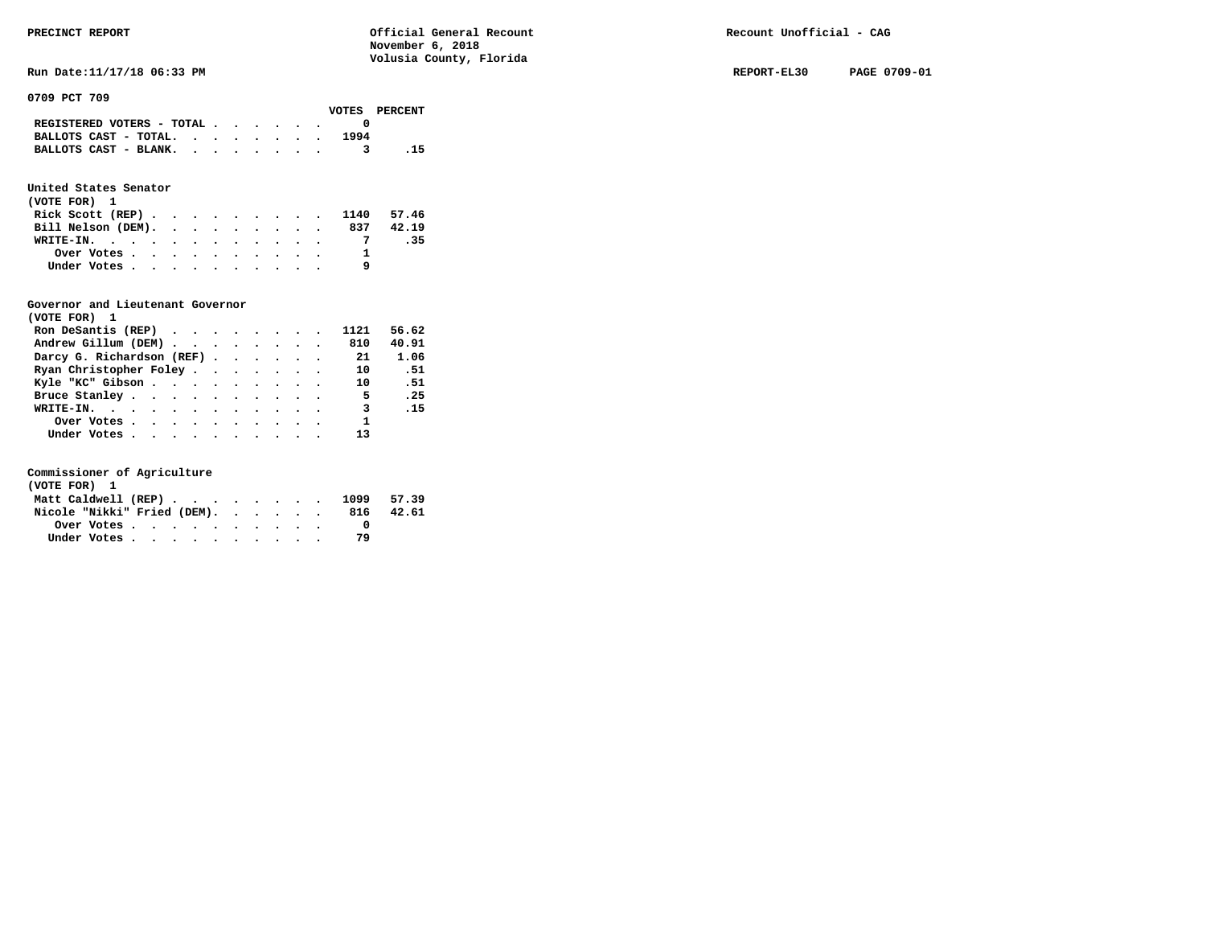PRECINCT REPORT — Official General Recount — November 6, 2018 — Volusia County, Florida — Recount Unofficial - CAG

Run Date:11/17/18 06:33 PM — REPORT-EL30 — PAGE 0709-01

**0709 PCT 709**

| | VOTES | PERCENT |
|---|---|---|
| REGISTERED VOTERS - TOTAL | 0 | |
| BALLOTS CAST - TOTAL. | 1994 | |
| BALLOTS CAST - BLANK. | 3 | .15 |

**United States Senator**
(VOTE FOR) 1

| | VOTES | PERCENT |
|---|---|---|
| Rick Scott (REP) | 1140 | 57.46 |
| Bill Nelson (DEM). | 837 | 42.19 |
| WRITE-IN. | 7 | .35 |
| Over Votes | 1 | |
| Under Votes | 9 | |

**Governor and Lieutenant Governor**
(VOTE FOR) 1

| | VOTES | PERCENT |
|---|---|---|
| Ron DeSantis (REP) | 1121 | 56.62 |
| Andrew Gillum (DEM) | 810 | 40.91 |
| Darcy G. Richardson (REF) | 21 | 1.06 |
| Ryan Christopher Foley | 10 | .51 |
| Kyle "KC" Gibson | 10 | .51 |
| Bruce Stanley | 5 | .25 |
| WRITE-IN. | 3 | .15 |
| Over Votes | 1 | |
| Under Votes | 13 | |

**Commissioner of Agriculture**
(VOTE FOR) 1

| | VOTES | PERCENT |
|---|---|---|
| Matt Caldwell (REP) | 1099 | 57.39 |
| Nicole "Nikki" Fried (DEM). | 816 | 42.61 |
| Over Votes | 0 | |
| Under Votes | 79 | |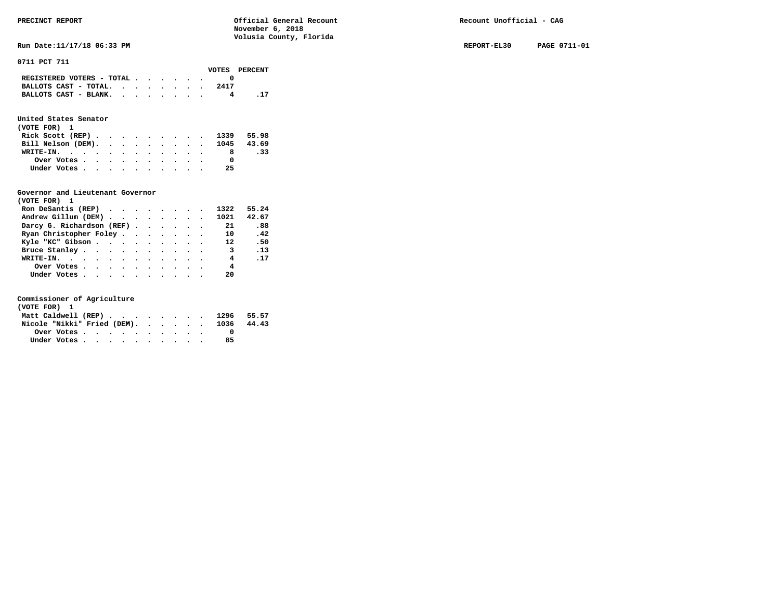**0711 PCT 711**

|  | VOTES | PERCENT |
|---|---|---|
| REGISTERED VOTERS - TOTAL | 0 |  |
| BALLOTS CAST - TOTAL. | 2417 |  |
| BALLOTS CAST - BLANK. | 4 | .17 |

**United States Senator**
**(VOTE FOR) 1**

|  | VOTES | PERCENT |
|---|---|---|
| Rick Scott (REP) | 1339 | 55.98 |
| Bill Nelson (DEM). | 1045 | 43.69 |
| WRITE-IN. | 8 | .33 |
| Over Votes | 0 |  |
| Under Votes | 25 |  |

**Governor and Lieutenant Governor**
**(VOTE FOR) 1**

|  | VOTES | PERCENT |
|---|---|---|
| Ron DeSantis (REP) | 1322 | 55.24 |
| Andrew Gillum (DEM) | 1021 | 42.67 |
| Darcy G. Richardson (REF) | 21 | .88 |
| Ryan Christopher Foley | 10 | .42 |
| Kyle "KC" Gibson | 12 | .50 |
| Bruce Stanley | 3 | .13 |
| WRITE-IN. | 4 | .17 |
| Over Votes | 4 |  |
| Under Votes | 20 |  |

**Commissioner of Agriculture**
**(VOTE FOR) 1**

|  | VOTES | PERCENT |
|---|---|---|
| Matt Caldwell (REP) | 1296 | 55.57 |
| Nicole "Nikki" Fried (DEM). | 1036 | 44.43 |
| Over Votes | 0 |  |
| Under Votes | 85 |  |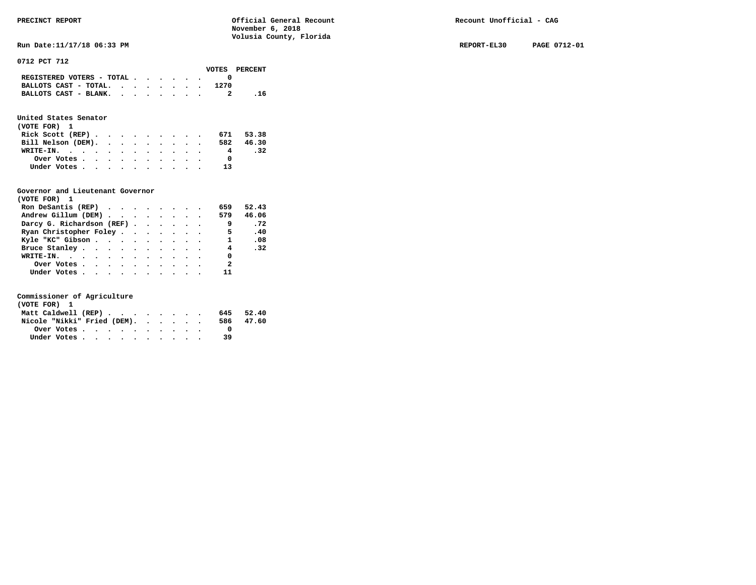PRECINCT REPORT — Official General Recount, November 6, 2018, Volusia County, Florida — Recount Unofficial - CAG

Run Date:11/17/18 06:33 PM — REPORT-EL30 — PAGE 0712-01

## 0712 PCT 712

| | VOTES | PERCENT |
|---|---|---|
| REGISTERED VOTERS - TOTAL | 0 | |
| BALLOTS CAST - TOTAL. | 1270 | |
| BALLOTS CAST - BLANK. | 2 | .16 |

### United States Senator
(VOTE FOR) 1

| | VOTES | PERCENT |
|---|---|---|
| Rick Scott (REP) | 671 | 53.38 |
| Bill Nelson (DEM). | 582 | 46.30 |
| WRITE-IN. | 4 | .32 |
| Over Votes | 0 | |
| Under Votes | 13 | |

### Governor and Lieutenant Governor
(VOTE FOR) 1

| | VOTES | PERCENT |
|---|---|---|
| Ron DeSantis (REP) | 659 | 52.43 |
| Andrew Gillum (DEM) | 579 | 46.06 |
| Darcy G. Richardson (REF) | 9 | .72 |
| Ryan Christopher Foley | 5 | .40 |
| Kyle "KC" Gibson | 1 | .08 |
| Bruce Stanley | 4 | .32 |
| WRITE-IN. | 0 | |
| Over Votes | 2 | |
| Under Votes | 11 | |

### Commissioner of Agriculture
(VOTE FOR) 1

| | VOTES | PERCENT |
|---|---|---|
| Matt Caldwell (REP) | 645 | 52.40 |
| Nicole "Nikki" Fried (DEM). | 586 | 47.60 |
| Over Votes | 0 | |
| Under Votes | 39 | |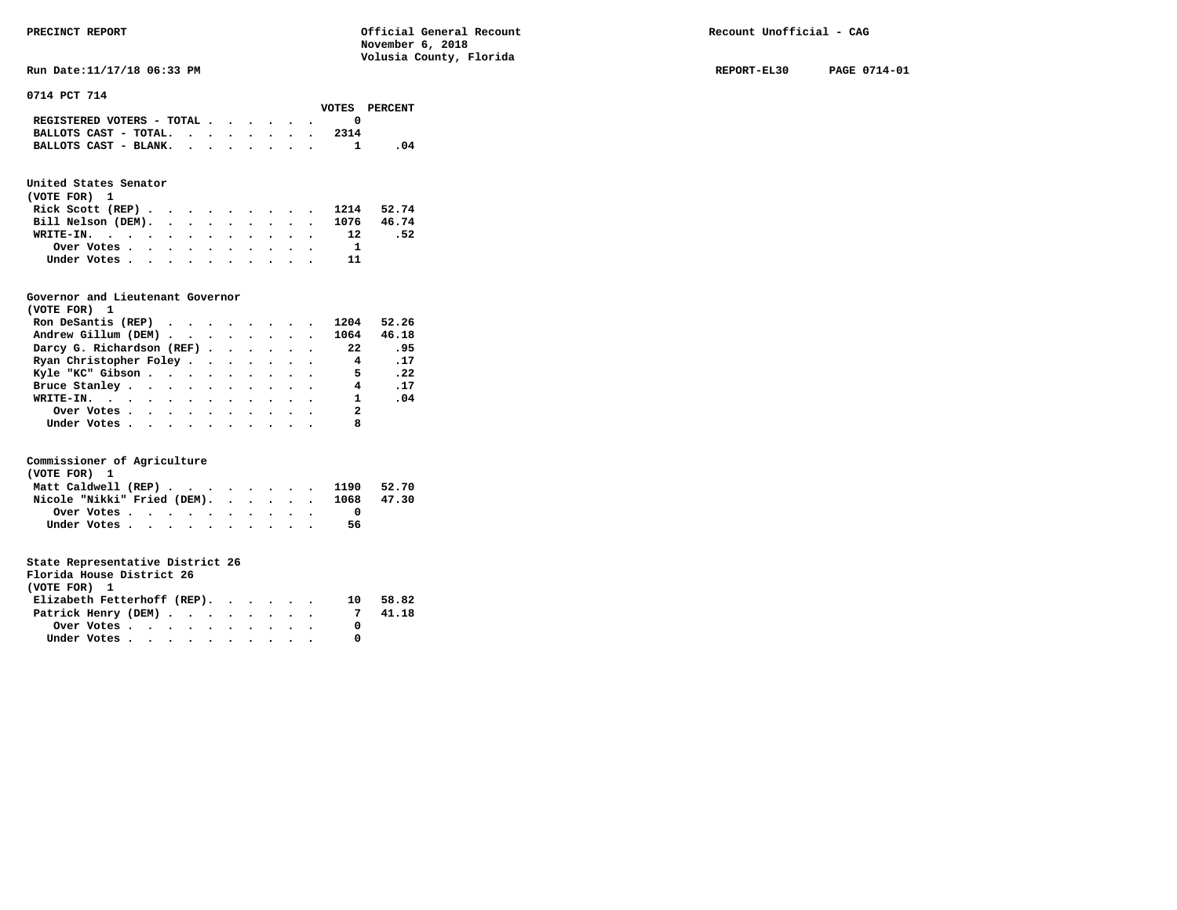PRECINCT REPORT

Official General Recount
November 6, 2018
Volusia County, Florida

Recount Unofficial - CAG

Run Date:11/17/18 06:33 PM

REPORT-EL30 PAGE 0714-01

## 0714 PCT 714

| | VOTES | PERCENT |
|---|---|---|
| REGISTERED VOTERS - TOTAL | 0 | |
| BALLOTS CAST - TOTAL. | 2314 | |
| BALLOTS CAST - BLANK. | 1 | .04 |

### United States Senator
(VOTE FOR) 1

| | VOTES | PERCENT |
|---|---|---|
| Rick Scott (REP) | 1214 | 52.74 |
| Bill Nelson (DEM). | 1076 | 46.74 |
| WRITE-IN. | 12 | .52 |
| Over Votes | 1 | |
| Under Votes | 11 | |

### Governor and Lieutenant Governor
(VOTE FOR) 1

| | VOTES | PERCENT |
|---|---|---|
| Ron DeSantis (REP) | 1204 | 52.26 |
| Andrew Gillum (DEM) | 1064 | 46.18 |
| Darcy G. Richardson (REF) | 22 | .95 |
| Ryan Christopher Foley | 4 | .17 |
| Kyle "KC" Gibson | 5 | .22 |
| Bruce Stanley | 4 | .17 |
| WRITE-IN. | 1 | .04 |
| Over Votes | 2 | |
| Under Votes | 8 | |

### Commissioner of Agriculture
(VOTE FOR) 1

| | VOTES | PERCENT |
|---|---|---|
| Matt Caldwell (REP) | 1190 | 52.70 |
| Nicole "Nikki" Fried (DEM). | 1068 | 47.30 |
| Over Votes | 0 | |
| Under Votes | 56 | |

### State Representative District 26
Florida House District 26
(VOTE FOR) 1

| | VOTES | PERCENT |
|---|---|---|
| Elizabeth Fetterhoff (REP). | 10 | 58.82 |
| Patrick Henry (DEM) | 7 | 41.18 |
| Over Votes | 0 | |
| Under Votes | 0 | |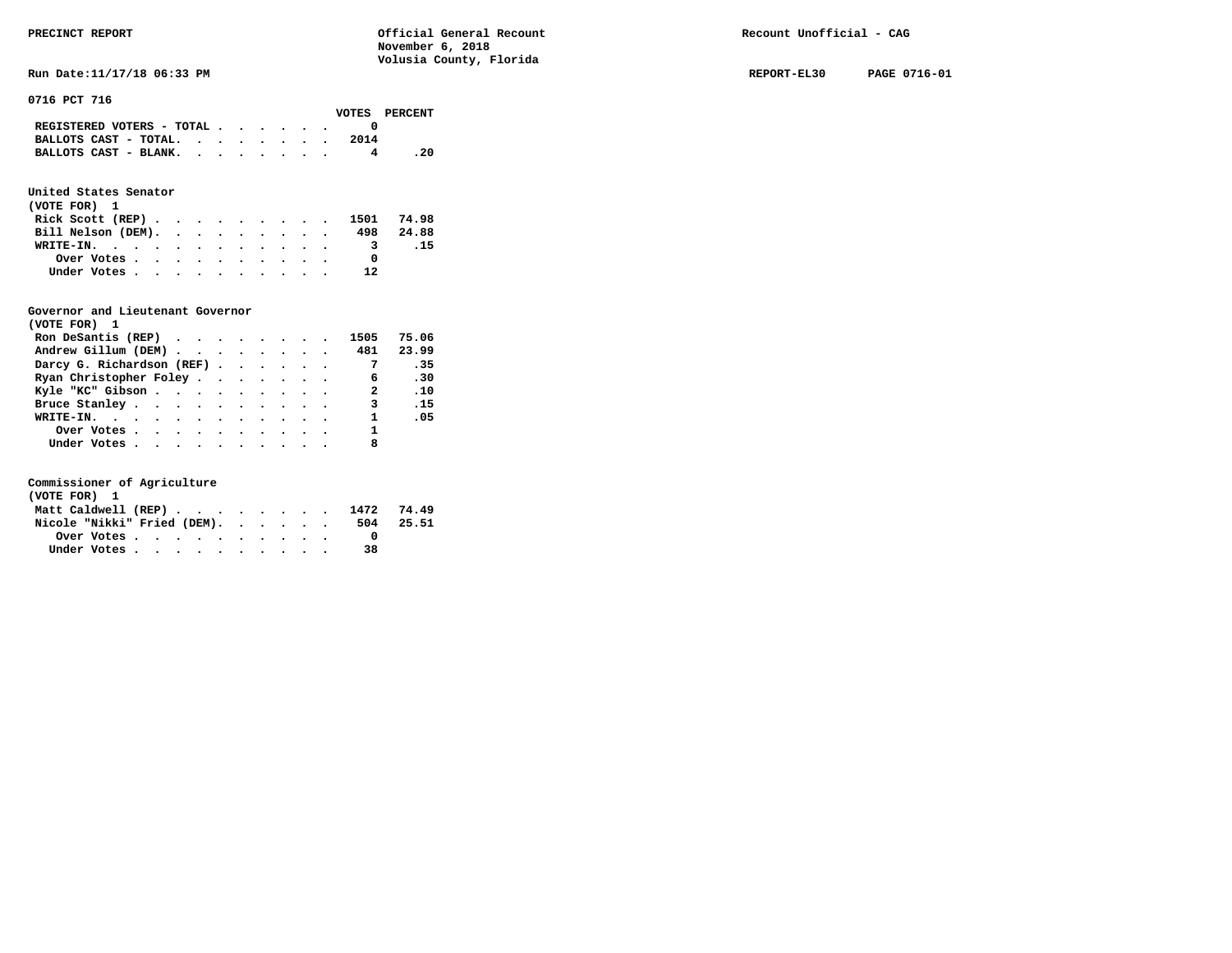PRECINCT REPORT — Official General Recount — November 6, 2018 — Volusia County, Florida — Recount Unofficial - CAG

Run Date:11/17/18 06:33 PM — REPORT-EL30 — PAGE 0716-01

## 0716 PCT 716

| | VOTES | PERCENT |
|---|---|---|
| REGISTERED VOTERS - TOTAL | 0 | |
| BALLOTS CAST - TOTAL | 2014 | |
| BALLOTS CAST - BLANK | 4 | .20 |

### United States Senator
(VOTE FOR) 1

| | VOTES | PERCENT |
|---|---|---|
| Rick Scott (REP) | 1501 | 74.98 |
| Bill Nelson (DEM) | 498 | 24.88 |
| WRITE-IN | 3 | .15 |
| Over Votes | 0 | |
| Under Votes | 12 | |

### Governor and Lieutenant Governor
(VOTE FOR) 1

| | VOTES | PERCENT |
|---|---|---|
| Ron DeSantis (REP) | 1505 | 75.06 |
| Andrew Gillum (DEM) | 481 | 23.99 |
| Darcy G. Richardson (REF) | 7 | .35 |
| Ryan Christopher Foley | 6 | .30 |
| Kyle "KC" Gibson | 2 | .10 |
| Bruce Stanley | 3 | .15 |
| WRITE-IN | 1 | .05 |
| Over Votes | 1 | |
| Under Votes | 8 | |

### Commissioner of Agriculture
(VOTE FOR) 1

| | VOTES | PERCENT |
|---|---|---|
| Matt Caldwell (REP) | 1472 | 74.49 |
| Nicole "Nikki" Fried (DEM) | 504 | 25.51 |
| Over Votes | 0 | |
| Under Votes | 38 | |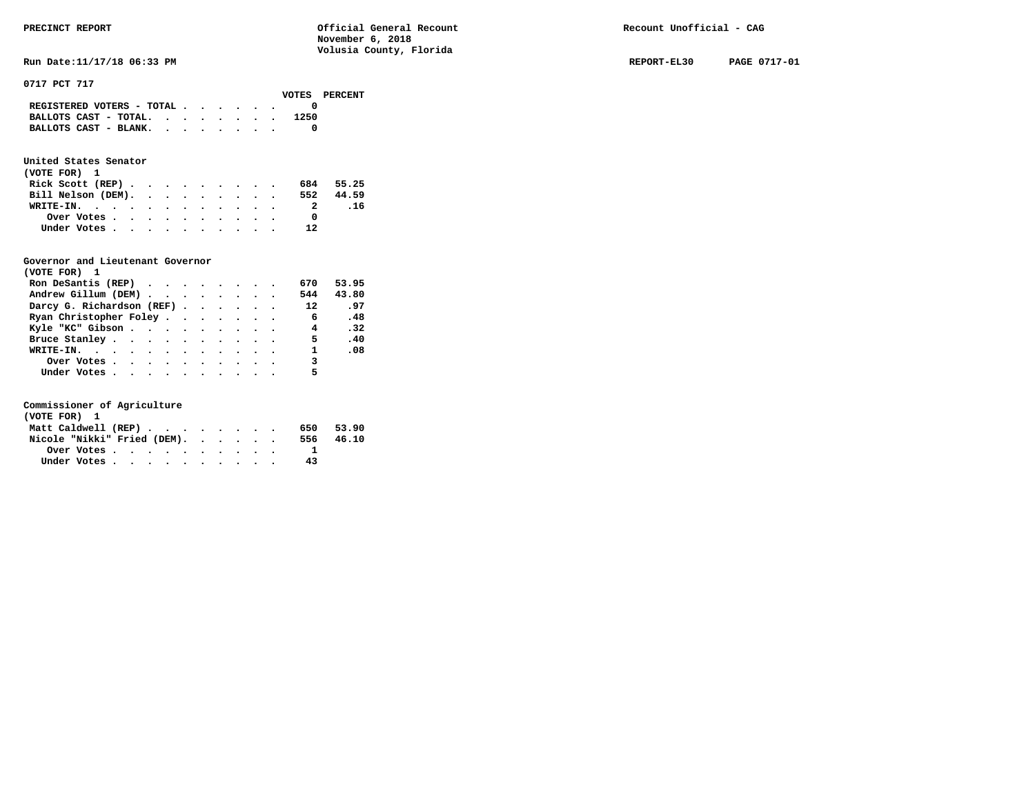PRECINCT REPORT — Official General Recount, November 6, 2018, Volusia County, Florida — Recount Unofficial - CAG

Run Date:11/17/18 06:33 PM — REPORT-EL30 — PAGE 0717-01

## 0717 PCT 717

| | VOTES | PERCENT |
|---|---|---|
| REGISTERED VOTERS - TOTAL | 0 | |
| BALLOTS CAST - TOTAL. | 1250 | |
| BALLOTS CAST - BLANK. | 0 | |

### United States Senator
(VOTE FOR) 1

| | VOTES | PERCENT |
|---|---|---|
| Rick Scott (REP) | 684 | 55.25 |
| Bill Nelson (DEM). | 552 | 44.59 |
| WRITE-IN. | 2 | .16 |
| Over Votes | 0 | |
| Under Votes | 12 | |

### Governor and Lieutenant Governor
(VOTE FOR) 1

| | VOTES | PERCENT |
|---|---|---|
| Ron DeSantis (REP) | 670 | 53.95 |
| Andrew Gillum (DEM) | 544 | 43.80 |
| Darcy G. Richardson (REF) | 12 | .97 |
| Ryan Christopher Foley | 6 | .48 |
| Kyle "KC" Gibson | 4 | .32 |
| Bruce Stanley | 5 | .40 |
| WRITE-IN. | 1 | .08 |
| Over Votes | 3 | |
| Under Votes | 5 | |

### Commissioner of Agriculture
(VOTE FOR) 1

| | VOTES | PERCENT |
|---|---|---|
| Matt Caldwell (REP) | 650 | 53.90 |
| Nicole "Nikki" Fried (DEM). | 556 | 46.10 |
| Over Votes | 1 | |
| Under Votes | 43 | |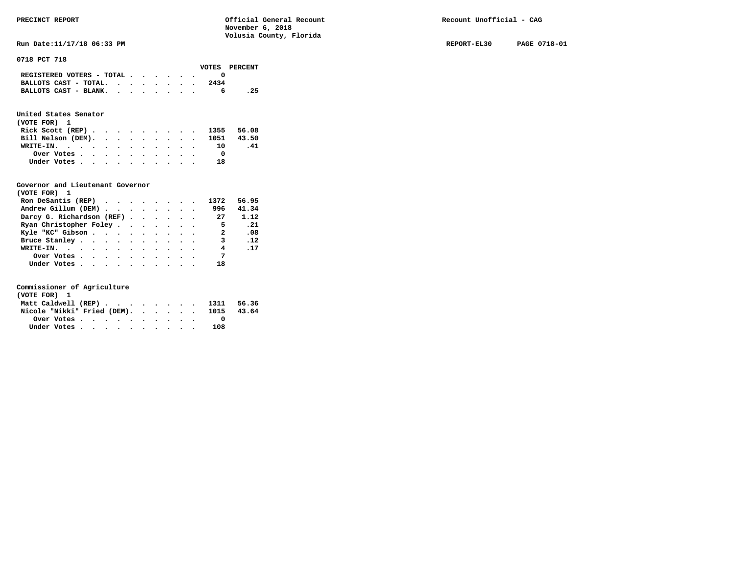PRECINCT REPORT

Official General Recount
November 6, 2018
Volusia County, Florida

Recount Unofficial - CAG

Run Date:11/17/18 06:33 PM

REPORT-EL30 PAGE 0718-01

## 0718 PCT 718

| | VOTES | PERCENT |
|---|---|---|
| REGISTERED VOTERS - TOTAL | 0 | |
| BALLOTS CAST - TOTAL. | 2434 | |
| BALLOTS CAST - BLANK. | 6 | .25 |

### United States Senator
(VOTE FOR) 1

| | VOTES | PERCENT |
|---|---|---|
| Rick Scott (REP) | 1355 | 56.08 |
| Bill Nelson (DEM). | 1051 | 43.50 |
| WRITE-IN. | 10 | .41 |
| Over Votes | 0 | |
| Under Votes | 18 | |

### Governor and Lieutenant Governor
(VOTE FOR) 1

| | VOTES | PERCENT |
|---|---|---|
| Ron DeSantis (REP) | 1372 | 56.95 |
| Andrew Gillum (DEM) | 996 | 41.34 |
| Darcy G. Richardson (REF) | 27 | 1.12 |
| Ryan Christopher Foley | 5 | .21 |
| Kyle "KC" Gibson | 2 | .08 |
| Bruce Stanley | 3 | .12 |
| WRITE-IN. | 4 | .17 |
| Over Votes | 7 | |
| Under Votes | 18 | |

### Commissioner of Agriculture
(VOTE FOR) 1

| | VOTES | PERCENT |
|---|---|---|
| Matt Caldwell (REP) | 1311 | 56.36 |
| Nicole "Nikki" Fried (DEM). | 1015 | 43.64 |
| Over Votes | 0 | |
| Under Votes | 108 | |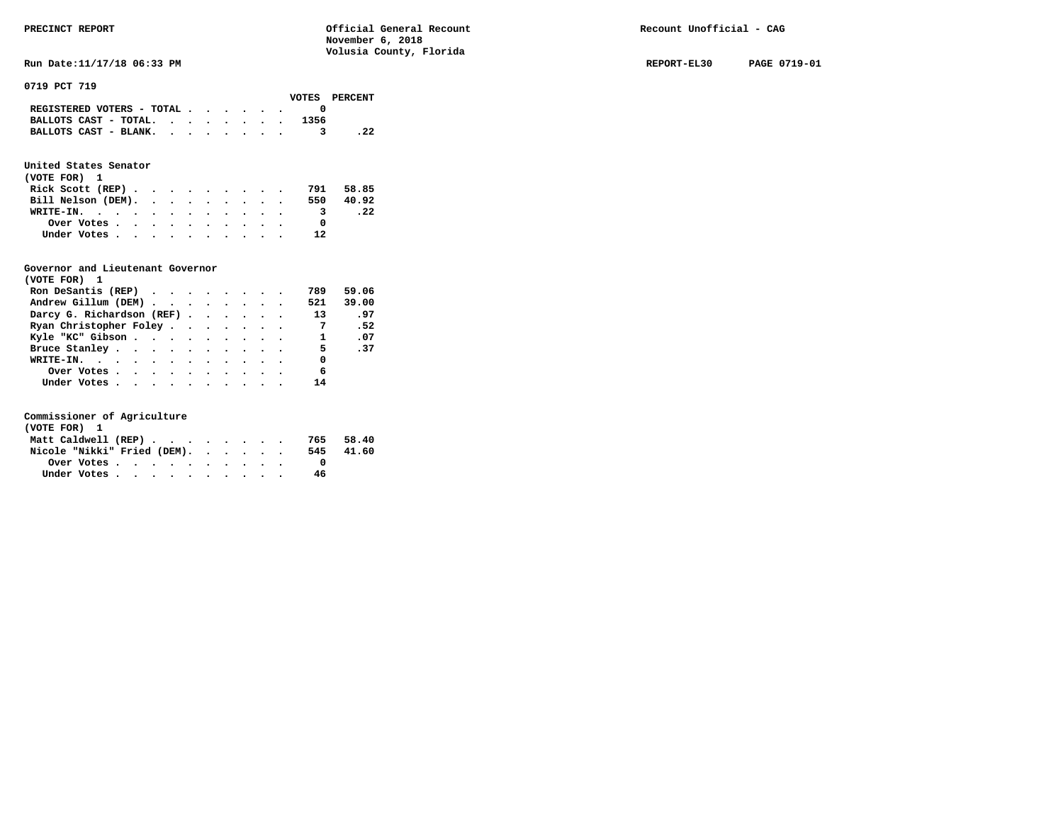**PRECINCT REPORT** — Official General Recount, November 6, 2018, Volusia County, Florida — Recount Unofficial - CAG

Run Date:11/17/18 06:33 PM — REPORT-EL30 PAGE 0719-01

## 0719 PCT 719

| | VOTES | PERCENT |
|---|---|---|
| REGISTERED VOTERS - TOTAL | 0 | |
| BALLOTS CAST - TOTAL | 1356 | |
| BALLOTS CAST - BLANK | 3 | .22 |

### United States Senator
(VOTE FOR) 1

| | VOTES | PERCENT |
|---|---|---|
| Rick Scott (REP) | 791 | 58.85 |
| Bill Nelson (DEM) | 550 | 40.92 |
| WRITE-IN | 3 | .22 |
| Over Votes | 0 | |
| Under Votes | 12 | |

### Governor and Lieutenant Governor
(VOTE FOR) 1

| | VOTES | PERCENT |
|---|---|---|
| Ron DeSantis (REP) | 789 | 59.06 |
| Andrew Gillum (DEM) | 521 | 39.00 |
| Darcy G. Richardson (REF) | 13 | .97 |
| Ryan Christopher Foley | 7 | .52 |
| Kyle "KC" Gibson | 1 | .07 |
| Bruce Stanley | 5 | .37 |
| WRITE-IN | 0 | |
| Over Votes | 6 | |
| Under Votes | 14 | |

### Commissioner of Agriculture
(VOTE FOR) 1

| | VOTES | PERCENT |
|---|---|---|
| Matt Caldwell (REP) | 765 | 58.40 |
| Nicole "Nikki" Fried (DEM) | 545 | 41.60 |
| Over Votes | 0 | |
| Under Votes | 46 | |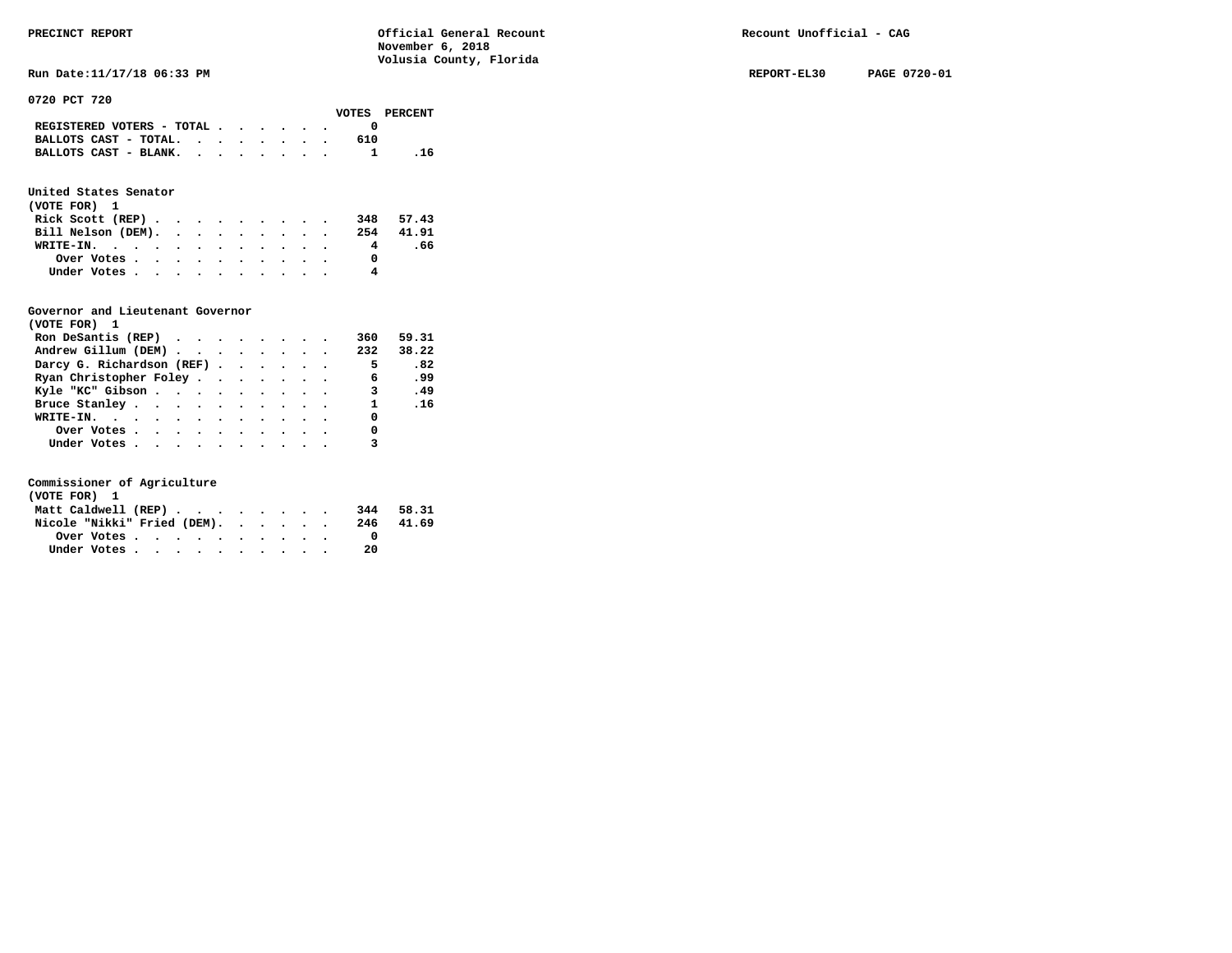PRECINCT REPORT

Official General Recount
November 6, 2018
Volusia County, Florida

Recount Unofficial - CAG

Run Date:11/17/18 06:33 PM

REPORT-EL30 PAGE 0720-01

## 0720 PCT 720

| | VOTES | PERCENT |
|---|---|---|
| REGISTERED VOTERS - TOTAL | 0 | |
| BALLOTS CAST - TOTAL. | 610 | |
| BALLOTS CAST - BLANK. | 1 | .16 |

### United States Senator
(VOTE FOR) 1

| | VOTES | PERCENT |
|---|---|---|
| Rick Scott (REP) | 348 | 57.43 |
| Bill Nelson (DEM). | 254 | 41.91 |
| WRITE-IN. | 4 | .66 |
| Over Votes | 0 | |
| Under Votes | 4 | |

### Governor and Lieutenant Governor
(VOTE FOR) 1

| | VOTES | PERCENT |
|---|---|---|
| Ron DeSantis (REP) | 360 | 59.31 |
| Andrew Gillum (DEM) | 232 | 38.22 |
| Darcy G. Richardson (REF) | 5 | .82 |
| Ryan Christopher Foley | 6 | .99 |
| Kyle "KC" Gibson | 3 | .49 |
| Bruce Stanley | 1 | .16 |
| WRITE-IN. | 0 | |
| Over Votes | 0 | |
| Under Votes | 3 | |

### Commissioner of Agriculture
(VOTE FOR) 1

| | VOTES | PERCENT |
|---|---|---|
| Matt Caldwell (REP) | 344 | 58.31 |
| Nicole "Nikki" Fried (DEM). | 246 | 41.69 |
| Over Votes | 0 | |
| Under Votes | 20 | |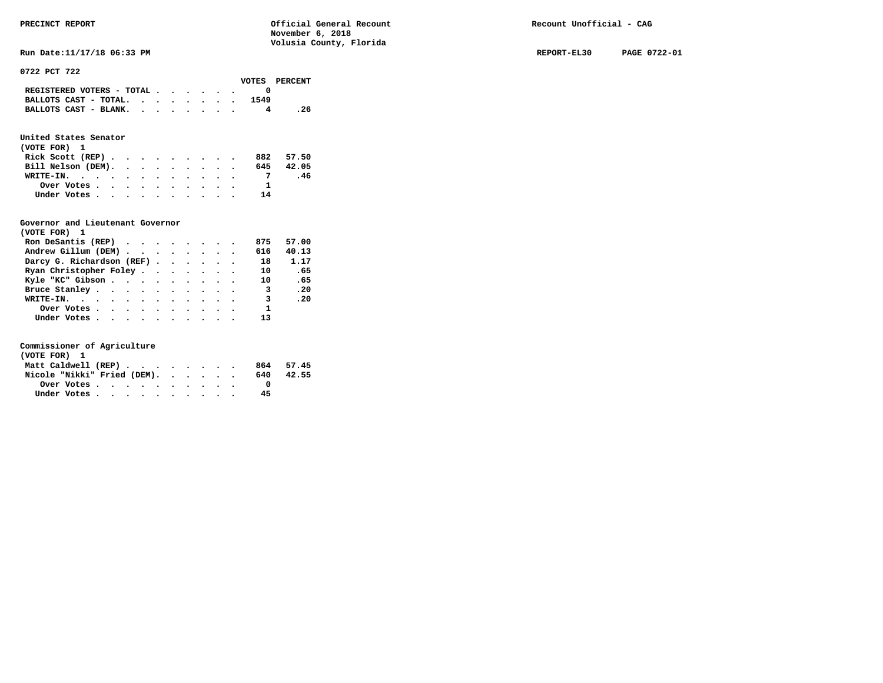PRECINCT REPORT — Official General Recount — November 6, 2018 — Volusia County, Florida — Recount Unofficial - CAG

Run Date:11/17/18 06:33 PM — REPORT-EL30 — PAGE 0722-01

**0722 PCT 722**

| | VOTES | PERCENT |
|---|---|---|
| REGISTERED VOTERS - TOTAL | 0 | |
| BALLOTS CAST - TOTAL. | 1549 | |
| BALLOTS CAST - BLANK. | 4 | .26 |

**United States Senator**
(VOTE FOR) 1

| | VOTES | PERCENT |
|---|---|---|
| Rick Scott (REP) | 882 | 57.50 |
| Bill Nelson (DEM). | 645 | 42.05 |
| WRITE-IN. | 7 | .46 |
| Over Votes | 1 | |
| Under Votes | 14 | |

**Governor and Lieutenant Governor**
(VOTE FOR) 1

| | VOTES | PERCENT |
|---|---|---|
| Ron DeSantis (REP) | 875 | 57.00 |
| Andrew Gillum (DEM) | 616 | 40.13 |
| Darcy G. Richardson (REF) | 18 | 1.17 |
| Ryan Christopher Foley | 10 | .65 |
| Kyle "KC" Gibson | 10 | .65 |
| Bruce Stanley | 3 | .20 |
| WRITE-IN. | 3 | .20 |
| Over Votes | 1 | |
| Under Votes | 13 | |

**Commissioner of Agriculture**
(VOTE FOR) 1

| | VOTES | PERCENT |
|---|---|---|
| Matt Caldwell (REP) | 864 | 57.45 |
| Nicole "Nikki" Fried (DEM). | 640 | 42.55 |
| Over Votes | 0 | |
| Under Votes | 45 | |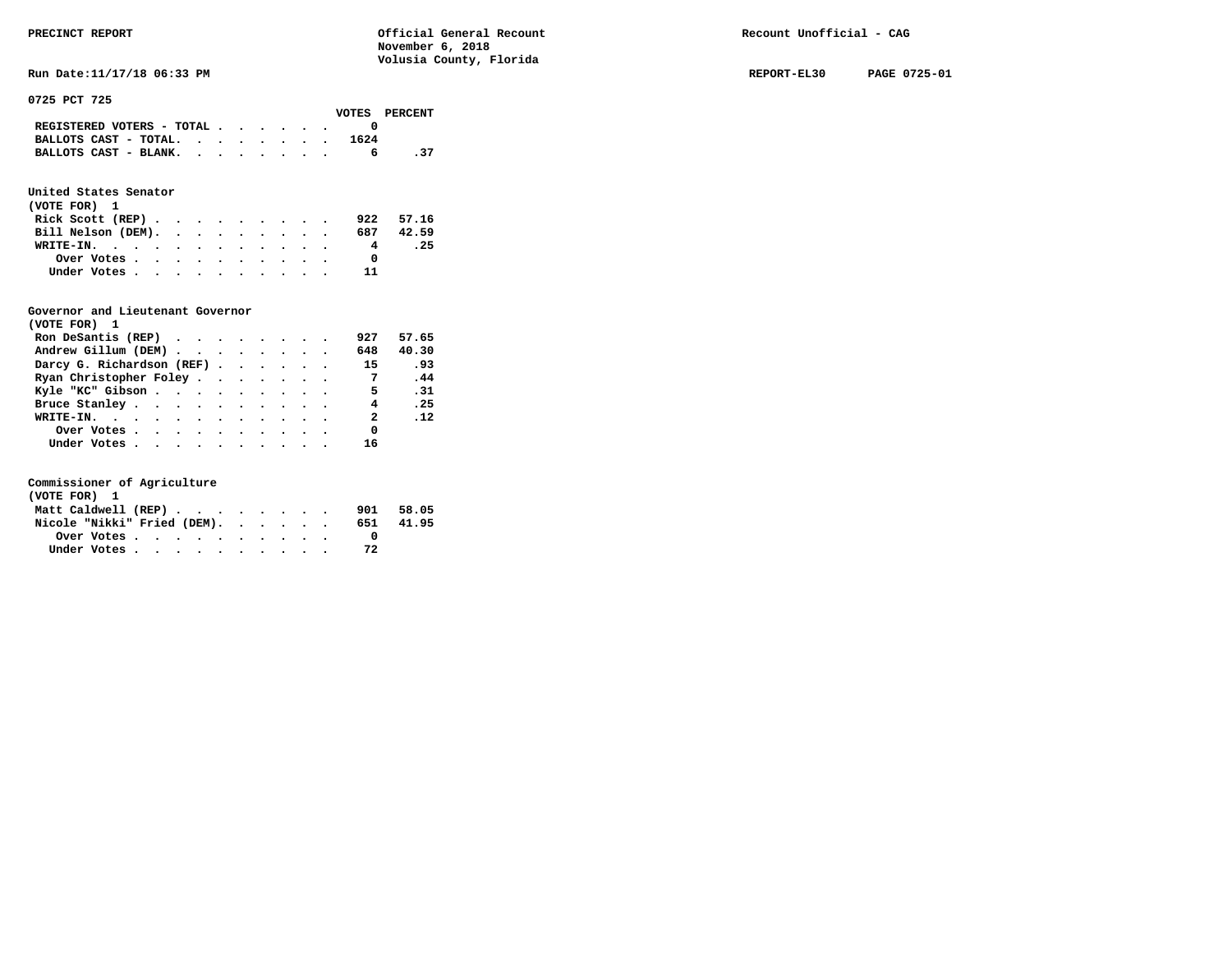PRECINCT REPORT — Official General Recount — November 6, 2018 — Volusia County, Florida — Recount Unofficial - CAG

Run Date:11/17/18 06:33 PM — REPORT-EL30 — PAGE 0725-01

## 0725 PCT 725

| | VOTES | PERCENT |
|---|---|---|
| REGISTERED VOTERS - TOTAL | 0 | |
| BALLOTS CAST - TOTAL. | 1624 | |
| BALLOTS CAST - BLANK. | 6 | .37 |

### United States Senator
(VOTE FOR) 1

| | VOTES | PERCENT |
|---|---|---|
| Rick Scott (REP) | 922 | 57.16 |
| Bill Nelson (DEM). | 687 | 42.59 |
| WRITE-IN. | 4 | .25 |
| Over Votes | 0 | |
| Under Votes | 11 | |

### Governor and Lieutenant Governor
(VOTE FOR) 1

| | VOTES | PERCENT |
|---|---|---|
| Ron DeSantis (REP) | 927 | 57.65 |
| Andrew Gillum (DEM) | 648 | 40.30 |
| Darcy G. Richardson (REF) | 15 | .93 |
| Ryan Christopher Foley | 7 | .44 |
| Kyle "KC" Gibson | 5 | .31 |
| Bruce Stanley | 4 | .25 |
| WRITE-IN. | 2 | .12 |
| Over Votes | 0 | |
| Under Votes | 16 | |

### Commissioner of Agriculture
(VOTE FOR) 1

| | VOTES | PERCENT |
|---|---|---|
| Matt Caldwell (REP) | 901 | 58.05 |
| Nicole "Nikki" Fried (DEM). | 651 | 41.95 |
| Over Votes | 0 | |
| Under Votes | 72 | |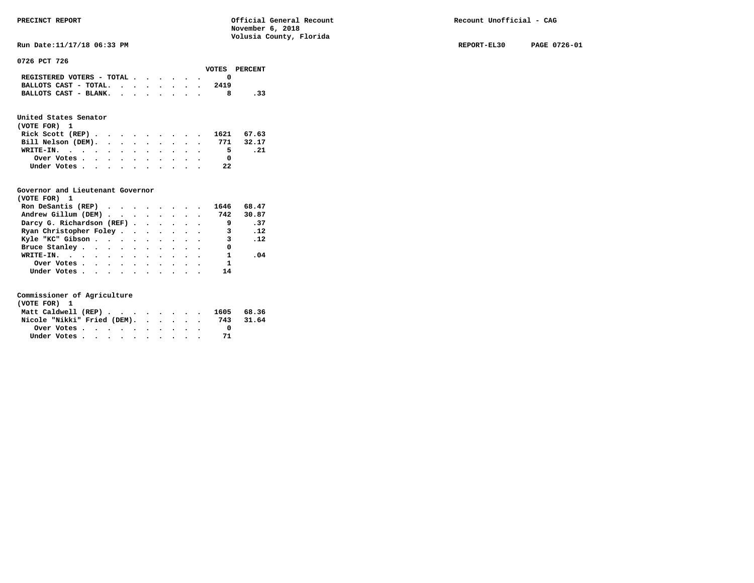PRECINCT REPORT | Official General Recount November 6, 2018 Volusia County, Florida | Recount Unofficial - CAG

Run Date:11/17/18 06:33 PM | REPORT-EL30 PAGE 0726-01

## 0726 PCT 726

| | VOTES | PERCENT |
|---|---|---|
| REGISTERED VOTERS - TOTAL | 0 | |
| BALLOTS CAST - TOTAL. | 2419 | |
| BALLOTS CAST - BLANK. | 8 | .33 |

### United States Senator
(VOTE FOR) 1

| | VOTES | PERCENT |
|---|---|---|
| Rick Scott (REP) | 1621 | 67.63 |
| Bill Nelson (DEM). | 771 | 32.17 |
| WRITE-IN. | 5 | .21 |
| Over Votes | 0 | |
| Under Votes | 22 | |

### Governor and Lieutenant Governor
(VOTE FOR) 1

| | VOTES | PERCENT |
|---|---|---|
| Ron DeSantis (REP) | 1646 | 68.47 |
| Andrew Gillum (DEM) | 742 | 30.87 |
| Darcy G. Richardson (REF) | 9 | .37 |
| Ryan Christopher Foley | 3 | .12 |
| Kyle "KC" Gibson | 3 | .12 |
| Bruce Stanley | 0 | |
| WRITE-IN. | 1 | .04 |
| Over Votes | 1 | |
| Under Votes | 14 | |

### Commissioner of Agriculture
(VOTE FOR) 1

| | VOTES | PERCENT |
|---|---|---|
| Matt Caldwell (REP) | 1605 | 68.36 |
| Nicole "Nikki" Fried (DEM). | 743 | 31.64 |
| Over Votes | 0 | |
| Under Votes | 71 | |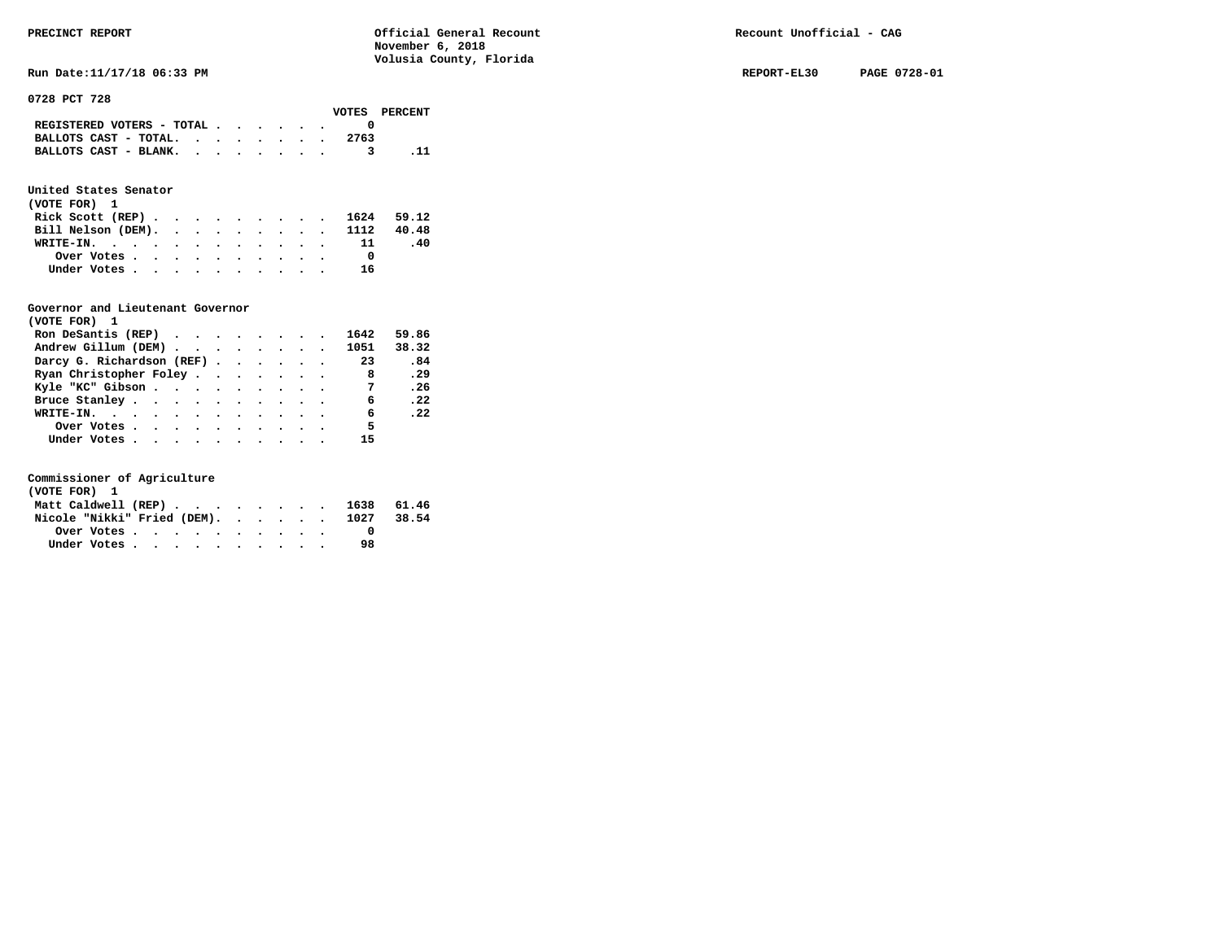PRECINCT REPORT — Official General Recount — November 6, 2018 — Volusia County, Florida — Recount Unofficial - CAG

Run Date:11/17/18 06:33 PM — REPORT-EL30 — PAGE 0728-01

## 0728 PCT 728

| | VOTES | PERCENT |
|---|---|---|
| REGISTERED VOTERS - TOTAL | 0 | |
| BALLOTS CAST - TOTAL. | 2763 | |
| BALLOTS CAST - BLANK. | 3 | .11 |

### United States Senator
(VOTE FOR) 1

| | VOTES | PERCENT |
|---|---|---|
| Rick Scott (REP) | 1624 | 59.12 |
| Bill Nelson (DEM). | 1112 | 40.48 |
| WRITE-IN. | 11 | .40 |
| Over Votes | 0 | |
| Under Votes | 16 | |

### Governor and Lieutenant Governor
(VOTE FOR) 1

| | VOTES | PERCENT |
|---|---|---|
| Ron DeSantis (REP) | 1642 | 59.86 |
| Andrew Gillum (DEM) | 1051 | 38.32 |
| Darcy G. Richardson (REF) | 23 | .84 |
| Ryan Christopher Foley | 8 | .29 |
| Kyle "KC" Gibson | 7 | .26 |
| Bruce Stanley | 6 | .22 |
| WRITE-IN. | 6 | .22 |
| Over Votes | 5 | |
| Under Votes | 15 | |

### Commissioner of Agriculture
(VOTE FOR) 1

| | VOTES | PERCENT |
|---|---|---|
| Matt Caldwell (REP) | 1638 | 61.46 |
| Nicole "Nikki" Fried (DEM). | 1027 | 38.54 |
| Over Votes | 0 | |
| Under Votes | 98 | |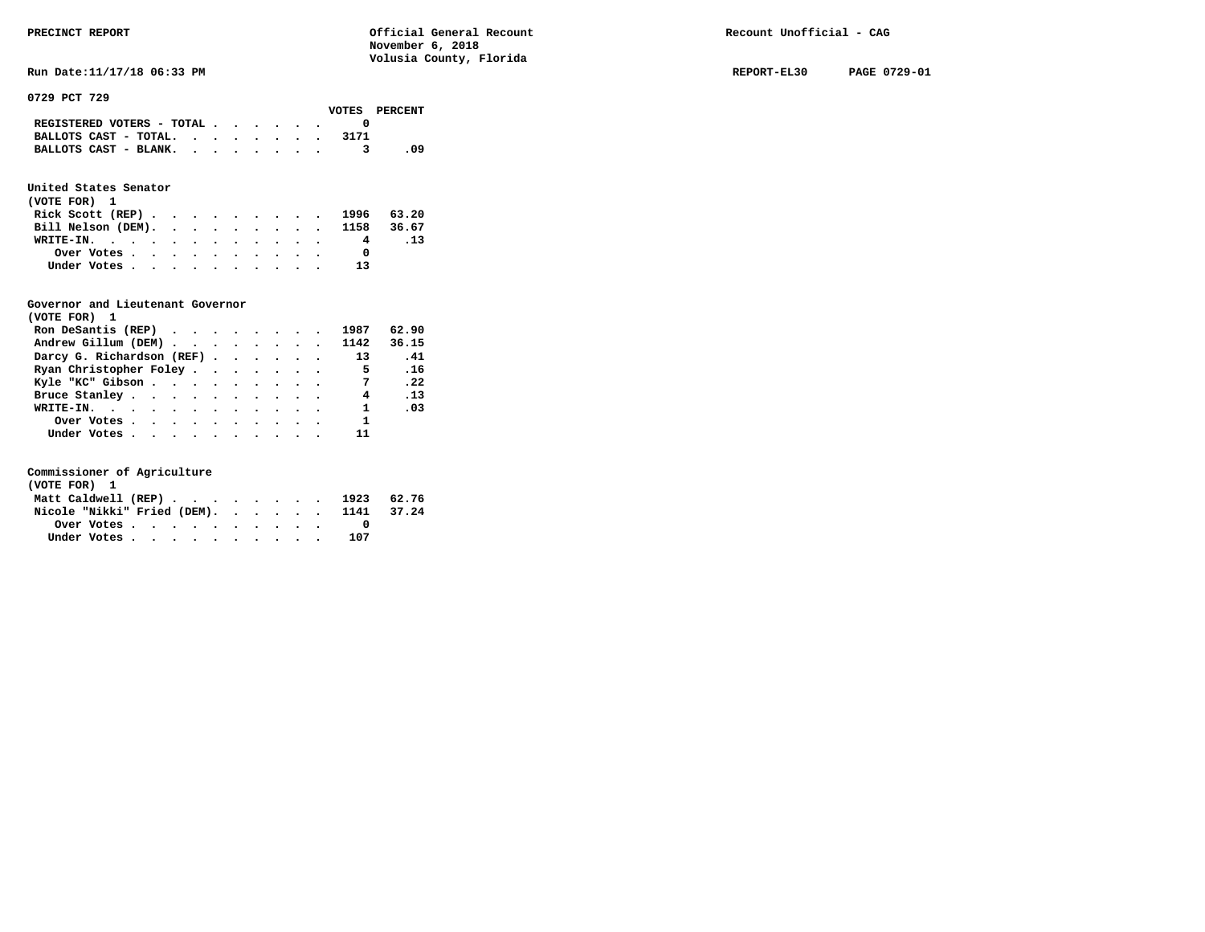PRECINCT REPORT — Official General Recount — November 6, 2018 — Volusia County, Florida — Recount Unofficial - CAG

Run Date:11/17/18 06:33 PM — REPORT-EL30 — PAGE 0729-01

## 0729 PCT 729

| | VOTES | PERCENT |
|---|---|---|
| REGISTERED VOTERS - TOTAL | 0 | |
| BALLOTS CAST - TOTAL. | 3171 | |
| BALLOTS CAST - BLANK. | 3 | .09 |

### United States Senator
(VOTE FOR) 1

| | VOTES | PERCENT |
|---|---|---|
| Rick Scott (REP) | 1996 | 63.20 |
| Bill Nelson (DEM). | 1158 | 36.67 |
| WRITE-IN. | 4 | .13 |
| Over Votes | 0 | |
| Under Votes | 13 | |

### Governor and Lieutenant Governor
(VOTE FOR) 1

| | VOTES | PERCENT |
|---|---|---|
| Ron DeSantis (REP) | 1987 | 62.90 |
| Andrew Gillum (DEM) | 1142 | 36.15 |
| Darcy G. Richardson (REF) | 13 | .41 |
| Ryan Christopher Foley | 5 | .16 |
| Kyle "KC" Gibson | 7 | .22 |
| Bruce Stanley | 4 | .13 |
| WRITE-IN. | 1 | .03 |
| Over Votes | 1 | |
| Under Votes | 11 | |

### Commissioner of Agriculture
(VOTE FOR) 1

| | VOTES | PERCENT |
|---|---|---|
| Matt Caldwell (REP) | 1923 | 62.76 |
| Nicole "Nikki" Fried (DEM). | 1141 | 37.24 |
| Over Votes | 0 | |
| Under Votes | 107 | |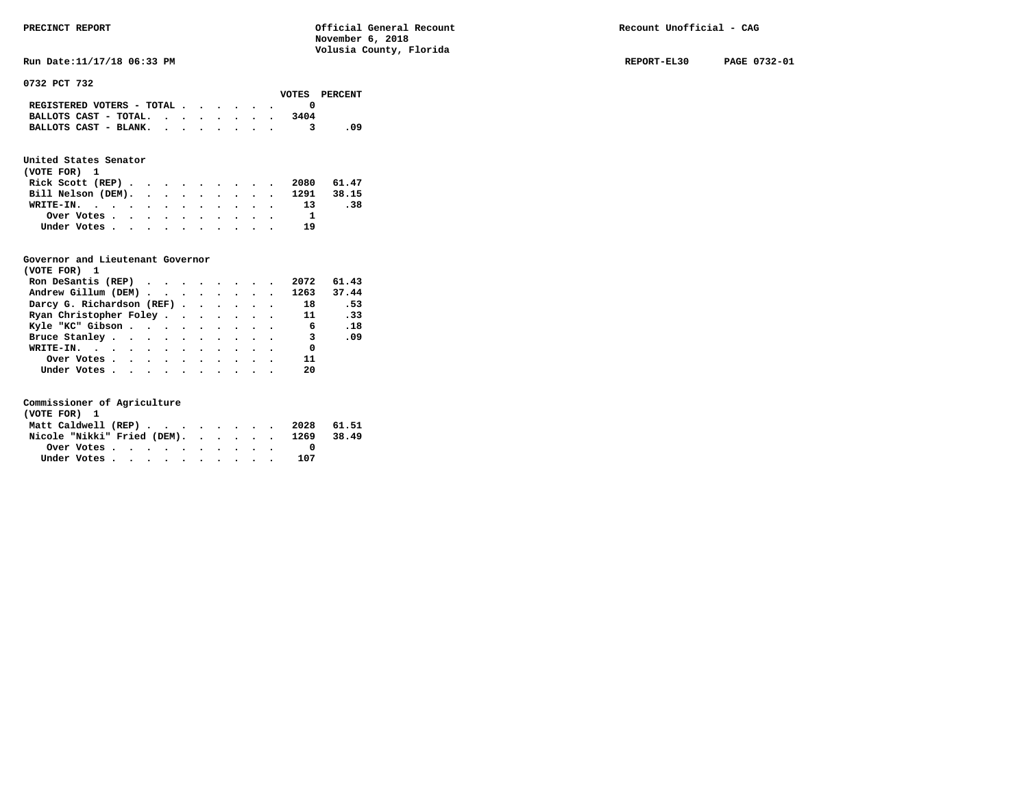PRECINCT REPORT — Official General Recount — November 6, 2018 — Volusia County, Florida — Recount Unofficial - CAG

Run Date:11/17/18 06:33 PM — REPORT-EL30 — PAGE 0732-01

## 0732 PCT 732

| | VOTES | PERCENT |
|---|---|---|
| REGISTERED VOTERS - TOTAL | 0 | |
| BALLOTS CAST - TOTAL. | 3404 | |
| BALLOTS CAST - BLANK. | 3 | .09 |

### United States Senator
(VOTE FOR) 1

| | VOTES | PERCENT |
|---|---|---|
| Rick Scott (REP) | 2080 | 61.47 |
| Bill Nelson (DEM). | 1291 | 38.15 |
| WRITE-IN. | 13 | .38 |
| Over Votes | 1 | |
| Under Votes | 19 | |

### Governor and Lieutenant Governor
(VOTE FOR) 1

| | VOTES | PERCENT |
|---|---|---|
| Ron DeSantis (REP) | 2072 | 61.43 |
| Andrew Gillum (DEM) | 1263 | 37.44 |
| Darcy G. Richardson (REF) | 18 | .53 |
| Ryan Christopher Foley | 11 | .33 |
| Kyle "KC" Gibson | 6 | .18 |
| Bruce Stanley | 3 | .09 |
| WRITE-IN. | 0 | |
| Over Votes | 11 | |
| Under Votes | 20 | |

### Commissioner of Agriculture
(VOTE FOR) 1

| | VOTES | PERCENT |
|---|---|---|
| Matt Caldwell (REP) | 2028 | 61.51 |
| Nicole "Nikki" Fried (DEM). | 1269 | 38.49 |
| Over Votes | 0 | |
| Under Votes | 107 | |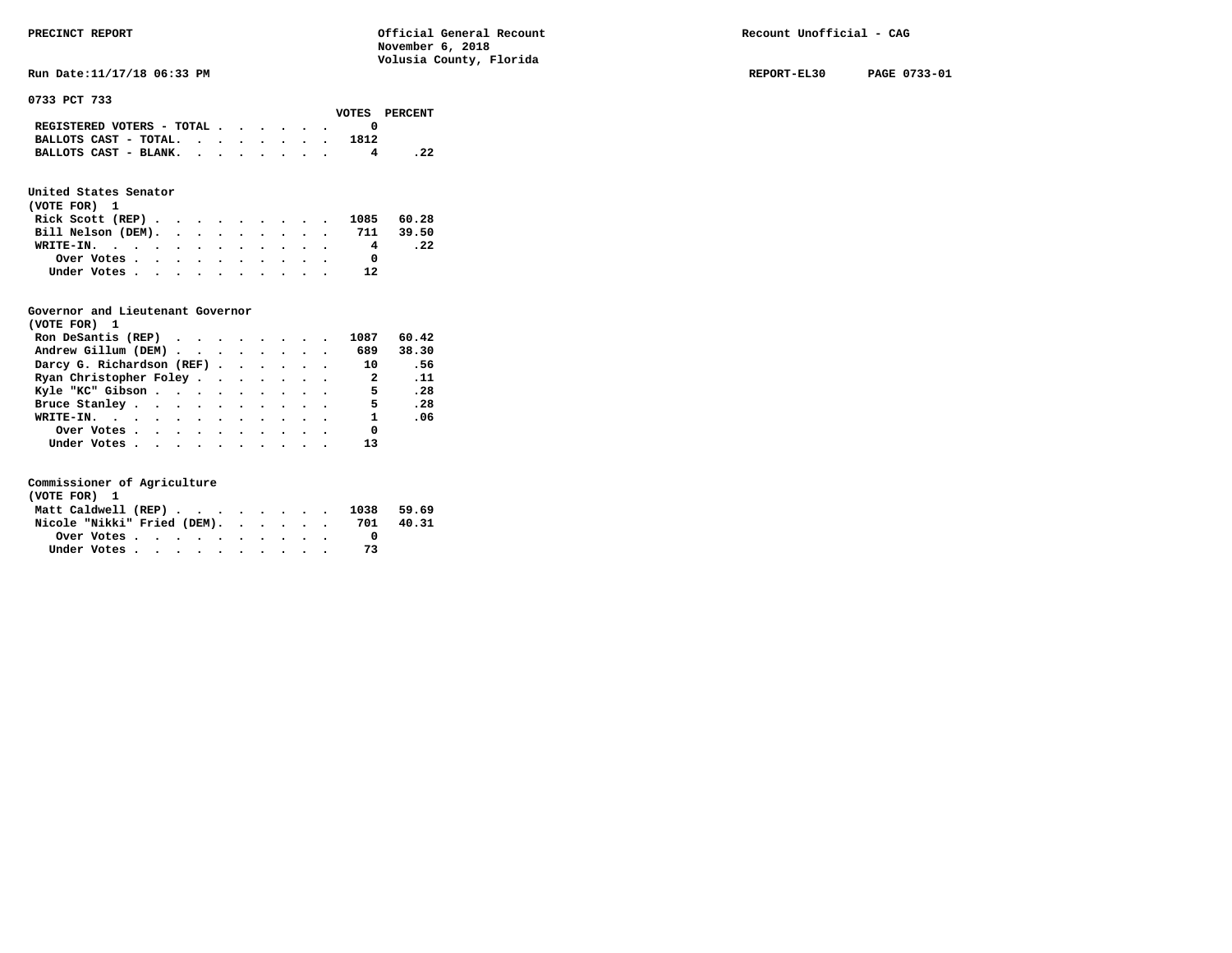PRECINCT REPORT — Official General Recount, November 6, 2018, Volusia County, Florida — Recount Unofficial - CAG

Run Date:11/17/18 06:33 PM — REPORT-EL30 — PAGE 0733-01

## 0733 PCT 733

| | VOTES | PERCENT |
|---|---|---|
| REGISTERED VOTERS - TOTAL | 0 | |
| BALLOTS CAST - TOTAL. | 1812 | |
| BALLOTS CAST - BLANK. | 4 | .22 |

### United States Senator
(VOTE FOR) 1

| | VOTES | PERCENT |
|---|---|---|
| Rick Scott (REP) | 1085 | 60.28 |
| Bill Nelson (DEM). | 711 | 39.50 |
| WRITE-IN. | 4 | .22 |
| Over Votes | 0 | |
| Under Votes | 12 | |

### Governor and Lieutenant Governor
(VOTE FOR) 1

| | VOTES | PERCENT |
|---|---|---|
| Ron DeSantis (REP) | 1087 | 60.42 |
| Andrew Gillum (DEM) | 689 | 38.30 |
| Darcy G. Richardson (REF) | 10 | .56 |
| Ryan Christopher Foley | 2 | .11 |
| Kyle "KC" Gibson | 5 | .28 |
| Bruce Stanley | 5 | .28 |
| WRITE-IN. | 1 | .06 |
| Over Votes | 0 | |
| Under Votes | 13 | |

### Commissioner of Agriculture
(VOTE FOR) 1

| | VOTES | PERCENT |
|---|---|---|
| Matt Caldwell (REP) | 1038 | 59.69 |
| Nicole "Nikki" Fried (DEM). | 701 | 40.31 |
| Over Votes | 0 | |
| Under Votes | 73 | |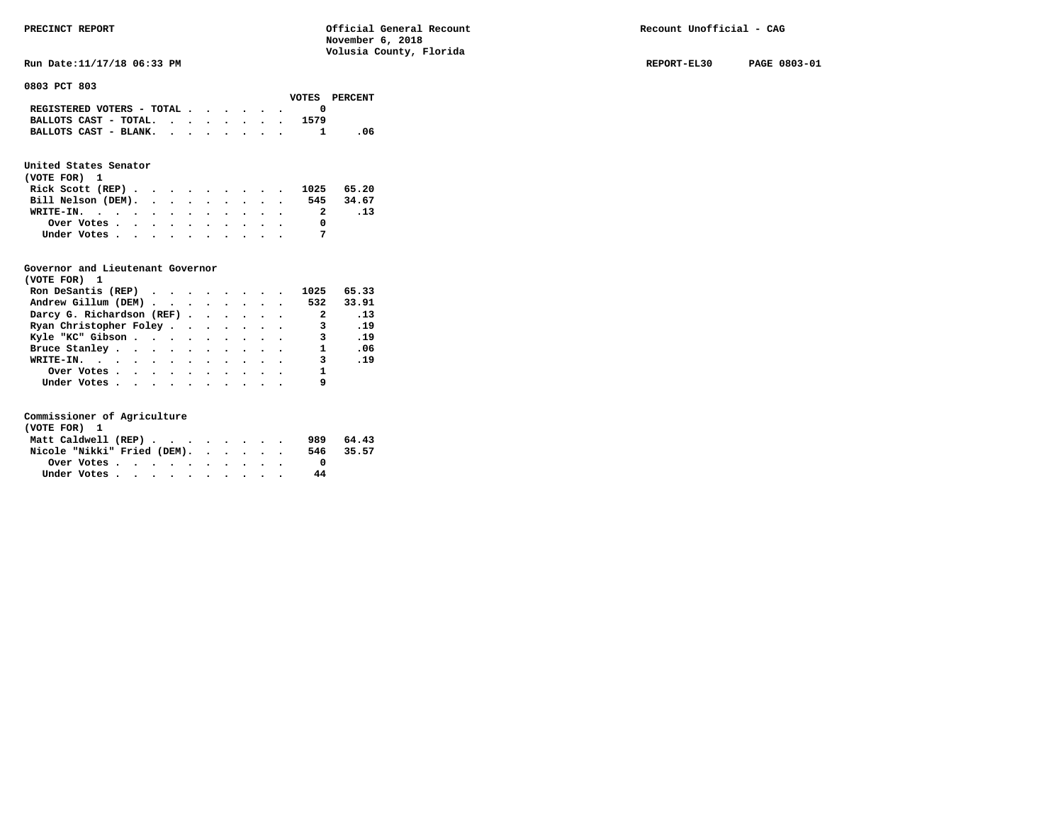**PRECINCT REPORT** **Official General Recount**
**November 6, 2018**
**Volusia County, Florida**
**Recount Unofficial - CAG**

**Run Date:11/17/18 06:33 PM** **REPORT-EL30 PAGE 0803-01**

## 0803 PCT 803

| | VOTES | PERCENT |
|---|---|---|
| REGISTERED VOTERS - TOTAL | 0 | |
| BALLOTS CAST - TOTAL. | 1579 | |
| BALLOTS CAST - BLANK. | 1 | .06 |

### United States Senator
(VOTE FOR) 1

| | VOTES | PERCENT |
|---|---|---|
| Rick Scott (REP) | 1025 | 65.20 |
| Bill Nelson (DEM). | 545 | 34.67 |
| WRITE-IN. | 2 | .13 |
| Over Votes | 0 | |
| Under Votes | 7 | |

### Governor and Lieutenant Governor
(VOTE FOR) 1

| | VOTES | PERCENT |
|---|---|---|
| Ron DeSantis (REP) | 1025 | 65.33 |
| Andrew Gillum (DEM) | 532 | 33.91 |
| Darcy G. Richardson (REF) | 2 | .13 |
| Ryan Christopher Foley | 3 | .19 |
| Kyle "KC" Gibson | 3 | .19 |
| Bruce Stanley | 1 | .06 |
| WRITE-IN. | 3 | .19 |
| Over Votes | 1 | |
| Under Votes | 9 | |

### Commissioner of Agriculture
(VOTE FOR) 1

| | VOTES | PERCENT |
|---|---|---|
| Matt Caldwell (REP) | 989 | 64.43 |
| Nicole "Nikki" Fried (DEM). | 546 | 35.57 |
| Over Votes | 0 | |
| Under Votes | 44 | |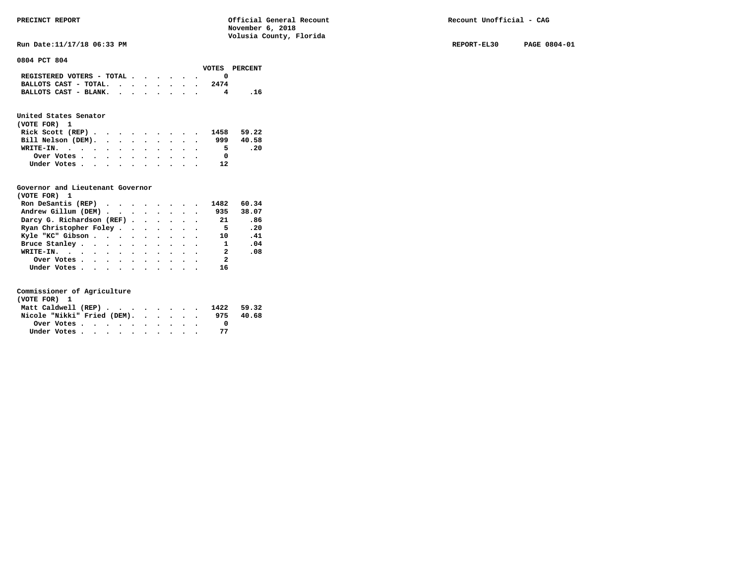PRECINCT REPORT | Official General Recount | Recount Unofficial - CAG
November 6, 2018
Volusia County, Florida

Run Date:11/17/18 06:33 PM | REPORT-EL30 | PAGE 0804-01

## 0804 PCT 804

| | VOTES | PERCENT |
|---|---|---|
| REGISTERED VOTERS - TOTAL | 0 | |
| BALLOTS CAST - TOTAL. | 2474 | |
| BALLOTS CAST - BLANK. | 4 | .16 |

### United States Senator
(VOTE FOR) 1

| | VOTES | PERCENT |
|---|---|---|
| Rick Scott (REP) | 1458 | 59.22 |
| Bill Nelson (DEM). | 999 | 40.58 |
| WRITE-IN. | 5 | .20 |
| Over Votes | 0 | |
| Under Votes | 12 | |

### Governor and Lieutenant Governor
(VOTE FOR) 1

| | VOTES | PERCENT |
|---|---|---|
| Ron DeSantis (REP) | 1482 | 60.34 |
| Andrew Gillum (DEM) | 935 | 38.07 |
| Darcy G. Richardson (REF) | 21 | .86 |
| Ryan Christopher Foley | 5 | .20 |
| Kyle "KC" Gibson | 10 | .41 |
| Bruce Stanley | 1 | .04 |
| WRITE-IN. | 2 | .08 |
| Over Votes | 2 | |
| Under Votes | 16 | |

### Commissioner of Agriculture
(VOTE FOR) 1

| | VOTES | PERCENT |
|---|---|---|
| Matt Caldwell (REP) | 1422 | 59.32 |
| Nicole "Nikki" Fried (DEM). | 975 | 40.68 |
| Over Votes | 0 | |
| Under Votes | 77 | |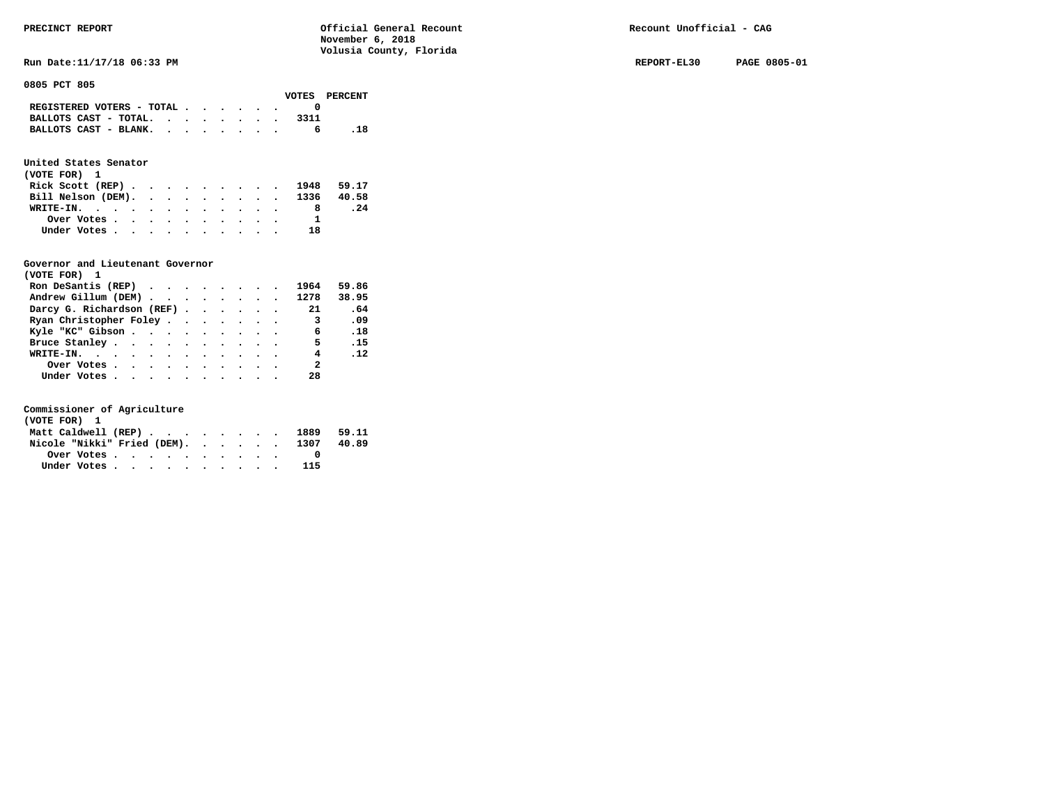# 0805 PCT 805

| | VOTES | PERCENT |
|---|---|---|
| REGISTERED VOTERS - TOTAL | 0 | |
| BALLOTS CAST - TOTAL. | 3311 | |
| BALLOTS CAST - BLANK. | 6 | .18 |

## United States Senator
(VOTE FOR) 1

| | VOTES | PERCENT |
|---|---|---|
| Rick Scott (REP) | 1948 | 59.17 |
| Bill Nelson (DEM). | 1336 | 40.58 |
| WRITE-IN. | 8 | .24 |
| Over Votes | 1 | |
| Under Votes | 18 | |

## Governor and Lieutenant Governor
(VOTE FOR) 1

| | VOTES | PERCENT |
|---|---|---|
| Ron DeSantis (REP) | 1964 | 59.86 |
| Andrew Gillum (DEM) | 1278 | 38.95 |
| Darcy G. Richardson (REF) | 21 | .64 |
| Ryan Christopher Foley | 3 | .09 |
| Kyle "KC" Gibson | 6 | .18 |
| Bruce Stanley | 5 | .15 |
| WRITE-IN. | 4 | .12 |
| Over Votes | 2 | |
| Under Votes | 28 | |

## Commissioner of Agriculture
(VOTE FOR) 1

| | VOTES | PERCENT |
|---|---|---|
| Matt Caldwell (REP) | 1889 | 59.11 |
| Nicole "Nikki" Fried (DEM). | 1307 | 40.89 |
| Over Votes | 0 | |
| Under Votes | 115 | |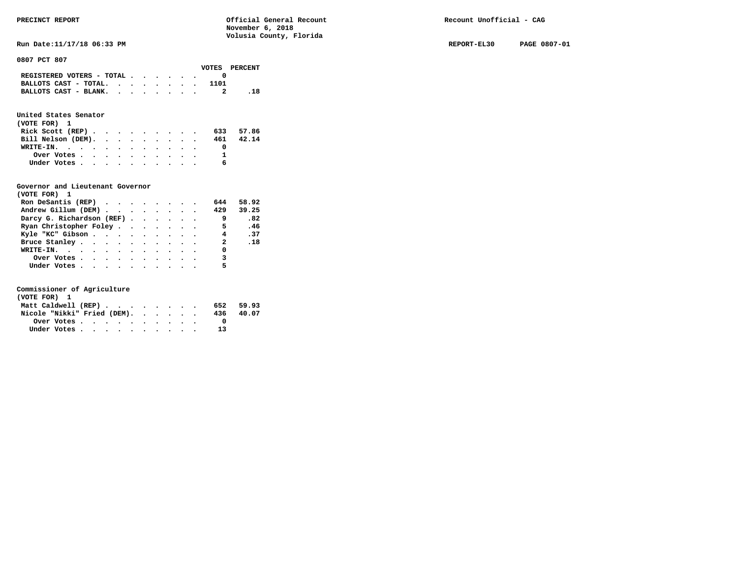PRECINCT REPORT — Official General Recount — November 6, 2018 — Volusia County, Florida — Recount Unofficial - CAG

Run Date:11/17/18 06:33 PM — REPORT-EL30 — PAGE 0807-01

**0807 PCT 807**

| | VOTES | PERCENT |
|---|---|---|
| REGISTERED VOTERS - TOTAL | 0 | |
| BALLOTS CAST - TOTAL. | 1101 | |
| BALLOTS CAST - BLANK. | 2 | .18 |

**United States Senator**
(VOTE FOR) 1

| | VOTES | PERCENT |
|---|---|---|
| Rick Scott (REP) | 633 | 57.86 |
| Bill Nelson (DEM). | 461 | 42.14 |
| WRITE-IN. | 0 | |
| Over Votes | 1 | |
| Under Votes | 6 | |

**Governor and Lieutenant Governor**
(VOTE FOR) 1

| | VOTES | PERCENT |
|---|---|---|
| Ron DeSantis (REP) | 644 | 58.92 |
| Andrew Gillum (DEM) | 429 | 39.25 |
| Darcy G. Richardson (REF) | 9 | .82 |
| Ryan Christopher Foley | 5 | .46 |
| Kyle "KC" Gibson | 4 | .37 |
| Bruce Stanley | 2 | .18 |
| WRITE-IN. | 0 | |
| Over Votes | 3 | |
| Under Votes | 5 | |

**Commissioner of Agriculture**
(VOTE FOR) 1

| | VOTES | PERCENT |
|---|---|---|
| Matt Caldwell (REP) | 652 | 59.93 |
| Nicole "Nikki" Fried (DEM). | 436 | 40.07 |
| Over Votes | 0 | |
| Under Votes | 13 | |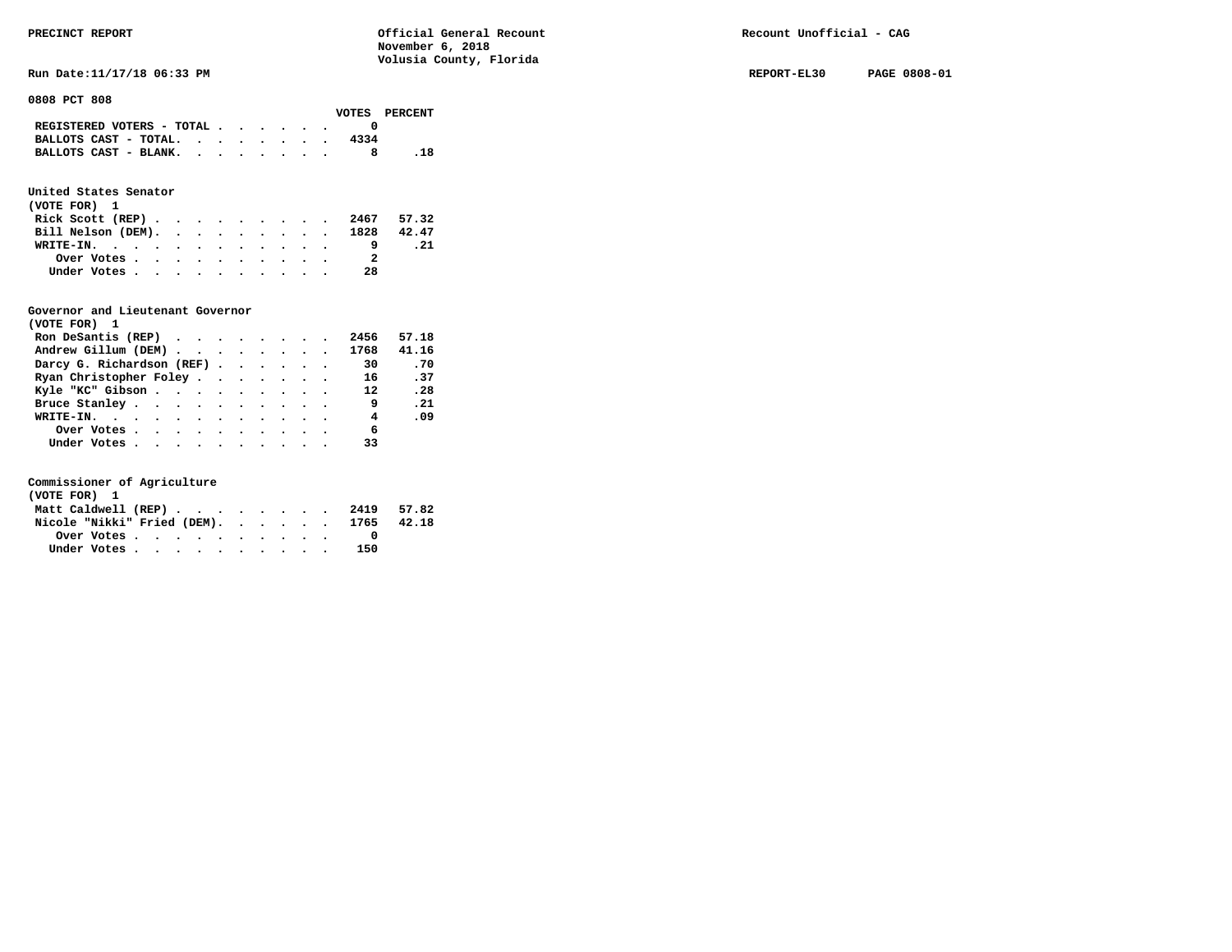PRECINCT REPORT — Official General Recount — November 6, 2018 — Volusia County, Florida — Recount Unofficial - CAG

Run Date:11/17/18 06:33 PM — REPORT-EL30 — PAGE 0808-01

**0808 PCT 808**

| | VOTES | PERCENT |
|---|---|---|
| REGISTERED VOTERS - TOTAL | 0 | |
| BALLOTS CAST - TOTAL. | 4334 | |
| BALLOTS CAST - BLANK. | 8 | .18 |

**United States Senator**
(VOTE FOR) 1

| | VOTES | PERCENT |
|---|---|---|
| Rick Scott (REP) | 2467 | 57.32 |
| Bill Nelson (DEM). | 1828 | 42.47 |
| WRITE-IN. | 9 | .21 |
| Over Votes | 2 | |
| Under Votes | 28 | |

**Governor and Lieutenant Governor**
(VOTE FOR) 1

| | VOTES | PERCENT |
|---|---|---|
| Ron DeSantis (REP) | 2456 | 57.18 |
| Andrew Gillum (DEM) | 1768 | 41.16 |
| Darcy G. Richardson (REF) | 30 | .70 |
| Ryan Christopher Foley | 16 | .37 |
| Kyle "KC" Gibson | 12 | .28 |
| Bruce Stanley | 9 | .21 |
| WRITE-IN. | 4 | .09 |
| Over Votes | 6 | |
| Under Votes | 33 | |

**Commissioner of Agriculture**
(VOTE FOR) 1

| | VOTES | PERCENT |
|---|---|---|
| Matt Caldwell (REP) | 2419 | 57.82 |
| Nicole "Nikki" Fried (DEM). | 1765 | 42.18 |
| Over Votes | 0 | |
| Under Votes | 150 | |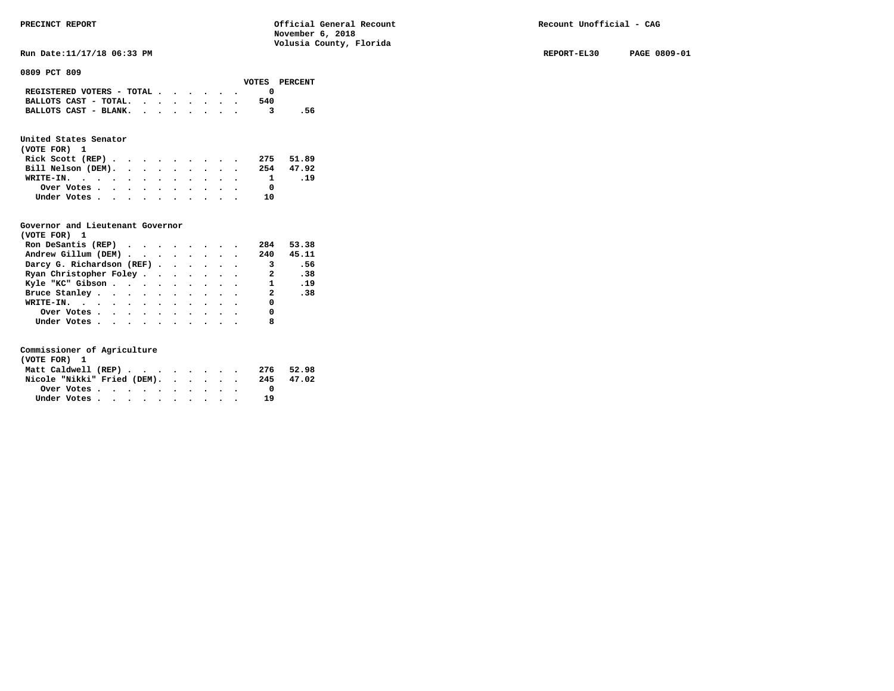PRECINCT REPORT

Official General Recount
November 6, 2018
Volusia County, Florida

Recount Unofficial - CAG

Run Date:11/17/18 06:33 PM

REPORT-EL30 PAGE 0809-01

## 0809 PCT 809

| | VOTES | PERCENT |
|---|---|---|
| REGISTERED VOTERS - TOTAL | 0 | |
| BALLOTS CAST - TOTAL. | 540 | |
| BALLOTS CAST - BLANK. | 3 | .56 |

### United States Senator
(VOTE FOR) 1

| | VOTES | PERCENT |
|---|---|---|
| Rick Scott (REP) | 275 | 51.89 |
| Bill Nelson (DEM). | 254 | 47.92 |
| WRITE-IN. | 1 | .19 |
| Over Votes | 0 | |
| Under Votes | 10 | |

### Governor and Lieutenant Governor
(VOTE FOR) 1

| | VOTES | PERCENT |
|---|---|---|
| Ron DeSantis (REP) | 284 | 53.38 |
| Andrew Gillum (DEM) | 240 | 45.11 |
| Darcy G. Richardson (REF) | 3 | .56 |
| Ryan Christopher Foley | 2 | .38 |
| Kyle "KC" Gibson | 1 | .19 |
| Bruce Stanley | 2 | .38 |
| WRITE-IN. | 0 | |
| Over Votes | 0 | |
| Under Votes | 8 | |

### Commissioner of Agriculture
(VOTE FOR) 1

| | VOTES | PERCENT |
|---|---|---|
| Matt Caldwell (REP) | 276 | 52.98 |
| Nicole "Nikki" Fried (DEM). | 245 | 47.02 |
| Over Votes | 0 | |
| Under Votes | 19 | |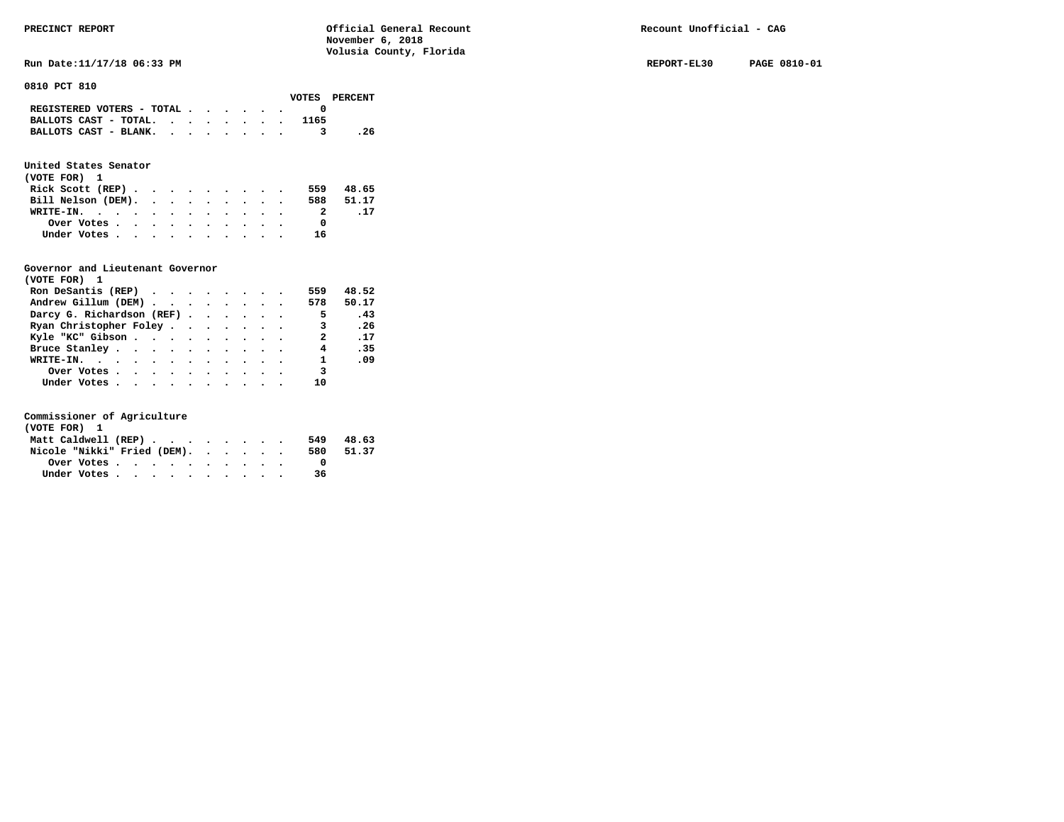**PRECINCT REPORT** **Official General Recount**
**November 6, 2018**
**Volusia County, Florida**
**Recount Unofficial - CAG**

**Run Date:11/17/18 06:33 PM** **REPORT-EL30** **PAGE 0810-01**

**0810 PCT 810**

| | VOTES | PERCENT |
|---|---|---|
| REGISTERED VOTERS - TOTAL | 0 | |
| BALLOTS CAST - TOTAL. | 1165 | |
| BALLOTS CAST - BLANK. | 3 | .26 |

**United States Senator**
**(VOTE FOR) 1**

| | VOTES | PERCENT |
|---|---|---|
| Rick Scott (REP) | 559 | 48.65 |
| Bill Nelson (DEM). | 588 | 51.17 |
| WRITE-IN. | 2 | .17 |
| Over Votes | 0 | |
| Under Votes | 16 | |

**Governor and Lieutenant Governor**
**(VOTE FOR) 1**

| | VOTES | PERCENT |
|---|---|---|
| Ron DeSantis (REP) | 559 | 48.52 |
| Andrew Gillum (DEM) | 578 | 50.17 |
| Darcy G. Richardson (REF) | 5 | .43 |
| Ryan Christopher Foley | 3 | .26 |
| Kyle "KC" Gibson | 2 | .17 |
| Bruce Stanley | 4 | .35 |
| WRITE-IN. | 1 | .09 |
| Over Votes | 3 | |
| Under Votes | 10 | |

**Commissioner of Agriculture**
**(VOTE FOR) 1**

| | VOTES | PERCENT |
|---|---|---|
| Matt Caldwell (REP) | 549 | 48.63 |
| Nicole "Nikki" Fried (DEM). | 580 | 51.37 |
| Over Votes | 0 | |
| Under Votes | 36 | |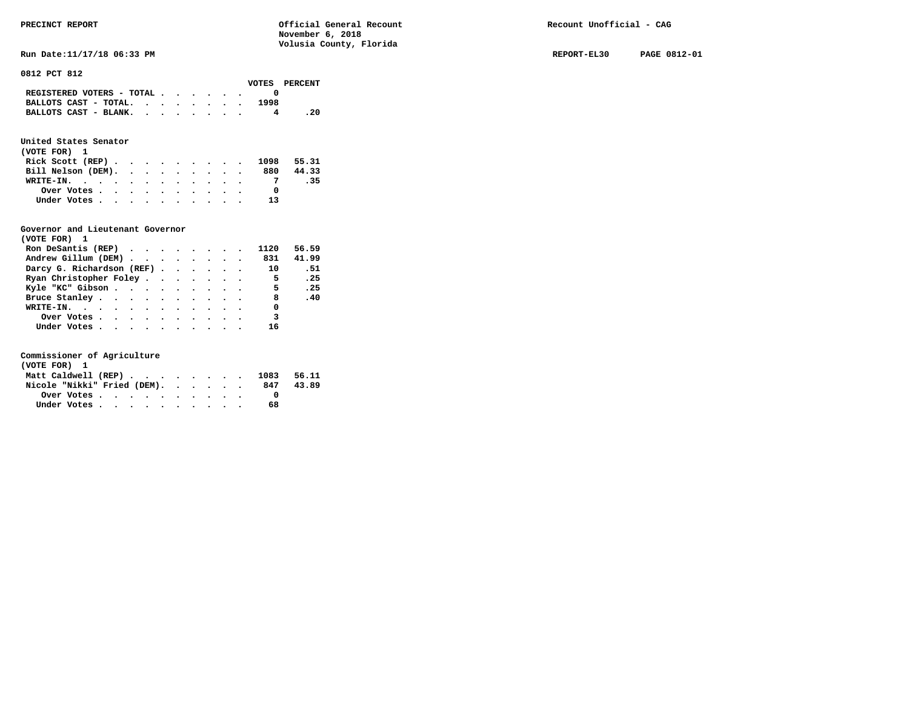PRECINCT REPORT

Official General Recount
November 6, 2018
Volusia County, Florida

Recount Unofficial - CAG

Run Date:11/17/18 06:33 PM

REPORT-EL30 PAGE 0812-01

**0812 PCT 812**

| | VOTES | PERCENT |
|---|---|---|
| REGISTERED VOTERS - TOTAL | 0 | |
| BALLOTS CAST - TOTAL. | 1998 | |
| BALLOTS CAST - BLANK. | 4 | .20 |

**United States Senator**
(VOTE FOR) 1

| | VOTES | PERCENT |
|---|---|---|
| Rick Scott (REP) | 1098 | 55.31 |
| Bill Nelson (DEM). | 880 | 44.33 |
| WRITE-IN. | 7 | .35 |
| Over Votes | 0 | |
| Under Votes | 13 | |

**Governor and Lieutenant Governor**
(VOTE FOR) 1

| | VOTES | PERCENT |
|---|---|---|
| Ron DeSantis (REP) | 1120 | 56.59 |
| Andrew Gillum (DEM) | 831 | 41.99 |
| Darcy G. Richardson (REF) | 10 | .51 |
| Ryan Christopher Foley | 5 | .25 |
| Kyle "KC" Gibson | 5 | .25 |
| Bruce Stanley | 8 | .40 |
| WRITE-IN. | 0 | |
| Over Votes | 3 | |
| Under Votes | 16 | |

**Commissioner of Agriculture**
(VOTE FOR) 1

| | VOTES | PERCENT |
|---|---|---|
| Matt Caldwell (REP) | 1083 | 56.11 |
| Nicole "Nikki" Fried (DEM). | 847 | 43.89 |
| Over Votes | 0 | |
| Under Votes | 68 | |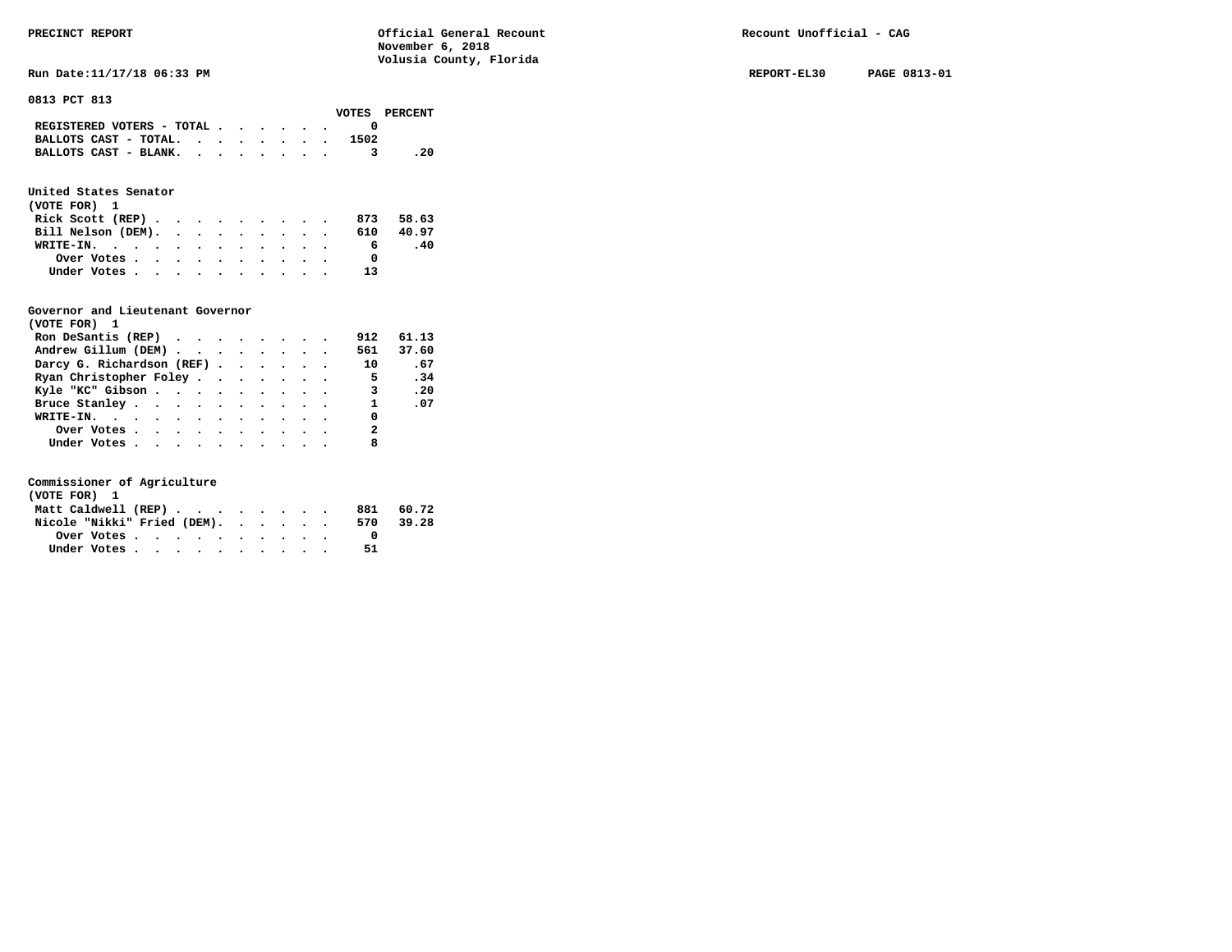PRECINCT REPORT | Official General Recount | Recount Unofficial - CAG
November 6, 2018
Volusia County, Florida

Run Date:11/17/18 06:33 PM | REPORT-EL30 | PAGE 0813-01

## 0813 PCT 813

| | VOTES | PERCENT |
|---|---|---|
| REGISTERED VOTERS - TOTAL | 0 | |
| BALLOTS CAST - TOTAL. | 1502 | |
| BALLOTS CAST - BLANK. | 3 | .20 |

### United States Senator
(VOTE FOR) 1

| | VOTES | PERCENT |
|---|---|---|
| Rick Scott (REP) | 873 | 58.63 |
| Bill Nelson (DEM). | 610 | 40.97 |
| WRITE-IN. | 6 | .40 |
| Over Votes | 0 | |
| Under Votes | 13 | |

### Governor and Lieutenant Governor
(VOTE FOR) 1

| | VOTES | PERCENT |
|---|---|---|
| Ron DeSantis (REP) | 912 | 61.13 |
| Andrew Gillum (DEM) | 561 | 37.60 |
| Darcy G. Richardson (REF) | 10 | .67 |
| Ryan Christopher Foley | 5 | .34 |
| Kyle "KC" Gibson | 3 | .20 |
| Bruce Stanley | 1 | .07 |
| WRITE-IN. | 0 | |
| Over Votes | 2 | |
| Under Votes | 8 | |

### Commissioner of Agriculture
(VOTE FOR) 1

| | VOTES | PERCENT |
|---|---|---|
| Matt Caldwell (REP) | 881 | 60.72 |
| Nicole "Nikki" Fried (DEM). | 570 | 39.28 |
| Over Votes | 0 | |
| Under Votes | 51 | |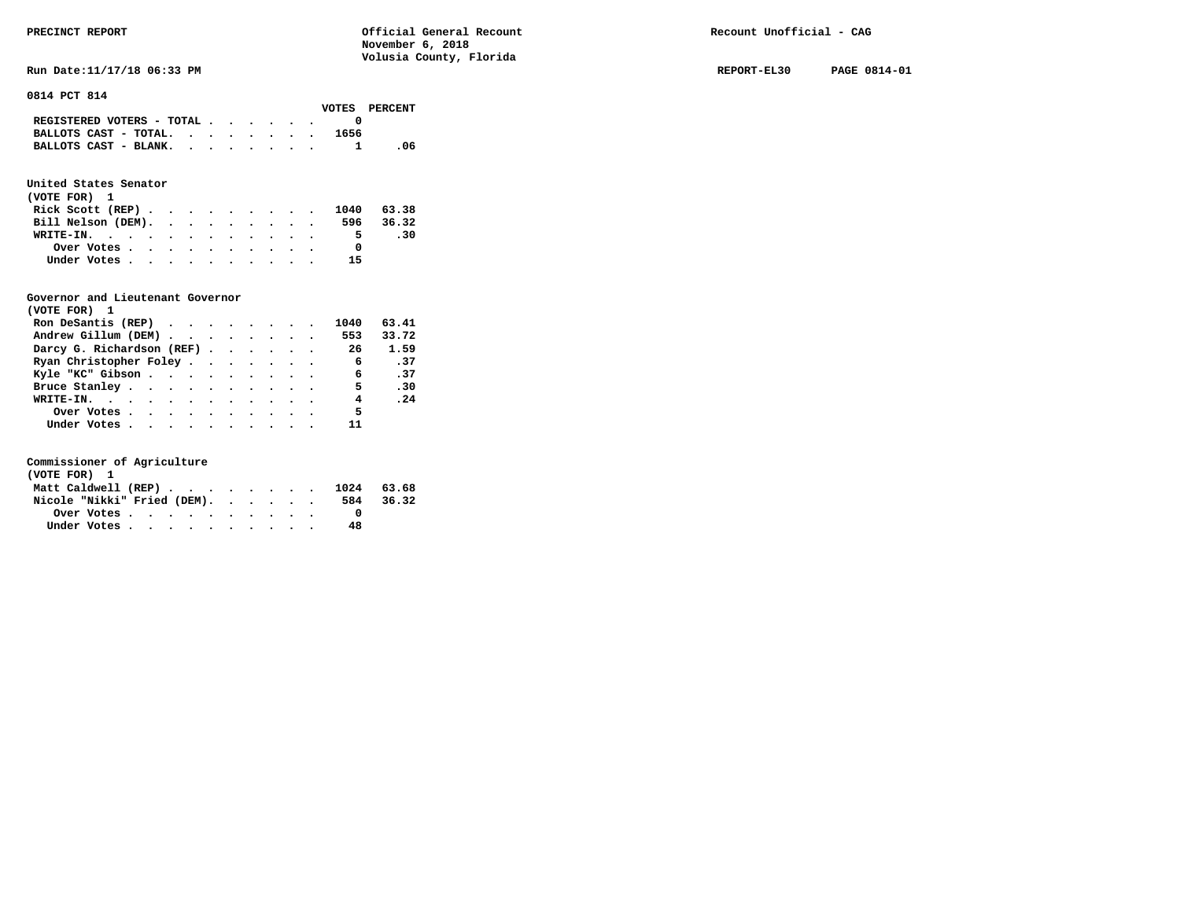PRECINCT REPORT — Official General Recount — November 6, 2018 — Volusia County, Florida — Recount Unofficial - CAG

Run Date:11/17/18 06:33 PM — REPORT-EL30 — PAGE 0814-01

## 0814 PCT 814

| | VOTES | PERCENT |
|---|---|---|
| REGISTERED VOTERS - TOTAL | 0 | |
| BALLOTS CAST - TOTAL. | 1656 | |
| BALLOTS CAST - BLANK. | 1 | .06 |

### United States Senator
(VOTE FOR) 1

| | VOTES | PERCENT |
|---|---|---|
| Rick Scott (REP) | 1040 | 63.38 |
| Bill Nelson (DEM). | 596 | 36.32 |
| WRITE-IN. | 5 | .30 |
| Over Votes | 0 | |
| Under Votes | 15 | |

### Governor and Lieutenant Governor
(VOTE FOR) 1

| | VOTES | PERCENT |
|---|---|---|
| Ron DeSantis (REP) | 1040 | 63.41 |
| Andrew Gillum (DEM) | 553 | 33.72 |
| Darcy G. Richardson (REF) | 26 | 1.59 |
| Ryan Christopher Foley | 6 | .37 |
| Kyle "KC" Gibson | 6 | .37 |
| Bruce Stanley | 5 | .30 |
| WRITE-IN. | 4 | .24 |
| Over Votes | 5 | |
| Under Votes | 11 | |

### Commissioner of Agriculture
(VOTE FOR) 1

| | VOTES | PERCENT |
|---|---|---|
| Matt Caldwell (REP) | 1024 | 63.68 |
| Nicole "Nikki" Fried (DEM). | 584 | 36.32 |
| Over Votes | 0 | |
| Under Votes | 48 | |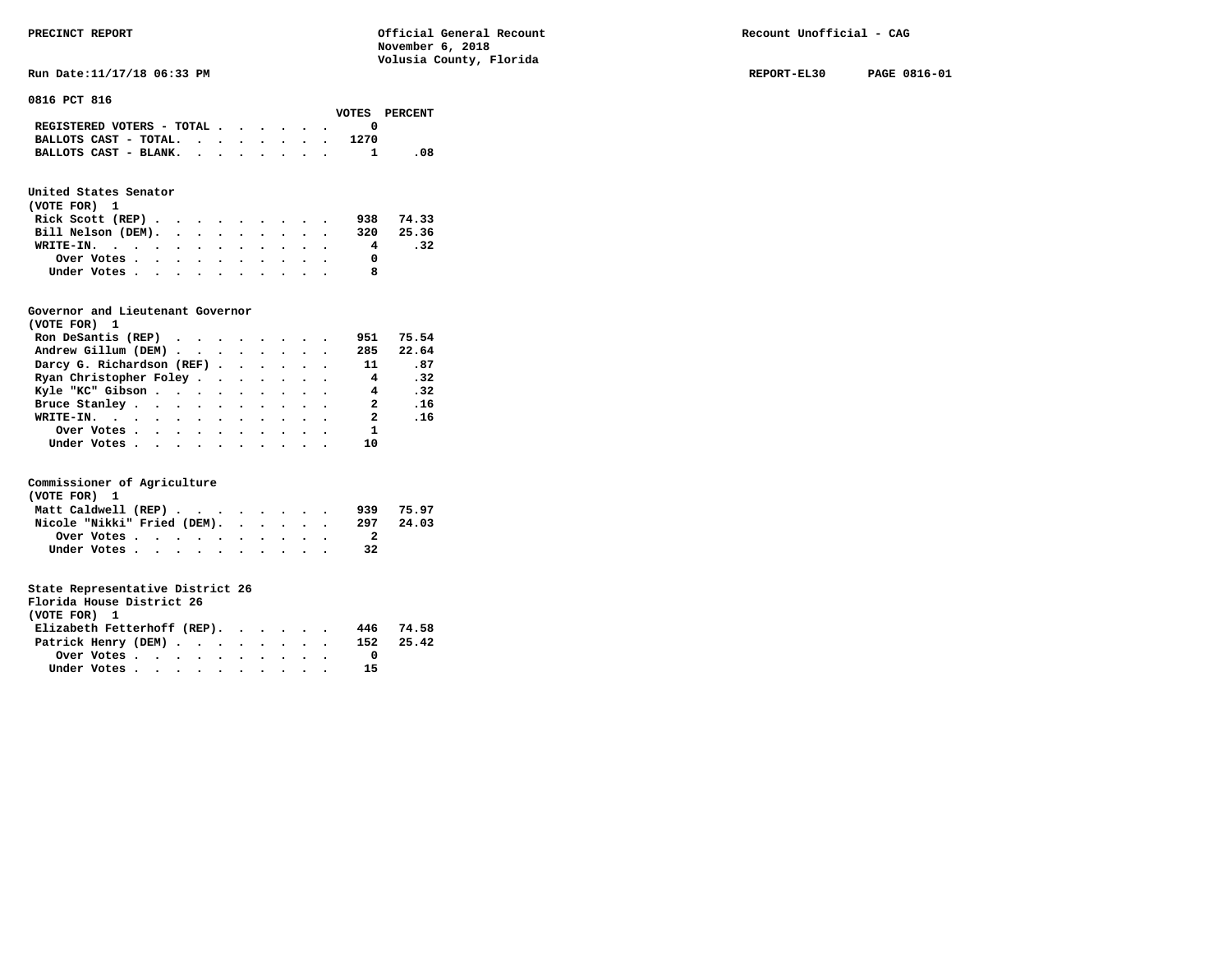PRECINCT REPORT

Official General Recount
November 6, 2018
Volusia County, Florida

Recount Unofficial - CAG

Run Date:11/17/18 06:33 PM

REPORT-EL30 PAGE 0816-01

**0816 PCT 816**

| | VOTES | PERCENT |
|---|---|---|
| REGISTERED VOTERS - TOTAL | 0 | |
| BALLOTS CAST - TOTAL. | 1270 | |
| BALLOTS CAST - BLANK. | 1 | .08 |

**United States Senator**
(VOTE FOR) 1

| | VOTES | PERCENT |
|---|---|---|
| Rick Scott (REP) | 938 | 74.33 |
| Bill Nelson (DEM). | 320 | 25.36 |
| WRITE-IN. | 4 | .32 |
| Over Votes | 0 | |
| Under Votes | 8 | |

**Governor and Lieutenant Governor**
(VOTE FOR) 1

| | VOTES | PERCENT |
|---|---|---|
| Ron DeSantis (REP) | 951 | 75.54 |
| Andrew Gillum (DEM) | 285 | 22.64 |
| Darcy G. Richardson (REF) | 11 | .87 |
| Ryan Christopher Foley | 4 | .32 |
| Kyle "KC" Gibson | 4 | .32 |
| Bruce Stanley | 2 | .16 |
| WRITE-IN. | 2 | .16 |
| Over Votes | 1 | |
| Under Votes | 10 | |

**Commissioner of Agriculture**
(VOTE FOR) 1

| | VOTES | PERCENT |
|---|---|---|
| Matt Caldwell (REP) | 939 | 75.97 |
| Nicole "Nikki" Fried (DEM). | 297 | 24.03 |
| Over Votes | 2 | |
| Under Votes | 32 | |

**State Representative District 26**
**Florida House District 26**
(VOTE FOR) 1

| | VOTES | PERCENT |
|---|---|---|
| Elizabeth Fetterhoff (REP). | 446 | 74.58 |
| Patrick Henry (DEM) | 152 | 25.42 |
| Over Votes | 0 | |
| Under Votes | 15 | |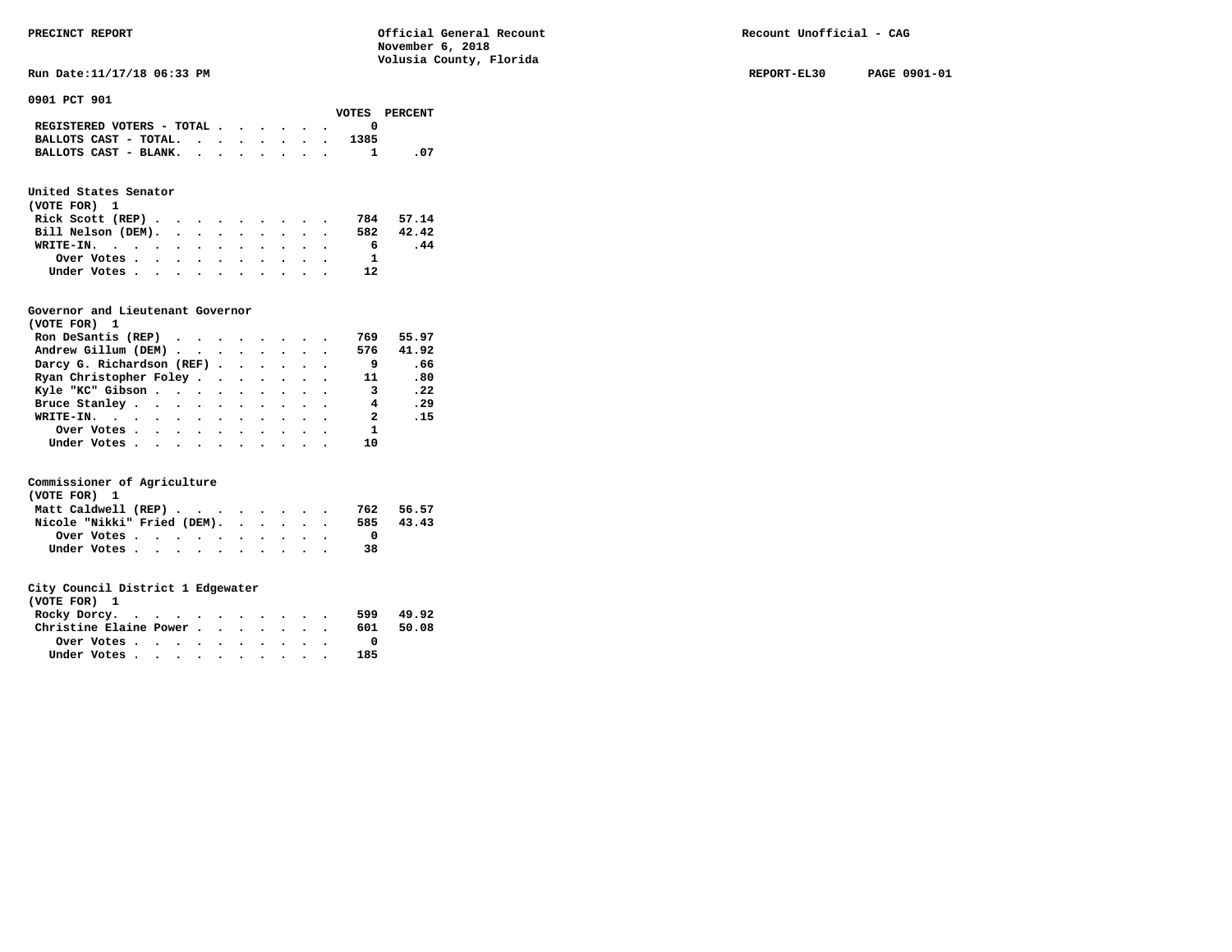PRECINCT REPORT — Official General Recount — November 6, 2018 — Volusia County, Florida — Recount Unofficial - CAG

Run Date:11/17/18 06:33 PM — REPORT-EL30 — PAGE 0901-01

## 0901 PCT 901

| | VOTES | PERCENT |
|---|---|---|
| REGISTERED VOTERS - TOTAL | 0 | |
| BALLOTS CAST - TOTAL. | 1385 | |
| BALLOTS CAST - BLANK. | 1 | .07 |

### United States Senator
(VOTE FOR) 1

| | VOTES | PERCENT |
|---|---|---|
| Rick Scott (REP) | 784 | 57.14 |
| Bill Nelson (DEM). | 582 | 42.42 |
| WRITE-IN. | 6 | .44 |
| Over Votes | 1 | |
| Under Votes | 12 | |

### Governor and Lieutenant Governor
(VOTE FOR) 1

| | VOTES | PERCENT |
|---|---|---|
| Ron DeSantis (REP) | 769 | 55.97 |
| Andrew Gillum (DEM) | 576 | 41.92 |
| Darcy G. Richardson (REF) | 9 | .66 |
| Ryan Christopher Foley | 11 | .80 |
| Kyle "KC" Gibson | 3 | .22 |
| Bruce Stanley | 4 | .29 |
| WRITE-IN. | 2 | .15 |
| Over Votes | 1 | |
| Under Votes | 10 | |

### Commissioner of Agriculture
(VOTE FOR) 1

| | VOTES | PERCENT |
|---|---|---|
| Matt Caldwell (REP) | 762 | 56.57 |
| Nicole "Nikki" Fried (DEM). | 585 | 43.43 |
| Over Votes | 0 | |
| Under Votes | 38 | |

### City Council District 1 Edgewater
(VOTE FOR) 1

| | VOTES | PERCENT |
|---|---|---|
| Rocky Dorcy. | 599 | 49.92 |
| Christine Elaine Power | 601 | 50.08 |
| Over Votes | 0 | |
| Under Votes | 185 | |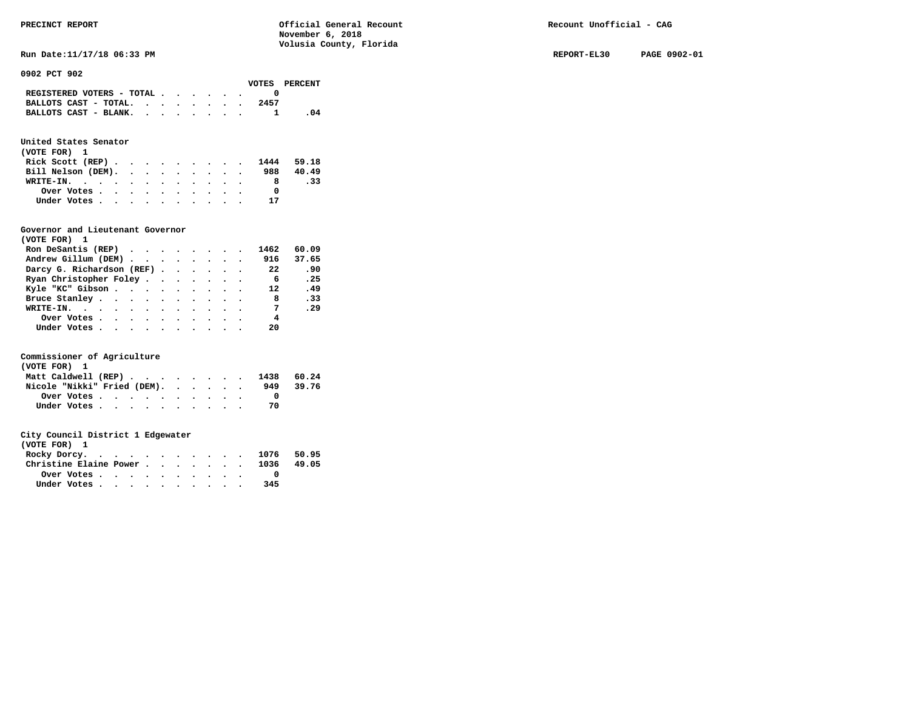PRECINCT REPORT | Official General Recount | Recount Unofficial - CAG
November 6, 2018
Volusia County, Florida

Run Date:11/17/18 06:33 PM | REPORT-EL30 PAGE 0902-01

## 0902 PCT 902

| | VOTES | PERCENT |
|---|---|---|
| REGISTERED VOTERS - TOTAL | 0 | |
| BALLOTS CAST - TOTAL. | 2457 | |
| BALLOTS CAST - BLANK. | 1 | .04 |

### United States Senator
(VOTE FOR) 1

| | VOTES | PERCENT |
|---|---|---|
| Rick Scott (REP) | 1444 | 59.18 |
| Bill Nelson (DEM). | 988 | 40.49 |
| WRITE-IN. | 8 | .33 |
| Over Votes | 0 | |
| Under Votes | 17 | |

### Governor and Lieutenant Governor
(VOTE FOR) 1

| | VOTES | PERCENT |
|---|---|---|
| Ron DeSantis (REP) | 1462 | 60.09 |
| Andrew Gillum (DEM) | 916 | 37.65 |
| Darcy G. Richardson (REF) | 22 | .90 |
| Ryan Christopher Foley | 6 | .25 |
| Kyle "KC" Gibson | 12 | .49 |
| Bruce Stanley | 8 | .33 |
| WRITE-IN. | 7 | .29 |
| Over Votes | 4 | |
| Under Votes | 20 | |

### Commissioner of Agriculture
(VOTE FOR) 1

| | VOTES | PERCENT |
|---|---|---|
| Matt Caldwell (REP) | 1438 | 60.24 |
| Nicole "Nikki" Fried (DEM). | 949 | 39.76 |
| Over Votes | 0 | |
| Under Votes | 70 | |

### City Council District 1 Edgewater
(VOTE FOR) 1

| | VOTES | PERCENT |
|---|---|---|
| Rocky Dorcy. | 1076 | 50.95 |
| Christine Elaine Power | 1036 | 49.05 |
| Over Votes | 0 | |
| Under Votes | 345 | |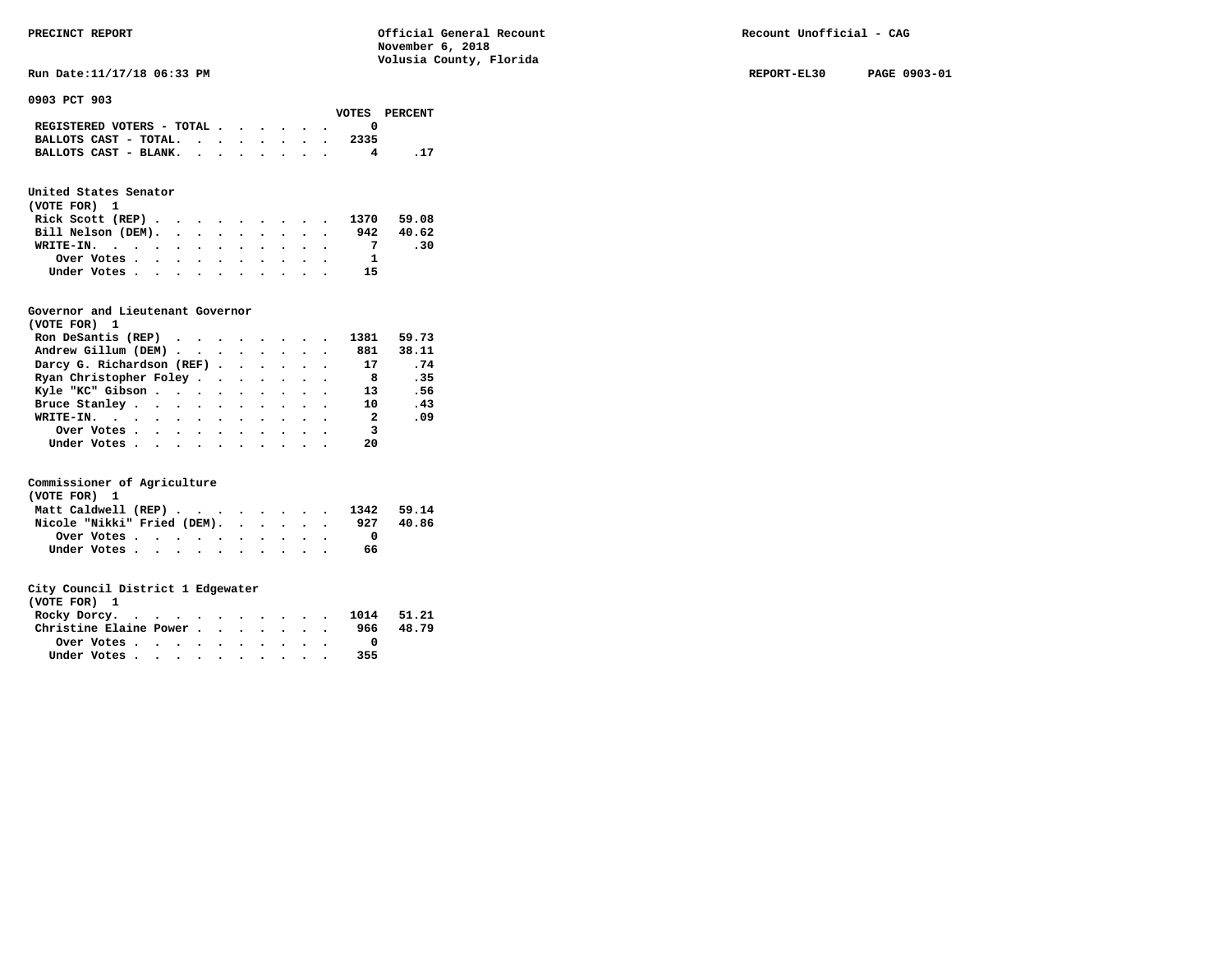PRECINCT REPORT — Official General Recount, November 6, 2018, Volusia County, Florida — Recount Unofficial - CAG

Run Date:11/17/18 06:33 PM — REPORT-EL30 — PAGE 0903-01

## 0903 PCT 903

| | VOTES | PERCENT |
|---|---|---|
| REGISTERED VOTERS - TOTAL | 0 | |
| BALLOTS CAST - TOTAL. | 2335 | |
| BALLOTS CAST - BLANK. | 4 | .17 |

### United States Senator
(VOTE FOR) 1

| | VOTES | PERCENT |
|---|---|---|
| Rick Scott (REP) | 1370 | 59.08 |
| Bill Nelson (DEM). | 942 | 40.62 |
| WRITE-IN. | 7 | .30 |
| Over Votes | 1 | |
| Under Votes | 15 | |

### Governor and Lieutenant Governor
(VOTE FOR) 1

| | VOTES | PERCENT |
|---|---|---|
| Ron DeSantis (REP) | 1381 | 59.73 |
| Andrew Gillum (DEM) | 881 | 38.11 |
| Darcy G. Richardson (REF) | 17 | .74 |
| Ryan Christopher Foley | 8 | .35 |
| Kyle "KC" Gibson | 13 | .56 |
| Bruce Stanley | 10 | .43 |
| WRITE-IN. | 2 | .09 |
| Over Votes | 3 | |
| Under Votes | 20 | |

### Commissioner of Agriculture
(VOTE FOR) 1

| | VOTES | PERCENT |
|---|---|---|
| Matt Caldwell (REP) | 1342 | 59.14 |
| Nicole "Nikki" Fried (DEM). | 927 | 40.86 |
| Over Votes | 0 | |
| Under Votes | 66 | |

### City Council District 1 Edgewater
(VOTE FOR) 1

| | VOTES | PERCENT |
|---|---|---|
| Rocky Dorcy. | 1014 | 51.21 |
| Christine Elaine Power | 966 | 48.79 |
| Over Votes | 0 | |
| Under Votes | 355 | |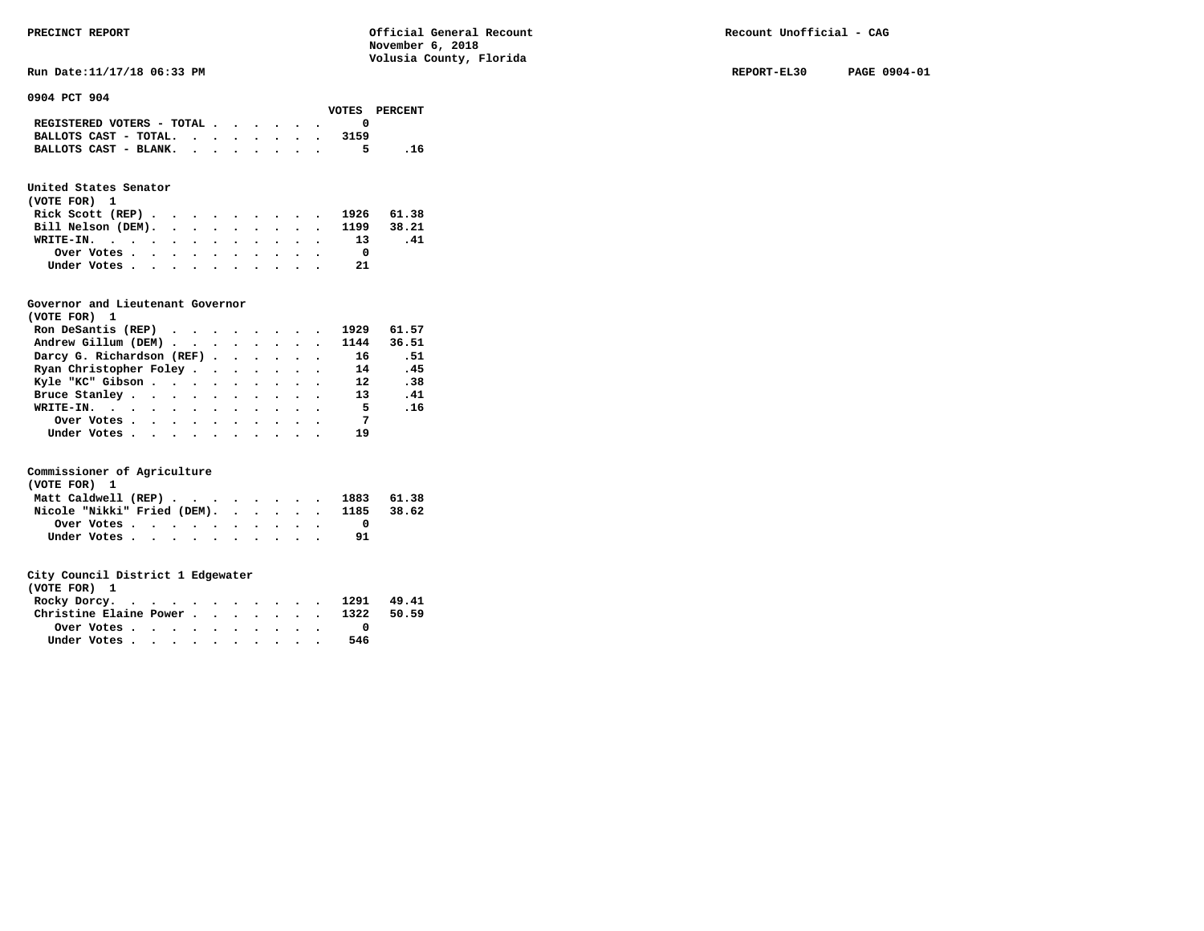**0904 PCT 904**

| | VOTES | PERCENT |
|---|---|---|
| REGISTERED VOTERS - TOTAL | 0 | |
| BALLOTS CAST - TOTAL. | 3159 | |
| BALLOTS CAST - BLANK. | 5 | .16 |

**United States Senator**
(VOTE FOR) 1

| | VOTES | PERCENT |
|---|---|---|
| Rick Scott (REP) | 1926 | 61.38 |
| Bill Nelson (DEM). | 1199 | 38.21 |
| WRITE-IN. | 13 | .41 |
| Over Votes | 0 | |
| Under Votes | 21 | |

**Governor and Lieutenant Governor**
(VOTE FOR) 1

| | VOTES | PERCENT |
|---|---|---|
| Ron DeSantis (REP) | 1929 | 61.57 |
| Andrew Gillum (DEM) | 1144 | 36.51 |
| Darcy G. Richardson (REF) | 16 | .51 |
| Ryan Christopher Foley | 14 | .45 |
| Kyle "KC" Gibson | 12 | .38 |
| Bruce Stanley | 13 | .41 |
| WRITE-IN. | 5 | .16 |
| Over Votes | 7 | |
| Under Votes | 19 | |

**Commissioner of Agriculture**
(VOTE FOR) 1

| | VOTES | PERCENT |
|---|---|---|
| Matt Caldwell (REP) | 1883 | 61.38 |
| Nicole "Nikki" Fried (DEM). | 1185 | 38.62 |
| Over Votes | 0 | |
| Under Votes | 91 | |

**City Council District 1 Edgewater**
(VOTE FOR) 1

| | VOTES | PERCENT |
|---|---|---|
| Rocky Dorcy. | 1291 | 49.41 |
| Christine Elaine Power | 1322 | 50.59 |
| Over Votes | 0 | |
| Under Votes | 546 | |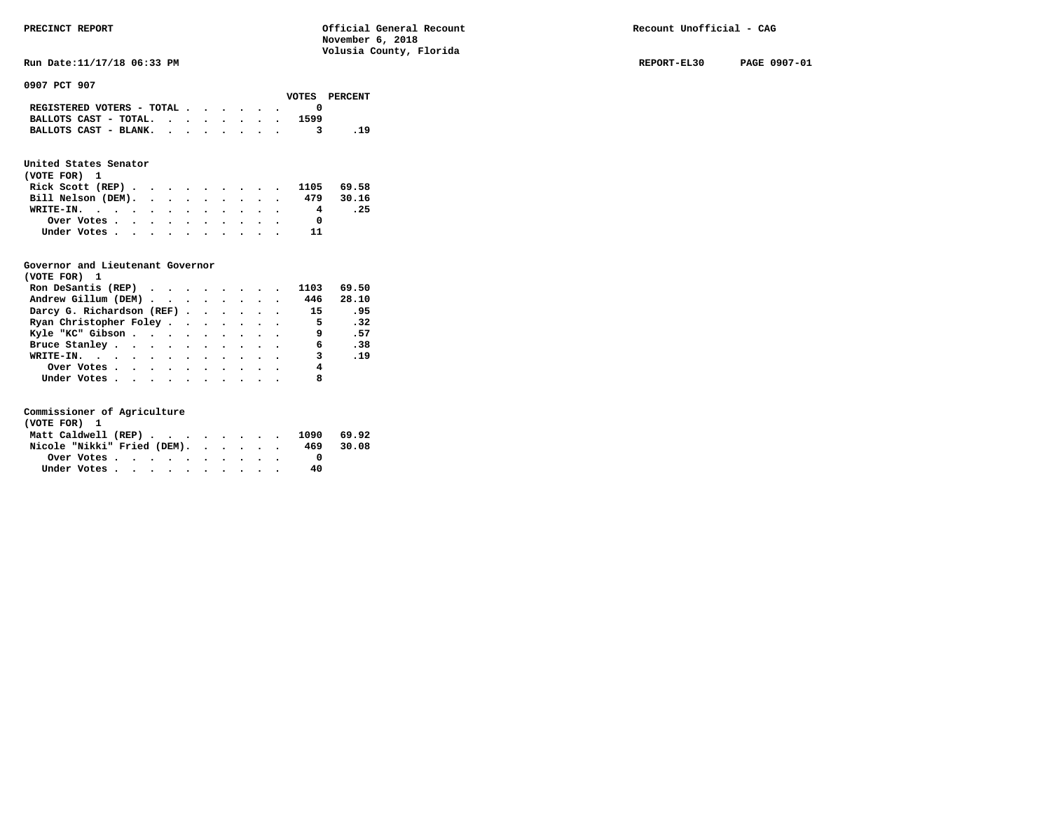PRECINCT REPORT

Official General Recount
November 6, 2018
Volusia County, Florida

Recount Unofficial - CAG

Run Date:11/17/18 06:33 PM

REPORT-EL30 PAGE 0907-01

## 0907 PCT 907

| | VOTES | PERCENT |
|---|---|---|
| REGISTERED VOTERS - TOTAL | 0 | |
| BALLOTS CAST - TOTAL. | 1599 | |
| BALLOTS CAST - BLANK. | 3 | .19 |

### United States Senator
(VOTE FOR) 1

| | VOTES | PERCENT |
|---|---|---|
| Rick Scott (REP) | 1105 | 69.58 |
| Bill Nelson (DEM). | 479 | 30.16 |
| WRITE-IN. | 4 | .25 |
| Over Votes | 0 | |
| Under Votes | 11 | |

### Governor and Lieutenant Governor
(VOTE FOR) 1

| | VOTES | PERCENT |
|---|---|---|
| Ron DeSantis (REP) | 1103 | 69.50 |
| Andrew Gillum (DEM) | 446 | 28.10 |
| Darcy G. Richardson (REF) | 15 | .95 |
| Ryan Christopher Foley | 5 | .32 |
| Kyle "KC" Gibson | 9 | .57 |
| Bruce Stanley | 6 | .38 |
| WRITE-IN. | 3 | .19 |
| Over Votes | 4 | |
| Under Votes | 8 | |

### Commissioner of Agriculture
(VOTE FOR) 1

| | VOTES | PERCENT |
|---|---|---|
| Matt Caldwell (REP) | 1090 | 69.92 |
| Nicole "Nikki" Fried (DEM). | 469 | 30.08 |
| Over Votes | 0 | |
| Under Votes | 40 | |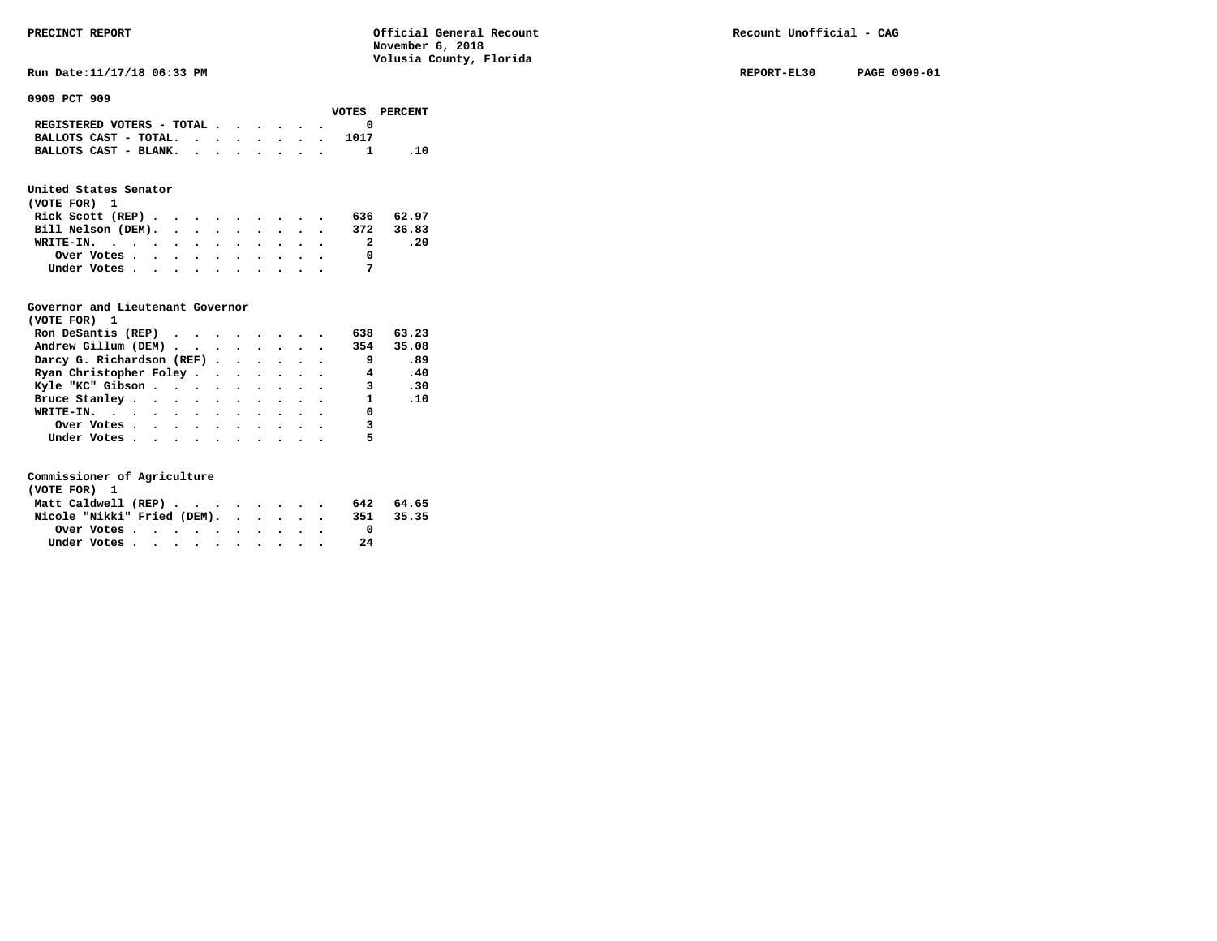PRECINCT REPORT

Official General Recount
November 6, 2018
Volusia County, Florida

Recount Unofficial - CAG

Run Date:11/17/18 06:33 PM

REPORT-EL30 PAGE 0909-01

## 0909 PCT 909

| | VOTES | PERCENT |
|---|---|---|
| REGISTERED VOTERS - TOTAL | 0 | |
| BALLOTS CAST - TOTAL. | 1017 | |
| BALLOTS CAST - BLANK. | 1 | .10 |

### United States Senator
(VOTE FOR) 1

| | VOTES | PERCENT |
|---|---|---|
| Rick Scott (REP) | 636 | 62.97 |
| Bill Nelson (DEM). | 372 | 36.83 |
| WRITE-IN. | 2 | .20 |
| Over Votes | 0 | |
| Under Votes | 7 | |

### Governor and Lieutenant Governor
(VOTE FOR) 1

| | VOTES | PERCENT |
|---|---|---|
| Ron DeSantis (REP) | 638 | 63.23 |
| Andrew Gillum (DEM) | 354 | 35.08 |
| Darcy G. Richardson (REF) | 9 | .89 |
| Ryan Christopher Foley | 4 | .40 |
| Kyle "KC" Gibson | 3 | .30 |
| Bruce Stanley | 1 | .10 |
| WRITE-IN. | 0 | |
| Over Votes | 3 | |
| Under Votes | 5 | |

### Commissioner of Agriculture
(VOTE FOR) 1

| | VOTES | PERCENT |
|---|---|---|
| Matt Caldwell (REP) | 642 | 64.65 |
| Nicole "Nikki" Fried (DEM). | 351 | 35.35 |
| Over Votes | 0 | |
| Under Votes | 24 | |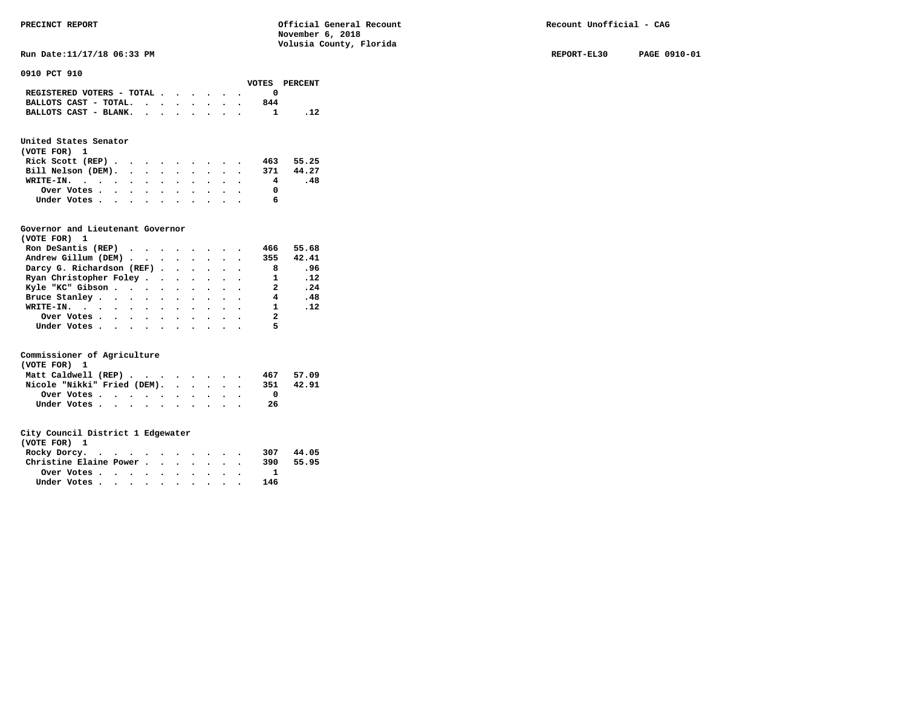PRECINCT REPORT — Official General Recount, November 6, 2018, Volusia County, Florida — Recount Unofficial - CAG

Run Date:11/17/18 06:33 PM — REPORT-EL30 PAGE 0910-01

**0910 PCT 910**

| | VOTES | PERCENT |
|---|---|---|
| REGISTERED VOTERS - TOTAL | 0 | |
| BALLOTS CAST - TOTAL. | 844 | |
| BALLOTS CAST - BLANK. | 1 | .12 |

**United States Senator**
(VOTE FOR) 1

| | VOTES | PERCENT |
|---|---|---|
| Rick Scott (REP) | 463 | 55.25 |
| Bill Nelson (DEM). | 371 | 44.27 |
| WRITE-IN. | 4 | .48 |
| Over Votes | 0 | |
| Under Votes | 6 | |

**Governor and Lieutenant Governor**
(VOTE FOR) 1

| | VOTES | PERCENT |
|---|---|---|
| Ron DeSantis (REP) | 466 | 55.68 |
| Andrew Gillum (DEM) | 355 | 42.41 |
| Darcy G. Richardson (REF) | 8 | .96 |
| Ryan Christopher Foley | 1 | .12 |
| Kyle "KC" Gibson | 2 | .24 |
| Bruce Stanley | 4 | .48 |
| WRITE-IN. | 1 | .12 |
| Over Votes | 2 | |
| Under Votes | 5 | |

**Commissioner of Agriculture**
(VOTE FOR) 1

| | VOTES | PERCENT |
|---|---|---|
| Matt Caldwell (REP) | 467 | 57.09 |
| Nicole "Nikki" Fried (DEM). | 351 | 42.91 |
| Over Votes | 0 | |
| Under Votes | 26 | |

**City Council District 1 Edgewater**
(VOTE FOR) 1

| | VOTES | PERCENT |
|---|---|---|
| Rocky Dorcy. | 307 | 44.05 |
| Christine Elaine Power | 390 | 55.95 |
| Over Votes | 1 | |
| Under Votes | 146 | |